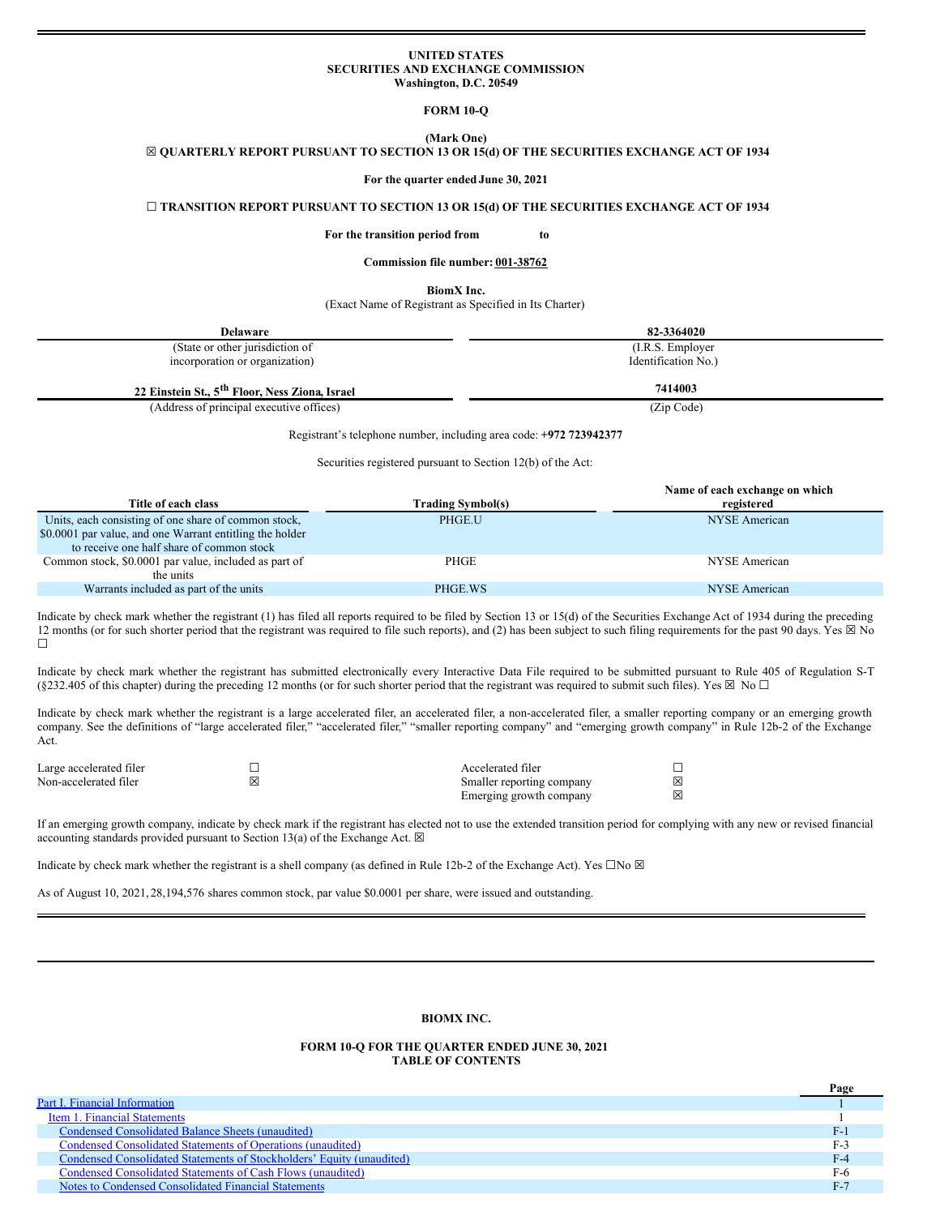**UNITED STATES**
**SECURITIES AND EXCHANGE COMMISSION**
**Washington, D.C. 20549**

**FORM 10-Q**

**(Mark One)**

☒ **QUARTERLY REPORT PURSUANT TO SECTION 13 OR 15(d) OF THE SECURITIES EXCHANGE ACT OF 1934**

**For the quarter ended June 30, 2021**

☐ **TRANSITION REPORT PURSUANT TO SECTION 13 OR 15(d) OF THE SECURITIES EXCHANGE ACT OF 1934**

**For the transition period from to**

**Commission file number: 001-38762**

**BiomX Inc.**
(Exact Name of Registrant as Specified in Its Charter)

| **Delaware** | **82-3364020** |
|---|---|
| (State or other jurisdiction of incorporation or organization) | (I.R.S. Employer Identification No.) |
| **22 Einstein St., 5th Floor, Ness Ziona, Israel** | **7414003** |
| (Address of principal executive offices) | (Zip Code) |

Registrant's telephone number, including area code: **+972 723942377**

Securities registered pursuant to Section 12(b) of the Act:

| Title of each class | Trading Symbol(s) | Name of each exchange on which registered |
|---|---|---|
| Units, each consisting of one share of common stock, $0.0001 par value, and one Warrant entitling the holder to receive one half share of common stock | PHGE.U | NYSE American |
| Common stock, $0.0001 par value, included as part of the units | PHGE | NYSE American |
| Warrants included as part of the units | PHGE.WS | NYSE American |

Indicate by check mark whether the registrant (1) has filed all reports required to be filed by Section 13 or 15(d) of the Securities Exchange Act of 1934 during the preceding 12 months (or for such shorter period that the registrant was required to file such reports), and (2) has been subject to such filing requirements for the past 90 days. Yes ☒ No ☐

Indicate by check mark whether the registrant has submitted electronically every Interactive Data File required to be submitted pursuant to Rule 405 of Regulation S-T (§232.405 of this chapter) during the preceding 12 months (or for such shorter period that the registrant was required to submit such files). Yes ☒ No ☐

Indicate by check mark whether the registrant is a large accelerated filer, an accelerated filer, a non-accelerated filer, a smaller reporting company or an emerging growth company. See the definitions of "large accelerated filer," "accelerated filer," "smaller reporting company" and "emerging growth company" in Rule 12b-2 of the Exchange Act.

| | | | |
|---|---|---|---|
| Large accelerated filer | ☐ | Accelerated filer | ☐ |
| Non-accelerated filer | ☒ | Smaller reporting company | ☒ |
| | | Emerging growth company | ☒ |

If an emerging growth company, indicate by check mark if the registrant has elected not to use the extended transition period for complying with any new or revised financial accounting standards provided pursuant to Section 13(a) of the Exchange Act. ☒

Indicate by check mark whether the registrant is a shell company (as defined in Rule 12b-2 of the Exchange Act). Yes ☐No ☒

As of August 10, 2021, 28,194,576 shares common stock, par value $0.0001 per share, were issued and outstanding.

**BIOMX INC.**

**FORM 10-Q FOR THE QUARTER ENDED JUNE 30, 2021**
**TABLE OF CONTENTS**

| | Page |
|---|---|
| Part I. Financial Information | 1 |
| Item 1. Financial Statements | 1 |
| Condensed Consolidated Balance Sheets (unaudited) | F-1 |
| Condensed Consolidated Statements of Operations (unaudited) | F-3 |
| Condensed Consolidated Statements of Stockholders' Equity (unaudited) | F-4 |
| Condensed Consolidated Statements of Cash Flows (unaudited) | F-6 |
| Notes to Condensed Consolidated Financial Statements | F-7 |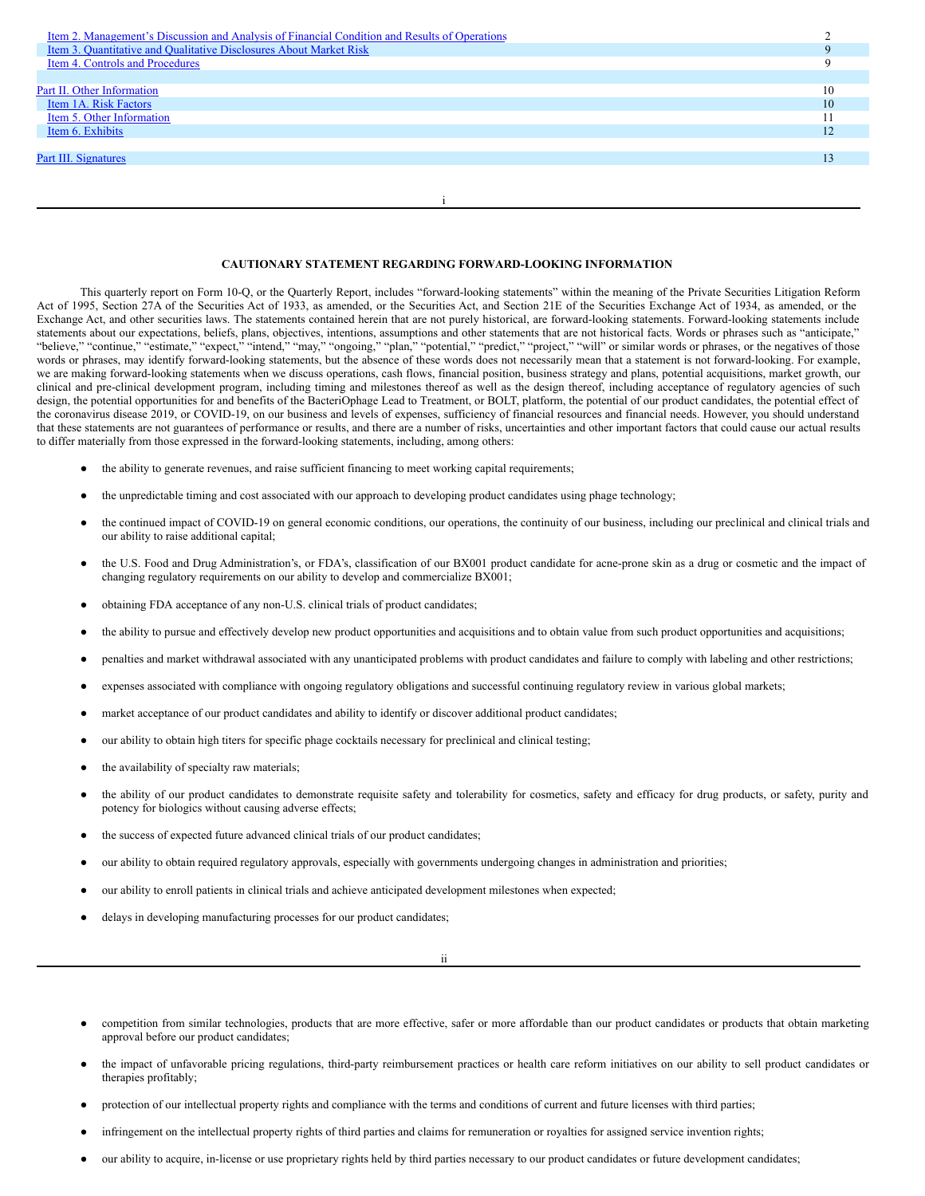| | |
|---|---|
| Item 2. Management's Discussion and Analysis of Financial Condition and Results of Operations | 2 |
| Item 3. Quantitative and Qualitative Disclosures About Market Risk | 9 |
| Item 4. Controls and Procedures | 9 |
| | |
| Part II. Other Information | 10 |
| Item 1A. Risk Factors | 10 |
| Item 5. Other Information | 11 |
| Item 6. Exhibits | 12 |
| | |
| Part III. Signatures | 13 |

## CAUTIONARY STATEMENT REGARDING FORWARD-LOOKING INFORMATION

This quarterly report on Form 10-Q, or the Quarterly Report, includes "forward-looking statements" within the meaning of the Private Securities Litigation Reform Act of 1995, Section 27A of the Securities Act of 1933, as amended, or the Securities Act, and Section 21E of the Securities Exchange Act of 1934, as amended, or the Exchange Act, and other securities laws. The statements contained herein that are not purely historical, are forward-looking statements. Forward-looking statements include statements about our expectations, beliefs, plans, objectives, intentions, assumptions and other statements that are not historical facts. Words or phrases such as "anticipate," "believe," "continue," "estimate," "expect," "intend," "may," "ongoing," "plan," "potential," "predict," "project," "will" or similar words or phrases, or the negatives of those words or phrases, may identify forward-looking statements, but the absence of these words does not necessarily mean that a statement is not forward-looking. For example, we are making forward-looking statements when we discuss operations, cash flows, financial position, business strategy and plans, potential acquisitions, market growth, our clinical and pre-clinical development program, including timing and milestones thereof as well as the design thereof, including acceptance of regulatory agencies of such design, the potential opportunities for and benefits of the BacteriOphage Lead to Treatment, or BOLT, platform, the potential of our product candidates, the potential effect of the coronavirus disease 2019, or COVID-19, on our business and levels of expenses, sufficiency of financial resources and financial needs. However, you should understand that these statements are not guarantees of performance or results, and there are a number of risks, uncertainties and other important factors that could cause our actual results to differ materially from those expressed in the forward-looking statements, including, among others:

- the ability to generate revenues, and raise sufficient financing to meet working capital requirements;
- the unpredictable timing and cost associated with our approach to developing product candidates using phage technology;
- the continued impact of COVID-19 on general economic conditions, our operations, the continuity of our business, including our preclinical and clinical trials and our ability to raise additional capital;
- the U.S. Food and Drug Administration's, or FDA's, classification of our BX001 product candidate for acne-prone skin as a drug or cosmetic and the impact of changing regulatory requirements on our ability to develop and commercialize BX001;
- obtaining FDA acceptance of any non-U.S. clinical trials of product candidates;
- the ability to pursue and effectively develop new product opportunities and acquisitions and to obtain value from such product opportunities and acquisitions;
- penalties and market withdrawal associated with any unanticipated problems with product candidates and failure to comply with labeling and other restrictions;
- expenses associated with compliance with ongoing regulatory obligations and successful continuing regulatory review in various global markets;
- market acceptance of our product candidates and ability to identify or discover additional product candidates;
- our ability to obtain high titers for specific phage cocktails necessary for preclinical and clinical testing;
- the availability of specialty raw materials;
- the ability of our product candidates to demonstrate requisite safety and tolerability for cosmetics, safety and efficacy for drug products, or safety, purity and potency for biologics without causing adverse effects;
- the success of expected future advanced clinical trials of our product candidates;
- our ability to obtain required regulatory approvals, especially with governments undergoing changes in administration and priorities;
- our ability to enroll patients in clinical trials and achieve anticipated development milestones when expected;
- delays in developing manufacturing processes for our product candidates;
- competition from similar technologies, products that are more effective, safer or more affordable than our product candidates or products that obtain marketing approval before our product candidates;
- the impact of unfavorable pricing regulations, third-party reimbursement practices or health care reform initiatives on our ability to sell product candidates or therapies profitably;
- protection of our intellectual property rights and compliance with the terms and conditions of current and future licenses with third parties;
- infringement on the intellectual property rights of third parties and claims for remuneration or royalties for assigned service invention rights;
- our ability to acquire, in-license or use proprietary rights held by third parties necessary to our product candidates or future development candidates;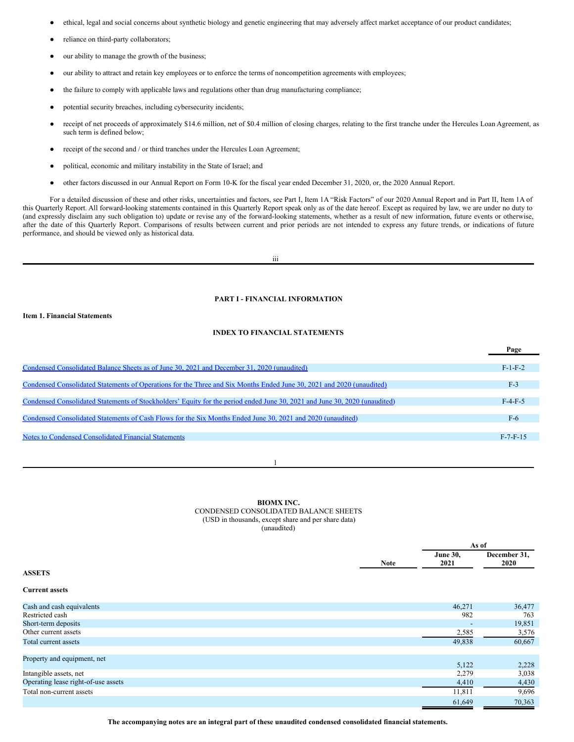- ethical, legal and social concerns about synthetic biology and genetic engineering that may adversely affect market acceptance of our product candidates;
- reliance on third-party collaborators;
- our ability to manage the growth of the business;
- our ability to attract and retain key employees or to enforce the terms of noncompetition agreements with employees;
- the failure to comply with applicable laws and regulations other than drug manufacturing compliance;
- potential security breaches, including cybersecurity incidents;
- receipt of net proceeds of approximately $14.6 million, net of $0.4 million of closing charges, relating to the first tranche under the Hercules Loan Agreement, as such term is defined below;
- receipt of the second and / or third tranches under the Hercules Loan Agreement;
- political, economic and military instability in the State of Israel; and
- other factors discussed in our Annual Report on Form 10-K for the fiscal year ended December 31, 2020, or, the 2020 Annual Report.

For a detailed discussion of these and other risks, uncertainties and factors, see Part I, Item 1A "Risk Factors" of our 2020 Annual Report and in Part II, Item 1A of this Quarterly Report. All forward-looking statements contained in this Quarterly Report speak only as of the date hereof. Except as required by law, we are under no duty to (and expressly disclaim any such obligation to) update or revise any of the forward-looking statements, whether as a result of new information, future events or otherwise, after the date of this Quarterly Report. Comparisons of results between current and prior periods are not intended to express any future trends, or indications of future performance, and should be viewed only as historical data.

## PART I - FINANCIAL INFORMATION

### Item 1. Financial Statements

### INDEX TO FINANCIAL STATEMENTS

| | Page |
|---|---|
| Condensed Consolidated Balance Sheets as of June 30, 2021 and December 31, 2020 (unaudited) | F-1-F-2 |
| Condensed Consolidated Statements of Operations for the Three and Six Months Ended June 30, 2021 and 2020 (unaudited) | F-3 |
| Condensed Consolidated Statements of Stockholders' Equity for the period ended June 30, 2021 and June 30, 2020 (unaudited) | F-4-F-5 |
| Condensed Consolidated Statements of Cash Flows for the Six Months Ended June 30, 2021 and 2020 (unaudited) | F-6 |
| Notes to Condensed Consolidated Financial Statements | F-7-F-15 |

**BIOMX INC.**
CONDENSED CONSOLIDATED BALANCE SHEETS
(USD in thousands, except share and per share data)
(unaudited)

| | Note | As of June 30, 2021 | As of December 31, 2020 |
|---|---|---|---|
| **ASSETS** | | | |
| **Current assets** | | | |
| Cash and cash equivalents | | 46,271 | 36,477 |
| Restricted cash | | 982 | 763 |
| Short-term deposits | | - | 19,851 |
| Other current assets | | 2,585 | 3,576 |
| Total current assets | | 49,838 | 60,667 |
| Property and equipment, net | | 5,122 | 2,228 |
| Intangible assets, net | | 2,279 | 3,038 |
| Operating lease right-of-use assets | | 4,410 | 4,430 |
| Total non-current assets | | 11,811 | 9,696 |
| | | 61,649 | 70,363 |

**The accompanying notes are an integral part of these unaudited condensed consolidated financial statements.**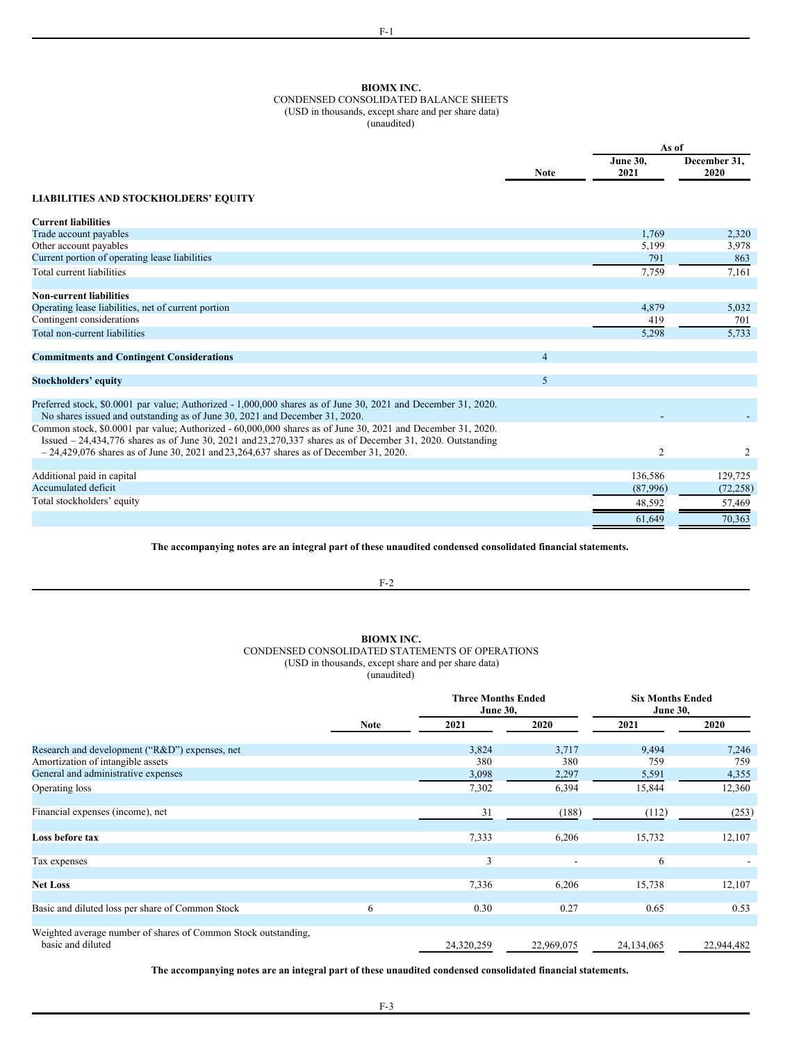**BIOMX INC.**
CONDENSED CONSOLIDATED BALANCE SHEETS
(USD in thousands, except share and per share data)
(unaudited)

| | Note | As of June 30, 2021 | As of December 31, 2020 |
|---|---|---|---|
| **LIABILITIES AND STOCKHOLDERS' EQUITY** | | | |
| **Current liabilities** | | | |
| Trade account payables | | 1,769 | 2,320 |
| Other account payables | | 5,199 | 3,978 |
| Current portion of operating lease liabilities | | 791 | 863 |
| Total current liabilities | | 7,759 | 7,161 |
| **Non-current liabilities** | | | |
| Operating lease liabilities, net of current portion | | 4,879 | 5,032 |
| Contingent considerations | | 419 | 701 |
| Total non-current liabilities | | 5,298 | 5,733 |
| **Commitments and Contingent Considerations** | 4 | | |
| **Stockholders' equity** | 5 | | |
| Preferred stock, $0.0001 par value; Authorized - 1,000,000 shares as of June 30, 2021 and December 31, 2020. No shares issued and outstanding as of June 30, 2021 and December 31, 2020. | | - | - |
| Common stock, $0.0001 par value; Authorized - 60,000,000 shares as of June 30, 2021 and December 31, 2020. Issued – 24,434,776 shares as of June 30, 2021 and 23,270,337 shares as of December 31, 2020. Outstanding – 24,429,076 shares as of June 30, 2021 and 23,264,637 shares as of December 31, 2020. | | 2 | 2 |
| Additional paid in capital | | 136,586 | 129,725 |
| Accumulated deficit | | (87,996) | (72,258) |
| Total stockholders' equity | | 48,592 | 57,469 |
| | | 61,649 | 70,363 |

**The accompanying notes are an integral part of these unaudited condensed consolidated financial statements.**

**BIOMX INC.**
CONDENSED CONSOLIDATED STATEMENTS OF OPERATIONS
(USD in thousands, except share and per share data)
(unaudited)

| | Note | Three Months Ended June 30, 2021 | Three Months Ended June 30, 2020 | Six Months Ended June 30, 2021 | Six Months Ended June 30, 2020 |
|---|---|---|---|---|---|
| Research and development ("R&D") expenses, net | | 3,824 | 3,717 | 9,494 | 7,246 |
| Amortization of intangible assets | | 380 | 380 | 759 | 759 |
| General and administrative expenses | | 3,098 | 2,297 | 5,591 | 4,355 |
| Operating loss | | 7,302 | 6,394 | 15,844 | 12,360 |
| Financial expenses (income), net | | 31 | (188) | (112) | (253) |
| **Loss before tax** | | 7,333 | 6,206 | 15,732 | 12,107 |
| Tax expenses | | 3 | - | 6 | - |
| **Net Loss** | | 7,336 | 6,206 | 15,738 | 12,107 |
| Basic and diluted loss per share of Common Stock | 6 | 0.30 | 0.27 | 0.65 | 0.53 |
| Weighted average number of shares of Common Stock outstanding, basic and diluted | | 24,320,259 | 22,969,075 | 24,134,065 | 22,944,482 |

**The accompanying notes are an integral part of these unaudited condensed consolidated financial statements.**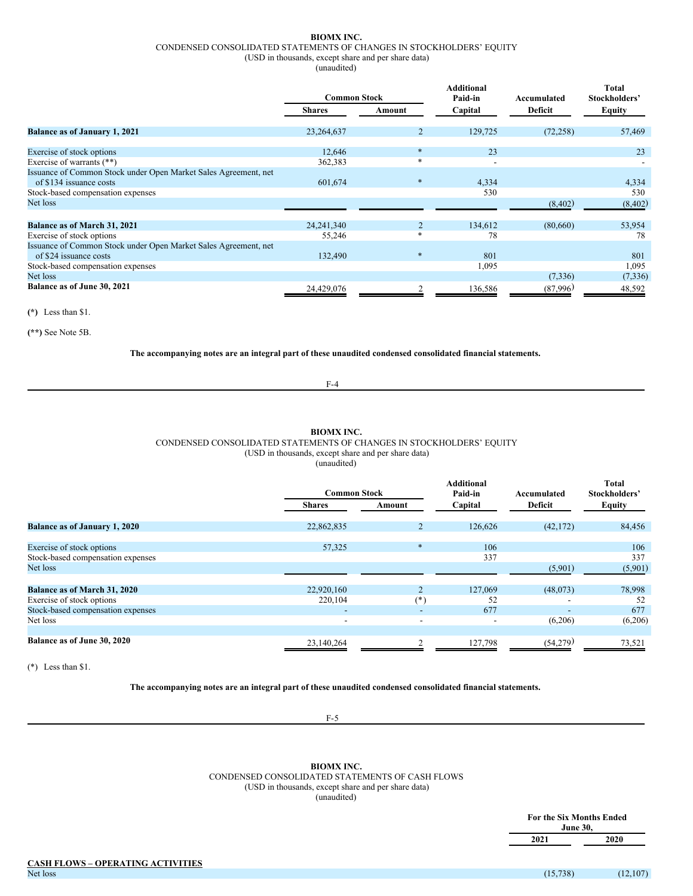**BIOMX INC.**

CONDENSED CONSOLIDATED STATEMENTS OF CHANGES IN STOCKHOLDERS' EQUITY

(USD in thousands, except share and per share data)

(unaudited)

| | Common Stock | | Additional Paid-in | Accumulated | Total Stockholders' |
|---|---|---|---|---|---|
| | Shares | Amount | Capital | Deficit | Equity |
| **Balance as of January 1, 2021** | 23,264,637 | 2 | 129,725 | (72,258) | 57,469 |
| Exercise of stock options | 12,646 | * | 23 | | 23 |
| Exercise of warrants (**) | 362,383 | * | - | | - |
| Issuance of Common Stock under Open Market Sales Agreement, net of $134 issuance costs | 601,674 | * | 4,334 | | 4,334 |
| Stock-based compensation expenses | | | 530 | | 530 |
| Net loss | | | | (8,402) | (8,402) |
| **Balance as of March 31, 2021** | 24,241,340 | 2 | 134,612 | (80,660) | 53,954 |
| Exercise of stock options | 55,246 | * | 78 | | 78 |
| Issuance of Common Stock under Open Market Sales Agreement, net of $24 issuance costs | 132,490 | * | 801 | | 801 |
| Stock-based compensation expenses | | | 1,095 | | 1,095 |
| Net loss | | | | (7,336) | (7,336) |
| **Balance as of June 30, 2021** | 24,429,076 | 2 | 136,586 | (87,996) | 48,592 |

**(*)** Less than $1.

**(**)** See Note 5B.

**The accompanying notes are an integral part of these unaudited condensed consolidated financial statements.**

**BIOMX INC.**

CONDENSED CONSOLIDATED STATEMENTS OF CHANGES IN STOCKHOLDERS' EQUITY

(USD in thousands, except share and per share data)

(unaudited)

| | Common Stock | | Additional Paid-in | Accumulated | Total Stockholders' |
|---|---|---|---|---|---|
| | Shares | Amount | Capital | Deficit | Equity |
| **Balance as of January 1, 2020** | 22,862,835 | 2 | 126,626 | (42,172) | 84,456 |
| Exercise of stock options | 57,325 | * | 106 | | 106 |
| Stock-based compensation expenses | | | 337 | | 337 |
| Net loss | | | | (5,901) | (5,901) |
| **Balance as of March 31, 2020** | 22,920,160 | 2 | 127,069 | (48,073) | 78,998 |
| Exercise of stock options | 220,104 | (*) | 52 | - | 52 |
| Stock-based compensation expenses | - | - | 677 | - | 677 |
| Net loss | - | - | - | (6,206) | (6,206) |
| **Balance as of June 30, 2020** | 23,140,264 | 2 | 127,798 | (54,279) | 73,521 |

(*) Less than $1.

**The accompanying notes are an integral part of these unaudited condensed consolidated financial statements.**

**BIOMX INC.**

CONDENSED CONSOLIDATED STATEMENTS OF CASH FLOWS

(USD in thousands, except share and per share data)

(unaudited)

| | For the Six Months Ended June 30, | |
|---|---|---|
| | 2021 | 2020 |
| **CASH FLOWS – OPERATING ACTIVITIES** | | |
| Net loss | (15,738) | (12,107) |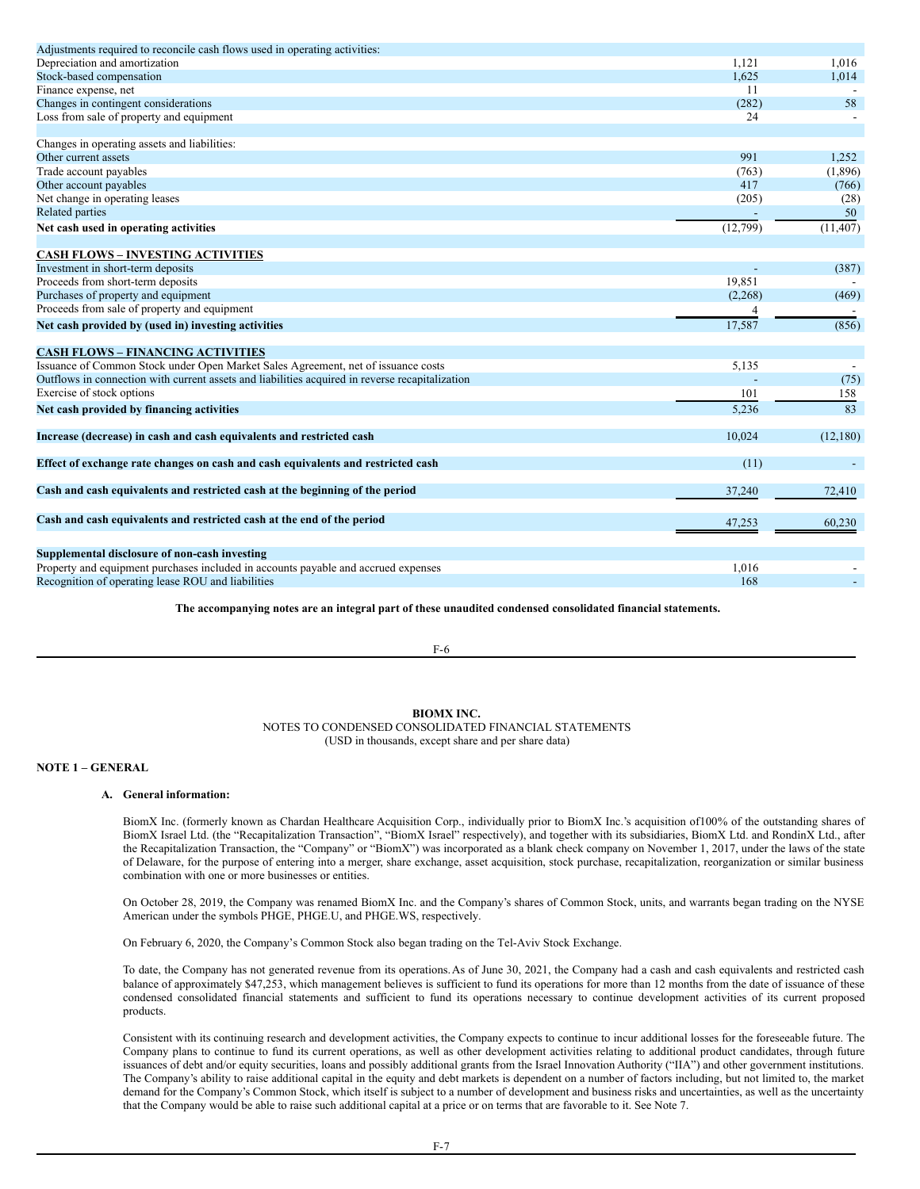| | | |
|---|---|---|
| Adjustments required to reconcile cash flows used in operating activities: | | |
| Depreciation and amortization | 1,121 | 1,016 |
| Stock-based compensation | 1,625 | 1,014 |
| Finance expense, net | 11 | - |
| Changes in contingent considerations | (282) | 58 |
| Loss from sale of property and equipment | 24 | - |
| | | |
| Changes in operating assets and liabilities: | | |
| Other current assets | 991 | 1,252 |
| Trade account payables | (763) | (1,896) |
| Other account payables | 417 | (766) |
| Net change in operating leases | (205) | (28) |
| Related parties | - | 50 |
| **Net cash used in operating activities** | (12,799) | (11,407) |
| | | |
| **CASH FLOWS – INVESTING ACTIVITIES** | | |
| Investment in short-term deposits | - | (387) |
| Proceeds from short-term deposits | 19,851 | - |
| Purchases of property and equipment | (2,268) | (469) |
| Proceeds from sale of property and equipment | 4 | - |
| **Net cash provided by (used in) investing activities** | 17,587 | (856) |
| | | |
| **CASH FLOWS – FINANCING ACTIVITIES** | | |
| Issuance of Common Stock under Open Market Sales Agreement, net of issuance costs | 5,135 | - |
| Outflows in connection with current assets and liabilities acquired in reverse recapitalization | - | (75) |
| Exercise of stock options | 101 | 158 |
| **Net cash provided by financing activities** | 5,236 | 83 |
| | | |
| **Increase (decrease) in cash and cash equivalents and restricted cash** | 10,024 | (12,180) |
| | | |
| **Effect of exchange rate changes on cash and cash equivalents and restricted cash** | (11) | - |
| | | |
| **Cash and cash equivalents and restricted cash at the beginning of the period** | 37,240 | 72,410 |
| | | |
| **Cash and cash equivalents and restricted cash at the end of the period** | 47,253 | 60,230 |
| | | |
| **Supplemental disclosure of non-cash investing** | | |
| Property and equipment purchases included in accounts payable and accrued expenses | 1,016 | - |
| Recognition of operating lease ROU and liabilities | 168 | - |

**The accompanying notes are an integral part of these unaudited condensed consolidated financial statements.**

**BIOMX INC.**

NOTES TO CONDENSED CONSOLIDATED FINANCIAL STATEMENTS

(USD in thousands, except share and per share data)

## NOTE 1 – GENERAL

### A. General information:

BiomX Inc. (formerly known as Chardan Healthcare Acquisition Corp., individually prior to BiomX Inc.'s acquisition of100% of the outstanding shares of BiomX Israel Ltd. (the "Recapitalization Transaction", "BiomX Israel" respectively), and together with its subsidiaries, BiomX Ltd. and RondinX Ltd., after the Recapitalization Transaction, the "Company" or "BiomX") was incorporated as a blank check company on November 1, 2017, under the laws of the state of Delaware, for the purpose of entering into a merger, share exchange, asset acquisition, stock purchase, recapitalization, reorganization or similar business combination with one or more businesses or entities.

On October 28, 2019, the Company was renamed BiomX Inc. and the Company's shares of Common Stock, units, and warrants began trading on the NYSE American under the symbols PHGE, PHGE.U, and PHGE.WS, respectively.

On February 6, 2020, the Company's Common Stock also began trading on the Tel-Aviv Stock Exchange.

To date, the Company has not generated revenue from its operations.As of June 30, 2021, the Company had a cash and cash equivalents and restricted cash balance of approximately $47,253, which management believes is sufficient to fund its operations for more than 12 months from the date of issuance of these condensed consolidated financial statements and sufficient to fund its operations necessary to continue development activities of its current proposed products.

Consistent with its continuing research and development activities, the Company expects to continue to incur additional losses for the foreseeable future. The Company plans to continue to fund its current operations, as well as other development activities relating to additional product candidates, through future issuances of debt and/or equity securities, loans and possibly additional grants from the Israel Innovation Authority ("IIA") and other government institutions. The Company's ability to raise additional capital in the equity and debt markets is dependent on a number of factors including, but not limited to, the market demand for the Company's Common Stock, which itself is subject to a number of development and business risks and uncertainties, as well as the uncertainty that the Company would be able to raise such additional capital at a price or on terms that are favorable to it. See Note 7.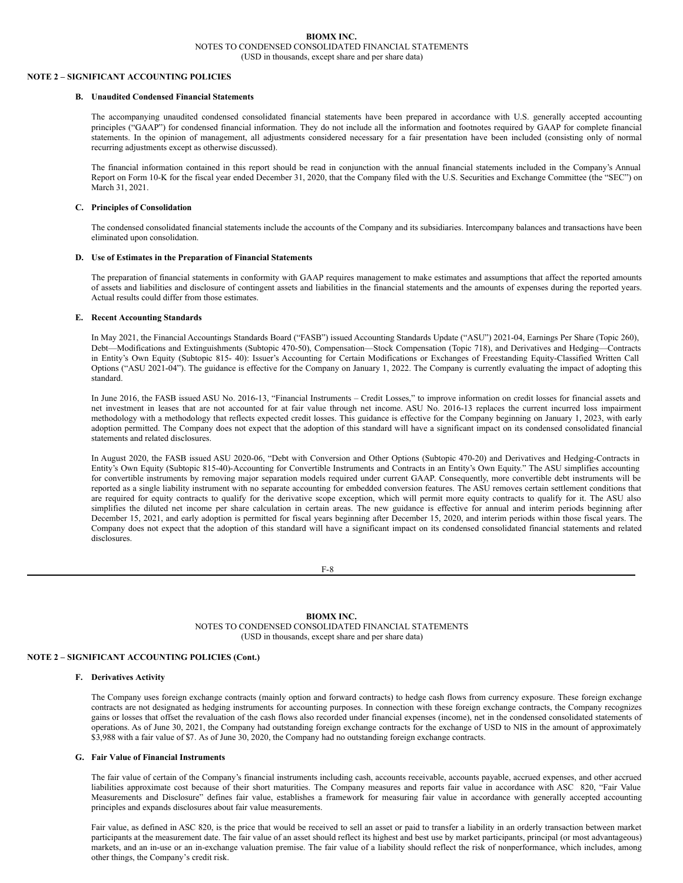**NOTE 2 – SIGNIFICANT ACCOUNTING POLICIES**

**B. Unaudited Condensed Financial Statements**

The accompanying unaudited condensed consolidated financial statements have been prepared in accordance with U.S. generally accepted accounting principles ("GAAP") for condensed financial information. They do not include all the information and footnotes required by GAAP for complete financial statements. In the opinion of management, all adjustments considered necessary for a fair presentation have been included (consisting only of normal recurring adjustments except as otherwise discussed).

The financial information contained in this report should be read in conjunction with the annual financial statements included in the Company's Annual Report on Form 10-K for the fiscal year ended December 31, 2020, that the Company filed with the U.S. Securities and Exchange Committee (the "SEC") on March 31, 2021.

**C. Principles of Consolidation**

The condensed consolidated financial statements include the accounts of the Company and its subsidiaries. Intercompany balances and transactions have been eliminated upon consolidation.

**D. Use of Estimates in the Preparation of Financial Statements**

The preparation of financial statements in conformity with GAAP requires management to make estimates and assumptions that affect the reported amounts of assets and liabilities and disclosure of contingent assets and liabilities in the financial statements and the amounts of expenses during the reported years. Actual results could differ from those estimates.

**E. Recent Accounting Standards**

In May 2021, the Financial Accountings Standards Board ("FASB") issued Accounting Standards Update ("ASU") 2021-04, Earnings Per Share (Topic 260), Debt—Modifications and Extinguishments (Subtopic 470-50), Compensation—Stock Compensation (Topic 718), and Derivatives and Hedging—Contracts in Entity's Own Equity (Subtopic 815- 40): Issuer's Accounting for Certain Modifications or Exchanges of Freestanding Equity-Classified Written Call Options ("ASU 2021-04"). The guidance is effective for the Company on January 1, 2022. The Company is currently evaluating the impact of adopting this standard.

In June 2016, the FASB issued ASU No. 2016-13, "Financial Instruments – Credit Losses," to improve information on credit losses for financial assets and net investment in leases that are not accounted for at fair value through net income. ASU No. 2016-13 replaces the current incurred loss impairment methodology with a methodology that reflects expected credit losses. This guidance is effective for the Company beginning on January 1, 2023, with early adoption permitted. The Company does not expect that the adoption of this standard will have a significant impact on its condensed consolidated financial statements and related disclosures.

In August 2020, the FASB issued ASU 2020-06, "Debt with Conversion and Other Options (Subtopic 470-20) and Derivatives and Hedging-Contracts in Entity's Own Equity (Subtopic 815-40)-Accounting for Convertible Instruments and Contracts in an Entity's Own Equity." The ASU simplifies accounting for convertible instruments by removing major separation models required under current GAAP. Consequently, more convertible debt instruments will be reported as a single liability instrument with no separate accounting for embedded conversion features. The ASU removes certain settlement conditions that are required for equity contracts to qualify for the derivative scope exception, which will permit more equity contracts to qualify for it. The ASU also simplifies the diluted net income per share calculation in certain areas. The new guidance is effective for annual and interim periods beginning after December 15, 2021, and early adoption is permitted for fiscal years beginning after December 15, 2020, and interim periods within those fiscal years. The Company does not expect that the adoption of this standard will have a significant impact on its condensed consolidated financial statements and related disclosures.

**NOTE 2 – SIGNIFICANT ACCOUNTING POLICIES (Cont.)**

**F. Derivatives Activity**

The Company uses foreign exchange contracts (mainly option and forward contracts) to hedge cash flows from currency exposure. These foreign exchange contracts are not designated as hedging instruments for accounting purposes. In connection with these foreign exchange contracts, the Company recognizes gains or losses that offset the revaluation of the cash flows also recorded under financial expenses (income), net in the condensed consolidated statements of operations. As of June 30, 2021, the Company had outstanding foreign exchange contracts for the exchange of USD to NIS in the amount of approximately $3,988 with a fair value of $7. As of June 30, 2020, the Company had no outstanding foreign exchange contracts.

**G. Fair Value of Financial Instruments**

The fair value of certain of the Company's financial instruments including cash, accounts receivable, accounts payable, accrued expenses, and other accrued liabilities approximate cost because of their short maturities. The Company measures and reports fair value in accordance with ASC 820, "Fair Value Measurements and Disclosure" defines fair value, establishes a framework for measuring fair value in accordance with generally accepted accounting principles and expands disclosures about fair value measurements.

Fair value, as defined in ASC 820, is the price that would be received to sell an asset or paid to transfer a liability in an orderly transaction between market participants at the measurement date. The fair value of an asset should reflect its highest and best use by market participants, principal (or most advantageous) markets, and an in-use or an in-exchange valuation premise. The fair value of a liability should reflect the risk of nonperformance, which includes, among other things, the Company's credit risk.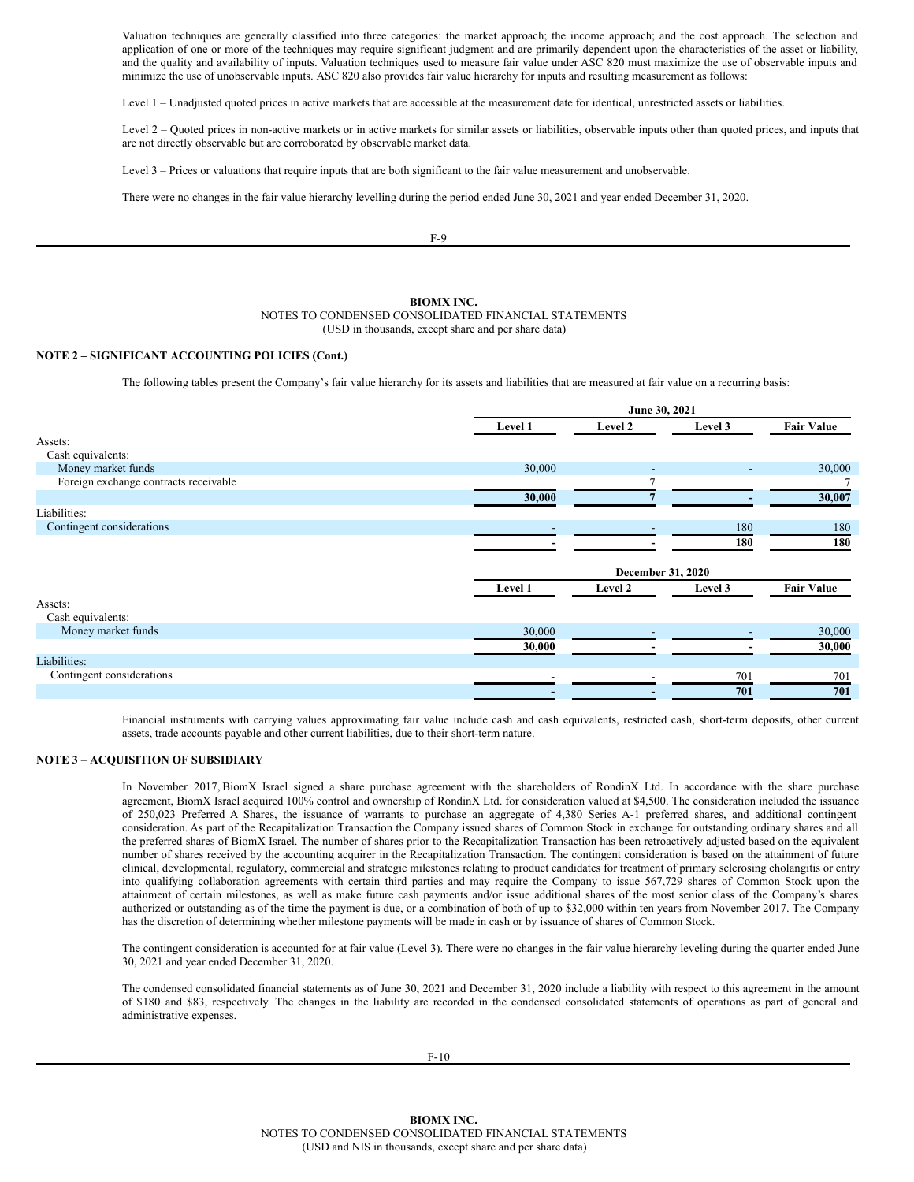Valuation techniques are generally classified into three categories: the market approach; the income approach; and the cost approach. The selection and application of one or more of the techniques may require significant judgment and are primarily dependent upon the characteristics of the asset or liability, and the quality and availability of inputs. Valuation techniques used to measure fair value under ASC 820 must maximize the use of observable inputs and minimize the use of unobservable inputs. ASC 820 also provides fair value hierarchy for inputs and resulting measurement as follows:

Level 1 – Unadjusted quoted prices in active markets that are accessible at the measurement date for identical, unrestricted assets or liabilities.

Level 2 – Quoted prices in non-active markets or in active markets for similar assets or liabilities, observable inputs other than quoted prices, and inputs that are not directly observable but are corroborated by observable market data.

Level 3 – Prices or valuations that require inputs that are both significant to the fair value measurement and unobservable.

There were no changes in the fair value hierarchy levelling during the period ended June 30, 2021 and year ended December 31, 2020.

**BIOMX INC.**
NOTES TO CONDENSED CONSOLIDATED FINANCIAL STATEMENTS
(USD in thousands, except share and per share data)

**NOTE 2 – SIGNIFICANT ACCOUNTING POLICIES (Cont.)**

The following tables present the Company's fair value hierarchy for its assets and liabilities that are measured at fair value on a recurring basis:

| | June 30, 2021 | | | |
|---|---|---|---|---|
| | Level 1 | Level 2 | Level 3 | Fair Value |
| Assets: | | | | |
| Cash equivalents: | | | | |
| Money market funds | 30,000 | - | - | 30,000 |
| Foreign exchange contracts receivable | | 7 | | 7 |
| | **30,000** | **7** | **-** | **30,007** |
| Liabilities: | | | | |
| Contingent considerations | - | - | 180 | 180 |
| | **-** | **-** | **180** | **180** |

| | December 31, 2020 | | | |
|---|---|---|---|---|
| | Level 1 | Level 2 | Level 3 | Fair Value |
| Assets: | | | | |
| Cash equivalents: | | | | |
| Money market funds | 30,000 | - | - | 30,000 |
| | **30,000** | **-** | **-** | **30,000** |
| Liabilities: | | | | |
| Contingent considerations | - | - | 701 | 701 |
| | **-** | **-** | **701** | **701** |

Financial instruments with carrying values approximating fair value include cash and cash equivalents, restricted cash, short-term deposits, other current assets, trade accounts payable and other current liabilities, due to their short-term nature.

**NOTE 3 – ACQUISITION OF SUBSIDIARY**

In November 2017, BiomX Israel signed a share purchase agreement with the shareholders of RondinX Ltd. In accordance with the share purchase agreement, BiomX Israel acquired 100% control and ownership of RondinX Ltd. for consideration valued at $4,500. The consideration included the issuance of 250,023 Preferred A Shares, the issuance of warrants to purchase an aggregate of 4,380 Series A-1 preferred shares, and additional contingent consideration. As part of the Recapitalization Transaction the Company issued shares of Common Stock in exchange for outstanding ordinary shares and all the preferred shares of BiomX Israel. The number of shares prior to the Recapitalization Transaction has been retroactively adjusted based on the equivalent number of shares received by the accounting acquirer in the Recapitalization Transaction. The contingent consideration is based on the attainment of future clinical, developmental, regulatory, commercial and strategic milestones relating to product candidates for treatment of primary sclerosing cholangitis or entry into qualifying collaboration agreements with certain third parties and may require the Company to issue 567,729 shares of Common Stock upon the attainment of certain milestones, as well as make future cash payments and/or issue additional shares of the most senior class of the Company's shares authorized or outstanding as of the time the payment is due, or a combination of both of up to $32,000 within ten years from November 2017. The Company has the discretion of determining whether milestone payments will be made in cash or by issuance of shares of Common Stock.

The contingent consideration is accounted for at fair value (Level 3). There were no changes in the fair value hierarchy leveling during the quarter ended June 30, 2021 and year ended December 31, 2020.

The condensed consolidated financial statements as of June 30, 2021 and December 31, 2020 include a liability with respect to this agreement in the amount of $180 and $83, respectively. The changes in the liability are recorded in the condensed consolidated statements of operations as part of general and administrative expenses.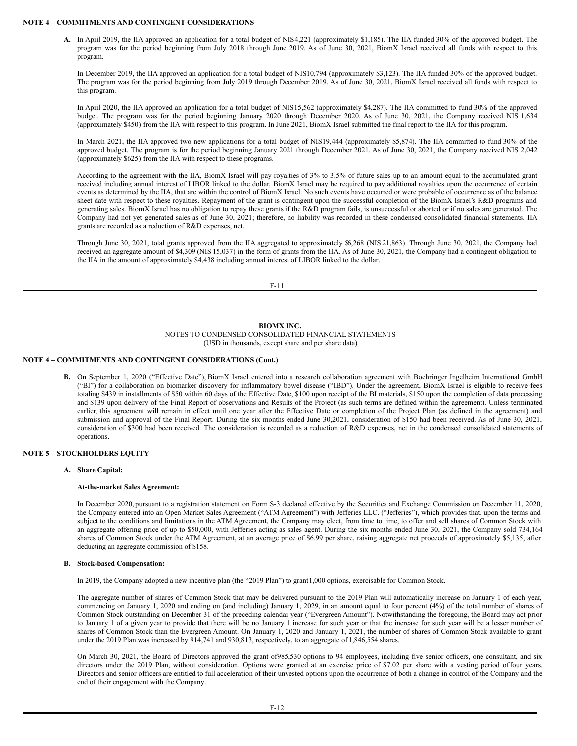**NOTE 4 – COMMITMENTS AND CONTINGENT CONSIDERATIONS**

**A.** In April 2019, the IIA approved an application for a total budget of NIS4,221 (approximately $1,185). The IIA funded 30% of the approved budget. The program was for the period beginning from July 2018 through June 2019. As of June 30, 2021, BiomX Israel received all funds with respect to this program.

In December 2019, the IIA approved an application for a total budget of NIS10,794 (approximately $3,123). The IIA funded 30% of the approved budget. The program was for the period beginning from July 2019 through December 2019. As of June 30, 2021, BiomX Israel received all funds with respect to this program.

In April 2020, the IIA approved an application for a total budget of NIS15,562 (approximately $4,287). The IIA committed to fund 30% of the approved budget. The program was for the period beginning January 2020 through December 2020. As of June 30, 2021, the Company received NIS 1,634 (approximately $450) from the IIA with respect to this program. In June 2021, BiomX Israel submitted the final report to the IIA for this program.

In March 2021, the IIA approved two new applications for a total budget of NIS19,444 (approximately $5,874). The IIA committed to fund 30% of the approved budget. The program is for the period beginning January 2021 through December 2021. As of June 30, 2021, the Company received NIS 2,042 (approximately $625) from the IIA with respect to these programs.

According to the agreement with the IIA, BiomX Israel will pay royalties of 3% to 3.5% of future sales up to an amount equal to the accumulated grant received including annual interest of LIBOR linked to the dollar. BiomX Israel may be required to pay additional royalties upon the occurrence of certain events as determined by the IIA, that are within the control of BiomX Israel. No such events have occurred or were probable of occurrence as of the balance sheet date with respect to these royalties. Repayment of the grant is contingent upon the successful completion of the BiomX Israel's R&D programs and generating sales. BiomX Israel has no obligation to repay these grants if the R&D program fails, is unsuccessful or aborted or if no sales are generated. The Company had not yet generated sales as of June 30, 2021; therefore, no liability was recorded in these condensed consolidated financial statements. IIA grants are recorded as a reduction of R&D expenses, net.

Through June 30, 2021, total grants approved from the IIA aggregated to approximately $6,268 (NIS 21,863). Through June 30, 2021, the Company had received an aggregate amount of $4,309 (NIS 15,037) in the form of grants from the IIA. As of June 30, 2021, the Company had a contingent obligation to the IIA in the amount of approximately $4,438 including annual interest of LIBOR linked to the dollar.

**BIOMX INC.**

NOTES TO CONDENSED CONSOLIDATED FINANCIAL STATEMENTS
(USD in thousands, except share and per share data)

**NOTE 4 – COMMITMENTS AND CONTINGENT CONSIDERATIONS (Cont.)**

**B.** On September 1, 2020 ("Effective Date"), BiomX Israel entered into a research collaboration agreement with Boehringer Ingelheim International GmbH ("BI") for a collaboration on biomarker discovery for inflammatory bowel disease ("IBD"). Under the agreement, BiomX Israel is eligible to receive fees totaling $439 in installments of $50 within 60 days of the Effective Date, $100 upon receipt of the BI materials, $150 upon the completion of data processing and $139 upon delivery of the Final Report of observations and Results of the Project (as such terms are defined within the agreement). Unless terminated earlier, this agreement will remain in effect until one year after the Effective Date or completion of the Project Plan (as defined in the agreement) and submission and approval of the Final Report. During the six months ended June 30,2021, consideration of $150 had been received. As of June 30, 2021, consideration of $300 had been received. The consideration is recorded as a reduction of R&D expenses, net in the condensed consolidated statements of operations.

**NOTE 5 – STOCKHOLDERS EQUITY**

**A. Share Capital:**

**At-the-market Sales Agreement:**

In December 2020, pursuant to a registration statement on Form S-3 declared effective by the Securities and Exchange Commission on December 11, 2020, the Company entered into an Open Market Sales Agreement ("ATM Agreement") with Jefferies LLC. ("Jefferies"), which provides that, upon the terms and subject to the conditions and limitations in the ATM Agreement, the Company may elect, from time to time, to offer and sell shares of Common Stock with an aggregate offering price of up to $50,000, with Jefferies acting as sales agent. During the six months ended June 30, 2021, the Company sold 734,164 shares of Common Stock under the ATM Agreement, at an average price of $6.99 per share, raising aggregate net proceeds of approximately $5,135, after deducting an aggregate commission of $158.

**B. Stock-based Compensation:**

In 2019, the Company adopted a new incentive plan (the "2019 Plan") to grant1,000 options, exercisable for Common Stock.

The aggregate number of shares of Common Stock that may be delivered pursuant to the 2019 Plan will automatically increase on January 1 of each year, commencing on January 1, 2020 and ending on (and including) January 1, 2029, in an amount equal to four percent (4%) of the total number of shares of Common Stock outstanding on December 31 of the preceding calendar year ("Evergreen Amount"). Notwithstanding the foregoing, the Board may act prior to January 1 of a given year to provide that there will be no January 1 increase for such year or that the increase for such year will be a lesser number of shares of Common Stock than the Evergreen Amount. On January 1, 2020 and January 1, 2021, the number of shares of Common Stock available to grant under the 2019 Plan was increased by 914,741 and 930,813, respectively, to an aggregate of1,846,554 shares.

On March 30, 2021, the Board of Directors approved the grant of985,530 options to 94 employees, including five senior officers, one consultant, and six directors under the 2019 Plan, without consideration. Options were granted at an exercise price of $7.02 per share with a vesting period offour years. Directors and senior officers are entitled to full acceleration of their unvested options upon the occurrence of both a change in control of the Company and the end of their engagement with the Company.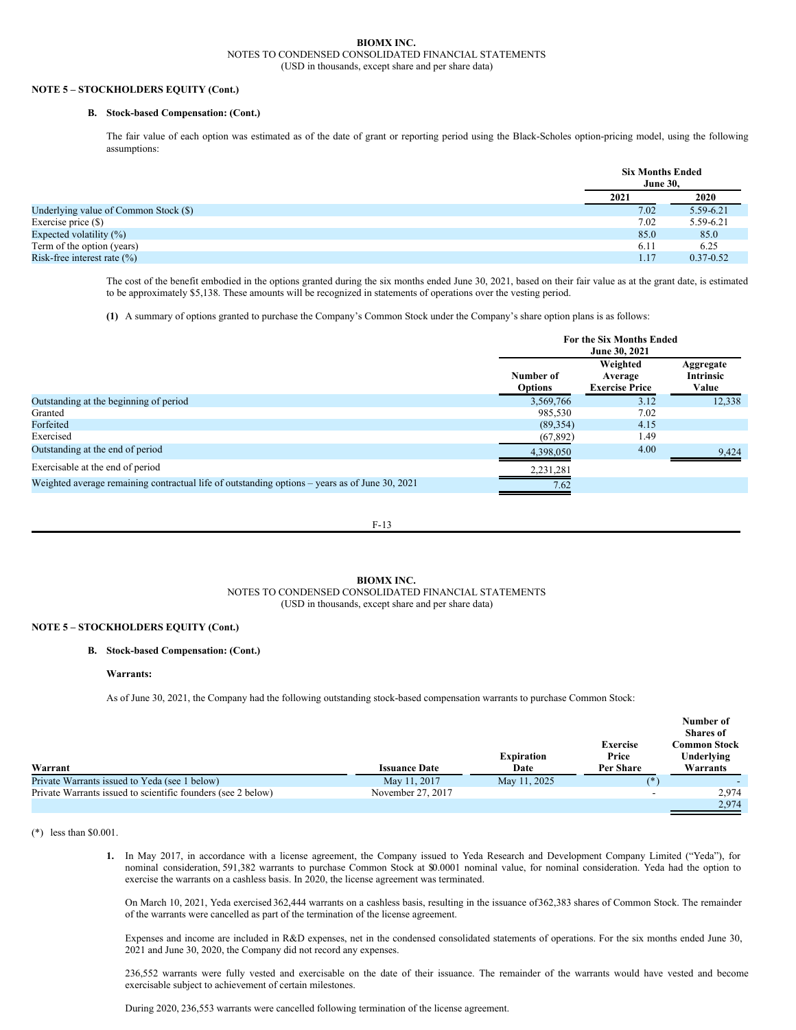**BIOMX INC.**
NOTES TO CONDENSED CONSOLIDATED FINANCIAL STATEMENTS
(USD in thousands, except share and per share data)

**NOTE 5 – STOCKHOLDERS EQUITY (Cont.)**

**B. Stock-based Compensation: (Cont.)**

The fair value of each option was estimated as of the date of grant or reporting period using the Black-Scholes option-pricing model, using the following assumptions:

| | Six Months Ended June 30, | |
|---|---|---|
| | 2021 | 2020 |
| Underlying value of Common Stock ($) | 7.02 | 5.59-6.21 |
| Exercise price ($) | 7.02 | 5.59-6.21 |
| Expected volatility (%) | 85.0 | 85.0 |
| Term of the option (years) | 6.11 | 6.25 |
| Risk-free interest rate (%) | 1.17 | 0.37-0.52 |

The cost of the benefit embodied in the options granted during the six months ended June 30, 2021, based on their fair value as at the grant date, is estimated to be approximately $5,138. These amounts will be recognized in statements of operations over the vesting period.

**(1)** A summary of options granted to purchase the Company's Common Stock under the Company's share option plans is as follows:

| | For the Six Months Ended June 30, 2021 | | |
|---|---|---|---|
| | Number of Options | Weighted Average Exercise Price | Aggregate Intrinsic Value |
| Outstanding at the beginning of period | 3,569,766 | 3.12 | 12,338 |
| Granted | 985,530 | 7.02 | |
| Forfeited | (89,354) | 4.15 | |
| Exercised | (67,892) | 1.49 | |
| Outstanding at the end of period | 4,398,050 | 4.00 | 9,424 |
| Exercisable at the end of period | 2,231,281 | | |
| Weighted average remaining contractual life of outstanding options – years as of June 30, 2021 | 7.62 | | |

**BIOMX INC.**
NOTES TO CONDENSED CONSOLIDATED FINANCIAL STATEMENTS
(USD in thousands, except share and per share data)

**NOTE 5 – STOCKHOLDERS EQUITY (Cont.)**

**B. Stock-based Compensation: (Cont.)**

**Warrants:**

As of June 30, 2021, the Company had the following outstanding stock-based compensation warrants to purchase Common Stock:

| Warrant | Issuance Date | Expiration Date | Exercise Price Per Share | Number of Shares of Common Stock Underlying Warrants |
|---|---|---|---|---|
| Private Warrants issued to Yeda (see 1 below) | May 11, 2017 | May 11, 2025 | (*) | - |
| Private Warrants issued to scientific founders (see 2 below) | November 27, 2017 | | - | 2,974 |
| | | | | 2,974 |

(*) less than $0.001.

**1.** In May 2017, in accordance with a license agreement, the Company issued to Yeda Research and Development Company Limited ("Yeda"), for nominal consideration, 591,382 warrants to purchase Common Stock at $0.0001 nominal value, for nominal consideration. Yeda had the option to exercise the warrants on a cashless basis. In 2020, the license agreement was terminated.

On March 10, 2021, Yeda exercised 362,444 warrants on a cashless basis, resulting in the issuance of 362,383 shares of Common Stock. The remainder of the warrants were cancelled as part of the termination of the license agreement.

Expenses and income are included in R&D expenses, net in the condensed consolidated statements of operations. For the six months ended June 30, 2021 and June 30, 2020, the Company did not record any expenses.

236,552 warrants were fully vested and exercisable on the date of their issuance. The remainder of the warrants would have vested and become exercisable subject to achievement of certain milestones.

During 2020, 236,553 warrants were cancelled following termination of the license agreement.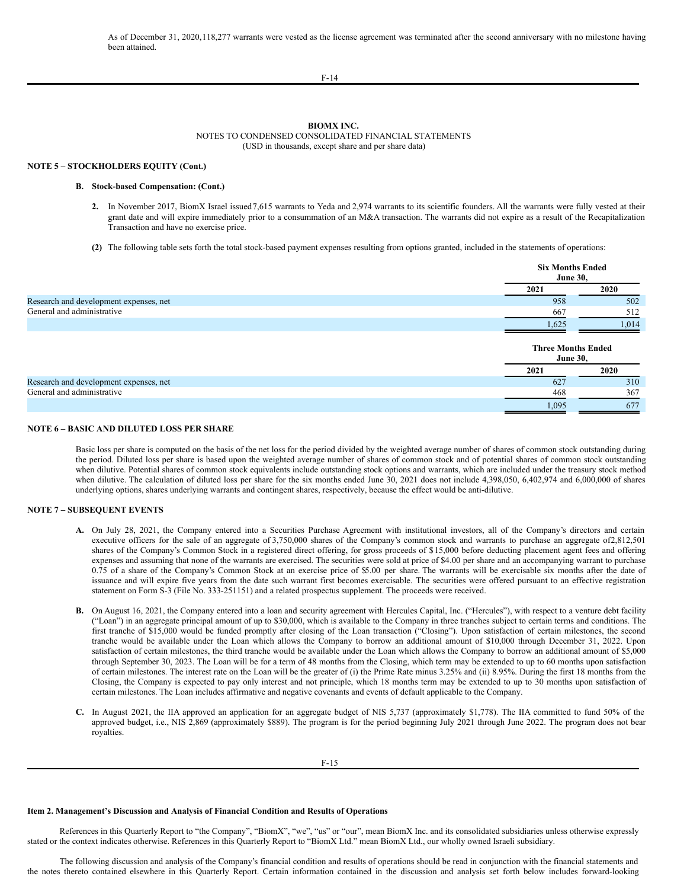As of December 31, 2020,118,277 warrants were vested as the license agreement was terminated after the second anniversary with no milestone having been attained.

**BIOMX INC.**
NOTES TO CONDENSED CONSOLIDATED FINANCIAL STATEMENTS
(USD in thousands, except share and per share data)

**NOTE 5 – STOCKHOLDERS EQUITY (Cont.)**

**B. Stock-based Compensation: (Cont.)**

2. In November 2017, BiomX Israel issued 7,615 warrants to Yeda and 2,974 warrants to its scientific founders. All the warrants were fully vested at their grant date and will expire immediately prior to a consummation of an M&A transaction. The warrants did not expire as a result of the Recapitalization Transaction and have no exercise price.

**(2)** The following table sets forth the total stock-based payment expenses resulting from options granted, included in the statements of operations:

| | Six Months Ended June 30, | |
|---|---|---|
| | 2021 | 2020 |
| Research and development expenses, net | 958 | 502 |
| General and administrative | 667 | 512 |
| | 1,625 | 1,014 |

| | Three Months Ended June 30, | |
|---|---|---|
| | 2021 | 2020 |
| Research and development expenses, net | 627 | 310 |
| General and administrative | 468 | 367 |
| | 1,095 | 677 |

**NOTE 6 – BASIC AND DILUTED LOSS PER SHARE**

Basic loss per share is computed on the basis of the net loss for the period divided by the weighted average number of shares of common stock outstanding during the period. Diluted loss per share is based upon the weighted average number of shares of common stock and of potential shares of common stock outstanding when dilutive. Potential shares of common stock equivalents include outstanding stock options and warrants, which are included under the treasury stock method when dilutive. The calculation of diluted loss per share for the six months ended June 30, 2021 does not include 4,398,050, 6,402,974 and 6,000,000 of shares underlying options, shares underlying warrants and contingent shares, respectively, because the effect would be anti-dilutive.

**NOTE 7 – SUBSEQUENT EVENTS**

**A.** On July 28, 2021, the Company entered into a Securities Purchase Agreement with institutional investors, all of the Company's directors and certain executive officers for the sale of an aggregate of 3,750,000 shares of the Company's common stock and warrants to purchase an aggregate of 2,812,501 shares of the Company's Common Stock in a registered direct offering, for gross proceeds of $15,000 before deducting placement agent fees and offering expenses and assuming that none of the warrants are exercised. The securities were sold at price of $4.00 per share and an accompanying warrant to purchase 0.75 of a share of the Company's Common Stock at an exercise price of $5.00 per share. The warrants will be exercisable six months after the date of issuance and will expire five years from the date such warrant first becomes exercisable. The securities were offered pursuant to an effective registration statement on Form S-3 (File No. 333-251151) and a related prospectus supplement. The proceeds were received.

**B.** On August 16, 2021, the Company entered into a loan and security agreement with Hercules Capital, Inc. ("Hercules"), with respect to a venture debt facility ("Loan") in an aggregate principal amount of up to $30,000, which is available to the Company in three tranches subject to certain terms and conditions. The first tranche of $15,000 would be funded promptly after closing of the Loan transaction ("Closing"). Upon satisfaction of certain milestones, the second tranche would be available under the Loan which allows the Company to borrow an additional amount of $10,000 through December 31, 2022. Upon satisfaction of certain milestones, the third tranche would be available under the Loan which allows the Company to borrow an additional amount of $5,000 through September 30, 2023. The Loan will be for a term of 48 months from the Closing, which term may be extended to up to 60 months upon satisfaction of certain milestones. The interest rate on the Loan will be the greater of (i) the Prime Rate minus 3.25% and (ii) 8.95%. During the first 18 months from the Closing, the Company is expected to pay only interest and not principle, which 18 months term may be extended to up to 30 months upon satisfaction of certain milestones. The Loan includes affirmative and negative covenants and events of default applicable to the Company.

**C.** In August 2021, the IIA approved an application for an aggregate budget of NIS 5,737 (approximately $1,778). The IIA committed to fund 50% of the approved budget, i.e., NIS 2,869 (approximately $889). The program is for the period beginning July 2021 through June 2022. The program does not bear royalties.

**Item 2. Management's Discussion and Analysis of Financial Condition and Results of Operations**

References in this Quarterly Report to "the Company", "BiomX", "we", "us" or "our", mean BiomX Inc. and its consolidated subsidiaries unless otherwise expressly stated or the context indicates otherwise. References in this Quarterly Report to "BiomX Ltd." mean BiomX Ltd., our wholly owned Israeli subsidiary.

The following discussion and analysis of the Company's financial condition and results of operations should be read in conjunction with the financial statements and the notes thereto contained elsewhere in this Quarterly Report. Certain information contained in the discussion and analysis set forth below includes forward-looking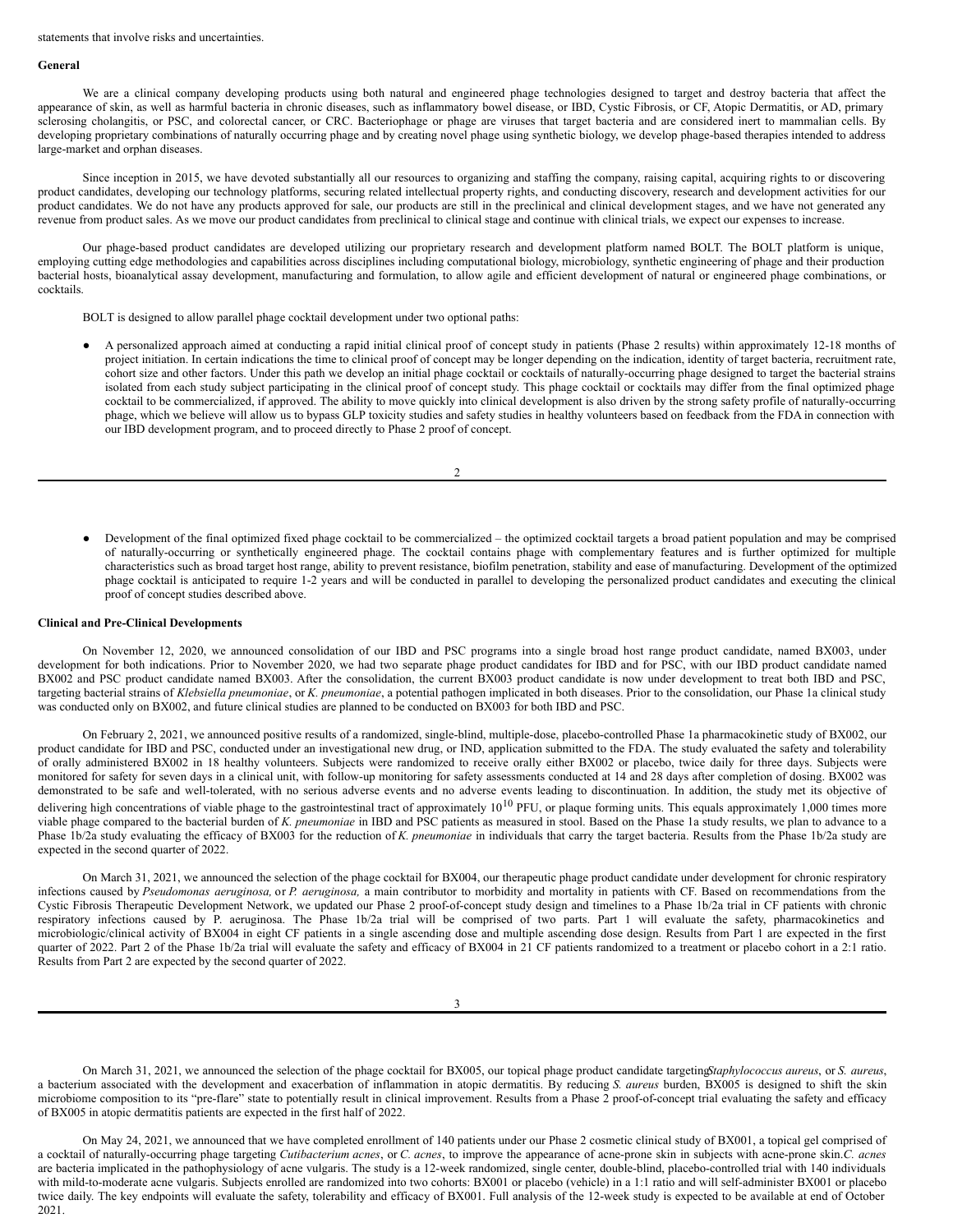statements that involve risks and uncertainties.

**General**

We are a clinical company developing products using both natural and engineered phage technologies designed to target and destroy bacteria that affect the appearance of skin, as well as harmful bacteria in chronic diseases, such as inflammatory bowel disease, or IBD, Cystic Fibrosis, or CF, Atopic Dermatitis, or AD, primary sclerosing cholangitis, or PSC, and colorectal cancer, or CRC. Bacteriophage or phage are viruses that target bacteria and are considered inert to mammalian cells. By developing proprietary combinations of naturally occurring phage and by creating novel phage using synthetic biology, we develop phage-based therapies intended to address large-market and orphan diseases.

Since inception in 2015, we have devoted substantially all our resources to organizing and staffing the company, raising capital, acquiring rights to or discovering product candidates, developing our technology platforms, securing related intellectual property rights, and conducting discovery, research and development activities for our product candidates. We do not have any products approved for sale, our products are still in the preclinical and clinical development stages, and we have not generated any revenue from product sales. As we move our product candidates from preclinical to clinical stage and continue with clinical trials, we expect our expenses to increase.

Our phage-based product candidates are developed utilizing our proprietary research and development platform named BOLT. The BOLT platform is unique, employing cutting edge methodologies and capabilities across disciplines including computational biology, microbiology, synthetic engineering of phage and their production bacterial hosts, bioanalytical assay development, manufacturing and formulation, to allow agile and efficient development of natural or engineered phage combinations, or cocktails.

BOLT is designed to allow parallel phage cocktail development under two optional paths:

- A personalized approach aimed at conducting a rapid initial clinical proof of concept study in patients (Phase 2 results) within approximately 12-18 months of project initiation. In certain indications the time to clinical proof of concept may be longer depending on the indication, identity of target bacteria, recruitment rate, cohort size and other factors. Under this path we develop an initial phage cocktail or cocktails of naturally-occurring phage designed to target the bacterial strains isolated from each study subject participating in the clinical proof of concept study. This phage cocktail or cocktails may differ from the final optimized phage cocktail to be commercialized, if approved. The ability to move quickly into clinical development is also driven by the strong safety profile of naturally-occurring phage, which we believe will allow us to bypass GLP toxicity studies and safety studies in healthy volunteers based on feedback from the FDA in connection with our IBD development program, and to proceed directly to Phase 2 proof of concept.

- Development of the final optimized fixed phage cocktail to be commercialized – the optimized cocktail targets a broad patient population and may be comprised of naturally-occurring or synthetically engineered phage. The cocktail contains phage with complementary features and is further optimized for multiple characteristics such as broad target host range, ability to prevent resistance, biofilm penetration, stability and ease of manufacturing. Development of the optimized phage cocktail is anticipated to require 1-2 years and will be conducted in parallel to developing the personalized product candidates and executing the clinical proof of concept studies described above.

**Clinical and Pre-Clinical Developments**

On November 12, 2020, we announced consolidation of our IBD and PSC programs into a single broad host range product candidate, named BX003, under development for both indications. Prior to November 2020, we had two separate phage product candidates for IBD and for PSC, with our IBD product candidate named BX002 and PSC product candidate named BX003. After the consolidation, the current BX003 product candidate is now under development to treat both IBD and PSC, targeting bacterial strains of *Klebsiella pneumoniae*, or *K. pneumoniae*, a potential pathogen implicated in both diseases. Prior to the consolidation, our Phase 1a clinical study was conducted only on BX002, and future clinical studies are planned to be conducted on BX003 for both IBD and PSC.

On February 2, 2021, we announced positive results of a randomized, single-blind, multiple-dose, placebo-controlled Phase 1a pharmacokinetic study of BX002, our product candidate for IBD and PSC, conducted under an investigational new drug, or IND, application submitted to the FDA. The study evaluated the safety and tolerability of orally administered BX002 in 18 healthy volunteers. Subjects were randomized to receive orally either BX002 or placebo, twice daily for three days. Subjects were monitored for safety for seven days in a clinical unit, with follow-up monitoring for safety assessments conducted at 14 and 28 days after completion of dosing. BX002 was demonstrated to be safe and well-tolerated, with no serious adverse events and no adverse events leading to discontinuation. In addition, the study met its objective of delivering high concentrations of viable phage to the gastrointestinal tract of approximately $10^{10}$ PFU, or plaque forming units. This equals approximately 1,000 times more viable phage compared to the bacterial burden of *K. pneumoniae* in IBD and PSC patients as measured in stool. Based on the Phase 1a study results, we plan to advance to a Phase 1b/2a study evaluating the efficacy of BX003 for the reduction of *K. pneumoniae* in individuals that carry the target bacteria. Results from the Phase 1b/2a study are expected in the second quarter of 2022.

On March 31, 2021, we announced the selection of the phage cocktail for BX004, our therapeutic phage product candidate under development for chronic respiratory infections caused by *Pseudomonas aeruginosa,* or *P. aeruginosa,* a main contributor to morbidity and mortality in patients with CF. Based on recommendations from the Cystic Fibrosis Therapeutic Development Network, we updated our Phase 2 proof-of-concept study design and timelines to a Phase 1b/2a trial in CF patients with chronic respiratory infections caused by P. aeruginosa. The Phase 1b/2a trial will be comprised of two parts. Part 1 will evaluate the safety, pharmacokinetics and microbiologic/clinical activity of BX004 in eight CF patients in a single ascending dose and multiple ascending dose design. Results from Part 1 are expected in the first quarter of 2022. Part 2 of the Phase 1b/2a trial will evaluate the safety and efficacy of BX004 in 21 CF patients randomized to a treatment or placebo cohort in a 2:1 ratio. Results from Part 2 are expected by the second quarter of 2022.

On March 31, 2021, we announced the selection of the phage cocktail for BX005, our topical phage product candidate targeting *Staphylococcus aureus*, or *S. aureus*, a bacterium associated with the development and exacerbation of inflammation in atopic dermatitis. By reducing *S. aureus* burden, BX005 is designed to shift the skin microbiome composition to its "pre-flare" state to potentially result in clinical improvement. Results from a Phase 2 proof-of-concept trial evaluating the safety and efficacy of BX005 in atopic dermatitis patients are expected in the first half of 2022.

On May 24, 2021, we announced that we have completed enrollment of 140 patients under our Phase 2 cosmetic clinical study of BX001, a topical gel comprised of a cocktail of naturally-occurring phage targeting *Cutibacterium acnes*, or *C. acnes*, to improve the appearance of acne-prone skin in subjects with acne-prone skin. *C. acnes* are bacteria implicated in the pathophysiology of acne vulgaris. The study is a 12-week randomized, single center, double-blind, placebo-controlled trial with 140 individuals with mild-to-moderate acne vulgaris. Subjects enrolled are randomized into two cohorts: BX001 or placebo (vehicle) in a 1:1 ratio and will self-administer BX001 or placebo twice daily. The key endpoints will evaluate the safety, tolerability and efficacy of BX001. Full analysis of the 12-week study is expected to be available at end of October 2021.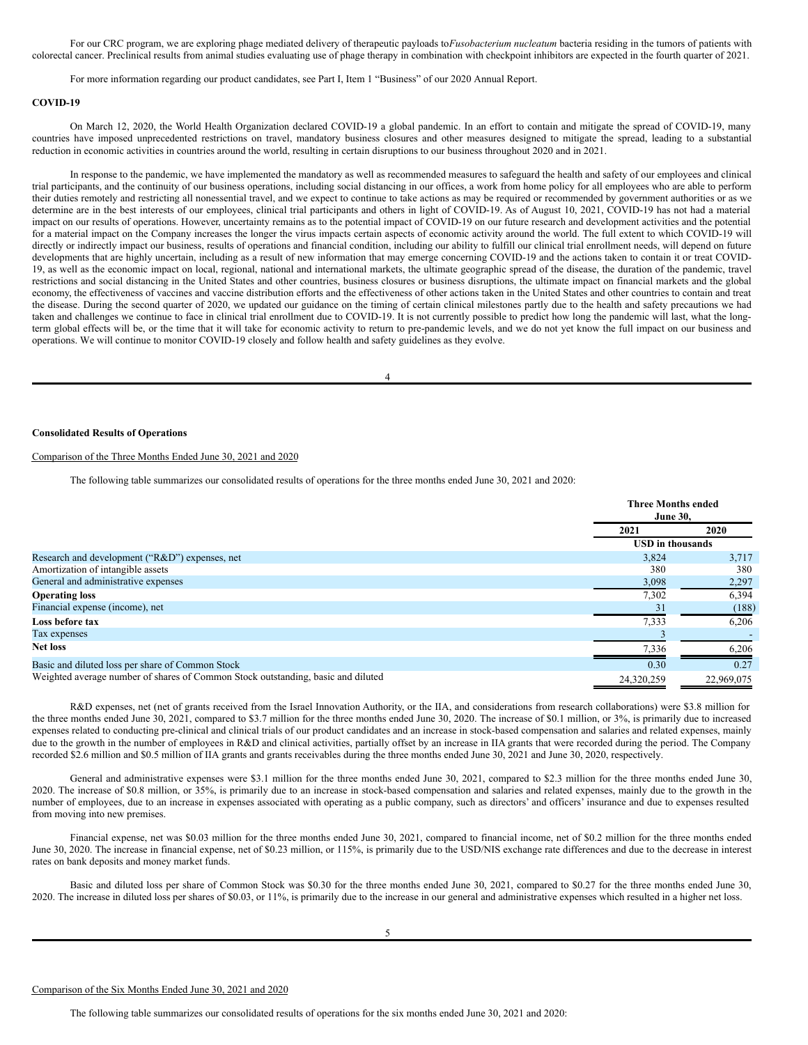For our CRC program, we are exploring phage mediated delivery of therapeutic payloads to *Fusobacterium nucleatum* bacteria residing in the tumors of patients with colorectal cancer. Preclinical results from animal studies evaluating use of phage therapy in combination with checkpoint inhibitors are expected in the fourth quarter of 2021.

For more information regarding our product candidates, see Part I, Item 1 "Business" of our 2020 Annual Report.

**COVID-19**

On March 12, 2020, the World Health Organization declared COVID-19 a global pandemic. In an effort to contain and mitigate the spread of COVID-19, many countries have imposed unprecedented restrictions on travel, mandatory business closures and other measures designed to mitigate the spread, leading to a substantial reduction in economic activities in countries around the world, resulting in certain disruptions to our business throughout 2020 and in 2021.

In response to the pandemic, we have implemented the mandatory as well as recommended measures to safeguard the health and safety of our employees and clinical trial participants, and the continuity of our business operations, including social distancing in our offices, a work from home policy for all employees who are able to perform their duties remotely and restricting all nonessential travel, and we expect to continue to take actions as may be required or recommended by government authorities or as we determine are in the best interests of our employees, clinical trial participants and others in light of COVID-19. As of August 10, 2021, COVID-19 has not had a material impact on our results of operations. However, uncertainty remains as to the potential impact of COVID-19 on our future research and development activities and the potential for a material impact on the Company increases the longer the virus impacts certain aspects of economic activity around the world. The full extent to which COVID-19 will directly or indirectly impact our business, results of operations and financial condition, including our ability to fulfill our clinical trial enrollment needs, will depend on future developments that are highly uncertain, including as a result of new information that may emerge concerning COVID-19 and the actions taken to contain it or treat COVID-19, as well as the economic impact on local, regional, national and international markets, the ultimate geographic spread of the disease, the duration of the pandemic, travel restrictions and social distancing in the United States and other countries, business closures or business disruptions, the ultimate impact on financial markets and the global economy, the effectiveness of vaccines and vaccine distribution efforts and the effectiveness of other actions taken in the United States and other countries to contain and treat the disease. During the second quarter of 2020, we updated our guidance on the timing of certain clinical milestones partly due to the health and safety precautions we had taken and challenges we continue to face in clinical trial enrollment due to COVID-19. It is not currently possible to predict how long the pandemic will last, what the long-term global effects will be, or the time that it will take for economic activity to return to pre-pandemic levels, and we do not yet know the full impact on our business and operations. We will continue to monitor COVID-19 closely and follow health and safety guidelines as they evolve.

**Consolidated Results of Operations**

Comparison of the Three Months Ended June 30, 2021 and 2020

The following table summarizes our consolidated results of operations for the three months ended June 30, 2021 and 2020:

| | Three Months ended June 30, | |
|---|---|---|
| | 2021 | 2020 |
| | USD in thousands | |
| Research and development ("R&D") expenses, net | 3,824 | 3,717 |
| Amortization of intangible assets | 380 | 380 |
| General and administrative expenses | 3,098 | 2,297 |
| **Operating loss** | 7,302 | 6,394 |
| Financial expense (income), net | 31 | (188) |
| **Loss before tax** | 7,333 | 6,206 |
| Tax expenses | 3 | - |
| **Net loss** | 7,336 | 6,206 |
| Basic and diluted loss per share of Common Stock | 0.30 | 0.27 |
| Weighted average number of shares of Common Stock outstanding, basic and diluted | 24,320,259 | 22,969,075 |

R&D expenses, net (net of grants received from the Israel Innovation Authority, or the IIA, and considerations from research collaborations) were $3.8 million for the three months ended June 30, 2021, compared to $3.7 million for the three months ended June 30, 2020. The increase of $0.1 million, or 3%, is primarily due to increased expenses related to conducting pre-clinical and clinical trials of our product candidates and an increase in stock-based compensation and salaries and related expenses, mainly due to the growth in the number of employees in R&D and clinical activities, partially offset by an increase in IIA grants that were recorded during the period. The Company recorded $2.6 million and $0.5 million of IIA grants and grants receivables during the three months ended June 30, 2021 and June 30, 2020, respectively.

General and administrative expenses were $3.1 million for the three months ended June 30, 2021, compared to $2.3 million for the three months ended June 30, 2020. The increase of $0.8 million, or 35%, is primarily due to an increase in stock-based compensation and salaries and related expenses, mainly due to the growth in the number of employees, due to an increase in expenses associated with operating as a public company, such as directors' and officers' insurance and due to expenses resulted from moving into new premises.

Financial expense, net was $0.03 million for the three months ended June 30, 2021, compared to financial income, net of $0.2 million for the three months ended June 30, 2020. The increase in financial expense, net of $0.23 million, or 115%, is primarily due to the USD/NIS exchange rate differences and due to the decrease in interest rates on bank deposits and money market funds.

Basic and diluted loss per share of Common Stock was $0.30 for the three months ended June 30, 2021, compared to $0.27 for the three months ended June 30, 2020. The increase in diluted loss per shares of $0.03, or 11%, is primarily due to the increase in our general and administrative expenses which resulted in a higher net loss.

Comparison of the Six Months Ended June 30, 2021 and 2020

The following table summarizes our consolidated results of operations for the six months ended June 30, 2021 and 2020: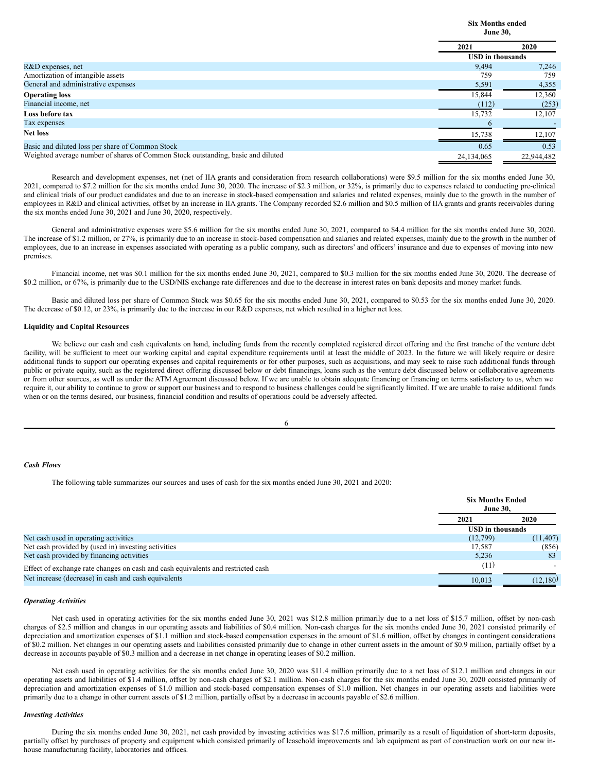| | Six Months ended June 30, | |
|---|---|---|
| | 2021 | 2020 |
| | USD in thousands | |
| R&D expenses, net | 9,494 | 7,246 |
| Amortization of intangible assets | 759 | 759 |
| General and administrative expenses | 5,591 | 4,355 |
| **Operating loss** | 15,844 | 12,360 |
| Financial income, net | (112) | (253) |
| **Loss before tax** | 15,732 | 12,107 |
| Tax expenses | 6 | - |
| **Net loss** | 15,738 | 12,107 |
| Basic and diluted loss per share of Common Stock | 0.65 | 0.53 |
| Weighted average number of shares of Common Stock outstanding, basic and diluted | 24,134,065 | 22,944,482 |

Research and development expenses, net (net of IIA grants and consideration from research collaborations) were $9.5 million for the six months ended June 30, 2021, compared to $7.2 million for the six months ended June 30, 2020. The increase of $2.3 million, or 32%, is primarily due to expenses related to conducting pre-clinical and clinical trials of our product candidates and due to an increase in stock-based compensation and salaries and related expenses, mainly due to the growth in the number of employees in R&D and clinical activities, offset by an increase in IIA grants. The Company recorded $2.6 million and $0.5 million of IIA grants and grants receivables during the six months ended June 30, 2021 and June 30, 2020, respectively.

General and administrative expenses were $5.6 million for the six months ended June 30, 2021, compared to $4.4 million for the six months ended June 30, 2020. The increase of $1.2 million, or 27%, is primarily due to an increase in stock-based compensation and salaries and related expenses, mainly due to the growth in the number of employees, due to an increase in expenses associated with operating as a public company, such as directors' and officers' insurance and due to expenses of moving into new premises.

Financial income, net was $0.1 million for the six months ended June 30, 2021, compared to $0.3 million for the six months ended June 30, 2020. The decrease of $0.2 million, or 67%, is primarily due to the USD/NIS exchange rate differences and due to the decrease in interest rates on bank deposits and money market funds.

Basic and diluted loss per share of Common Stock was $0.65 for the six months ended June 30, 2021, compared to $0.53 for the six months ended June 30, 2020. The decrease of $0.12, or 23%, is primarily due to the increase in our R&D expenses, net which resulted in a higher net loss.

**Liquidity and Capital Resources**

We believe our cash and cash equivalents on hand, including funds from the recently completed registered direct offering and the first tranche of the venture debt facility, will be sufficient to meet our working capital and capital expenditure requirements until at least the middle of 2023. In the future we will likely require or desire additional funds to support our operating expenses and capital requirements or for other purposes, such as acquisitions, and may seek to raise such additional funds through public or private equity, such as the registered direct offering discussed below or debt financings, loans such as the venture debt discussed below or collaborative agreements or from other sources, as well as under the ATM Agreement discussed below. If we are unable to obtain adequate financing or financing on terms satisfactory to us, when we require it, our ability to continue to grow or support our business and to respond to business challenges could be significantly limited. If we are unable to raise additional funds when or on the terms desired, our business, financial condition and results of operations could be adversely affected.

*Cash Flows*

The following table summarizes our sources and uses of cash for the six months ended June 30, 2021 and 2020:

| | Six Months Ended June 30, | |
|---|---|---|
| | 2021 | 2020 |
| | USD in thousands | |
| Net cash used in operating activities | (12,799) | (11,407) |
| Net cash provided by (used in) investing activities | 17,587 | (856) |
| Net cash provided by financing activities | 5,236 | 83 |
| Effect of exchange rate changes on cash and cash equivalents and restricted cash | (11) | - |
| Net increase (decrease) in cash and cash equivalents | 10,013 | (12,180) |

*Operating Activities*

Net cash used in operating activities for the six months ended June 30, 2021 was $12.8 million primarily due to a net loss of $15.7 million, offset by non-cash charges of $2.5 million and changes in our operating assets and liabilities of $0.4 million. Non-cash charges for the six months ended June 30, 2021 consisted primarily of depreciation and amortization expenses of $1.1 million and stock-based compensation expenses in the amount of $1.6 million, offset by changes in contingent considerations of $0.2 million. Net changes in our operating assets and liabilities consisted primarily due to change in other current assets in the amount of $0.9 million, partially offset by a decrease in accounts payable of $0.3 million and a decrease in net change in operating leases of $0.2 million.

Net cash used in operating activities for the six months ended June 30, 2020 was $11.4 million primarily due to a net loss of $12.1 million and changes in our operating assets and liabilities of $1.4 million, offset by non-cash charges of $2.1 million. Non-cash charges for the six months ended June 30, 2020 consisted primarily of depreciation and amortization expenses of $1.0 million and stock-based compensation expenses of $1.0 million. Net changes in our operating assets and liabilities were primarily due to a change in other current assets of $1.2 million, partially offset by a decrease in accounts payable of $2.6 million.

*Investing Activities*

During the six months ended June 30, 2021, net cash provided by investing activities was $17.6 million, primarily as a result of liquidation of short-term deposits, partially offset by purchases of property and equipment which consisted primarily of leasehold improvements and lab equipment as part of construction work on our new in-house manufacturing facility, laboratories and offices.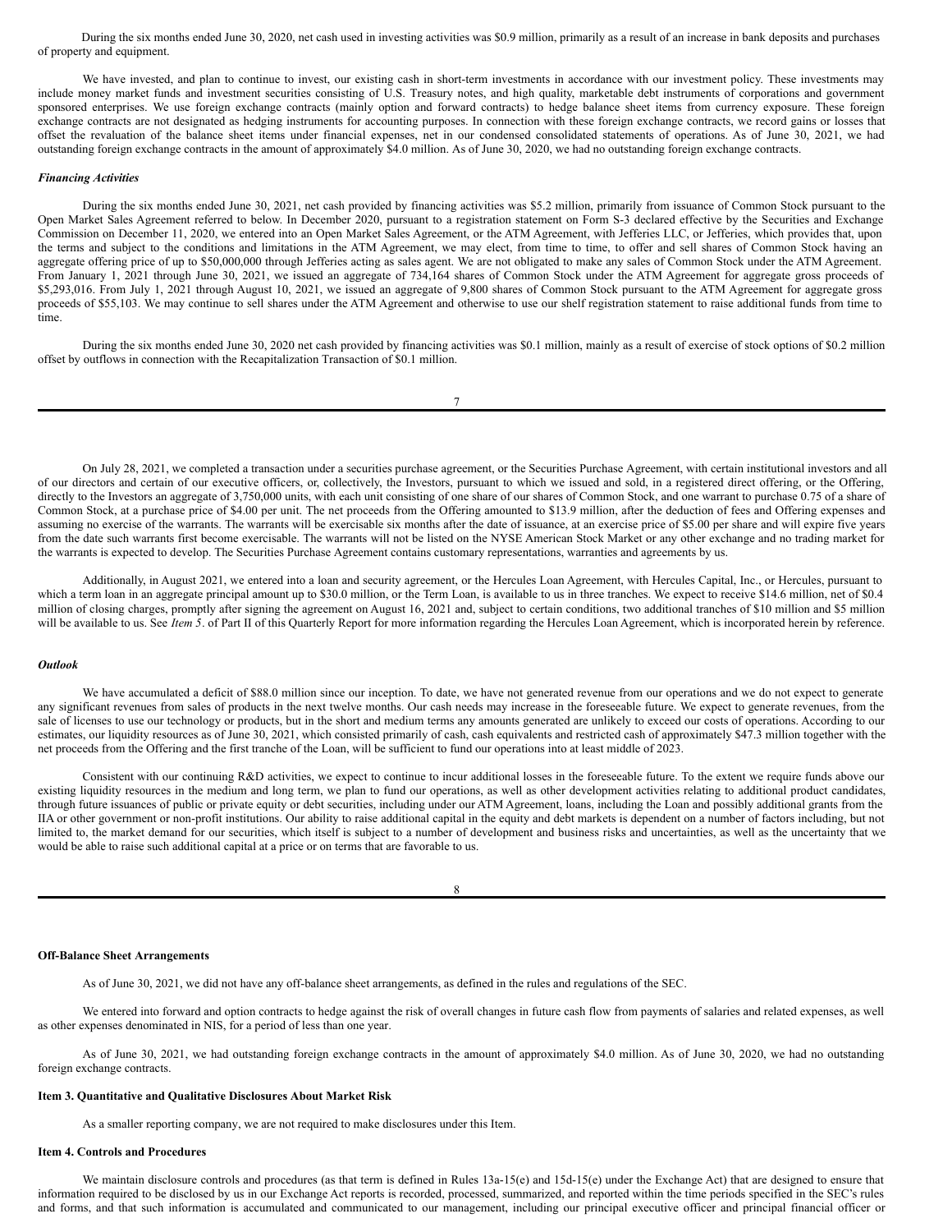During the six months ended June 30, 2020, net cash used in investing activities was $0.9 million, primarily as a result of an increase in bank deposits and purchases of property and equipment.

We have invested, and plan to continue to invest, our existing cash in short-term investments in accordance with our investment policy. These investments may include money market funds and investment securities consisting of U.S. Treasury notes, and high quality, marketable debt instruments of corporations and government sponsored enterprises. We use foreign exchange contracts (mainly option and forward contracts) to hedge balance sheet items from currency exposure. These foreign exchange contracts are not designated as hedging instruments for accounting purposes. In connection with these foreign exchange contracts, we record gains or losses that offset the revaluation of the balance sheet items under financial expenses, net in our condensed consolidated statements of operations. As of June 30, 2021, we had outstanding foreign exchange contracts in the amount of approximately $4.0 million. As of June 30, 2020, we had no outstanding foreign exchange contracts.

***Financing Activities***

During the six months ended June 30, 2021, net cash provided by financing activities was $5.2 million, primarily from issuance of Common Stock pursuant to the Open Market Sales Agreement referred to below. In December 2020, pursuant to a registration statement on Form S-3 declared effective by the Securities and Exchange Commission on December 11, 2020, we entered into an Open Market Sales Agreement, or the ATM Agreement, with Jefferies LLC, or Jefferies, which provides that, upon the terms and subject to the conditions and limitations in the ATM Agreement, we may elect, from time to time, to offer and sell shares of Common Stock having an aggregate offering price of up to $50,000,000 through Jefferies acting as sales agent. We are not obligated to make any sales of Common Stock under the ATM Agreement. From January 1, 2021 through June 30, 2021, we issued an aggregate of 734,164 shares of Common Stock under the ATM Agreement for aggregate gross proceeds of $5,293,016. From July 1, 2021 through August 10, 2021, we issued an aggregate of 9,800 shares of Common Stock pursuant to the ATM Agreement for aggregate gross proceeds of $55,103. We may continue to sell shares under the ATM Agreement and otherwise to use our shelf registration statement to raise additional funds from time to time.

During the six months ended June 30, 2020 net cash provided by financing activities was $0.1 million, mainly as a result of exercise of stock options of $0.2 million offset by outflows in connection with the Recapitalization Transaction of $0.1 million.

On July 28, 2021, we completed a transaction under a securities purchase agreement, or the Securities Purchase Agreement, with certain institutional investors and all of our directors and certain of our executive officers, or, collectively, the Investors, pursuant to which we issued and sold, in a registered direct offering, or the Offering, directly to the Investors an aggregate of 3,750,000 units, with each unit consisting of one share of our shares of Common Stock, and one warrant to purchase 0.75 of a share of Common Stock, at a purchase price of $4.00 per unit. The net proceeds from the Offering amounted to $13.9 million, after the deduction of fees and Offering expenses and assuming no exercise of the warrants. The warrants will be exercisable six months after the date of issuance, at an exercise price of $5.00 per share and will expire five years from the date such warrants first become exercisable. The warrants will not be listed on the NYSE American Stock Market or any other exchange and no trading market for the warrants is expected to develop. The Securities Purchase Agreement contains customary representations, warranties and agreements by us.

Additionally, in August 2021, we entered into a loan and security agreement, or the Hercules Loan Agreement, with Hercules Capital, Inc., or Hercules, pursuant to which a term loan in an aggregate principal amount up to $30.0 million, or the Term Loan, is available to us in three tranches. We expect to receive $14.6 million, net of $0.4 million of closing charges, promptly after signing the agreement on August 16, 2021 and, subject to certain conditions, two additional tranches of $10 million and $5 million will be available to us. See *Item 5*. of Part II of this Quarterly Report for more information regarding the Hercules Loan Agreement, which is incorporated herein by reference.

***Outlook***

We have accumulated a deficit of $88.0 million since our inception. To date, we have not generated revenue from our operations and we do not expect to generate any significant revenues from sales of products in the next twelve months. Our cash needs may increase in the foreseeable future. We expect to generate revenues, from the sale of licenses to use our technology or products, but in the short and medium terms any amounts generated are unlikely to exceed our costs of operations. According to our estimates, our liquidity resources as of June 30, 2021, which consisted primarily of cash, cash equivalents and restricted cash of approximately $47.3 million together with the net proceeds from the Offering and the first tranche of the Loan, will be sufficient to fund our operations into at least middle of 2023.

Consistent with our continuing R&D activities, we expect to continue to incur additional losses in the foreseeable future. To the extent we require funds above our existing liquidity resources in the medium and long term, we plan to fund our operations, as well as other development activities relating to additional product candidates, through future issuances of public or private equity or debt securities, including under our ATM Agreement, loans, including the Loan and possibly additional grants from the IIA or other government or non-profit institutions. Our ability to raise additional capital in the equity and debt markets is dependent on a number of factors including, but not limited to, the market demand for our securities, which itself is subject to a number of development and business risks and uncertainties, as well as the uncertainty that we would be able to raise such additional capital at a price or on terms that are favorable to us.

**Off-Balance Sheet Arrangements**

As of June 30, 2021, we did not have any off-balance sheet arrangements, as defined in the rules and regulations of the SEC.

We entered into forward and option contracts to hedge against the risk of overall changes in future cash flow from payments of salaries and related expenses, as well as other expenses denominated in NIS, for a period of less than one year.

As of June 30, 2021, we had outstanding foreign exchange contracts in the amount of approximately $4.0 million. As of June 30, 2020, we had no outstanding foreign exchange contracts.

**Item 3. Quantitative and Qualitative Disclosures About Market Risk**

As a smaller reporting company, we are not required to make disclosures under this Item.

**Item 4. Controls and Procedures**

We maintain disclosure controls and procedures (as that term is defined in Rules 13a-15(e) and 15d-15(e) under the Exchange Act) that are designed to ensure that information required to be disclosed by us in our Exchange Act reports is recorded, processed, summarized, and reported within the time periods specified in the SEC's rules and forms, and that such information is accumulated and communicated to our management, including our principal executive officer and principal financial officer or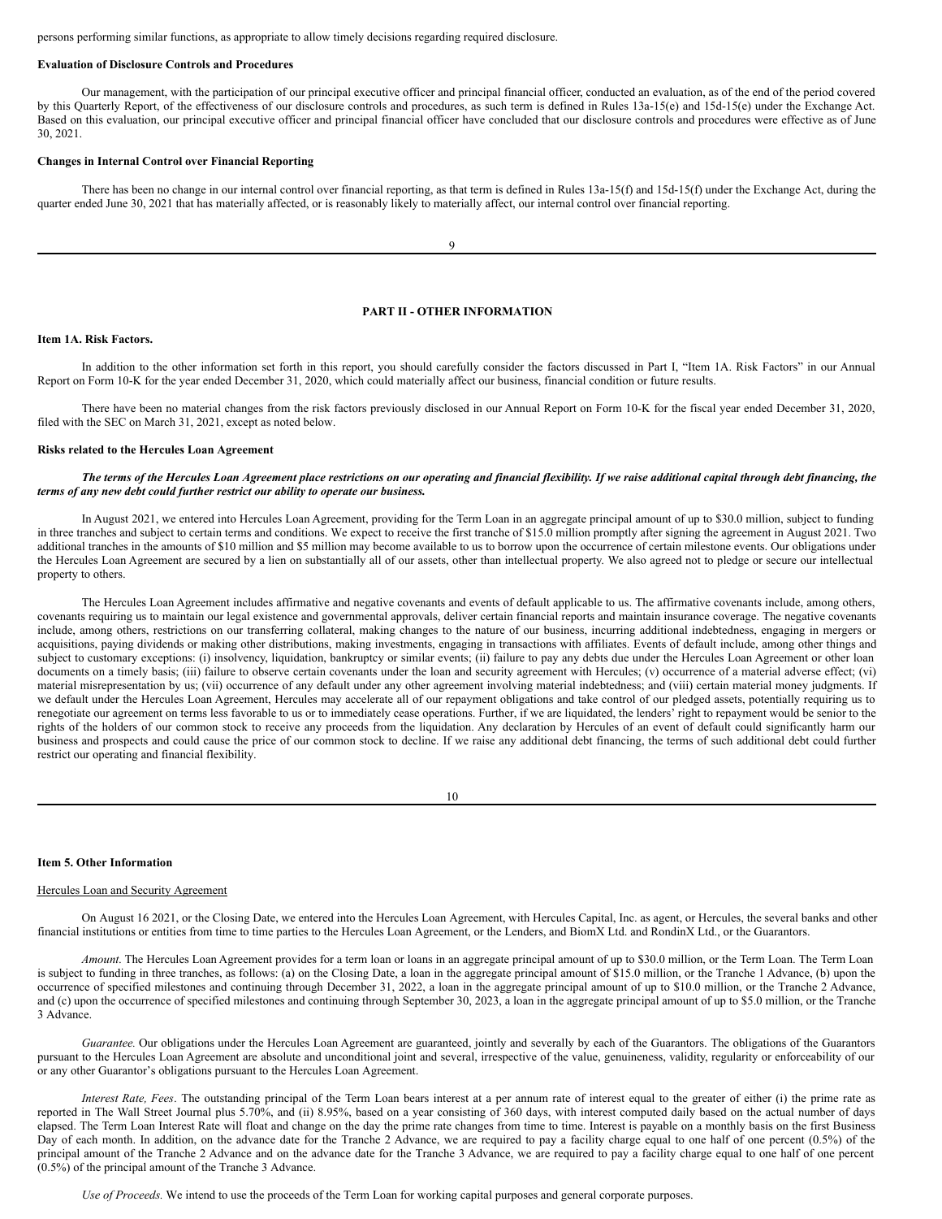persons performing similar functions, as appropriate to allow timely decisions regarding required disclosure.

**Evaluation of Disclosure Controls and Procedures**

Our management, with the participation of our principal executive officer and principal financial officer, conducted an evaluation, as of the end of the period covered by this Quarterly Report, of the effectiveness of our disclosure controls and procedures, as such term is defined in Rules 13a-15(e) and 15d-15(e) under the Exchange Act. Based on this evaluation, our principal executive officer and principal financial officer have concluded that our disclosure controls and procedures were effective as of June 30, 2021.

**Changes in Internal Control over Financial Reporting**

There has been no change in our internal control over financial reporting, as that term is defined in Rules 13a-15(f) and 15d-15(f) under the Exchange Act, during the quarter ended June 30, 2021 that has materially affected, or is reasonably likely to materially affect, our internal control over financial reporting.

## PART II - OTHER INFORMATION

**Item 1A. Risk Factors.**

In addition to the other information set forth in this report, you should carefully consider the factors discussed in Part I, "Item 1A. Risk Factors" in our Annual Report on Form 10-K for the year ended December 31, 2020, which could materially affect our business, financial condition or future results.

There have been no material changes from the risk factors previously disclosed in our Annual Report on Form 10-K for the fiscal year ended December 31, 2020, filed with the SEC on March 31, 2021, except as noted below.

**Risks related to the Hercules Loan Agreement**

***The terms of the Hercules Loan Agreement place restrictions on our operating and financial flexibility. If we raise additional capital through debt financing, the terms of any new debt could further restrict our ability to operate our business.***

In August 2021, we entered into Hercules Loan Agreement, providing for the Term Loan in an aggregate principal amount of up to $30.0 million, subject to funding in three tranches and subject to certain terms and conditions. We expect to receive the first tranche of $15.0 million promptly after signing the agreement in August 2021. Two additional tranches in the amounts of $10 million and $5 million may become available to us to borrow upon the occurrence of certain milestone events. Our obligations under the Hercules Loan Agreement are secured by a lien on substantially all of our assets, other than intellectual property. We also agreed not to pledge or secure our intellectual property to others.

The Hercules Loan Agreement includes affirmative and negative covenants and events of default applicable to us. The affirmative covenants include, among others, covenants requiring us to maintain our legal existence and governmental approvals, deliver certain financial reports and maintain insurance coverage. The negative covenants include, among others, restrictions on our transferring collateral, making changes to the nature of our business, incurring additional indebtedness, engaging in mergers or acquisitions, paying dividends or making other distributions, making investments, engaging in transactions with affiliates. Events of default include, among other things and subject to customary exceptions: (i) insolvency, liquidation, bankruptcy or similar events; (ii) failure to pay any debts due under the Hercules Loan Agreement or other loan documents on a timely basis; (iii) failure to observe certain covenants under the loan and security agreement with Hercules; (v) occurrence of a material adverse effect; (vi) material misrepresentation by us; (vii) occurrence of any default under any other agreement involving material indebtedness; and (viii) certain material money judgments. If we default under the Hercules Loan Agreement, Hercules may accelerate all of our repayment obligations and take control of our pledged assets, potentially requiring us to renegotiate our agreement on terms less favorable to us or to immediately cease operations. Further, if we are liquidated, the lenders' right to repayment would be senior to the rights of the holders of our common stock to receive any proceeds from the liquidation. Any declaration by Hercules of an event of default could significantly harm our business and prospects and could cause the price of our common stock to decline. If we raise any additional debt financing, the terms of such additional debt could further restrict our operating and financial flexibility.

**Item 5. Other Information**

Hercules Loan and Security Agreement

On August 16 2021, or the Closing Date, we entered into the Hercules Loan Agreement, with Hercules Capital, Inc. as agent, or Hercules, the several banks and other financial institutions or entities from time to time parties to the Hercules Loan Agreement, or the Lenders, and BiomX Ltd. and RondinX Ltd., or the Guarantors.

*Amount*. The Hercules Loan Agreement provides for a term loan or loans in an aggregate principal amount of up to $30.0 million, or the Term Loan. The Term Loan is subject to funding in three tranches, as follows: (a) on the Closing Date, a loan in the aggregate principal amount of $15.0 million, or the Tranche 1 Advance, (b) upon the occurrence of specified milestones and continuing through December 31, 2022, a loan in the aggregate principal amount of up to $10.0 million, or the Tranche 2 Advance, and (c) upon the occurrence of specified milestones and continuing through September 30, 2023, a loan in the aggregate principal amount of up to $5.0 million, or the Tranche 3 Advance.

*Guarantee.* Our obligations under the Hercules Loan Agreement are guaranteed, jointly and severally by each of the Guarantors. The obligations of the Guarantors pursuant to the Hercules Loan Agreement are absolute and unconditional joint and several, irrespective of the value, genuineness, validity, regularity or enforceability of our or any other Guarantor's obligations pursuant to the Hercules Loan Agreement.

*Interest Rate, Fees*. The outstanding principal of the Term Loan bears interest at a per annum rate of interest equal to the greater of either (i) the prime rate as reported in The Wall Street Journal plus 5.70%, and (ii) 8.95%, based on a year consisting of 360 days, with interest computed daily based on the actual number of days elapsed. The Term Loan Interest Rate will float and change on the day the prime rate changes from time to time. Interest is payable on a monthly basis on the first Business Day of each month. In addition, on the advance date for the Tranche 2 Advance, we are required to pay a facility charge equal to one half of one percent (0.5%) of the principal amount of the Tranche 2 Advance and on the advance date for the Tranche 3 Advance, we are required to pay a facility charge equal to one half of one percent (0.5%) of the principal amount of the Tranche 3 Advance.

*Use of Proceeds.* We intend to use the proceeds of the Term Loan for working capital purposes and general corporate purposes.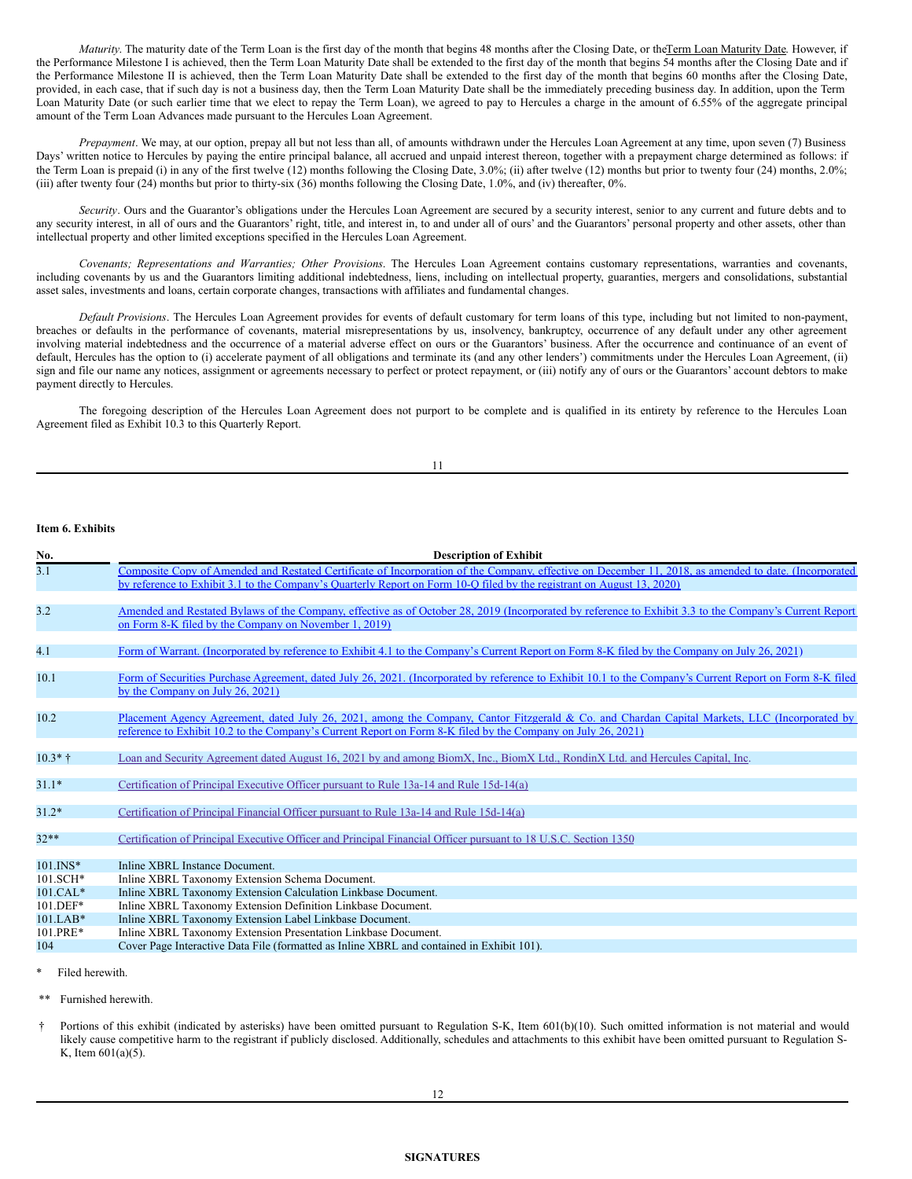*Maturity*. The maturity date of the Term Loan is the first day of the month that begins 48 months after the Closing Date, or the Term Loan Maturity Date. However, if the Performance Milestone I is achieved, then the Term Loan Maturity Date shall be extended to the first day of the month that begins 54 months after the Closing Date and if the Performance Milestone II is achieved, then the Term Loan Maturity Date shall be extended to the first day of the month that begins 60 months after the Closing Date, provided, in each case, that if such day is not a business day, then the Term Loan Maturity Date shall be the immediately preceding business day. In addition, upon the Term Loan Maturity Date (or such earlier time that we elect to repay the Term Loan), we agreed to pay to Hercules a charge in the amount of 6.55% of the aggregate principal amount of the Term Loan Advances made pursuant to the Hercules Loan Agreement.

*Prepayment*. We may, at our option, prepay all but not less than all, of amounts withdrawn under the Hercules Loan Agreement at any time, upon seven (7) Business Days' written notice to Hercules by paying the entire principal balance, all accrued and unpaid interest thereon, together with a prepayment charge determined as follows: if the Term Loan is prepaid (i) in any of the first twelve (12) months following the Closing Date, 3.0%; (ii) after twelve (12) months but prior to twenty four (24) months, 2.0%; (iii) after twenty four (24) months but prior to thirty-six (36) months following the Closing Date, 1.0%, and (iv) thereafter, 0%.

*Security*. Ours and the Guarantor's obligations under the Hercules Loan Agreement are secured by a security interest, senior to any current and future debts and to any security interest, in all of ours and the Guarantors' right, title, and interest in, to and under all of ours' and the Guarantors' personal property and other assets, other than intellectual property and other limited exceptions specified in the Hercules Loan Agreement.

*Covenants; Representations and Warranties; Other Provisions*. The Hercules Loan Agreement contains customary representations, warranties and covenants, including covenants by us and the Guarantors limiting additional indebtedness, liens, including on intellectual property, guaranties, mergers and consolidations, substantial asset sales, investments and loans, certain corporate changes, transactions with affiliates and fundamental changes.

*Default Provisions*. The Hercules Loan Agreement provides for events of default customary for term loans of this type, including but not limited to non-payment, breaches or defaults in the performance of covenants, material misrepresentations by us, insolvency, bankruptcy, occurrence of any default under any other agreement involving material indebtedness and the occurrence of a material adverse effect on ours or the Guarantors' business. After the occurrence and continuance of an event of default, Hercules has the option to (i) accelerate payment of all obligations and terminate its (and any other lenders') commitments under the Hercules Loan Agreement, (ii) sign and file our name any notices, assignment or agreements necessary to perfect or protect repayment, or (iii) notify any of ours or the Guarantors' account debtors to make payment directly to Hercules.

The foregoing description of the Hercules Loan Agreement does not purport to be complete and is qualified in its entirety by reference to the Hercules Loan Agreement filed as Exhibit 10.3 to this Quarterly Report.

**Item 6. Exhibits**

| No. | Description of Exhibit |
|---|---|
| 3.1 | Composite Copy of Amended and Restated Certificate of Incorporation of the Company, effective on December 11, 2018, as amended to date. (Incorporated by reference to Exhibit 3.1 to the Company's Quarterly Report on Form 10-Q filed by the registrant on August 13, 2020) |
| 3.2 | Amended and Restated Bylaws of the Company, effective as of October 28, 2019 (Incorporated by reference to Exhibit 3.3 to the Company's Current Report on Form 8-K filed by the Company on November 1, 2019) |
| 4.1 | Form of Warrant. (Incorporated by reference to Exhibit 4.1 to the Company's Current Report on Form 8-K filed by the Company on July 26, 2021) |
| 10.1 | Form of Securities Purchase Agreement, dated July 26, 2021. (Incorporated by reference to Exhibit 10.1 to the Company's Current Report on Form 8-K filed by the Company on July 26, 2021) |
| 10.2 | Placement Agency Agreement, dated July 26, 2021, among the Company, Cantor Fitzgerald & Co. and Chardan Capital Markets, LLC (Incorporated by reference to Exhibit 10.2 to the Company's Current Report on Form 8-K filed by the Company on July 26, 2021) |
| 10.3* † | Loan and Security Agreement dated August 16, 2021 by and among BiomX, Inc., BiomX Ltd., RondinX Ltd. and Hercules Capital, Inc. |
| 31.1* | Certification of Principal Executive Officer pursuant to Rule 13a-14 and Rule 15d-14(a) |
| 31.2* | Certification of Principal Financial Officer pursuant to Rule 13a-14 and Rule 15d-14(a) |
| 32** | Certification of Principal Executive Officer and Principal Financial Officer pursuant to 18 U.S.C. Section 1350 |
| 101.INS* | Inline XBRL Instance Document. |
| 101.SCH* | Inline XBRL Taxonomy Extension Schema Document. |
| 101.CAL* | Inline XBRL Taxonomy Extension Calculation Linkbase Document. |
| 101.DEF* | Inline XBRL Taxonomy Extension Definition Linkbase Document. |
| 101.LAB* | Inline XBRL Taxonomy Extension Label Linkbase Document. |
| 101.PRE* | Inline XBRL Taxonomy Extension Presentation Linkbase Document. |
| 104 | Cover Page Interactive Data File (formatted as Inline XBRL and contained in Exhibit 101). |

\* Filed herewith.

\*\* Furnished herewith.

† Portions of this exhibit (indicated by asterisks) have been omitted pursuant to Regulation S-K, Item 601(b)(10). Such omitted information is not material and would likely cause competitive harm to the registrant if publicly disclosed. Additionally, schedules and attachments to this exhibit have been omitted pursuant to Regulation S-K, Item 601(a)(5).

**SIGNATURES**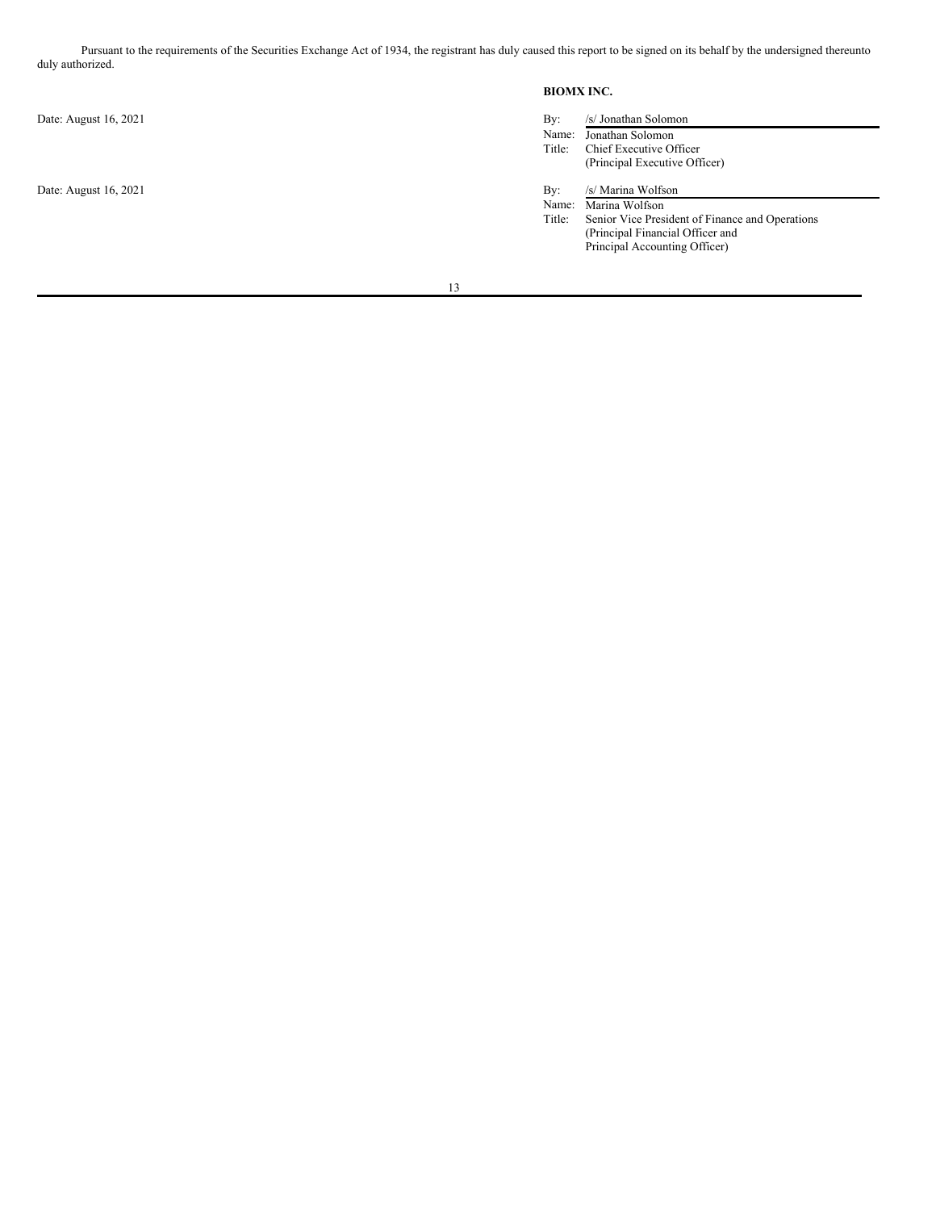Pursuant to the requirements of the Securities Exchange Act of 1934, the registrant has duly caused this report to be signed on its behalf by the undersigned thereunto duly authorized.

**BIOMX INC.**

| | | |
|---|---|---|
| Date: August 16, 2021 | By: | /s/ Jonathan Solomon |
| | Name: | Jonathan Solomon |
| | Title: | Chief Executive Officer (Principal Executive Officer) |
| Date: August 16, 2021 | By: | /s/ Marina Wolfson |
| | Name: | Marina Wolfson |
| | Title: | Senior Vice President of Finance and Operations (Principal Financial Officer and Principal Accounting Officer) |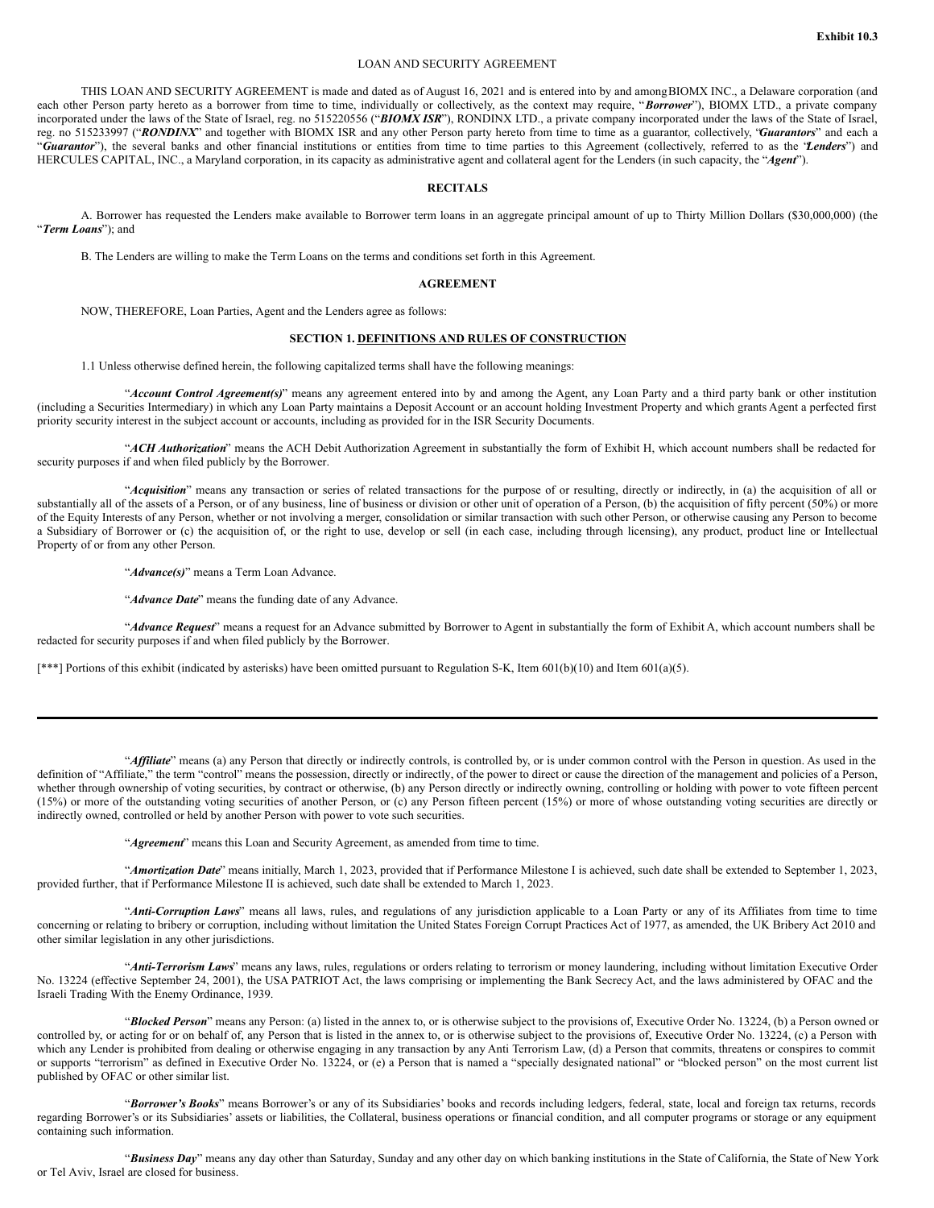**Exhibit 10.3**

LOAN AND SECURITY AGREEMENT

THIS LOAN AND SECURITY AGREEMENT is made and dated as of August 16, 2021 and is entered into by and among BIOMX INC., a Delaware corporation (and each other Person party hereto as a borrower from time to time, individually or collectively, as the context may require, "***Borrower***"), BIOMX LTD., a private company incorporated under the laws of the State of Israel, reg. no 515220556 ("***BIOMX ISR***"), RONDINX LTD., a private company incorporated under the laws of the State of Israel, reg. no 515233997 ("***RONDINX***" and together with BIOMX ISR and any other Person party hereto from time to time as a guarantor, collectively, "***Guarantors***" and each a "***Guarantor***"), the several banks and other financial institutions or entities from time to time parties to this Agreement (collectively, referred to as the "***Lenders***") and HERCULES CAPITAL, INC., a Maryland corporation, in its capacity as administrative agent and collateral agent for the Lenders (in such capacity, the "***Agent***").

**RECITALS**

A. Borrower has requested the Lenders make available to Borrower term loans in an aggregate principal amount of up to Thirty Million Dollars ($30,000,000) (the "***Term Loans***"); and

B. The Lenders are willing to make the Term Loans on the terms and conditions set forth in this Agreement.

**AGREEMENT**

NOW, THEREFORE, Loan Parties, Agent and the Lenders agree as follows:

**SECTION 1. DEFINITIONS AND RULES OF CONSTRUCTION**

1.1 Unless otherwise defined herein, the following capitalized terms shall have the following meanings:

"***Account Control Agreement(s)***" means any agreement entered into by and among the Agent, any Loan Party and a third party bank or other institution (including a Securities Intermediary) in which any Loan Party maintains a Deposit Account or an account holding Investment Property and which grants Agent a perfected first priority security interest in the subject account or accounts, including as provided for in the ISR Security Documents.

"***ACH Authorization***" means the ACH Debit Authorization Agreement in substantially the form of Exhibit H, which account numbers shall be redacted for security purposes if and when filed publicly by the Borrower.

"***Acquisition***" means any transaction or series of related transactions for the purpose of or resulting, directly or indirectly, in (a) the acquisition of all or substantially all of the assets of a Person, or of any business, line of business or division or other unit of operation of a Person, (b) the acquisition of fifty percent (50%) or more of the Equity Interests of any Person, whether or not involving a merger, consolidation or similar transaction with such other Person, or otherwise causing any Person to become a Subsidiary of Borrower or (c) the acquisition of, or the right to use, develop or sell (in each case, including through licensing), any product, product line or Intellectual Property of or from any other Person.

"***Advance(s)***" means a Term Loan Advance.

"***Advance Date***" means the funding date of any Advance.

"***Advance Request***" means a request for an Advance submitted by Borrower to Agent in substantially the form of Exhibit A, which account numbers shall be redacted for security purposes if and when filed publicly by the Borrower.

[***] Portions of this exhibit (indicated by asterisks) have been omitted pursuant to Regulation S-K, Item 601(b)(10) and Item 601(a)(5).

"***Affiliate***" means (a) any Person that directly or indirectly controls, is controlled by, or is under common control with the Person in question. As used in the definition of "Affiliate," the term "control" means the possession, directly or indirectly, of the power to direct or cause the direction of the management and policies of a Person, whether through ownership of voting securities, by contract or otherwise, (b) any Person directly or indirectly owning, controlling or holding with power to vote fifteen percent (15%) or more of the outstanding voting securities of another Person, or (c) any Person fifteen percent (15%) or more of whose outstanding voting securities are directly or indirectly owned, controlled or held by another Person with power to vote such securities.

"***Agreement***" means this Loan and Security Agreement, as amended from time to time.

"***Amortization Date***" means initially, March 1, 2023, provided that if Performance Milestone I is achieved, such date shall be extended to September 1, 2023, provided further, that if Performance Milestone II is achieved, such date shall be extended to March 1, 2023.

"***Anti-Corruption Laws***" means all laws, rules, and regulations of any jurisdiction applicable to a Loan Party or any of its Affiliates from time to time concerning or relating to bribery or corruption, including without limitation the United States Foreign Corrupt Practices Act of 1977, as amended, the UK Bribery Act 2010 and other similar legislation in any other jurisdictions.

"***Anti-Terrorism Laws***" means any laws, rules, regulations or orders relating to terrorism or money laundering, including without limitation Executive Order No. 13224 (effective September 24, 2001), the USA PATRIOT Act, the laws comprising or implementing the Bank Secrecy Act, and the laws administered by OFAC and the Israeli Trading With the Enemy Ordinance, 1939.

"***Blocked Person***" means any Person: (a) listed in the annex to, or is otherwise subject to the provisions of, Executive Order No. 13224, (b) a Person owned or controlled by, or acting for or on behalf of, any Person that is listed in the annex to, or is otherwise subject to the provisions of, Executive Order No. 13224, (c) a Person with which any Lender is prohibited from dealing or otherwise engaging in any transaction by any Anti Terrorism Law, (d) a Person that commits, threatens or conspires to commit or supports "terrorism" as defined in Executive Order No. 13224, or (e) a Person that is named a "specially designated national" or "blocked person" on the most current list published by OFAC or other similar list.

"***Borrower's Books***" means Borrower's or any of its Subsidiaries' books and records including ledgers, federal, state, local and foreign tax returns, records regarding Borrower's or its Subsidiaries' assets or liabilities, the Collateral, business operations or financial condition, and all computer programs or storage or any equipment containing such information.

"***Business Day***" means any day other than Saturday, Sunday and any other day on which banking institutions in the State of California, the State of New York or Tel Aviv, Israel are closed for business.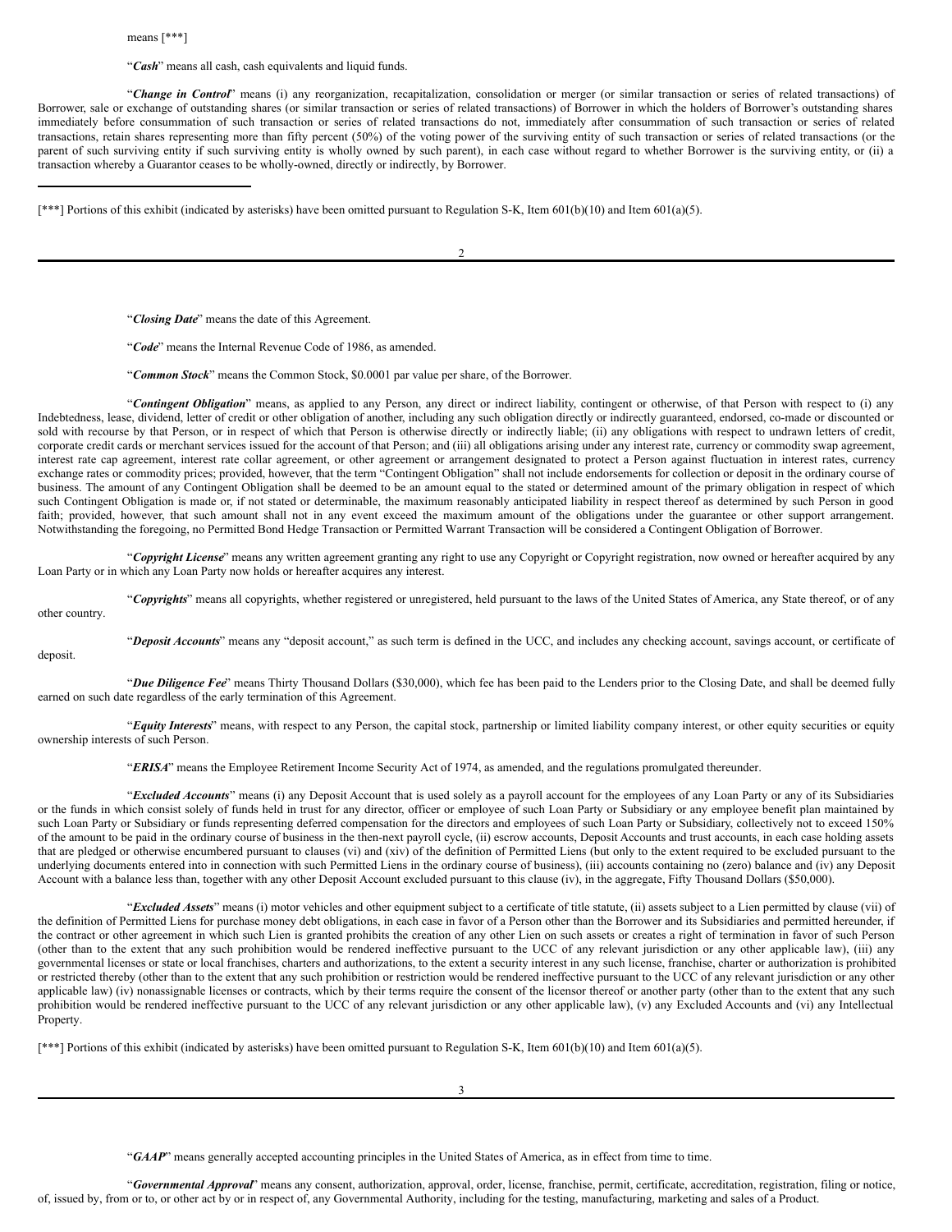means [***]

"***Cash***" means all cash, cash equivalents and liquid funds.

"***Change in Control***" means (i) any reorganization, recapitalization, consolidation or merger (or similar transaction or series of related transactions) of Borrower, sale or exchange of outstanding shares (or similar transaction or series of related transactions) of Borrower in which the holders of Borrower's outstanding shares immediately before consummation of such transaction or series of related transactions do not, immediately after consummation of such transaction or series of related transactions, retain shares representing more than fifty percent (50%) of the voting power of the surviving entity of such transaction or series of related transactions (or the parent of such surviving entity if such surviving entity is wholly owned by such parent), in each case without regard to whether Borrower is the surviving entity, or (ii) a transaction whereby a Guarantor ceases to be wholly-owned, directly or indirectly, by Borrower.

[***] Portions of this exhibit (indicated by asterisks) have been omitted pursuant to Regulation S-K, Item 601(b)(10) and Item 601(a)(5).

"***Closing Date***" means the date of this Agreement.

"***Code***" means the Internal Revenue Code of 1986, as amended.

"***Common Stock***" means the Common Stock, $0.0001 par value per share, of the Borrower.

"***Contingent Obligation***" means, as applied to any Person, any direct or indirect liability, contingent or otherwise, of that Person with respect to (i) any Indebtedness, lease, dividend, letter of credit or other obligation of another, including any such obligation directly or indirectly guaranteed, endorsed, co-made or discounted or sold with recourse by that Person, or in respect of which that Person is otherwise directly or indirectly liable; (ii) any obligations with respect to undrawn letters of credit, corporate credit cards or merchant services issued for the account of that Person; and (iii) all obligations arising under any interest rate, currency or commodity swap agreement, interest rate cap agreement, interest rate collar agreement, or other agreement or arrangement designated to protect a Person against fluctuation in interest rates, currency exchange rates or commodity prices; provided, however, that the term "Contingent Obligation" shall not include endorsements for collection or deposit in the ordinary course of business. The amount of any Contingent Obligation shall be deemed to be an amount equal to the stated or determined amount of the primary obligation in respect of which such Contingent Obligation is made or, if not stated or determinable, the maximum reasonably anticipated liability in respect thereof as determined by such Person in good faith; provided, however, that such amount shall not in any event exceed the maximum amount of the obligations under the guarantee or other support arrangement. Notwithstanding the foregoing, no Permitted Bond Hedge Transaction or Permitted Warrant Transaction will be considered a Contingent Obligation of Borrower.

"***Copyright License***" means any written agreement granting any right to use any Copyright or Copyright registration, now owned or hereafter acquired by any Loan Party or in which any Loan Party now holds or hereafter acquires any interest.

"***Copyrights***" means all copyrights, whether registered or unregistered, held pursuant to the laws of the United States of America, any State thereof, or of any other country.

"***Deposit Accounts***" means any "deposit account," as such term is defined in the UCC, and includes any checking account, savings account, or certificate of deposit.

"***Due Diligence Fee***" means Thirty Thousand Dollars ($30,000), which fee has been paid to the Lenders prior to the Closing Date, and shall be deemed fully earned on such date regardless of the early termination of this Agreement.

"***Equity Interests***" means, with respect to any Person, the capital stock, partnership or limited liability company interest, or other equity securities or equity ownership interests of such Person.

"***ERISA***" means the Employee Retirement Income Security Act of 1974, as amended, and the regulations promulgated thereunder.

"***Excluded Accounts***" means (i) any Deposit Account that is used solely as a payroll account for the employees of any Loan Party or any of its Subsidiaries or the funds in which consist solely of funds held in trust for any director, officer or employee of such Loan Party or Subsidiary or any employee benefit plan maintained by such Loan Party or Subsidiary or funds representing deferred compensation for the directors and employees of such Loan Party or Subsidiary, collectively not to exceed 150% of the amount to be paid in the ordinary course of business in the then-next payroll cycle, (ii) escrow accounts, Deposit Accounts and trust accounts, in each case holding assets that are pledged or otherwise encumbered pursuant to clauses (vi) and (xiv) of the definition of Permitted Liens (but only to the extent required to be excluded pursuant to the underlying documents entered into in connection with such Permitted Liens in the ordinary course of business), (iii) accounts containing no (zero) balance and (iv) any Deposit Account with a balance less than, together with any other Deposit Account excluded pursuant to this clause (iv), in the aggregate, Fifty Thousand Dollars ($50,000).

"***Excluded Assets***" means (i) motor vehicles and other equipment subject to a certificate of title statute, (ii) assets subject to a Lien permitted by clause (vii) of the definition of Permitted Liens for purchase money debt obligations, in each case in favor of a Person other than the Borrower and its Subsidiaries and permitted hereunder, if the contract or other agreement in which such Lien is granted prohibits the creation of any other Lien on such assets or creates a right of termination in favor of such Person (other than to the extent that any such prohibition would be rendered ineffective pursuant to the UCC of any relevant jurisdiction or any other applicable law), (iii) any governmental licenses or state or local franchises, charters and authorizations, to the extent a security interest in any such license, franchise, charter or authorization is prohibited or restricted thereby (other than to the extent that any such prohibition or restriction would be rendered ineffective pursuant to the UCC of any relevant jurisdiction or any other applicable law) (iv) nonassignable licenses or contracts, which by their terms require the consent of the licensor thereof or another party (other than to the extent that any such prohibition would be rendered ineffective pursuant to the UCC of any relevant jurisdiction or any other applicable law), (v) any Excluded Accounts and (vi) any Intellectual Property.

[***] Portions of this exhibit (indicated by asterisks) have been omitted pursuant to Regulation S-K, Item 601(b)(10) and Item 601(a)(5).

"***GAAP***" means generally accepted accounting principles in the United States of America, as in effect from time to time.

"***Governmental Approval***" means any consent, authorization, approval, order, license, franchise, permit, certificate, accreditation, registration, filing or notice, of, issued by, from or to, or other act by or in respect of, any Governmental Authority, including for the testing, manufacturing, marketing and sales of a Product.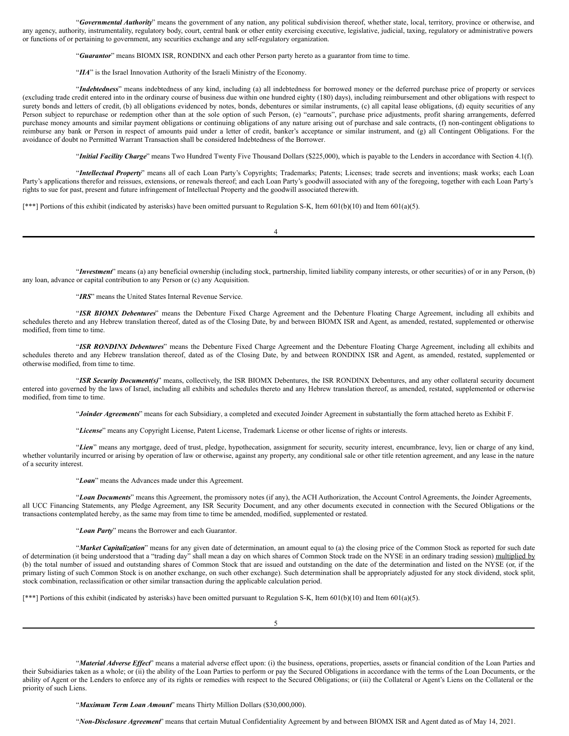"***Governmental Authority***" means the government of any nation, any political subdivision thereof, whether state, local, territory, province or otherwise, and any agency, authority, instrumentality, regulatory body, court, central bank or other entity exercising executive, legislative, judicial, taxing, regulatory or administrative powers or functions of or pertaining to government, any securities exchange and any self-regulatory organization.

"***Guarantor***" means BIOMX ISR, RONDINX and each other Person party hereto as a guarantor from time to time.

"***IIA***" is the Israel Innovation Authority of the Israeli Ministry of the Economy.

"***Indebtedness***" means indebtedness of any kind, including (a) all indebtedness for borrowed money or the deferred purchase price of property or services (excluding trade credit entered into in the ordinary course of business due within one hundred eighty (180) days), including reimbursement and other obligations with respect to surety bonds and letters of credit, (b) all obligations evidenced by notes, bonds, debentures or similar instruments, (c) all capital lease obligations, (d) equity securities of any Person subject to repurchase or redemption other than at the sole option of such Person, (e) "earnouts", purchase price adjustments, profit sharing arrangements, deferred purchase money amounts and similar payment obligations or continuing obligations of any nature arising out of purchase and sale contracts, (f) non-contingent obligations to reimburse any bank or Person in respect of amounts paid under a letter of credit, banker's acceptance or similar instrument, and (g) all Contingent Obligations. For the avoidance of doubt no Permitted Warrant Transaction shall be considered Indebtedness of the Borrower.

"***Initial Facility Charge***" means Two Hundred Twenty Five Thousand Dollars ($225,000), which is payable to the Lenders in accordance with Section 4.1(f).

"***Intellectual Property***" means all of each Loan Party's Copyrights; Trademarks; Patents; Licenses; trade secrets and inventions; mask works; each Loan Party's applications therefor and reissues, extensions, or renewals thereof; and each Loan Party's goodwill associated with any of the foregoing, together with each Loan Party's rights to sue for past, present and future infringement of Intellectual Property and the goodwill associated therewith.

[***] Portions of this exhibit (indicated by asterisks) have been omitted pursuant to Regulation S-K, Item 601(b)(10) and Item 601(a)(5).

"***Investment***" means (a) any beneficial ownership (including stock, partnership, limited liability company interests, or other securities) of or in any Person, (b) any loan, advance or capital contribution to any Person or (c) any Acquisition.

"***IRS***" means the United States Internal Revenue Service.

"***ISR BIOMX Debentures***" means the Debenture Fixed Charge Agreement and the Debenture Floating Charge Agreement, including all exhibits and schedules thereto and any Hebrew translation thereof, dated as of the Closing Date, by and between BIOMX ISR and Agent, as amended, restated, supplemented or otherwise modified, from time to time.

"***ISR RONDINX Debentures***" means the Debenture Fixed Charge Agreement and the Debenture Floating Charge Agreement, including all exhibits and schedules thereto and any Hebrew translation thereof, dated as of the Closing Date, by and between RONDINX ISR and Agent, as amended, restated, supplemented or otherwise modified, from time to time.

"***ISR Security Document(s)***" means, collectively, the ISR BIOMX Debentures, the ISR RONDINX Debentures, and any other collateral security document entered into governed by the laws of Israel, including all exhibits and schedules thereto and any Hebrew translation thereof, as amended, restated, supplemented or otherwise modified, from time to time.

"***Joinder Agreements***" means for each Subsidiary, a completed and executed Joinder Agreement in substantially the form attached hereto as Exhibit F.

"***License***" means any Copyright License, Patent License, Trademark License or other license of rights or interests.

"***Lien***" means any mortgage, deed of trust, pledge, hypothecation, assignment for security, security interest, encumbrance, levy, lien or charge of any kind, whether voluntarily incurred or arising by operation of law or otherwise, against any property, any conditional sale or other title retention agreement, and any lease in the nature of a security interest.

"***Loan***" means the Advances made under this Agreement.

"***Loan Documents***" means this Agreement, the promissory notes (if any), the ACH Authorization, the Account Control Agreements, the Joinder Agreements, all UCC Financing Statements, any Pledge Agreement, any ISR Security Document, and any other documents executed in connection with the Secured Obligations or the transactions contemplated hereby, as the same may from time to time be amended, modified, supplemented or restated.

"***Loan Party***" means the Borrower and each Guarantor.

"***Market Capitalization***" means for any given date of determination, an amount equal to (a) the closing price of the Common Stock as reported for such date of determination (it being understood that a "trading day" shall mean a day on which shares of Common Stock trade on the NYSE in an ordinary trading session) multiplied by (b) the total number of issued and outstanding shares of Common Stock that are issued and outstanding on the date of the determination and listed on the NYSE (or, if the primary listing of such Common Stock is on another exchange, on such other exchange). Such determination shall be appropriately adjusted for any stock dividend, stock split, stock combination, reclassification or other similar transaction during the applicable calculation period.

[***] Portions of this exhibit (indicated by asterisks) have been omitted pursuant to Regulation S-K, Item 601(b)(10) and Item 601(a)(5).

"***Material Adverse Effect***" means a material adverse effect upon: (i) the business, operations, properties, assets or financial condition of the Loan Parties and their Subsidiaries taken as a whole; or (ii) the ability of the Loan Parties to perform or pay the Secured Obligations in accordance with the terms of the Loan Documents, or the ability of Agent or the Lenders to enforce any of its rights or remedies with respect to the Secured Obligations; or (iii) the Collateral or Agent's Liens on the Collateral or the priority of such Liens.

"***Maximum Term Loan Amount***" means Thirty Million Dollars ($30,000,000).

"***Non-Disclosure Agreement***" means that certain Mutual Confidentiality Agreement by and between BIOMX ISR and Agent dated as of May 14, 2021.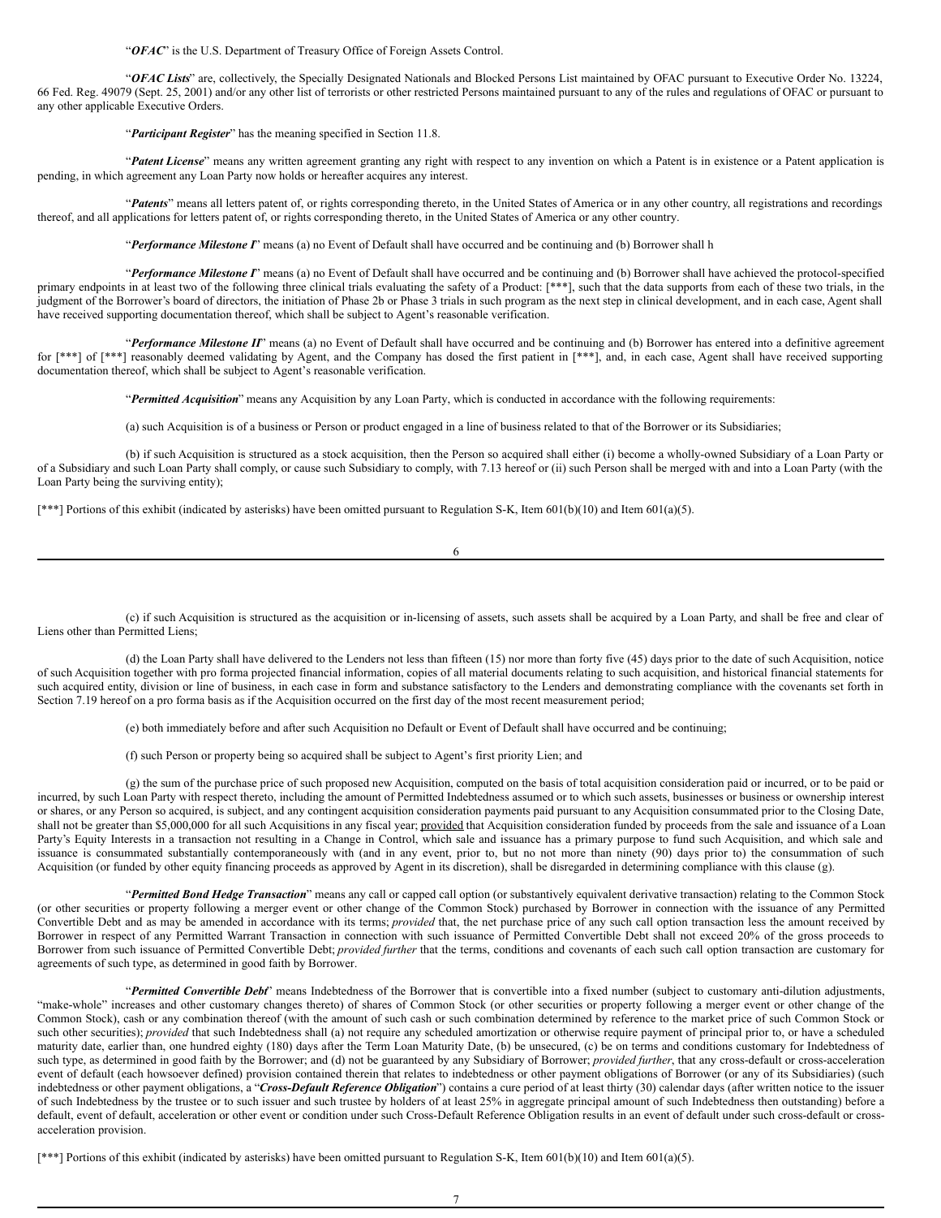"***OFAC***" is the U.S. Department of Treasury Office of Foreign Assets Control.

"***OFAC Lists***" are, collectively, the Specially Designated Nationals and Blocked Persons List maintained by OFAC pursuant to Executive Order No. 13224, 66 Fed. Reg. 49079 (Sept. 25, 2001) and/or any other list of terrorists or other restricted Persons maintained pursuant to any of the rules and regulations of OFAC or pursuant to any other applicable Executive Orders.

"***Participant Register***" has the meaning specified in Section 11.8.

"***Patent License***" means any written agreement granting any right with respect to any invention on which a Patent is in existence or a Patent application is pending, in which agreement any Loan Party now holds or hereafter acquires any interest.

"***Patents***" means all letters patent of, or rights corresponding thereto, in the United States of America or in any other country, all registrations and recordings thereof, and all applications for letters patent of, or rights corresponding thereto, in the United States of America or any other country.

"***Performance Milestone I***" means (a) no Event of Default shall have occurred and be continuing and (b) Borrower shall h

"***Performance Milestone I***" means (a) no Event of Default shall have occurred and be continuing and (b) Borrower shall have achieved the protocol-specified primary endpoints in at least two of the following three clinical trials evaluating the safety of a Product: [***], such that the data supports from each of these two trials, in the judgment of the Borrower's board of directors, the initiation of Phase 2b or Phase 3 trials in such program as the next step in clinical development, and in each case, Agent shall have received supporting documentation thereof, which shall be subject to Agent's reasonable verification.

"***Performance Milestone II***" means (a) no Event of Default shall have occurred and be continuing and (b) Borrower has entered into a definitive agreement for [***] of [***] reasonably deemed validating by Agent, and the Company has dosed the first patient in [***], and, in each case, Agent shall have received supporting documentation thereof, which shall be subject to Agent's reasonable verification.

"***Permitted Acquisition***" means any Acquisition by any Loan Party, which is conducted in accordance with the following requirements:

(a) such Acquisition is of a business or Person or product engaged in a line of business related to that of the Borrower or its Subsidiaries;

(b) if such Acquisition is structured as a stock acquisition, then the Person so acquired shall either (i) become a wholly-owned Subsidiary of a Loan Party or of a Subsidiary and such Loan Party shall comply, or cause such Subsidiary to comply, with 7.13 hereof or (ii) such Person shall be merged with and into a Loan Party (with the Loan Party being the surviving entity);

[***] Portions of this exhibit (indicated by asterisks) have been omitted pursuant to Regulation S-K, Item 601(b)(10) and Item 601(a)(5).

(c) if such Acquisition is structured as the acquisition or in-licensing of assets, such assets shall be acquired by a Loan Party, and shall be free and clear of Liens other than Permitted Liens;

(d) the Loan Party shall have delivered to the Lenders not less than fifteen (15) nor more than forty five (45) days prior to the date of such Acquisition, notice of such Acquisition together with pro forma projected financial information, copies of all material documents relating to such acquisition, and historical financial statements for such acquired entity, division or line of business, in each case in form and substance satisfactory to the Lenders and demonstrating compliance with the covenants set forth in Section 7.19 hereof on a pro forma basis as if the Acquisition occurred on the first day of the most recent measurement period;

(e) both immediately before and after such Acquisition no Default or Event of Default shall have occurred and be continuing;

(f) such Person or property being so acquired shall be subject to Agent's first priority Lien; and

(g) the sum of the purchase price of such proposed new Acquisition, computed on the basis of total acquisition consideration paid or incurred, or to be paid or incurred, by such Loan Party with respect thereto, including the amount of Permitted Indebtedness assumed or to which such assets, businesses or business or ownership interest or shares, or any Person so acquired, is subject, and any contingent acquisition consideration payments paid pursuant to any Acquisition consummated prior to the Closing Date, shall not be greater than $5,000,000 for all such Acquisitions in any fiscal year; provided that Acquisition consideration funded by proceeds from the sale and issuance of a Loan Party's Equity Interests in a transaction not resulting in a Change in Control, which sale and issuance has a primary purpose to fund such Acquisition, and which sale and issuance is consummated substantially contemporaneously with (and in any event, prior to, but no not more than ninety (90) days prior to) the consummation of such Acquisition (or funded by other equity financing proceeds as approved by Agent in its discretion), shall be disregarded in determining compliance with this clause (g).

"***Permitted Bond Hedge Transaction***" means any call or capped call option (or substantively equivalent derivative transaction) relating to the Common Stock (or other securities or property following a merger event or other change of the Common Stock) purchased by Borrower in connection with the issuance of any Permitted Convertible Debt and as may be amended in accordance with its terms; *provided* that, the net purchase price of any such call option transaction less the amount received by Borrower in respect of any Permitted Warrant Transaction in connection with such issuance of Permitted Convertible Debt shall not exceed 20% of the gross proceeds to Borrower from such issuance of Permitted Convertible Debt; *provided further* that the terms, conditions and covenants of each such call option transaction are customary for agreements of such type, as determined in good faith by Borrower.

"***Permitted Convertible Debt***" means Indebtedness of the Borrower that is convertible into a fixed number (subject to customary anti-dilution adjustments, "make-whole" increases and other customary changes thereto) of shares of Common Stock (or other securities or property following a merger event or other change of the Common Stock), cash or any combination thereof (with the amount of such cash or such combination determined by reference to the market price of such Common Stock or such other securities); *provided* that such Indebtedness shall (a) not require any scheduled amortization or otherwise require payment of principal prior to, or have a scheduled maturity date, earlier than, one hundred eighty (180) days after the Term Loan Maturity Date, (b) be unsecured, (c) be on terms and conditions customary for Indebtedness of such type, as determined in good faith by the Borrower; and (d) not be guaranteed by any Subsidiary of Borrower; *provided further*, that any cross-default or cross-acceleration event of default (each howsoever defined) provision contained therein that relates to indebtedness or other payment obligations of Borrower (or any of its Subsidiaries) (such indebtedness or other payment obligations, a "***Cross-Default Reference Obligation***") contains a cure period of at least thirty (30) calendar days (after written notice to the issuer of such Indebtedness by the trustee or to such issuer and such trustee by holders of at least 25% in aggregate principal amount of such Indebtedness then outstanding) before a default, event of default, acceleration or other event or condition under such Cross-Default Reference Obligation results in an event of default under such cross-default or cross-acceleration provision.

[***] Portions of this exhibit (indicated by asterisks) have been omitted pursuant to Regulation S-K, Item 601(b)(10) and Item 601(a)(5).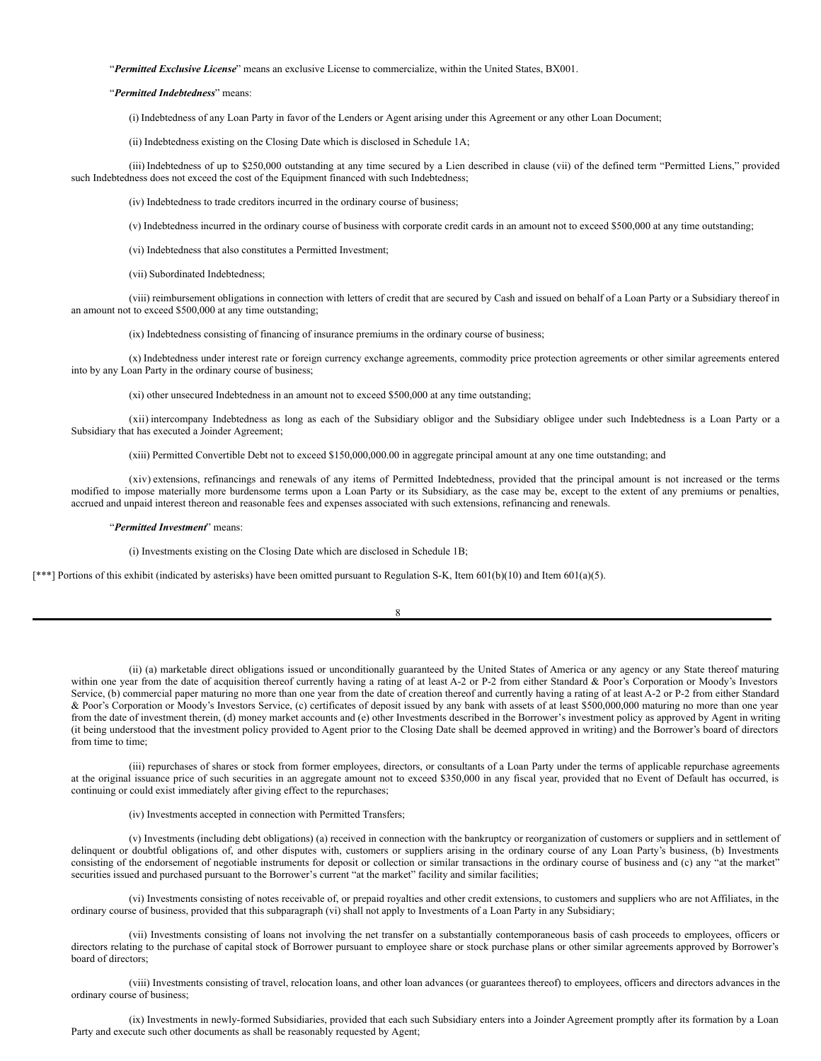"***Permitted Exclusive License***" means an exclusive License to commercialize, within the United States, BX001.

"***Permitted Indebtedness***" means:

(i) Indebtedness of any Loan Party in favor of the Lenders or Agent arising under this Agreement or any other Loan Document;

(ii) Indebtedness existing on the Closing Date which is disclosed in Schedule 1A;

(iii) Indebtedness of up to $250,000 outstanding at any time secured by a Lien described in clause (vii) of the defined term "Permitted Liens," provided such Indebtedness does not exceed the cost of the Equipment financed with such Indebtedness;

(iv) Indebtedness to trade creditors incurred in the ordinary course of business;

(v) Indebtedness incurred in the ordinary course of business with corporate credit cards in an amount not to exceed $500,000 at any time outstanding;

(vi) Indebtedness that also constitutes a Permitted Investment;

(vii) Subordinated Indebtedness;

(viii) reimbursement obligations in connection with letters of credit that are secured by Cash and issued on behalf of a Loan Party or a Subsidiary thereof in an amount not to exceed $500,000 at any time outstanding;

(ix) Indebtedness consisting of financing of insurance premiums in the ordinary course of business;

(x) Indebtedness under interest rate or foreign currency exchange agreements, commodity price protection agreements or other similar agreements entered into by any Loan Party in the ordinary course of business;

(xi) other unsecured Indebtedness in an amount not to exceed $500,000 at any time outstanding;

(xii) intercompany Indebtedness as long as each of the Subsidiary obligor and the Subsidiary obligee under such Indebtedness is a Loan Party or a Subsidiary that has executed a Joinder Agreement;

(xiii) Permitted Convertible Debt not to exceed $150,000,000.00 in aggregate principal amount at any one time outstanding; and

(xiv) extensions, refinancings and renewals of any items of Permitted Indebtedness, provided that the principal amount is not increased or the terms modified to impose materially more burdensome terms upon a Loan Party or its Subsidiary, as the case may be, except to the extent of any premiums or penalties, accrued and unpaid interest thereon and reasonable fees and expenses associated with such extensions, refinancing and renewals.

"***Permitted Investment***" means:

(i) Investments existing on the Closing Date which are disclosed in Schedule 1B;

[***] Portions of this exhibit (indicated by asterisks) have been omitted pursuant to Regulation S-K, Item 601(b)(10) and Item 601(a)(5).

(ii) (a) marketable direct obligations issued or unconditionally guaranteed by the United States of America or any agency or any State thereof maturing within one year from the date of acquisition thereof currently having a rating of at least A-2 or P-2 from either Standard & Poor's Corporation or Moody's Investors Service, (b) commercial paper maturing no more than one year from the date of creation thereof and currently having a rating of at least A-2 or P-2 from either Standard & Poor's Corporation or Moody's Investors Service, (c) certificates of deposit issued by any bank with assets of at least $500,000,000 maturing no more than one year from the date of investment therein, (d) money market accounts and (e) other Investments described in the Borrower's investment policy as approved by Agent in writing (it being understood that the investment policy provided to Agent prior to the Closing Date shall be deemed approved in writing) and the Borrower's board of directors from time to time;

(iii) repurchases of shares or stock from former employees, directors, or consultants of a Loan Party under the terms of applicable repurchase agreements at the original issuance price of such securities in an aggregate amount not to exceed $350,000 in any fiscal year, provided that no Event of Default has occurred, is continuing or could exist immediately after giving effect to the repurchases;

(iv) Investments accepted in connection with Permitted Transfers;

(v) Investments (including debt obligations) (a) received in connection with the bankruptcy or reorganization of customers or suppliers and in settlement of delinquent or doubtful obligations of, and other disputes with, customers or suppliers arising in the ordinary course of any Loan Party's business, (b) Investments consisting of the endorsement of negotiable instruments for deposit or collection or similar transactions in the ordinary course of business and (c) any "at the market" securities issued and purchased pursuant to the Borrower's current "at the market" facility and similar facilities;

(vi) Investments consisting of notes receivable of, or prepaid royalties and other credit extensions, to customers and suppliers who are not Affiliates, in the ordinary course of business, provided that this subparagraph (vi) shall not apply to Investments of a Loan Party in any Subsidiary;

(vii) Investments consisting of loans not involving the net transfer on a substantially contemporaneous basis of cash proceeds to employees, officers or directors relating to the purchase of capital stock of Borrower pursuant to employee share or stock purchase plans or other similar agreements approved by Borrower's board of directors;

(viii) Investments consisting of travel, relocation loans, and other loan advances (or guarantees thereof) to employees, officers and directors advances in the ordinary course of business;

(ix) Investments in newly-formed Subsidiaries, provided that each such Subsidiary enters into a Joinder Agreement promptly after its formation by a Loan Party and execute such other documents as shall be reasonably requested by Agent;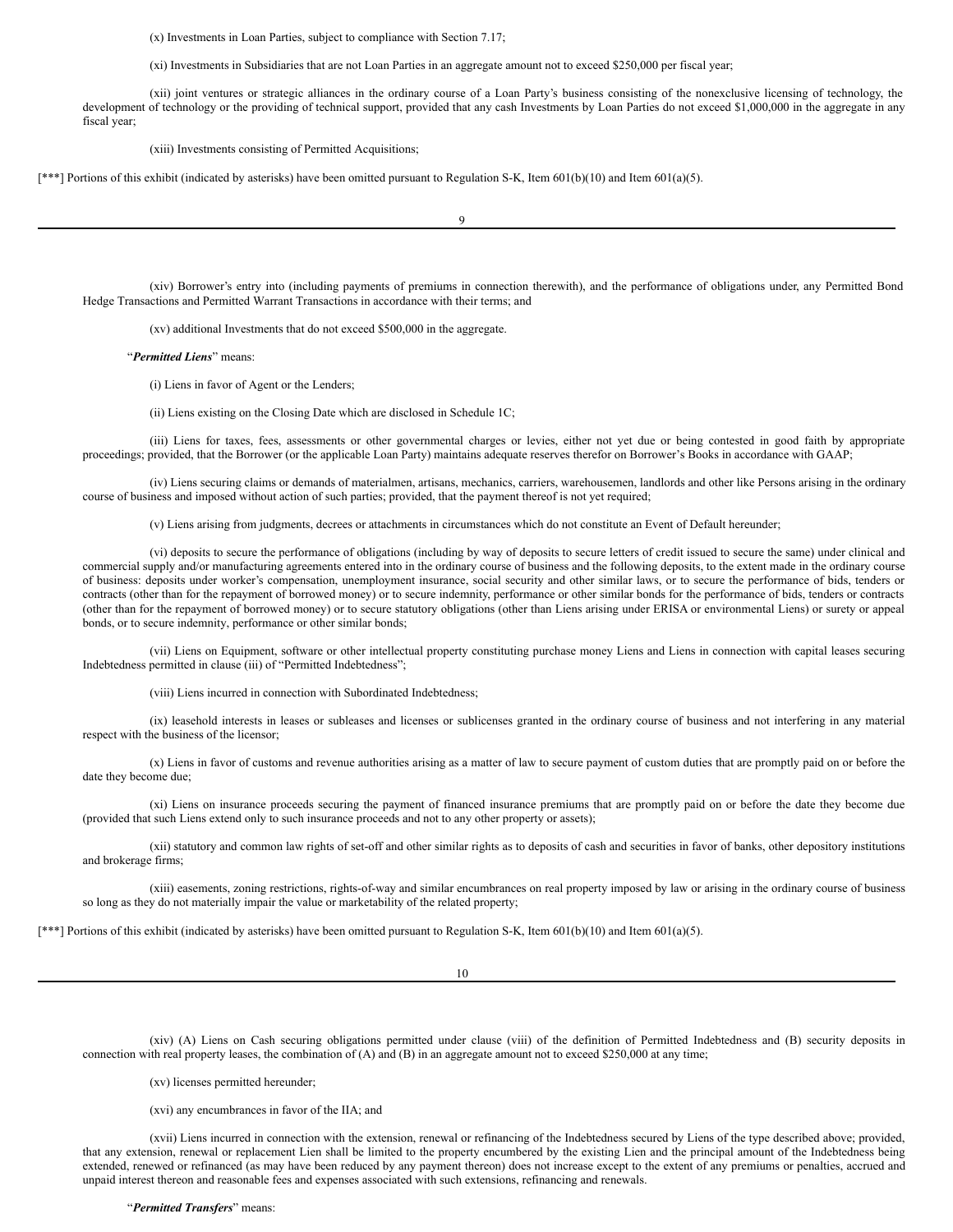(x) Investments in Loan Parties, subject to compliance with Section 7.17;

(xi) Investments in Subsidiaries that are not Loan Parties in an aggregate amount not to exceed $250,000 per fiscal year;

(xii) joint ventures or strategic alliances in the ordinary course of a Loan Party's business consisting of the nonexclusive licensing of technology, the development of technology or the providing of technical support, provided that any cash Investments by Loan Parties do not exceed $1,000,000 in the aggregate in any fiscal year;

(xiii) Investments consisting of Permitted Acquisitions;

[***] Portions of this exhibit (indicated by asterisks) have been omitted pursuant to Regulation S-K, Item 601(b)(10) and Item 601(a)(5).

(xiv) Borrower's entry into (including payments of premiums in connection therewith), and the performance of obligations under, any Permitted Bond Hedge Transactions and Permitted Warrant Transactions in accordance with their terms; and

(xv) additional Investments that do not exceed $500,000 in the aggregate.

"***Permitted Liens***" means:

(i) Liens in favor of Agent or the Lenders;

(ii) Liens existing on the Closing Date which are disclosed in Schedule 1C;

(iii) Liens for taxes, fees, assessments or other governmental charges or levies, either not yet due or being contested in good faith by appropriate proceedings; provided, that the Borrower (or the applicable Loan Party) maintains adequate reserves therefor on Borrower's Books in accordance with GAAP;

(iv) Liens securing claims or demands of materialmen, artisans, mechanics, carriers, warehousemen, landlords and other like Persons arising in the ordinary course of business and imposed without action of such parties; provided, that the payment thereof is not yet required;

(v) Liens arising from judgments, decrees or attachments in circumstances which do not constitute an Event of Default hereunder;

(vi) deposits to secure the performance of obligations (including by way of deposits to secure letters of credit issued to secure the same) under clinical and commercial supply and/or manufacturing agreements entered into in the ordinary course of business and the following deposits, to the extent made in the ordinary course of business: deposits under worker's compensation, unemployment insurance, social security and other similar laws, or to secure the performance of bids, tenders or contracts (other than for the repayment of borrowed money) or to secure indemnity, performance or other similar bonds for the performance of bids, tenders or contracts (other than for the repayment of borrowed money) or to secure statutory obligations (other than Liens arising under ERISA or environmental Liens) or surety or appeal bonds, or to secure indemnity, performance or other similar bonds;

(vii) Liens on Equipment, software or other intellectual property constituting purchase money Liens and Liens in connection with capital leases securing Indebtedness permitted in clause (iii) of "Permitted Indebtedness";

(viii) Liens incurred in connection with Subordinated Indebtedness;

(ix) leasehold interests in leases or subleases and licenses or sublicenses granted in the ordinary course of business and not interfering in any material respect with the business of the licensor;

(x) Liens in favor of customs and revenue authorities arising as a matter of law to secure payment of custom duties that are promptly paid on or before the date they become due;

(xi) Liens on insurance proceeds securing the payment of financed insurance premiums that are promptly paid on or before the date they become due (provided that such Liens extend only to such insurance proceeds and not to any other property or assets);

(xii) statutory and common law rights of set-off and other similar rights as to deposits of cash and securities in favor of banks, other depository institutions and brokerage firms;

(xiii) easements, zoning restrictions, rights-of-way and similar encumbrances on real property imposed by law or arising in the ordinary course of business so long as they do not materially impair the value or marketability of the related property;

[***] Portions of this exhibit (indicated by asterisks) have been omitted pursuant to Regulation S-K, Item 601(b)(10) and Item 601(a)(5).

(xiv) (A) Liens on Cash securing obligations permitted under clause (viii) of the definition of Permitted Indebtedness and (B) security deposits in connection with real property leases, the combination of (A) and (B) in an aggregate amount not to exceed $250,000 at any time;

(xv) licenses permitted hereunder;

(xvi) any encumbrances in favor of the IIA; and

(xvii) Liens incurred in connection with the extension, renewal or refinancing of the Indebtedness secured by Liens of the type described above; provided, that any extension, renewal or replacement Lien shall be limited to the property encumbered by the existing Lien and the principal amount of the Indebtedness being extended, renewed or refinanced (as may have been reduced by any payment thereon) does not increase except to the extent of any premiums or penalties, accrued and unpaid interest thereon and reasonable fees and expenses associated with such extensions, refinancing and renewals.

"***Permitted Transfers***" means: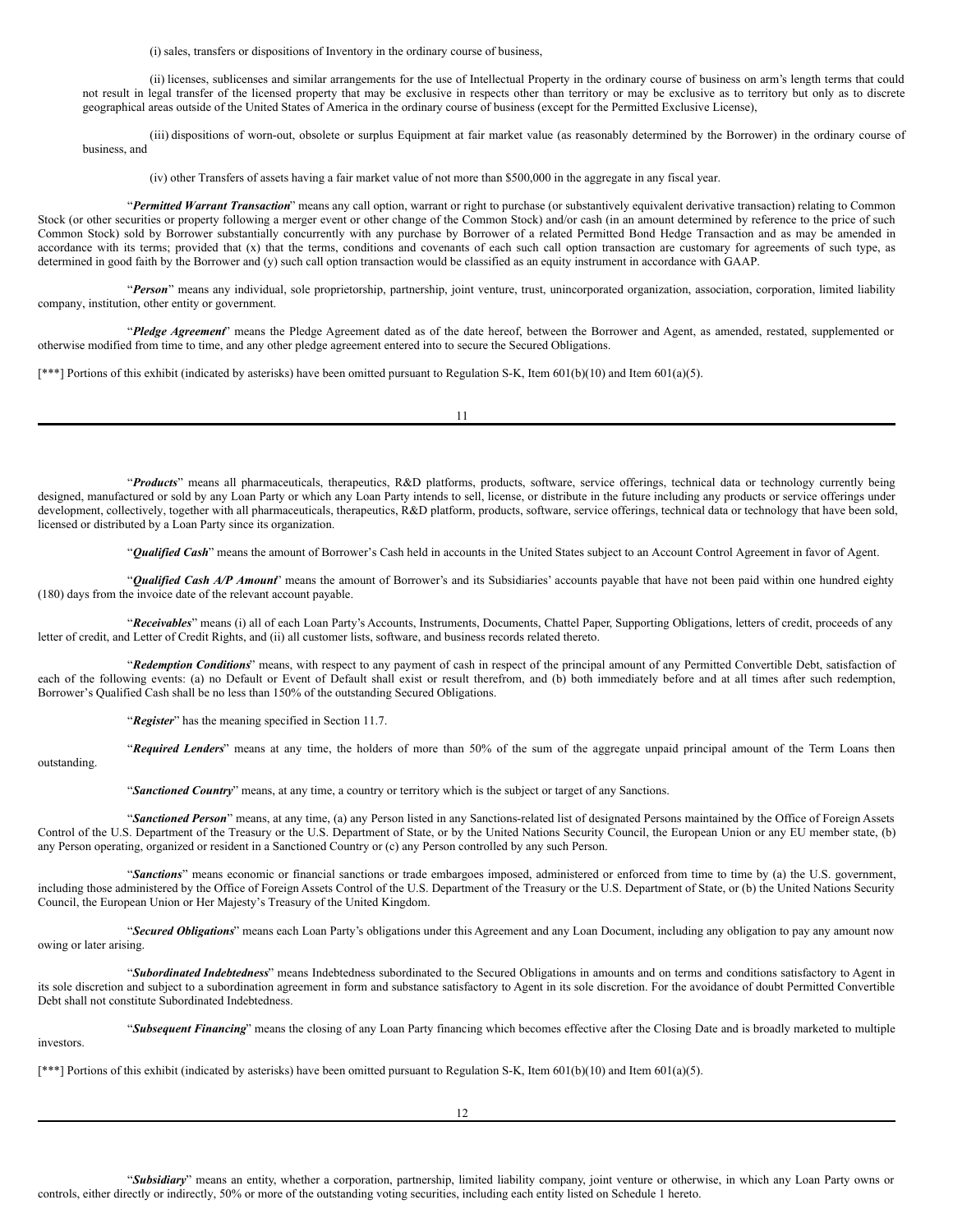(i) sales, transfers or dispositions of Inventory in the ordinary course of business,

(ii) licenses, sublicenses and similar arrangements for the use of Intellectual Property in the ordinary course of business on arm's length terms that could not result in legal transfer of the licensed property that may be exclusive in respects other than territory or may be exclusive as to territory but only as to discrete geographical areas outside of the United States of America in the ordinary course of business (except for the Permitted Exclusive License),

(iii) dispositions of worn-out, obsolete or surplus Equipment at fair market value (as reasonably determined by the Borrower) in the ordinary course of business, and

(iv) other Transfers of assets having a fair market value of not more than $500,000 in the aggregate in any fiscal year.

"***Permitted Warrant Transaction***" means any call option, warrant or right to purchase (or substantively equivalent derivative transaction) relating to Common Stock (or other securities or property following a merger event or other change of the Common Stock) and/or cash (in an amount determined by reference to the price of such Common Stock) sold by Borrower substantially concurrently with any purchase by Borrower of a related Permitted Bond Hedge Transaction and as may be amended in accordance with its terms; provided that (x) that the terms, conditions and covenants of each such call option transaction are customary for agreements of such type, as determined in good faith by the Borrower and (y) such call option transaction would be classified as an equity instrument in accordance with GAAP.

"***Person***" means any individual, sole proprietorship, partnership, joint venture, trust, unincorporated organization, association, corporation, limited liability company, institution, other entity or government.

"***Pledge Agreement***" means the Pledge Agreement dated as of the date hereof, between the Borrower and Agent, as amended, restated, supplemented or otherwise modified from time to time, and any other pledge agreement entered into to secure the Secured Obligations.

[***] Portions of this exhibit (indicated by asterisks) have been omitted pursuant to Regulation S-K, Item 601(b)(10) and Item 601(a)(5).

"***Products***" means all pharmaceuticals, therapeutics, R&D platforms, products, software, service offerings, technical data or technology currently being designed, manufactured or sold by any Loan Party or which any Loan Party intends to sell, license, or distribute in the future including any products or service offerings under development, collectively, together with all pharmaceuticals, therapeutics, R&D platform, products, software, service offerings, technical data or technology that have been sold, licensed or distributed by a Loan Party since its organization.

"***Qualified Cash***" means the amount of Borrower's Cash held in accounts in the United States subject to an Account Control Agreement in favor of Agent.

"***Qualified Cash A/P Amount***" means the amount of Borrower's and its Subsidiaries' accounts payable that have not been paid within one hundred eighty (180) days from the invoice date of the relevant account payable.

"***Receivables***" means (i) all of each Loan Party's Accounts, Instruments, Documents, Chattel Paper, Supporting Obligations, letters of credit, proceeds of any letter of credit, and Letter of Credit Rights, and (ii) all customer lists, software, and business records related thereto.

"***Redemption Conditions***" means, with respect to any payment of cash in respect of the principal amount of any Permitted Convertible Debt, satisfaction of each of the following events: (a) no Default or Event of Default shall exist or result therefrom, and (b) both immediately before and at all times after such redemption, Borrower's Qualified Cash shall be no less than 150% of the outstanding Secured Obligations.

"***Register***" has the meaning specified in Section 11.7.

"***Required Lenders***" means at any time, the holders of more than 50% of the sum of the aggregate unpaid principal amount of the Term Loans then outstanding.

"***Sanctioned Country***" means, at any time, a country or territory which is the subject or target of any Sanctions.

"***Sanctioned Person***" means, at any time, (a) any Person listed in any Sanctions-related list of designated Persons maintained by the Office of Foreign Assets Control of the U.S. Department of the Treasury or the U.S. Department of State, or by the United Nations Security Council, the European Union or any EU member state, (b) any Person operating, organized or resident in a Sanctioned Country or (c) any Person controlled by any such Person.

"***Sanctions***" means economic or financial sanctions or trade embargoes imposed, administered or enforced from time to time by (a) the U.S. government, including those administered by the Office of Foreign Assets Control of the U.S. Department of the Treasury or the U.S. Department of State, or (b) the United Nations Security Council, the European Union or Her Majesty's Treasury of the United Kingdom.

"***Secured Obligations***" means each Loan Party's obligations under this Agreement and any Loan Document, including any obligation to pay any amount now owing or later arising.

"***Subordinated Indebtedness***" means Indebtedness subordinated to the Secured Obligations in amounts and on terms and conditions satisfactory to Agent in its sole discretion and subject to a subordination agreement in form and substance satisfactory to Agent in its sole discretion. For the avoidance of doubt Permitted Convertible Debt shall not constitute Subordinated Indebtedness.

"***Subsequent Financing***" means the closing of any Loan Party financing which becomes effective after the Closing Date and is broadly marketed to multiple investors.

[***] Portions of this exhibit (indicated by asterisks) have been omitted pursuant to Regulation S-K, Item 601(b)(10) and Item 601(a)(5).

"***Subsidiary***" means an entity, whether a corporation, partnership, limited liability company, joint venture or otherwise, in which any Loan Party owns or controls, either directly or indirectly, 50% or more of the outstanding voting securities, including each entity listed on Schedule 1 hereto.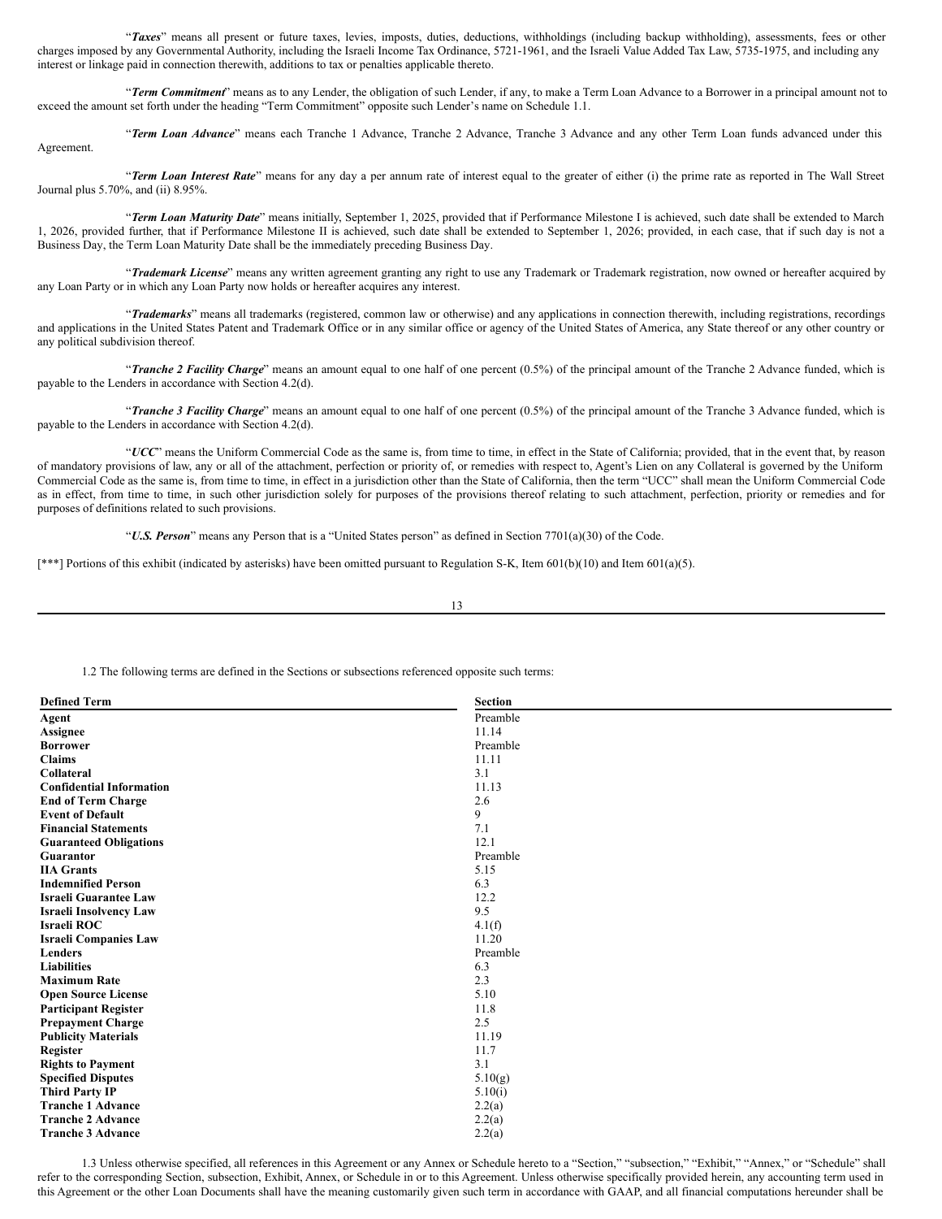"***Taxes***" means all present or future taxes, levies, imposts, duties, deductions, withholdings (including backup withholding), assessments, fees or other charges imposed by any Governmental Authority, including the Israeli Income Tax Ordinance, 5721-1961, and the Israeli Value Added Tax Law, 5735-1975, and including any interest or linkage paid in connection therewith, additions to tax or penalties applicable thereto.

"***Term Commitment***" means as to any Lender, the obligation of such Lender, if any, to make a Term Loan Advance to a Borrower in a principal amount not to exceed the amount set forth under the heading "Term Commitment" opposite such Lender's name on Schedule 1.1.

"***Term Loan Advance***" means each Tranche 1 Advance, Tranche 2 Advance, Tranche 3 Advance and any other Term Loan funds advanced under this Agreement.

"***Term Loan Interest Rate***" means for any day a per annum rate of interest equal to the greater of either (i) the prime rate as reported in The Wall Street Journal plus 5.70%, and (ii) 8.95%.

"***Term Loan Maturity Date***" means initially, September 1, 2025, provided that if Performance Milestone I is achieved, such date shall be extended to March 1, 2026, provided further, that if Performance Milestone II is achieved, such date shall be extended to September 1, 2026; provided, in each case, that if such day is not a Business Day, the Term Loan Maturity Date shall be the immediately preceding Business Day.

"***Trademark License***" means any written agreement granting any right to use any Trademark or Trademark registration, now owned or hereafter acquired by any Loan Party or in which any Loan Party now holds or hereafter acquires any interest.

"***Trademarks***" means all trademarks (registered, common law or otherwise) and any applications in connection therewith, including registrations, recordings and applications in the United States Patent and Trademark Office or in any similar office or agency of the United States of America, any State thereof or any other country or any political subdivision thereof.

"***Tranche 2 Facility Charge***" means an amount equal to one half of one percent (0.5%) of the principal amount of the Tranche 2 Advance funded, which is payable to the Lenders in accordance with Section 4.2(d).

"***Tranche 3 Facility Charge***" means an amount equal to one half of one percent (0.5%) of the principal amount of the Tranche 3 Advance funded, which is payable to the Lenders in accordance with Section 4.2(d).

"***UCC***" means the Uniform Commercial Code as the same is, from time to time, in effect in the State of California; provided, that in the event that, by reason of mandatory provisions of law, any or all of the attachment, perfection or priority of, or remedies with respect to, Agent's Lien on any Collateral is governed by the Uniform Commercial Code as the same is, from time to time, in effect in a jurisdiction other than the State of California, then the term "UCC" shall mean the Uniform Commercial Code as in effect, from time to time, in such other jurisdiction solely for purposes of the provisions thereof relating to such attachment, perfection, priority or remedies and for purposes of definitions related to such provisions.

"***U.S. Person***" means any Person that is a "United States person" as defined in Section 7701(a)(30) of the Code.

[***] Portions of this exhibit (indicated by asterisks) have been omitted pursuant to Regulation S-K, Item 601(b)(10) and Item 601(a)(5).

1.2 The following terms are defined in the Sections or subsections referenced opposite such terms:

| Defined Term | Section |
|---|---|
| **Agent** | Preamble |
| **Assignee** | 11.14 |
| **Borrower** | Preamble |
| **Claims** | 11.11 |
| **Collateral** | 3.1 |
| **Confidential Information** | 11.13 |
| **End of Term Charge** | 2.6 |
| **Event of Default** | 9 |
| **Financial Statements** | 7.1 |
| **Guaranteed Obligations** | 12.1 |
| **Guarantor** | Preamble |
| **IIA Grants** | 5.15 |
| **Indemnified Person** | 6.3 |
| **Israeli Guarantee Law** | 12.2 |
| **Israeli Insolvency Law** | 9.5 |
| **Israeli ROC** | 4.1(f) |
| **Israeli Companies Law** | 11.20 |
| **Lenders** | Preamble |
| **Liabilities** | 6.3 |
| **Maximum Rate** | 2.3 |
| **Open Source License** | 5.10 |
| **Participant Register** | 11.8 |
| **Prepayment Charge** | 2.5 |
| **Publicity Materials** | 11.19 |
| **Register** | 11.7 |
| **Rights to Payment** | 3.1 |
| **Specified Disputes** | 5.10(g) |
| **Third Party IP** | 5.10(i) |
| **Tranche 1 Advance** | 2.2(a) |
| **Tranche 2 Advance** | 2.2(a) |
| **Tranche 3 Advance** | 2.2(a) |

1.3 Unless otherwise specified, all references in this Agreement or any Annex or Schedule hereto to a "Section," "subsection," "Exhibit," "Annex," or "Schedule" shall refer to the corresponding Section, subsection, Exhibit, Annex, or Schedule in or to this Agreement. Unless otherwise specifically provided herein, any accounting term used in this Agreement or the other Loan Documents shall have the meaning customarily given such term in accordance with GAAP, and all financial computations hereunder shall be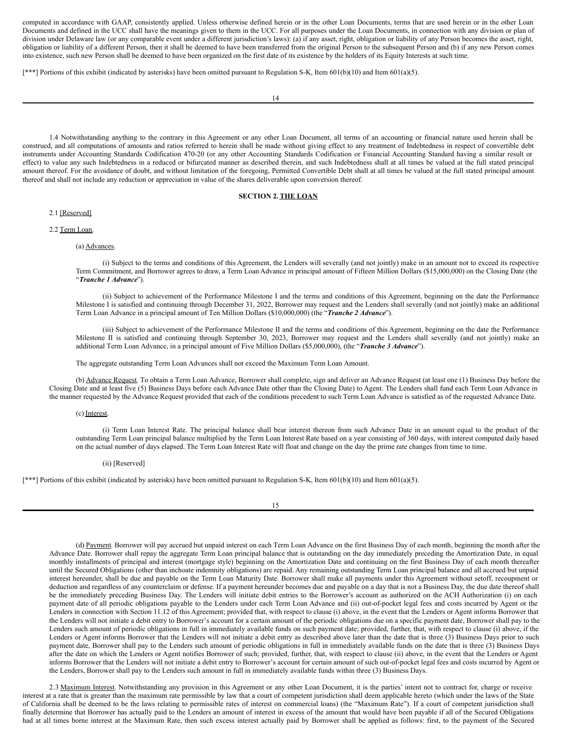computed in accordance with GAAP, consistently applied. Unless otherwise defined herein or in the other Loan Documents, terms that are used herein or in the other Loan Documents and defined in the UCC shall have the meanings given to them in the UCC. For all purposes under the Loan Documents, in connection with any division or plan of division under Delaware law (or any comparable event under a different jurisdiction's laws): (a) if any asset, right, obligation or liability of any Person becomes the asset, right, obligation or liability of a different Person, then it shall be deemed to have been transferred from the original Person to the subsequent Person and (b) if any new Person comes into existence, such new Person shall be deemed to have been organized on the first date of its existence by the holders of its Equity Interests at such time.

[***] Portions of this exhibit (indicated by asterisks) have been omitted pursuant to Regulation S-K, Item 601(b)(10) and Item 601(a)(5).

1.4 Notwithstanding anything to the contrary in this Agreement or any other Loan Document, all terms of an accounting or financial nature used herein shall be construed, and all computations of amounts and ratios referred to herein shall be made without giving effect to any treatment of Indebtedness in respect of convertible debt instruments under Accounting Standards Codification 470-20 (or any other Accounting Standards Codification or Financial Accounting Standard having a similar result or effect) to value any such Indebtedness in a reduced or bifurcated manner as described therein, and such Indebtedness shall at all times be valued at the full stated principal amount thereof. For the avoidance of doubt, and without limitation of the foregoing, Permitted Convertible Debt shall at all times be valued at the full stated principal amount thereof and shall not include any reduction or appreciation in value of the shares deliverable upon conversion thereof.

## SECTION 2. THE LOAN

2.1 [Reserved]

2.2 Term Loan.

(a) Advances.

(i) Subject to the terms and conditions of this Agreement, the Lenders will severally (and not jointly) make in an amount not to exceed its respective Term Commitment, and Borrower agrees to draw, a Term Loan Advance in principal amount of Fifteen Million Dollars ($15,000,000) on the Closing Date (the "***Tranche 1 Advance***").

(ii) Subject to achievement of the Performance Milestone I and the terms and conditions of this Agreement, beginning on the date the Performance Milestone I is satisfied and continuing through December 31, 2022, Borrower may request and the Lenders shall severally (and not jointly) make an additional Term Loan Advance in a principal amount of Ten Million Dollars ($10,000,000) (the "***Tranche 2 Advance***").

(iii) Subject to achievement of the Performance Milestone II and the terms and conditions of this Agreement, beginning on the date the Performance Milestone II is satisfied and continuing through September 30, 2023, Borrower may request and the Lenders shall severally (and not jointly) make an additional Term Loan Advance, in a principal amount of Five Million Dollars ($5,000,000), (the "***Tranche 3 Advance***").

The aggregate outstanding Term Loan Advances shall not exceed the Maximum Term Loan Amount.

(b) Advance Request. To obtain a Term Loan Advance, Borrower shall complete, sign and deliver an Advance Request (at least one (1) Business Day before the Closing Date and at least five (5) Business Days before each Advance Date other than the Closing Date) to Agent. The Lenders shall fund each Term Loan Advance in the manner requested by the Advance Request provided that each of the conditions precedent to such Term Loan Advance is satisfied as of the requested Advance Date.

(c) Interest.

(i) Term Loan Interest Rate. The principal balance shall bear interest thereon from such Advance Date in an amount equal to the product of the outstanding Term Loan principal balance multiplied by the Term Loan Interest Rate based on a year consisting of 360 days, with interest computed daily based on the actual number of days elapsed. The Term Loan Interest Rate will float and change on the day the prime rate changes from time to time.

(ii) [Reserved]

[***] Portions of this exhibit (indicated by asterisks) have been omitted pursuant to Regulation S-K, Item 601(b)(10) and Item 601(a)(5).

(d) Payment. Borrower will pay accrued but unpaid interest on each Term Loan Advance on the first Business Day of each month, beginning the month after the Advance Date. Borrower shall repay the aggregate Term Loan principal balance that is outstanding on the day immediately preceding the Amortization Date, in equal monthly installments of principal and interest (mortgage style) beginning on the Amortization Date and continuing on the first Business Day of each month thereafter until the Secured Obligations (other than inchoate indemnity obligations) are repaid. Any remaining outstanding Term Loan principal balance and all accrued but unpaid interest hereunder, shall be due and payable on the Term Loan Maturity Date. Borrower shall make all payments under this Agreement without setoff, recoupment or deduction and regardless of any counterclaim or defense. If a payment hereunder becomes due and payable on a day that is not a Business Day, the due date thereof shall be the immediately preceding Business Day. The Lenders will initiate debit entries to the Borrower's account as authorized on the ACH Authorization (i) on each payment date of all periodic obligations payable to the Lenders under each Term Loan Advance and (ii) out-of-pocket legal fees and costs incurred by Agent or the Lenders in connection with Section 11.12 of this Agreement; provided that, with respect to clause (i) above, in the event that the Lenders or Agent informs Borrower that the Lenders will not initiate a debit entry to Borrower's account for a certain amount of the periodic obligations due on a specific payment date, Borrower shall pay to the Lenders such amount of periodic obligations in full in immediately available funds on such payment date; provided, further, that, with respect to clause (i) above, if the Lenders or Agent informs Borrower that the Lenders will not initiate a debit entry as described above later than the date that is three (3) Business Days prior to such payment date, Borrower shall pay to the Lenders such amount of periodic obligations in full in immediately available funds on the date that is three (3) Business Days after the date on which the Lenders or Agent notifies Borrower of such; provided, further, that, with respect to clause (ii) above, in the event that the Lenders or Agent informs Borrower that the Lenders will not initiate a debit entry to Borrower's account for certain amount of such out-of-pocket legal fees and costs incurred by Agent or the Lenders, Borrower shall pay to the Lenders such amount in full in immediately available funds within three (3) Business Days.

2.3 Maximum Interest. Notwithstanding any provision in this Agreement or any other Loan Document, it is the parties' intent not to contract for, charge or receive interest at a rate that is greater than the maximum rate permissible by law that a court of competent jurisdiction shall deem applicable hereto (which under the laws of the State of California shall be deemed to be the laws relating to permissible rates of interest on commercial loans) (the "Maximum Rate"). If a court of competent jurisdiction shall finally determine that Borrower has actually paid to the Lenders an amount of interest in excess of the amount that would have been payable if all of the Secured Obligations had at all times borne interest at the Maximum Rate, then such excess interest actually paid by Borrower shall be applied as follows: first, to the payment of the Secured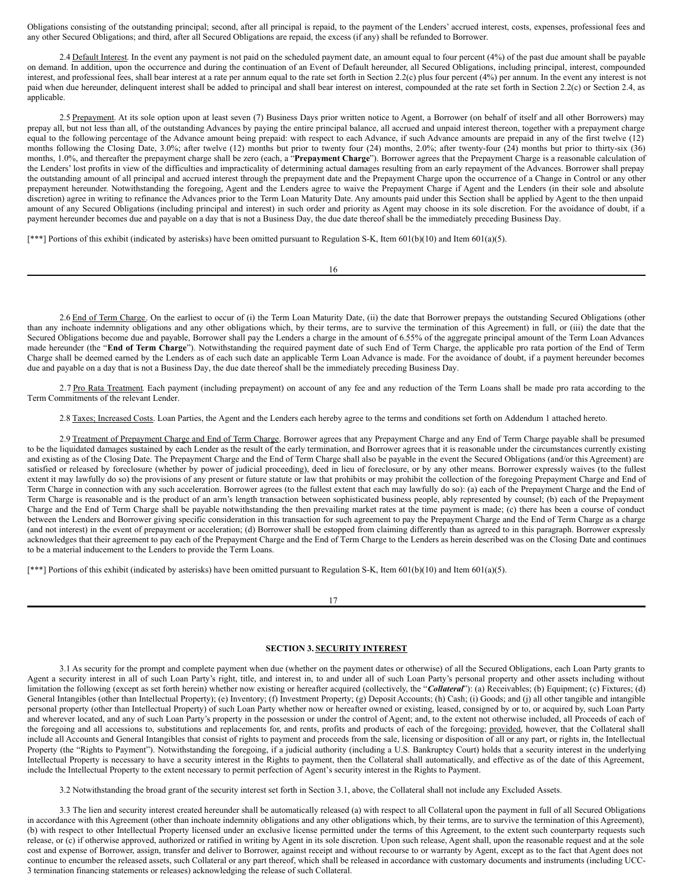Obligations consisting of the outstanding principal; second, after all principal is repaid, to the payment of the Lenders' accrued interest, costs, expenses, professional fees and any other Secured Obligations; and third, after all Secured Obligations are repaid, the excess (if any) shall be refunded to Borrower.

2.4 Default Interest. In the event any payment is not paid on the scheduled payment date, an amount equal to four percent (4%) of the past due amount shall be payable on demand. In addition, upon the occurrence and during the continuation of an Event of Default hereunder, all Secured Obligations, including principal, interest, compounded interest, and professional fees, shall bear interest at a rate per annum equal to the rate set forth in Section 2.2(c) plus four percent (4%) per annum. In the event any interest is not paid when due hereunder, delinquent interest shall be added to principal and shall bear interest on interest, compounded at the rate set forth in Section 2.2(c) or Section 2.4, as applicable.

2.5 Prepayment. At its sole option upon at least seven (7) Business Days prior written notice to Agent, a Borrower (on behalf of itself and all other Borrowers) may prepay all, but not less than all, of the outstanding Advances by paying the entire principal balance, all accrued and unpaid interest thereon, together with a prepayment charge equal to the following percentage of the Advance amount being prepaid: with respect to each Advance, if such Advance amounts are prepaid in any of the first twelve (12) months following the Closing Date, 3.0%; after twelve (12) months but prior to twenty four (24) months, 2.0%; after twenty-four (24) months but prior to thirty-six (36) months, 1.0%, and thereafter the prepayment charge shall be zero (each, a "**Prepayment Charge**"). Borrower agrees that the Prepayment Charge is a reasonable calculation of the Lenders' lost profits in view of the difficulties and impracticality of determining actual damages resulting from an early repayment of the Advances. Borrower shall prepay the outstanding amount of all principal and accrued interest through the prepayment date and the Prepayment Charge upon the occurrence of a Change in Control or any other prepayment hereunder. Notwithstanding the foregoing, Agent and the Lenders agree to waive the Prepayment Charge if Agent and the Lenders (in their sole and absolute discretion) agree in writing to refinance the Advances prior to the Term Loan Maturity Date. Any amounts paid under this Section shall be applied by Agent to the then unpaid amount of any Secured Obligations (including principal and interest) in such order and priority as Agent may choose in its sole discretion. For the avoidance of doubt, if a payment hereunder becomes due and payable on a day that is not a Business Day, the due date thereof shall be the immediately preceding Business Day.

[***] Portions of this exhibit (indicated by asterisks) have been omitted pursuant to Regulation S-K, Item 601(b)(10) and Item 601(a)(5).

2.6 End of Term Charge. On the earliest to occur of (i) the Term Loan Maturity Date, (ii) the date that Borrower prepays the outstanding Secured Obligations (other than any inchoate indemnity obligations and any other obligations which, by their terms, are to survive the termination of this Agreement) in full, or (iii) the date that the Secured Obligations become due and payable, Borrower shall pay the Lenders a charge in the amount of 6.55% of the aggregate principal amount of the Term Loan Advances made hereunder (the "**End of Term Charge**"). Notwithstanding the required payment date of such End of Term Charge, the applicable pro rata portion of the End of Term Charge shall be deemed earned by the Lenders as of each such date an applicable Term Loan Advance is made. For the avoidance of doubt, if a payment hereunder becomes due and payable on a day that is not a Business Day, the due date thereof shall be the immediately preceding Business Day.

2.7 Pro Rata Treatment. Each payment (including prepayment) on account of any fee and any reduction of the Term Loans shall be made pro rata according to the Term Commitments of the relevant Lender.

2.8 Taxes; Increased Costs. Loan Parties, the Agent and the Lenders each hereby agree to the terms and conditions set forth on Addendum 1 attached hereto.

2.9 Treatment of Prepayment Charge and End of Term Charge. Borrower agrees that any Prepayment Charge and any End of Term Charge payable shall be presumed to be the liquidated damages sustained by each Lender as the result of the early termination, and Borrower agrees that it is reasonable under the circumstances currently existing and existing as of the Closing Date. The Prepayment Charge and the End of Term Charge shall also be payable in the event the Secured Obligations (and/or this Agreement) are satisfied or released by foreclosure (whether by power of judicial proceeding), deed in lieu of foreclosure, or by any other means. Borrower expressly waives (to the fullest extent it may lawfully do so) the provisions of any present or future statute or law that prohibits or may prohibit the collection of the foregoing Prepayment Charge and End of Term Charge in connection with any such acceleration. Borrower agrees (to the fullest extent that each may lawfully do so): (a) each of the Prepayment Charge and the End of Term Charge is reasonable and is the product of an arm's length transaction between sophisticated business people, ably represented by counsel; (b) each of the Prepayment Charge and the End of Term Charge shall be payable notwithstanding the then prevailing market rates at the time payment is made; (c) there has been a course of conduct between the Lenders and Borrower giving specific consideration in this transaction for such agreement to pay the Prepayment Charge and the End of Term Charge as a charge (and not interest) in the event of prepayment or acceleration; (d) Borrower shall be estopped from claiming differently than as agreed to in this paragraph. Borrower expressly acknowledges that their agreement to pay each of the Prepayment Charge and the End of Term Charge to the Lenders as herein described was on the Closing Date and continues to be a material inducement to the Lenders to provide the Term Loans.

[***] Portions of this exhibit (indicated by asterisks) have been omitted pursuant to Regulation S-K, Item 601(b)(10) and Item 601(a)(5).

## SECTION 3. SECURITY INTEREST

3.1 As security for the prompt and complete payment when due (whether on the payment dates or otherwise) of all the Secured Obligations, each Loan Party grants to Agent a security interest in all of such Loan Party's right, title, and interest in, to and under all of such Loan Party's personal property and other assets including without limitation the following (except as set forth herein) whether now existing or hereafter acquired (collectively, the "***Collateral***"): (a) Receivables; (b) Equipment; (c) Fixtures; (d) General Intangibles (other than Intellectual Property); (e) Inventory; (f) Investment Property; (g) Deposit Accounts; (h) Cash; (i) Goods; and (j) all other tangible and intangible personal property (other than Intellectual Property) of such Loan Party whether now or hereafter owned or existing, leased, consigned by or to, or acquired by, such Loan Party and wherever located, and any of such Loan Party's property in the possession or under the control of Agent; and, to the extent not otherwise included, all Proceeds of each of the foregoing and all accessions to, substitutions and replacements for, and rents, profits and products of each of the foregoing; provided, however, that the Collateral shall include all Accounts and General Intangibles that consist of rights to payment and proceeds from the sale, licensing or disposition of all or any part, or rights in, the Intellectual Property (the "Rights to Payment"). Notwithstanding the foregoing, if a judicial authority (including a U.S. Bankruptcy Court) holds that a security interest in the underlying Intellectual Property is necessary to have a security interest in the Rights to payment, then the Collateral shall automatically, and effective as of the date of this Agreement, include the Intellectual Property to the extent necessary to permit perfection of Agent's security interest in the Rights to Payment.

3.2 Notwithstanding the broad grant of the security interest set forth in Section 3.1, above, the Collateral shall not include any Excluded Assets.

3.3 The lien and security interest created hereunder shall be automatically released (a) with respect to all Collateral upon the payment in full of all Secured Obligations in accordance with this Agreement (other than inchoate indemnity obligations and any other obligations which, by their terms, are to survive the termination of this Agreement), (b) with respect to other Intellectual Property licensed under an exclusive license permitted under the terms of this Agreement, to the extent such counterparty requests such release, or (c) if otherwise approved, authorized or ratified in writing by Agent in its sole discretion. Upon such release, Agent shall, upon the reasonable request and at the sole cost and expense of Borrower, assign, transfer and deliver to Borrower, against receipt and without recourse to or warranty by Agent, except as to the fact that Agent does not continue to encumber the released assets, such Collateral or any part thereof, which shall be released in accordance with customary documents and instruments (including UCC-3 termination financing statements or releases) acknowledging the release of such Collateral.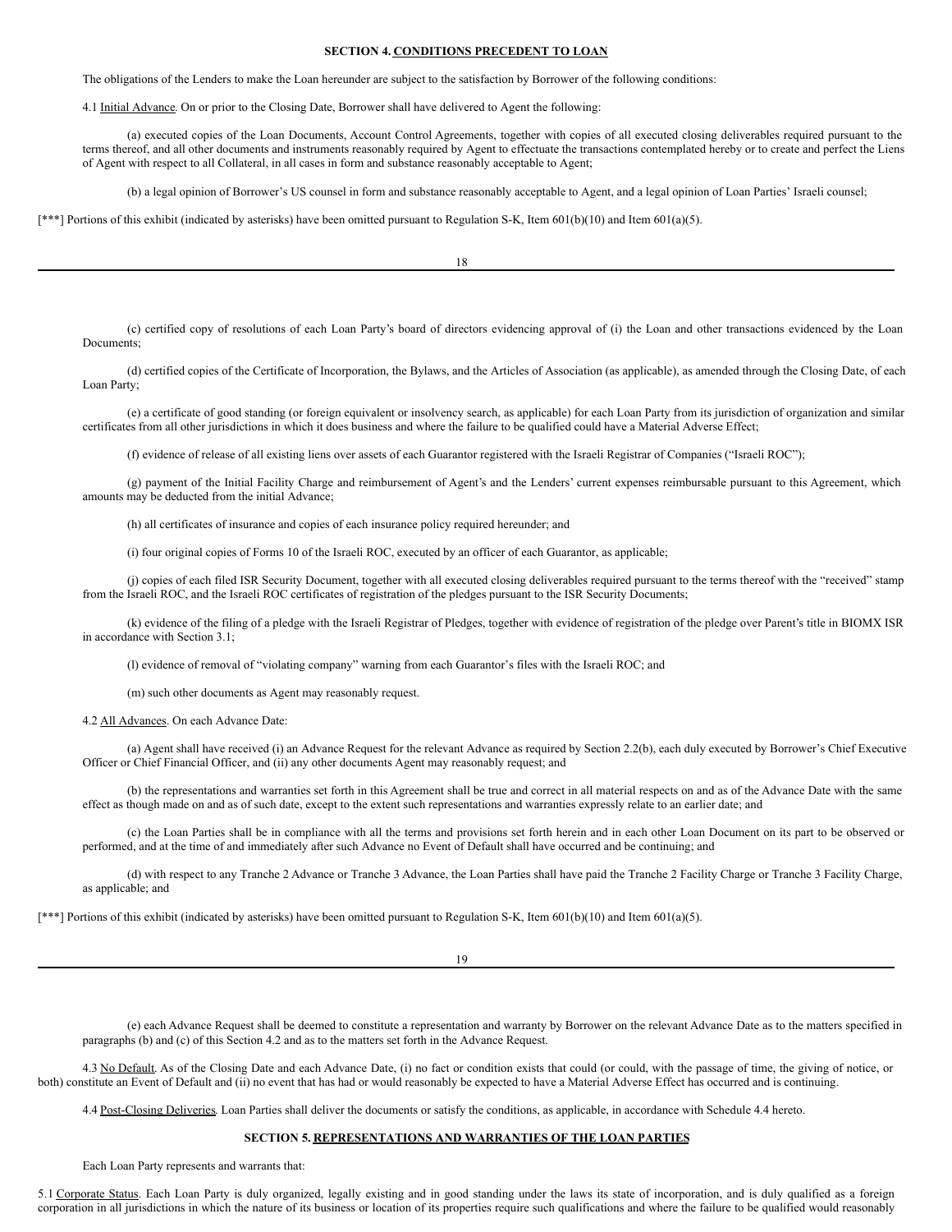## SECTION 4. CONDITIONS PRECEDENT TO LOAN

The obligations of the Lenders to make the Loan hereunder are subject to the satisfaction by Borrower of the following conditions:

4.1 Initial Advance. On or prior to the Closing Date, Borrower shall have delivered to Agent the following:

(a) executed copies of the Loan Documents, Account Control Agreements, together with copies of all executed closing deliverables required pursuant to the terms thereof, and all other documents and instruments reasonably required by Agent to effectuate the transactions contemplated hereby or to create and perfect the Liens of Agent with respect to all Collateral, in all cases in form and substance reasonably acceptable to Agent;

(b) a legal opinion of Borrower's US counsel in form and substance reasonably acceptable to Agent, and a legal opinion of Loan Parties' Israeli counsel;

[***] Portions of this exhibit (indicated by asterisks) have been omitted pursuant to Regulation S-K, Item 601(b)(10) and Item 601(a)(5).

(c) certified copy of resolutions of each Loan Party's board of directors evidencing approval of (i) the Loan and other transactions evidenced by the Loan Documents;

(d) certified copies of the Certificate of Incorporation, the Bylaws, and the Articles of Association (as applicable), as amended through the Closing Date, of each Loan Party;

(e) a certificate of good standing (or foreign equivalent or insolvency search, as applicable) for each Loan Party from its jurisdiction of organization and similar certificates from all other jurisdictions in which it does business and where the failure to be qualified could have a Material Adverse Effect;

(f) evidence of release of all existing liens over assets of each Guarantor registered with the Israeli Registrar of Companies ("Israeli ROC");

(g) payment of the Initial Facility Charge and reimbursement of Agent's and the Lenders' current expenses reimbursable pursuant to this Agreement, which amounts may be deducted from the initial Advance;

(h) all certificates of insurance and copies of each insurance policy required hereunder; and

(i) four original copies of Forms 10 of the Israeli ROC, executed by an officer of each Guarantor, as applicable;

(j) copies of each filed ISR Security Document, together with all executed closing deliverables required pursuant to the terms thereof with the "received" stamp from the Israeli ROC, and the Israeli ROC certificates of registration of the pledges pursuant to the ISR Security Documents;

(k) evidence of the filing of a pledge with the Israeli Registrar of Pledges, together with evidence of registration of the pledge over Parent's title in BIOMX ISR in accordance with Section 3.1;

(l) evidence of removal of "violating company" warning from each Guarantor's files with the Israeli ROC; and

(m) such other documents as Agent may reasonably request.

4.2 All Advances. On each Advance Date:

(a) Agent shall have received (i) an Advance Request for the relevant Advance as required by Section 2.2(b), each duly executed by Borrower's Chief Executive Officer or Chief Financial Officer, and (ii) any other documents Agent may reasonably request; and

(b) the representations and warranties set forth in this Agreement shall be true and correct in all material respects on and as of the Advance Date with the same effect as though made on and as of such date, except to the extent such representations and warranties expressly relate to an earlier date; and

(c) the Loan Parties shall be in compliance with all the terms and provisions set forth herein and in each other Loan Document on its part to be observed or performed, and at the time of and immediately after such Advance no Event of Default shall have occurred and be continuing; and

(d) with respect to any Tranche 2 Advance or Tranche 3 Advance, the Loan Parties shall have paid the Tranche 2 Facility Charge or Tranche 3 Facility Charge, as applicable; and

[***] Portions of this exhibit (indicated by asterisks) have been omitted pursuant to Regulation S-K, Item 601(b)(10) and Item 601(a)(5).

(e) each Advance Request shall be deemed to constitute a representation and warranty by Borrower on the relevant Advance Date as to the matters specified in paragraphs (b) and (c) of this Section 4.2 and as to the matters set forth in the Advance Request.

4.3 No Default. As of the Closing Date and each Advance Date, (i) no fact or condition exists that could (or could, with the passage of time, the giving of notice, or both) constitute an Event of Default and (ii) no event that has had or would reasonably be expected to have a Material Adverse Effect has occurred and is continuing.

4.4 Post-Closing Deliveries. Loan Parties shall deliver the documents or satisfy the conditions, as applicable, in accordance with Schedule 4.4 hereto.

## SECTION 5. REPRESENTATIONS AND WARRANTIES OF THE LOAN PARTIES

Each Loan Party represents and warrants that:

5.1 Corporate Status. Each Loan Party is duly organized, legally existing and in good standing under the laws its state of incorporation, and is duly qualified as a foreign corporation in all jurisdictions in which the nature of its business or location of its properties require such qualifications and where the failure to be qualified would reasonably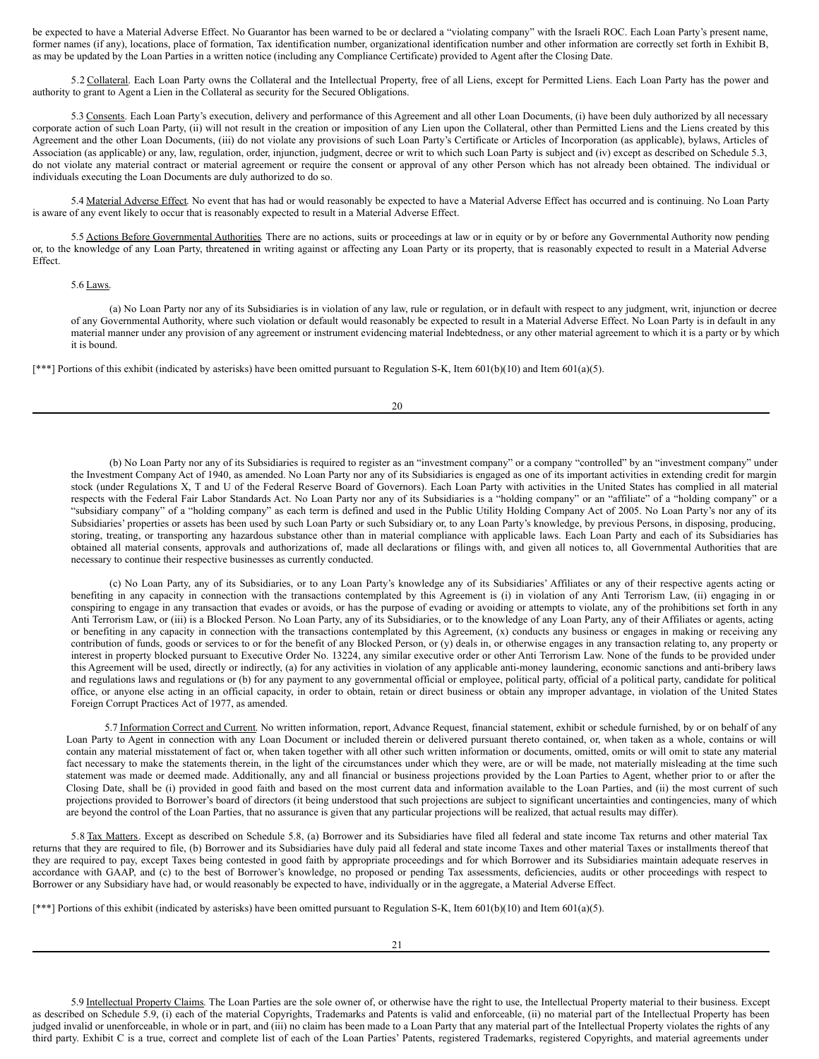be expected to have a Material Adverse Effect. No Guarantor has been warned to be or declared a "violating company" with the Israeli ROC. Each Loan Party's present name, former names (if any), locations, place of formation, Tax identification number, organizational identification number and other information are correctly set forth in Exhibit B, as may be updated by the Loan Parties in a written notice (including any Compliance Certificate) provided to Agent after the Closing Date.

5.2 Collateral. Each Loan Party owns the Collateral and the Intellectual Property, free of all Liens, except for Permitted Liens. Each Loan Party has the power and authority to grant to Agent a Lien in the Collateral as security for the Secured Obligations.

5.3 Consents. Each Loan Party's execution, delivery and performance of this Agreement and all other Loan Documents, (i) have been duly authorized by all necessary corporate action of such Loan Party, (ii) will not result in the creation or imposition of any Lien upon the Collateral, other than Permitted Liens and the Liens created by this Agreement and the other Loan Documents, (iii) do not violate any provisions of such Loan Party's Certificate or Articles of Incorporation (as applicable), bylaws, Articles of Association (as applicable) or any, law, regulation, order, injunction, judgment, decree or writ to which such Loan Party is subject and (iv) except as described on Schedule 5.3, do not violate any material contract or material agreement or require the consent or approval of any other Person which has not already been obtained. The individual or individuals executing the Loan Documents are duly authorized to do so.

5.4 Material Adverse Effect. No event that has had or would reasonably be expected to have a Material Adverse Effect has occurred and is continuing. No Loan Party is aware of any event likely to occur that is reasonably expected to result in a Material Adverse Effect.

5.5 Actions Before Governmental Authorities. There are no actions, suits or proceedings at law or in equity or by or before any Governmental Authority now pending or, to the knowledge of any Loan Party, threatened in writing against or affecting any Loan Party or its property, that is reasonably expected to result in a Material Adverse Effect.

5.6 Laws.

(a) No Loan Party nor any of its Subsidiaries is in violation of any law, rule or regulation, or in default with respect to any judgment, writ, injunction or decree of any Governmental Authority, where such violation or default would reasonably be expected to result in a Material Adverse Effect. No Loan Party is in default in any material manner under any provision of any agreement or instrument evidencing material Indebtedness, or any other material agreement to which it is a party or by which it is bound.

[***] Portions of this exhibit (indicated by asterisks) have been omitted pursuant to Regulation S-K, Item 601(b)(10) and Item 601(a)(5).

(b) No Loan Party nor any of its Subsidiaries is required to register as an "investment company" or a company "controlled" by an "investment company" under the Investment Company Act of 1940, as amended. No Loan Party nor any of its Subsidiaries is engaged as one of its important activities in extending credit for margin stock (under Regulations X, T and U of the Federal Reserve Board of Governors). Each Loan Party with activities in the United States has complied in all material respects with the Federal Fair Labor Standards Act. No Loan Party nor any of its Subsidiaries is a "holding company" or an "affiliate" of a "holding company" or a "subsidiary company" of a "holding company" as each term is defined and used in the Public Utility Holding Company Act of 2005. No Loan Party's nor any of its Subsidiaries' properties or assets has been used by such Loan Party or such Subsidiary or, to any Loan Party's knowledge, by previous Persons, in disposing, producing, storing, treating, or transporting any hazardous substance other than in material compliance with applicable laws. Each Loan Party and each of its Subsidiaries has obtained all material consents, approvals and authorizations of, made all declarations or filings with, and given all notices to, all Governmental Authorities that are necessary to continue their respective businesses as currently conducted.

(c) No Loan Party, any of its Subsidiaries, or to any Loan Party's knowledge any of its Subsidiaries' Affiliates or any of their respective agents acting or benefiting in any capacity in connection with the transactions contemplated by this Agreement is (i) in violation of any Anti Terrorism Law, (ii) engaging in or conspiring to engage in any transaction that evades or avoids, or has the purpose of evading or avoiding or attempts to violate, any of the prohibitions set forth in any Anti Terrorism Law, or (iii) is a Blocked Person. No Loan Party, any of its Subsidiaries, or to the knowledge of any Loan Party, any of their Affiliates or agents, acting or benefiting in any capacity in connection with the transactions contemplated by this Agreement, (x) conducts any business or engages in making or receiving any contribution of funds, goods or services to or for the benefit of any Blocked Person, or (y) deals in, or otherwise engages in any transaction relating to, any property or interest in property blocked pursuant to Executive Order No. 13224, any similar executive order or other Anti Terrorism Law. None of the funds to be provided under this Agreement will be used, directly or indirectly, (a) for any activities in violation of any applicable anti-money laundering, economic sanctions and anti-bribery laws and regulations laws and regulations or (b) for any payment to any governmental official or employee, political party, official of a political party, candidate for political office, or anyone else acting in an official capacity, in order to obtain, retain or direct business or obtain any improper advantage, in violation of the United States Foreign Corrupt Practices Act of 1977, as amended.

5.7 Information Correct and Current. No written information, report, Advance Request, financial statement, exhibit or schedule furnished, by or on behalf of any Loan Party to Agent in connection with any Loan Document or included therein or delivered pursuant thereto contained, or, when taken as a whole, contains or will contain any material misstatement of fact or, when taken together with all other such written information or documents, omitted, omits or will omit to state any material fact necessary to make the statements therein, in the light of the circumstances under which they were, are or will be made, not materially misleading at the time such statement was made or deemed made. Additionally, any and all financial or business projections provided by the Loan Parties to Agent, whether prior to or after the Closing Date, shall be (i) provided in good faith and based on the most current data and information available to the Loan Parties, and (ii) the most current of such projections provided to Borrower's board of directors (it being understood that such projections are subject to significant uncertainties and contingencies, many of which are beyond the control of the Loan Parties, that no assurance is given that any particular projections will be realized, that actual results may differ).

5.8 Tax Matters. Except as described on Schedule 5.8, (a) Borrower and its Subsidiaries have filed all federal and state income Tax returns and other material Tax returns that they are required to file, (b) Borrower and its Subsidiaries have duly paid all federal and state income Taxes and other material Taxes or installments thereof that they are required to pay, except Taxes being contested in good faith by appropriate proceedings and for which Borrower and its Subsidiaries maintain adequate reserves in accordance with GAAP, and (c) to the best of Borrower's knowledge, no proposed or pending Tax assessments, deficiencies, audits or other proceedings with respect to Borrower or any Subsidiary have had, or would reasonably be expected to have, individually or in the aggregate, a Material Adverse Effect.

[***] Portions of this exhibit (indicated by asterisks) have been omitted pursuant to Regulation S-K, Item 601(b)(10) and Item 601(a)(5).

5.9 Intellectual Property Claims. The Loan Parties are the sole owner of, or otherwise have the right to use, the Intellectual Property material to their business. Except as described on Schedule 5.9, (i) each of the material Copyrights, Trademarks and Patents is valid and enforceable, (ii) no material part of the Intellectual Property has been judged invalid or unenforceable, in whole or in part, and (iii) no claim has been made to a Loan Party that any material part of the Intellectual Property violates the rights of any third party. Exhibit C is a true, correct and complete list of each of the Loan Parties' Patents, registered Trademarks, registered Copyrights, and material agreements under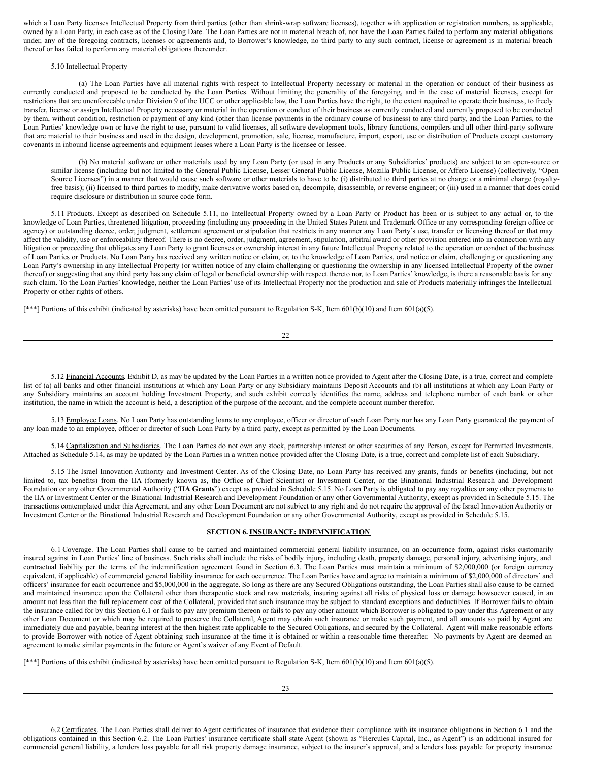which a Loan Party licenses Intellectual Property from third parties (other than shrink-wrap software licenses), together with application or registration numbers, as applicable, owned by a Loan Party, in each case as of the Closing Date. The Loan Parties are not in material breach of, nor have the Loan Parties failed to perform any material obligations under, any of the foregoing contracts, licenses or agreements and, to Borrower's knowledge, no third party to any such contract, license or agreement is in material breach thereof or has failed to perform any material obligations thereunder.

5.10 Intellectual Property

(a) The Loan Parties have all material rights with respect to Intellectual Property necessary or material in the operation or conduct of their business as currently conducted and proposed to be conducted by the Loan Parties. Without limiting the generality of the foregoing, and in the case of material licenses, except for restrictions that are unenforceable under Division 9 of the UCC or other applicable law, the Loan Parties have the right, to the extent required to operate their business, to freely transfer, license or assign Intellectual Property necessary or material in the operation or conduct of their business as currently conducted and currently proposed to be conducted by them, without condition, restriction or payment of any kind (other than license payments in the ordinary course of business) to any third party, and the Loan Parties, to the Loan Parties' knowledge own or have the right to use, pursuant to valid licenses, all software development tools, library functions, compilers and all other third-party software that are material to their business and used in the design, development, promotion, sale, license, manufacture, import, export, use or distribution of Products except customary covenants in inbound license agreements and equipment leases where a Loan Party is the licensee or lessee.

(b) No material software or other materials used by any Loan Party (or used in any Products or any Subsidiaries' products) are subject to an open-source or similar license (including but not limited to the General Public License, Lesser General Public License, Mozilla Public License, or Affero License) (collectively, "Open Source Licenses") in a manner that would cause such software or other materials to have to be (i) distributed to third parties at no charge or a minimal charge (royalty-free basis); (ii) licensed to third parties to modify, make derivative works based on, decompile, disassemble, or reverse engineer; or (iii) used in a manner that does could require disclosure or distribution in source code form.

5.11 Products. Except as described on Schedule 5.11, no Intellectual Property owned by a Loan Party or Product has been or is subject to any actual or, to the knowledge of Loan Parties, threatened litigation, proceeding (including any proceeding in the United States Patent and Trademark Office or any corresponding foreign office or agency) or outstanding decree, order, judgment, settlement agreement or stipulation that restricts in any manner any Loan Party's use, transfer or licensing thereof or that may affect the validity, use or enforceability thereof. There is no decree, order, judgment, agreement, stipulation, arbitral award or other provision entered into in connection with any litigation or proceeding that obligates any Loan Party to grant licenses or ownership interest in any future Intellectual Property related to the operation or conduct of the business of Loan Parties or Products. No Loan Party has received any written notice or claim, or, to the knowledge of Loan Parties, oral notice or claim, challenging or questioning any Loan Party's ownership in any Intellectual Property (or written notice of any claim challenging or questioning the ownership in any licensed Intellectual Property of the owner thereof) or suggesting that any third party has any claim of legal or beneficial ownership with respect thereto nor, to Loan Parties' knowledge, is there a reasonable basis for any such claim. To the Loan Parties' knowledge, neither the Loan Parties' use of its Intellectual Property nor the production and sale of Products materially infringes the Intellectual Property or other rights of others.

[***] Portions of this exhibit (indicated by asterisks) have been omitted pursuant to Regulation S-K, Item 601(b)(10) and Item 601(a)(5).

5.12 Financial Accounts. Exhibit D, as may be updated by the Loan Parties in a written notice provided to Agent after the Closing Date, is a true, correct and complete list of (a) all banks and other financial institutions at which any Loan Party or any Subsidiary maintains Deposit Accounts and (b) all institutions at which any Loan Party or any Subsidiary maintains an account holding Investment Property, and such exhibit correctly identifies the name, address and telephone number of each bank or other institution, the name in which the account is held, a description of the purpose of the account, and the complete account number therefor.

5.13 Employee Loans. No Loan Party has outstanding loans to any employee, officer or director of such Loan Party nor has any Loan Party guaranteed the payment of any loan made to an employee, officer or director of such Loan Party by a third party, except as permitted by the Loan Documents.

5.14 Capitalization and Subsidiaries. The Loan Parties do not own any stock, partnership interest or other securities of any Person, except for Permitted Investments. Attached as Schedule 5.14, as may be updated by the Loan Parties in a written notice provided after the Closing Date, is a true, correct and complete list of each Subsidiary.

5.15 The Israel Innovation Authority and Investment Center. As of the Closing Date, no Loan Party has received any grants, funds or benefits (including, but not limited to, tax benefits) from the IIA (formerly known as, the Office of Chief Scientist) or Investment Center, or the Binational Industrial Research and Development Foundation or any other Governmental Authority ("**IIA Grants**") except as provided in Schedule 5.15. No Loan Party is obligated to pay any royalties or any other payments to the IIA or Investment Center or the Binational Industrial Research and Development Foundation or any other Governmental Authority, except as provided in Schedule 5.15. The transactions contemplated under this Agreement, and any other Loan Document are not subject to any right and do not require the approval of the Israel Innovation Authority or Investment Center or the Binational Industrial Research and Development Foundation or any other Governmental Authority, except as provided in Schedule 5.15.

## SECTION 6. INSURANCE; INDEMNIFICATION

6.1 Coverage. The Loan Parties shall cause to be carried and maintained commercial general liability insurance, on an occurrence form, against risks customarily insured against in Loan Parties' line of business. Such risks shall include the risks of bodily injury, including death, property damage, personal injury, advertising injury, and contractual liability per the terms of the indemnification agreement found in Section 6.3. The Loan Parties must maintain a minimum of $2,000,000 (or foreign currency equivalent, if applicable) of commercial general liability insurance for each occurrence. The Loan Parties have and agree to maintain a minimum of $2,000,000 of directors' and officers' insurance for each occurrence and $5,000,000 in the aggregate. So long as there are any Secured Obligations outstanding, the Loan Parties shall also cause to be carried and maintained insurance upon the Collateral other than therapeutic stock and raw materials, insuring against all risks of physical loss or damage howsoever caused, in an amount not less than the full replacement cost of the Collateral, provided that such insurance may be subject to standard exceptions and deductibles. If Borrower fails to obtain the insurance called for by this Section 6.1 or fails to pay any premium thereon or fails to pay any other amount which Borrower is obligated to pay under this Agreement or any other Loan Document or which may be required to preserve the Collateral, Agent may obtain such insurance or make such payment, and all amounts so paid by Agent are immediately due and payable, bearing interest at the then highest rate applicable to the Secured Obligations, and secured by the Collateral. Agent will make reasonable efforts to provide Borrower with notice of Agent obtaining such insurance at the time it is obtained or within a reasonable time thereafter. No payments by Agent are deemed an agreement to make similar payments in the future or Agent's waiver of any Event of Default.

[***] Portions of this exhibit (indicated by asterisks) have been omitted pursuant to Regulation S-K, Item 601(b)(10) and Item 601(a)(5).

6.2 Certificates. The Loan Parties shall deliver to Agent certificates of insurance that evidence their compliance with its insurance obligations in Section 6.1 and the obligations contained in this Section 6.2. The Loan Parties' insurance certificate shall state Agent (shown as "Hercules Capital, Inc., as Agent") is an additional insured for commercial general liability, a lenders loss payable for all risk property damage insurance, subject to the insurer's approval, and a lenders loss payable for property insurance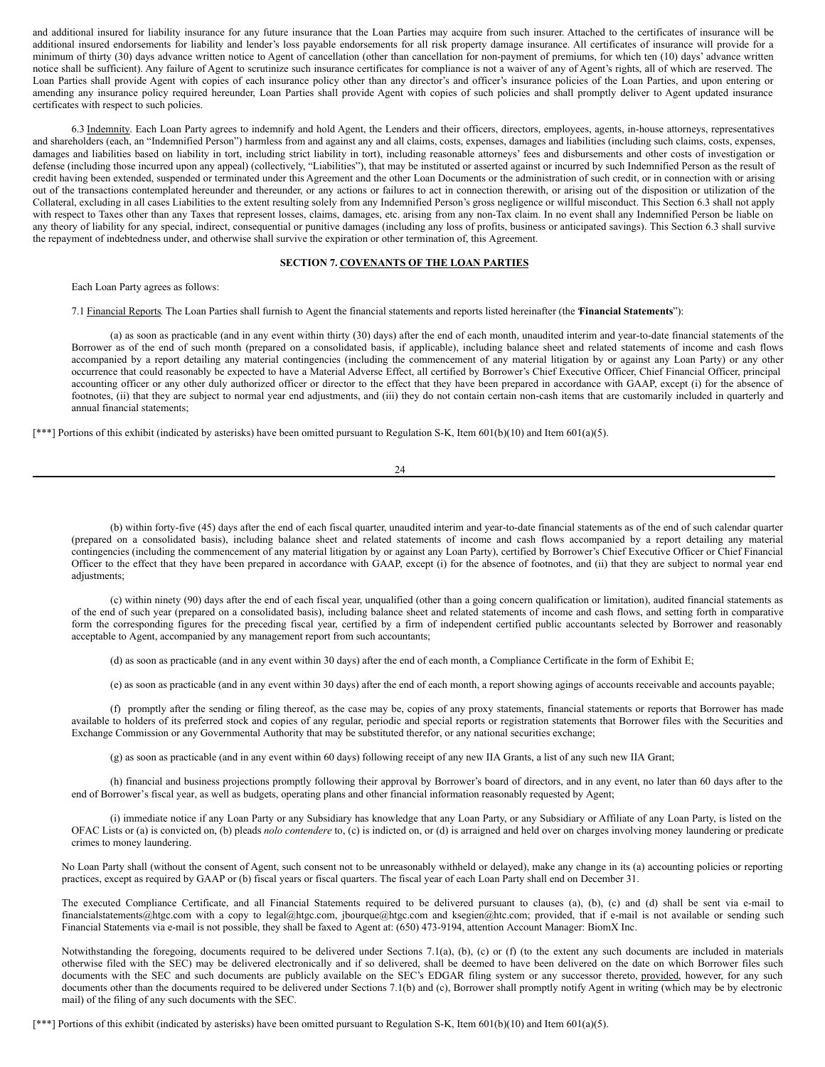and additional insured for liability insurance for any future insurance that the Loan Parties may acquire from such insurer. Attached to the certificates of insurance will be additional insured endorsements for liability and lender's loss payable endorsements for all risk property damage insurance. All certificates of insurance will provide for a minimum of thirty (30) days advance written notice to Agent of cancellation (other than cancellation for non-payment of premiums, for which ten (10) days' advance written notice shall be sufficient). Any failure of Agent to scrutinize such insurance certificates for compliance is not a waiver of any of Agent's rights, all of which are reserved. The Loan Parties shall provide Agent with copies of each insurance policy other than any director's and officer's insurance policies of the Loan Parties, and upon entering or amending any insurance policy required hereunder, Loan Parties shall provide Agent with copies of such policies and shall promptly deliver to Agent updated insurance certificates with respect to such policies.

6.3 Indemnity. Each Loan Party agrees to indemnify and hold Agent, the Lenders and their officers, directors, employees, agents, in-house attorneys, representatives and shareholders (each, an "Indemnified Person") harmless from and against any and all claims, costs, expenses, damages and liabilities (including such claims, costs, expenses, damages and liabilities based on liability in tort, including strict liability in tort), including reasonable attorneys' fees and disbursements and other costs of investigation or defense (including those incurred upon any appeal) (collectively, "Liabilities"), that may be instituted or asserted against or incurred by such Indemnified Person as the result of credit having been extended, suspended or terminated under this Agreement and the other Loan Documents or the administration of such credit, or in connection with or arising out of the transactions contemplated hereunder and thereunder, or any actions or failures to act in connection therewith, or arising out of the disposition or utilization of the Collateral, excluding in all cases Liabilities to the extent resulting solely from any Indemnified Person's gross negligence or willful misconduct. This Section 6.3 shall not apply with respect to Taxes other than any Taxes that represent losses, claims, damages, etc. arising from any non-Tax claim. In no event shall any Indemnified Person be liable on any theory of liability for any special, indirect, consequential or punitive damages (including any loss of profits, business or anticipated savings). This Section 6.3 shall survive the repayment of indebtedness under, and otherwise shall survive the expiration or other termination of, this Agreement.

## SECTION 7. COVENANTS OF THE LOAN PARTIES

Each Loan Party agrees as follows:

7.1 Financial Reports. The Loan Parties shall furnish to Agent the financial statements and reports listed hereinafter (the "**Financial Statements**"):

(a) as soon as practicable (and in any event within thirty (30) days) after the end of each month, unaudited interim and year-to-date financial statements of the Borrower as of the end of such month (prepared on a consolidated basis, if applicable), including balance sheet and related statements of income and cash flows accompanied by a report detailing any material contingencies (including the commencement of any material litigation by or against any Loan Party) or any other occurrence that could reasonably be expected to have a Material Adverse Effect, all certified by Borrower's Chief Executive Officer, Chief Financial Officer, principal accounting officer or any other duly authorized officer or director to the effect that they have been prepared in accordance with GAAP, except (i) for the absence of footnotes, (ii) that they are subject to normal year end adjustments, and (iii) they do not contain certain non-cash items that are customarily included in quarterly and annual financial statements;

[***] Portions of this exhibit (indicated by asterisks) have been omitted pursuant to Regulation S-K, Item 601(b)(10) and Item 601(a)(5).

(b) within forty-five (45) days after the end of each fiscal quarter, unaudited interim and year-to-date financial statements as of the end of such calendar quarter (prepared on a consolidated basis), including balance sheet and related statements of income and cash flows accompanied by a report detailing any material contingencies (including the commencement of any material litigation by or against any Loan Party), certified by Borrower's Chief Executive Officer or Chief Financial Officer to the effect that they have been prepared in accordance with GAAP, except (i) for the absence of footnotes, and (ii) that they are subject to normal year end adjustments;

(c) within ninety (90) days after the end of each fiscal year, unqualified (other than a going concern qualification or limitation), audited financial statements as of the end of such year (prepared on a consolidated basis), including balance sheet and related statements of income and cash flows, and setting forth in comparative form the corresponding figures for the preceding fiscal year, certified by a firm of independent certified public accountants selected by Borrower and reasonably acceptable to Agent, accompanied by any management report from such accountants;

(d) as soon as practicable (and in any event within 30 days) after the end of each month, a Compliance Certificate in the form of Exhibit E;

(e) as soon as practicable (and in any event within 30 days) after the end of each month, a report showing agings of accounts receivable and accounts payable;

(f) promptly after the sending or filing thereof, as the case may be, copies of any proxy statements, financial statements or reports that Borrower has made available to holders of its preferred stock and copies of any regular, periodic and special reports or registration statements that Borrower files with the Securities and Exchange Commission or any Governmental Authority that may be substituted therefor, or any national securities exchange;

(g) as soon as practicable (and in any event within 60 days) following receipt of any new IIA Grants, a list of any such new IIA Grant;

(h) financial and business projections promptly following their approval by Borrower's board of directors, and in any event, no later than 60 days after to the end of Borrower's fiscal year, as well as budgets, operating plans and other financial information reasonably requested by Agent;

(i) immediate notice if any Loan Party or any Subsidiary has knowledge that any Loan Party, or any Subsidiary or Affiliate of any Loan Party, is listed on the OFAC Lists or (a) is convicted on, (b) pleads *nolo contendere* to, (c) is indicted on, or (d) is arraigned and held over on charges involving money laundering or predicate crimes to money laundering.

No Loan Party shall (without the consent of Agent, such consent not to be unreasonably withheld or delayed), make any change in its (a) accounting policies or reporting practices, except as required by GAAP or (b) fiscal years or fiscal quarters. The fiscal year of each Loan Party shall end on December 31.

The executed Compliance Certificate, and all Financial Statements required to be delivered pursuant to clauses (a), (b), (c) and (d) shall be sent via e-mail to financialstatements@htgc.com with a copy to legal@htgc.com, jbourque@htgc.com and ksegien@htc.com; provided, that if e-mail is not available or sending such Financial Statements via e-mail is not possible, they shall be faxed to Agent at: (650) 473-9194, attention Account Manager: BiomX Inc.

Notwithstanding the foregoing, documents required to be delivered under Sections 7.1(a), (b), (c) or (f) (to the extent any such documents are included in materials otherwise filed with the SEC) may be delivered electronically and if so delivered, shall be deemed to have been delivered on the date on which Borrower files such documents with the SEC and such documents are publicly available on the SEC's EDGAR filing system or any successor thereto, provided, however, for any such documents other than the documents required to be delivered under Sections 7.1(b) and (c), Borrower shall promptly notify Agent in writing (which may be by electronic mail) of the filing of any such documents with the SEC.

[***] Portions of this exhibit (indicated by asterisks) have been omitted pursuant to Regulation S-K, Item 601(b)(10) and Item 601(a)(5).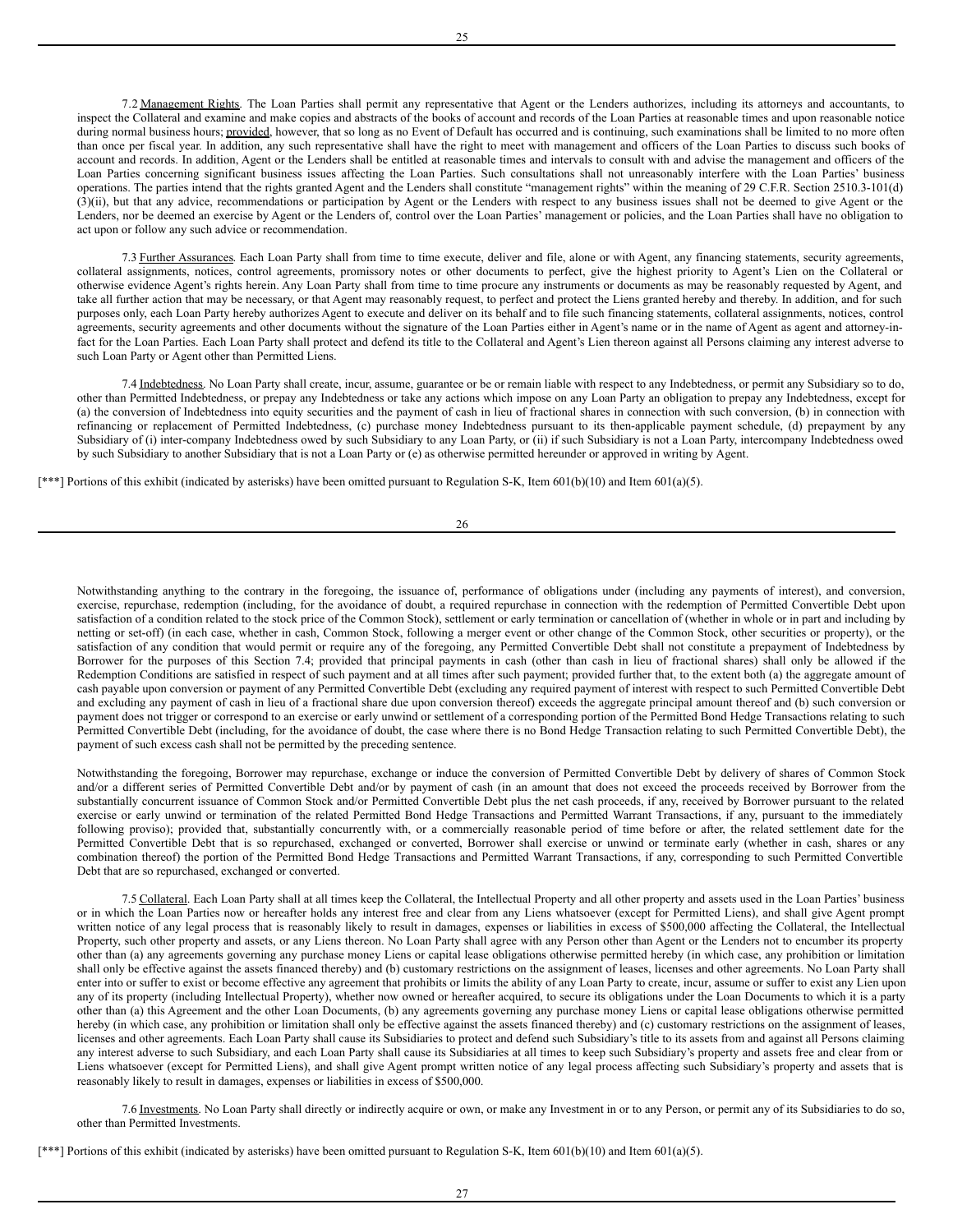7.2 Management Rights. The Loan Parties shall permit any representative that Agent or the Lenders authorizes, including its attorneys and accountants, to inspect the Collateral and examine and make copies and abstracts of the books of account and records of the Loan Parties at reasonable times and upon reasonable notice during normal business hours; provided, however, that so long as no Event of Default has occurred and is continuing, such examinations shall be limited to no more often than once per fiscal year. In addition, any such representative shall have the right to meet with management and officers of the Loan Parties to discuss such books of account and records. In addition, Agent or the Lenders shall be entitled at reasonable times and intervals to consult with and advise the management and officers of the Loan Parties concerning significant business issues affecting the Loan Parties. Such consultations shall not unreasonably interfere with the Loan Parties' business operations. The parties intend that the rights granted Agent and the Lenders shall constitute "management rights" within the meaning of 29 C.F.R. Section 2510.3-101(d)(3)(ii), but that any advice, recommendations or participation by Agent or the Lenders with respect to any business issues shall not be deemed to give Agent or the Lenders, nor be deemed an exercise by Agent or the Lenders of, control over the Loan Parties' management or policies, and the Loan Parties shall have no obligation to act upon or follow any such advice or recommendation.

7.3 Further Assurances. Each Loan Party shall from time to time execute, deliver and file, alone or with Agent, any financing statements, security agreements, collateral assignments, notices, control agreements, promissory notes or other documents to perfect, give the highest priority to Agent's Lien on the Collateral or otherwise evidence Agent's rights herein. Any Loan Party shall from time to time procure any instruments or documents as may be reasonably requested by Agent, and take all further action that may be necessary, or that Agent may reasonably request, to perfect and protect the Liens granted hereby and thereby. In addition, and for such purposes only, each Loan Party hereby authorizes Agent to execute and deliver on its behalf and to file such financing statements, collateral assignments, notices, control agreements, security agreements and other documents without the signature of the Loan Parties either in Agent's name or in the name of Agent as agent and attorney-in-fact for the Loan Parties. Each Loan Party shall protect and defend its title to the Collateral and Agent's Lien thereon against all Persons claiming any interest adverse to such Loan Party or Agent other than Permitted Liens.

7.4 Indebtedness. No Loan Party shall create, incur, assume, guarantee or be or remain liable with respect to any Indebtedness, or permit any Subsidiary so to do, other than Permitted Indebtedness, or prepay any Indebtedness or take any actions which impose on any Loan Party an obligation to prepay any Indebtedness, except for (a) the conversion of Indebtedness into equity securities and the payment of cash in lieu of fractional shares in connection with such conversion, (b) in connection with refinancing or replacement of Permitted Indebtedness, (c) purchase money Indebtedness pursuant to its then-applicable payment schedule, (d) prepayment by any Subsidiary of (i) inter-company Indebtedness owed by such Subsidiary to any Loan Party, or (ii) if such Subsidiary is not a Loan Party, intercompany Indebtedness owed by such Subsidiary to another Subsidiary that is not a Loan Party or (e) as otherwise permitted hereunder or approved in writing by Agent.

[***] Portions of this exhibit (indicated by asterisks) have been omitted pursuant to Regulation S-K, Item 601(b)(10) and Item 601(a)(5).

Notwithstanding anything to the contrary in the foregoing, the issuance of, performance of obligations under (including any payments of interest), and conversion, exercise, repurchase, redemption (including, for the avoidance of doubt, a required repurchase in connection with the redemption of Permitted Convertible Debt upon satisfaction of a condition related to the stock price of the Common Stock), settlement or early termination or cancellation of (whether in whole or in part and including by netting or set-off) (in each case, whether in cash, Common Stock, following a merger event or other change of the Common Stock, other securities or property), or the satisfaction of any condition that would permit or require any of the foregoing, any Permitted Convertible Debt shall not constitute a prepayment of Indebtedness by Borrower for the purposes of this Section 7.4; provided that principal payments in cash (other than cash in lieu of fractional shares) shall only be allowed if the Redemption Conditions are satisfied in respect of such payment and at all times after such payment; provided further that, to the extent both (a) the aggregate amount of cash payable upon conversion or payment of any Permitted Convertible Debt (excluding any required payment of interest with respect to such Permitted Convertible Debt and excluding any payment of cash in lieu of a fractional share due upon conversion thereof) exceeds the aggregate principal amount thereof and (b) such conversion or payment does not trigger or correspond to an exercise or early unwind or settlement of a corresponding portion of the Permitted Bond Hedge Transactions relating to such Permitted Convertible Debt (including, for the avoidance of doubt, the case where there is no Bond Hedge Transaction relating to such Permitted Convertible Debt), the payment of such excess cash shall not be permitted by the preceding sentence.

Notwithstanding the foregoing, Borrower may repurchase, exchange or induce the conversion of Permitted Convertible Debt by delivery of shares of Common Stock and/or a different series of Permitted Convertible Debt and/or by payment of cash (in an amount that does not exceed the proceeds received by Borrower from the substantially concurrent issuance of Common Stock and/or Permitted Convertible Debt plus the net cash proceeds, if any, received by Borrower pursuant to the related exercise or early unwind or termination of the related Permitted Bond Hedge Transactions and Permitted Warrant Transactions, if any, pursuant to the immediately following proviso); provided that, substantially concurrently with, or a commercially reasonable period of time before or after, the related settlement date for the Permitted Convertible Debt that is so repurchased, exchanged or converted, Borrower shall exercise or unwind or terminate early (whether in cash, shares or any combination thereof) the portion of the Permitted Bond Hedge Transactions and Permitted Warrant Transactions, if any, corresponding to such Permitted Convertible Debt that are so repurchased, exchanged or converted.

7.5 Collateral. Each Loan Party shall at all times keep the Collateral, the Intellectual Property and all other property and assets used in the Loan Parties' business or in which the Loan Parties now or hereafter holds any interest free and clear from any Liens whatsoever (except for Permitted Liens), and shall give Agent prompt written notice of any legal process that is reasonably likely to result in damages, expenses or liabilities in excess of $500,000 affecting the Collateral, the Intellectual Property, such other property and assets, or any Liens thereon. No Loan Party shall agree with any Person other than Agent or the Lenders not to encumber its property other than (a) any agreements governing any purchase money Liens or capital lease obligations otherwise permitted hereby (in which case, any prohibition or limitation shall only be effective against the assets financed thereby) and (b) customary restrictions on the assignment of leases, licenses and other agreements. No Loan Party shall enter into or suffer to exist or become effective any agreement that prohibits or limits the ability of any Loan Party to create, incur, assume or suffer to exist any Lien upon any of its property (including Intellectual Property), whether now owned or hereafter acquired, to secure its obligations under the Loan Documents to which it is a party other than (a) this Agreement and the other Loan Documents, (b) any agreements governing any purchase money Liens or capital lease obligations otherwise permitted hereby (in which case, any prohibition or limitation shall only be effective against the assets financed thereby) and (c) customary restrictions on the assignment of leases, licenses and other agreements. Each Loan Party shall cause its Subsidiaries to protect and defend such Subsidiary's title to its assets from and against all Persons claiming any interest adverse to such Subsidiary, and each Loan Party shall cause its Subsidiaries at all times to keep such Subsidiary's property and assets free and clear from or Liens whatsoever (except for Permitted Liens), and shall give Agent prompt written notice of any legal process affecting such Subsidiary's property and assets that is reasonably likely to result in damages, expenses or liabilities in excess of $500,000.

7.6 Investments. No Loan Party shall directly or indirectly acquire or own, or make any Investment in or to any Person, or permit any of its Subsidiaries to do so, other than Permitted Investments.

[***] Portions of this exhibit (indicated by asterisks) have been omitted pursuant to Regulation S-K, Item 601(b)(10) and Item 601(a)(5).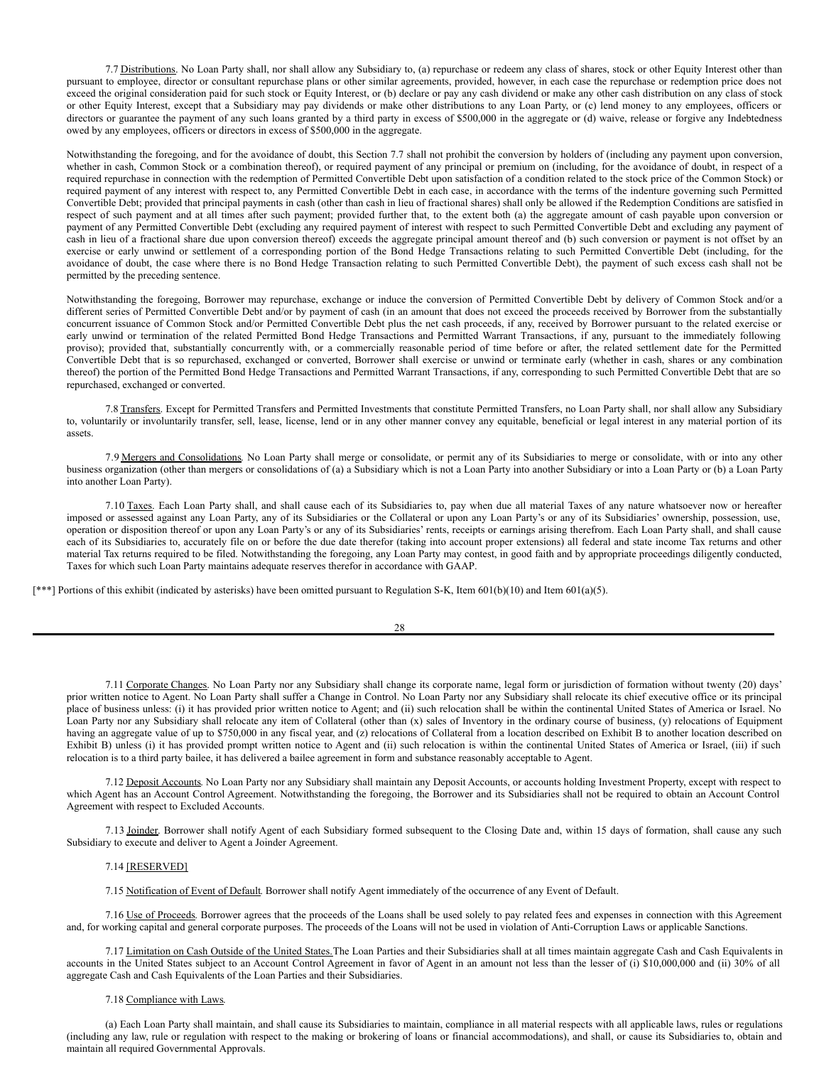7.7 Distributions. No Loan Party shall, nor shall allow any Subsidiary to, (a) repurchase or redeem any class of shares, stock or other Equity Interest other than pursuant to employee, director or consultant repurchase plans or other similar agreements, provided, however, in each case the repurchase or redemption price does not exceed the original consideration paid for such stock or Equity Interest, or (b) declare or pay any cash dividend or make any other cash distribution on any class of stock or other Equity Interest, except that a Subsidiary may pay dividends or make other distributions to any Loan Party, or (c) lend money to any employees, officers or directors or guarantee the payment of any such loans granted by a third party in excess of $500,000 in the aggregate or (d) waive, release or forgive any Indebtedness owed by any employees, officers or directors in excess of $500,000 in the aggregate.

Notwithstanding the foregoing, and for the avoidance of doubt, this Section 7.7 shall not prohibit the conversion by holders of (including any payment upon conversion, whether in cash, Common Stock or a combination thereof), or required payment of any principal or premium on (including, for the avoidance of doubt, in respect of a required repurchase in connection with the redemption of Permitted Convertible Debt upon satisfaction of a condition related to the stock price of the Common Stock) or required payment of any interest with respect to, any Permitted Convertible Debt in each case, in accordance with the terms of the indenture governing such Permitted Convertible Debt; provided that principal payments in cash (other than cash in lieu of fractional shares) shall only be allowed if the Redemption Conditions are satisfied in respect of such payment and at all times after such payment; provided further that, to the extent both (a) the aggregate amount of cash payable upon conversion or payment of any Permitted Convertible Debt (excluding any required payment of interest with respect to such Permitted Convertible Debt and excluding any payment of cash in lieu of a fractional share due upon conversion thereof) exceeds the aggregate principal amount thereof and (b) such conversion or payment is not offset by an exercise or early unwind or settlement of a corresponding portion of the Bond Hedge Transactions relating to such Permitted Convertible Debt (including, for the avoidance of doubt, the case where there is no Bond Hedge Transaction relating to such Permitted Convertible Debt), the payment of such excess cash shall not be permitted by the preceding sentence.

Notwithstanding the foregoing, Borrower may repurchase, exchange or induce the conversion of Permitted Convertible Debt by delivery of Common Stock and/or a different series of Permitted Convertible Debt and/or by payment of cash (in an amount that does not exceed the proceeds received by Borrower from the substantially concurrent issuance of Common Stock and/or Permitted Convertible Debt plus the net cash proceeds, if any, received by Borrower pursuant to the related exercise or early unwind or termination of the related Permitted Bond Hedge Transactions and Permitted Warrant Transactions, if any, pursuant to the immediately following proviso); provided that, substantially concurrently with, or a commercially reasonable period of time before or after, the related settlement date for the Permitted Convertible Debt that is so repurchased, exchanged or converted, Borrower shall exercise or unwind or terminate early (whether in cash, shares or any combination thereof) the portion of the Permitted Bond Hedge Transactions and Permitted Warrant Transactions, if any, corresponding to such Permitted Convertible Debt that are so repurchased, exchanged or converted.

7.8 Transfers. Except for Permitted Transfers and Permitted Investments that constitute Permitted Transfers, no Loan Party shall, nor shall allow any Subsidiary to, voluntarily or involuntarily transfer, sell, lease, license, lend or in any other manner convey any equitable, beneficial or legal interest in any material portion of its assets.

7.9 Mergers and Consolidations. No Loan Party shall merge or consolidate, or permit any of its Subsidiaries to merge or consolidate, with or into any other business organization (other than mergers or consolidations of (a) a Subsidiary which is not a Loan Party into another Subsidiary or into a Loan Party or (b) a Loan Party into another Loan Party).

7.10 Taxes. Each Loan Party shall, and shall cause each of its Subsidiaries to, pay when due all material Taxes of any nature whatsoever now or hereafter imposed or assessed against any Loan Party, any of its Subsidiaries or the Collateral or upon any Loan Party's or any of its Subsidiaries' ownership, possession, use, operation or disposition thereof or upon any Loan Party's or any of its Subsidiaries' rents, receipts or earnings arising therefrom. Each Loan Party shall, and shall cause each of its Subsidiaries to, accurately file on or before the due date therefor (taking into account proper extensions) all federal and state income Tax returns and other material Tax returns required to be filed. Notwithstanding the foregoing, any Loan Party may contest, in good faith and by appropriate proceedings diligently conducted, Taxes for which such Loan Party maintains adequate reserves therefor in accordance with GAAP.

[***] Portions of this exhibit (indicated by asterisks) have been omitted pursuant to Regulation S-K, Item 601(b)(10) and Item 601(a)(5).

7.11 Corporate Changes. No Loan Party nor any Subsidiary shall change its corporate name, legal form or jurisdiction of formation without twenty (20) days' prior written notice to Agent. No Loan Party shall suffer a Change in Control. No Loan Party nor any Subsidiary shall relocate its chief executive office or its principal place of business unless: (i) it has provided prior written notice to Agent; and (ii) such relocation shall be within the continental United States of America or Israel. No Loan Party nor any Subsidiary shall relocate any item of Collateral (other than (x) sales of Inventory in the ordinary course of business, (y) relocations of Equipment having an aggregate value of up to $750,000 in any fiscal year, and (z) relocations of Collateral from a location described on Exhibit B to another location described on Exhibit B) unless (i) it has provided prompt written notice to Agent and (ii) such relocation is within the continental United States of America or Israel, (iii) if such relocation is to a third party bailee, it has delivered a bailee agreement in form and substance reasonably acceptable to Agent.

7.12 Deposit Accounts. No Loan Party nor any Subsidiary shall maintain any Deposit Accounts, or accounts holding Investment Property, except with respect to which Agent has an Account Control Agreement. Notwithstanding the foregoing, the Borrower and its Subsidiaries shall not be required to obtain an Account Control Agreement with respect to Excluded Accounts.

7.13 Joinder. Borrower shall notify Agent of each Subsidiary formed subsequent to the Closing Date and, within 15 days of formation, shall cause any such Subsidiary to execute and deliver to Agent a Joinder Agreement.

7.14 [RESERVED]

7.15 Notification of Event of Default. Borrower shall notify Agent immediately of the occurrence of any Event of Default.

7.16 Use of Proceeds. Borrower agrees that the proceeds of the Loans shall be used solely to pay related fees and expenses in connection with this Agreement and, for working capital and general corporate purposes. The proceeds of the Loans will not be used in violation of Anti-Corruption Laws or applicable Sanctions.

7.17 Limitation on Cash Outside of the United States. The Loan Parties and their Subsidiaries shall at all times maintain aggregate Cash and Cash Equivalents in accounts in the United States subject to an Account Control Agreement in favor of Agent in an amount not less than the lesser of (i) $10,000,000 and (ii) 30% of all aggregate Cash and Cash Equivalents of the Loan Parties and their Subsidiaries.

7.18 Compliance with Laws.

(a) Each Loan Party shall maintain, and shall cause its Subsidiaries to maintain, compliance in all material respects with all applicable laws, rules or regulations (including any law, rule or regulation with respect to the making or brokering of loans or financial accommodations), and shall, or cause its Subsidiaries to, obtain and maintain all required Governmental Approvals.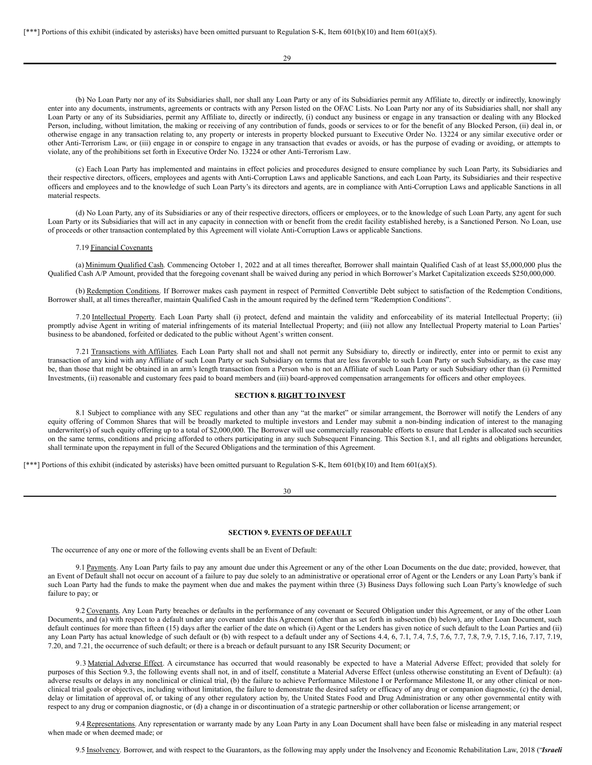(b) No Loan Party nor any of its Subsidiaries shall, nor shall any Loan Party or any of its Subsidiaries permit any Affiliate to, directly or indirectly, knowingly enter into any documents, instruments, agreements or contracts with any Person listed on the OFAC Lists. No Loan Party nor any of its Subsidiaries shall, nor shall any Loan Party or any of its Subsidiaries, permit any Affiliate to, directly or indirectly, (i) conduct any business or engage in any transaction or dealing with any Blocked Person, including, without limitation, the making or receiving of any contribution of funds, goods or services to or for the benefit of any Blocked Person, (ii) deal in, or otherwise engage in any transaction relating to, any property or interests in property blocked pursuant to Executive Order No. 13224 or any similar executive order or other Anti-Terrorism Law, or (iii) engage in or conspire to engage in any transaction that evades or avoids, or has the purpose of evading or avoiding, or attempts to violate, any of the prohibitions set forth in Executive Order No. 13224 or other Anti-Terrorism Law.

(c) Each Loan Party has implemented and maintains in effect policies and procedures designed to ensure compliance by such Loan Party, its Subsidiaries and their respective directors, officers, employees and agents with Anti-Corruption Laws and applicable Sanctions, and each Loan Party, its Subsidiaries and their respective officers and employees and to the knowledge of such Loan Party's its directors and agents, are in compliance with Anti-Corruption Laws and applicable Sanctions in all material respects.

(d) No Loan Party, any of its Subsidiaries or any of their respective directors, officers or employees, or to the knowledge of such Loan Party, any agent for such Loan Party or its Subsidiaries that will act in any capacity in connection with or benefit from the credit facility established hereby, is a Sanctioned Person. No Loan, use of proceeds or other transaction contemplated by this Agreement will violate Anti-Corruption Laws or applicable Sanctions.

7.19 Financial Covenants

(a) Minimum Qualified Cash. Commencing October 1, 2022 and at all times thereafter, Borrower shall maintain Qualified Cash of at least $5,000,000 plus the Qualified Cash A/P Amount, provided that the foregoing covenant shall be waived during any period in which Borrower's Market Capitalization exceeds $250,000,000.

(b) Redemption Conditions. If Borrower makes cash payment in respect of Permitted Convertible Debt subject to satisfaction of the Redemption Conditions, Borrower shall, at all times thereafter, maintain Qualified Cash in the amount required by the defined term "Redemption Conditions".

7.20 Intellectual Property. Each Loan Party shall (i) protect, defend and maintain the validity and enforceability of its material Intellectual Property; (ii) promptly advise Agent in writing of material infringements of its material Intellectual Property; and (iii) not allow any Intellectual Property material to Loan Parties' business to be abandoned, forfeited or dedicated to the public without Agent's written consent.

7.21 Transactions with Affiliates. Each Loan Party shall not and shall not permit any Subsidiary to, directly or indirectly, enter into or permit to exist any transaction of any kind with any Affiliate of such Loan Party or such Subsidiary on terms that are less favorable to such Loan Party or such Subsidiary, as the case may be, than those that might be obtained in an arm's length transaction from a Person who is not an Affiliate of such Loan Party or such Subsidiary other than (i) Permitted Investments, (ii) reasonable and customary fees paid to board members and (iii) board-approved compensation arrangements for officers and other employees.

## SECTION 8. RIGHT TO INVEST

8.1 Subject to compliance with any SEC regulations and other than any "at the market" or similar arrangement, the Borrower will notify the Lenders of any equity offering of Common Shares that will be broadly marketed to multiple investors and Lender may submit a non-binding indication of interest to the managing underwriter(s) of such equity offering up to a total of $2,000,000. The Borrower will use commercially reasonable efforts to ensure that Lender is allocated such securities on the same terms, conditions and pricing afforded to others participating in any such Subsequent Financing. This Section 8.1, and all rights and obligations hereunder, shall terminate upon the repayment in full of the Secured Obligations and the termination of this Agreement.

[***] Portions of this exhibit (indicated by asterisks) have been omitted pursuant to Regulation S-K, Item 601(b)(10) and Item 601(a)(5).

## SECTION 9. EVENTS OF DEFAULT

The occurrence of any one or more of the following events shall be an Event of Default:

9.1 Payments. Any Loan Party fails to pay any amount due under this Agreement or any of the other Loan Documents on the due date; provided, however, that an Event of Default shall not occur on account of a failure to pay due solely to an administrative or operational error of Agent or the Lenders or any Loan Party's bank if such Loan Party had the funds to make the payment when due and makes the payment within three (3) Business Days following such Loan Party's knowledge of such failure to pay; or

9.2 Covenants. Any Loan Party breaches or defaults in the performance of any covenant or Secured Obligation under this Agreement, or any of the other Loan Documents, and (a) with respect to a default under any covenant under this Agreement (other than as set forth in subsection (b) below), any other Loan Document, such default continues for more than fifteen (15) days after the earlier of the date on which (i) Agent or the Lenders has given notice of such default to the Loan Parties and (ii) any Loan Party has actual knowledge of such default or (b) with respect to a default under any of Sections 4.4, 6, 7.1, 7.4, 7.5, 7.6, 7.7, 7.8, 7.9, 7.15, 7.16, 7.17, 7.19, 7.20, and 7.21, the occurrence of such default; or there is a breach or default pursuant to any ISR Security Document; or

9.3 Material Adverse Effect. A circumstance has occurred that would reasonably be expected to have a Material Adverse Effect; provided that solely for purposes of this Section 9.3, the following events shall not, in and of itself, constitute a Material Adverse Effect (unless otherwise constituting an Event of Default): (a) adverse results or delays in any nonclinical or clinical trial, (b) the failure to achieve Performance Milestone I or Performance Milestone II, or any other clinical or non-clinical trial goals or objectives, including without limitation, the failure to demonstrate the desired safety or efficacy of any drug or companion diagnostic, (c) the denial, delay or limitation of approval of, or taking of any other regulatory action by, the United States Food and Drug Administration or any other governmental entity with respect to any drug or companion diagnostic, or (d) a change in or discontinuation of a strategic partnership or other collaboration or license arrangement; or

9.4 Representations. Any representation or warranty made by any Loan Party in any Loan Document shall have been false or misleading in any material respect when made or when deemed made; or

9.5 Insolvency. Borrower, and with respect to the Guarantors, as the following may apply under the Insolvency and Economic Rehabilitation Law, 2018 ("***Israeli***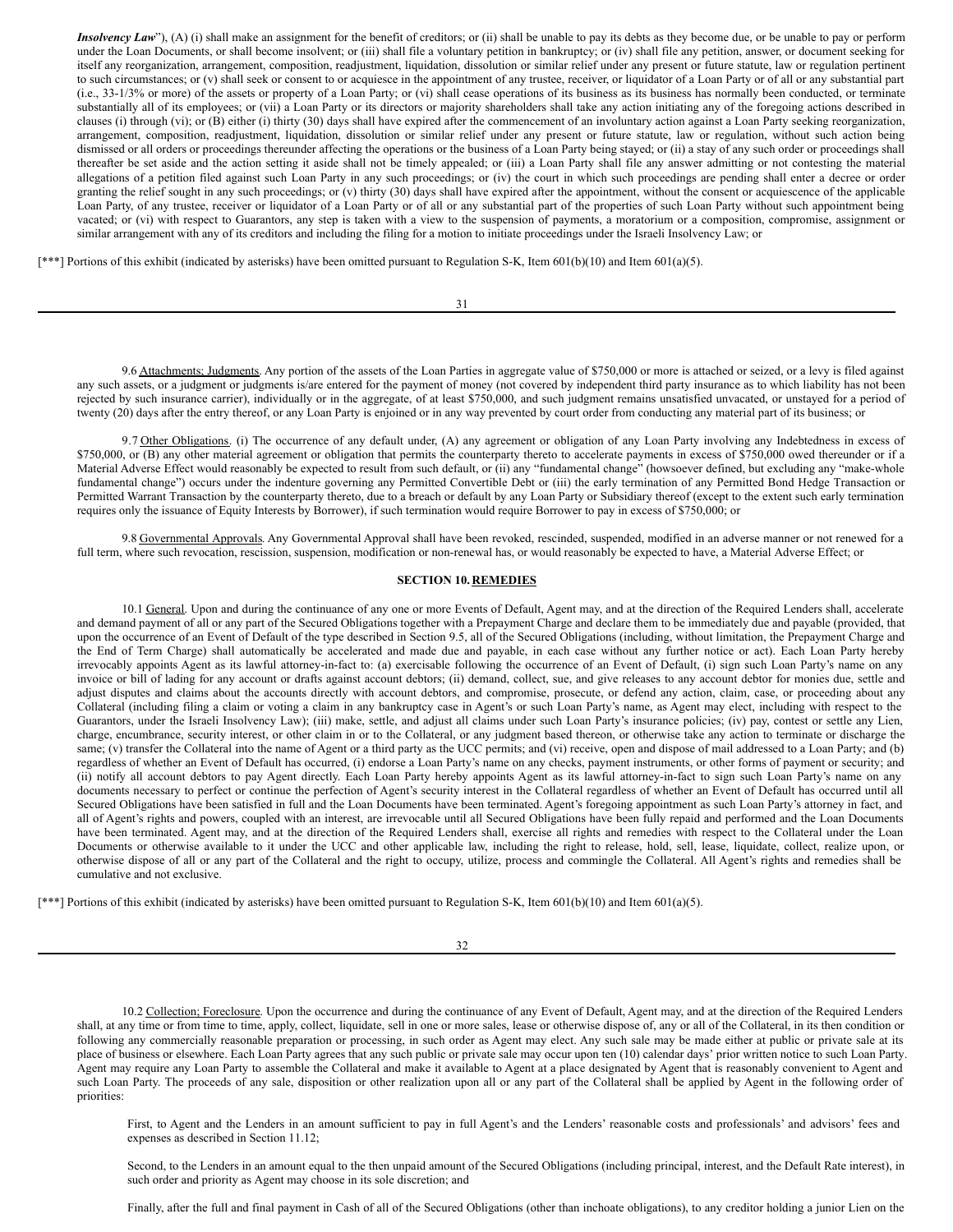***Insolvency Law***"), (A) (i) shall make an assignment for the benefit of creditors; or (ii) shall be unable to pay its debts as they become due, or be unable to pay or perform under the Loan Documents, or shall become insolvent; or (iii) shall file a voluntary petition in bankruptcy; or (iv) shall file any petition, answer, or document seeking for itself any reorganization, arrangement, composition, readjustment, liquidation, dissolution or similar relief under any present or future statute, law or regulation pertinent to such circumstances; or (v) shall seek or consent to or acquiesce in the appointment of any trustee, receiver, or liquidator of a Loan Party or of all or any substantial part (i.e., 33-1/3% or more) of the assets or property of a Loan Party; or (vi) shall cease operations of its business as its business has normally been conducted, or terminate substantially all of its employees; or (vii) a Loan Party or its directors or majority shareholders shall take any action initiating any of the foregoing actions described in clauses (i) through (vi); or (B) either (i) thirty (30) days shall have expired after the commencement of an involuntary action against a Loan Party seeking reorganization, arrangement, composition, readjustment, liquidation, dissolution or similar relief under any present or future statute, law or regulation, without such action being dismissed or all orders or proceedings thereunder affecting the operations or the business of a Loan Party being stayed; or (ii) a stay of any such order or proceedings shall thereafter be set aside and the action setting it aside shall not be timely appealed; or (iii) a Loan Party shall file any answer admitting or not contesting the material allegations of a petition filed against such Loan Party in any such proceedings; or (iv) the court in which such proceedings are pending shall enter a decree or order granting the relief sought in any such proceedings; or (v) thirty (30) days shall have expired after the appointment, without the consent or acquiescence of the applicable Loan Party, of any trustee, receiver or liquidator of a Loan Party or of all or any substantial part of the properties of such Loan Party without such appointment being vacated; or (vi) with respect to Guarantors, any step is taken with a view to the suspension of payments, a moratorium or a composition, compromise, assignment or similar arrangement with any of its creditors and including the filing for a motion to initiate proceedings under the Israeli Insolvency Law; or

[***] Portions of this exhibit (indicated by asterisks) have been omitted pursuant to Regulation S-K, Item 601(b)(10) and Item 601(a)(5).

9.6 Attachments; Judgments. Any portion of the assets of the Loan Parties in aggregate value of $750,000 or more is attached or seized, or a levy is filed against any such assets, or a judgment or judgments is/are entered for the payment of money (not covered by independent third party insurance as to which liability has not been rejected by such insurance carrier), individually or in the aggregate, of at least $750,000, and such judgment remains unsatisfied unvacated, or unstayed for a period of twenty (20) days after the entry thereof, or any Loan Party is enjoined or in any way prevented by court order from conducting any material part of its business; or

9.7 Other Obligations. (i) The occurrence of any default under, (A) any agreement or obligation of any Loan Party involving any Indebtedness in excess of $750,000, or (B) any other material agreement or obligation that permits the counterparty thereto to accelerate payments in excess of $750,000 owed thereunder or if a Material Adverse Effect would reasonably be expected to result from such default, or (ii) any "fundamental change" (howsoever defined, but excluding any "make-whole fundamental change") occurs under the indenture governing any Permitted Convertible Debt or (iii) the early termination of any Permitted Bond Hedge Transaction or Permitted Warrant Transaction by the counterparty thereto, due to a breach or default by any Loan Party or Subsidiary thereof (except to the extent such early termination requires only the issuance of Equity Interests by Borrower), if such termination would require Borrower to pay in excess of $750,000; or

9.8 Governmental Approvals. Any Governmental Approval shall have been revoked, rescinded, suspended, modified in an adverse manner or not renewed for a full term, where such revocation, rescission, suspension, modification or non-renewal has, or would reasonably be expected to have, a Material Adverse Effect; or

## SECTION 10. REMEDIES

10.1 General. Upon and during the continuance of any one or more Events of Default, Agent may, and at the direction of the Required Lenders shall, accelerate and demand payment of all or any part of the Secured Obligations together with a Prepayment Charge and declare them to be immediately due and payable (provided, that upon the occurrence of an Event of Default of the type described in Section 9.5, all of the Secured Obligations (including, without limitation, the Prepayment Charge and the End of Term Charge) shall automatically be accelerated and made due and payable, in each case without any further notice or act). Each Loan Party hereby irrevocably appoints Agent as its lawful attorney-in-fact to: (a) exercisable following the occurrence of an Event of Default, (i) sign such Loan Party's name on any invoice or bill of lading for any account or drafts against account debtors; (ii) demand, collect, sue, and give releases to any account debtor for monies due, settle and adjust disputes and claims about the accounts directly with account debtors, and compromise, prosecute, or defend any action, claim, case, or proceeding about any Collateral (including filing a claim or voting a claim in any bankruptcy case in Agent's or such Loan Party's name, as Agent may elect, including with respect to the Guarantors, under the Israeli Insolvency Law); (iii) make, settle, and adjust all claims under such Loan Party's insurance policies; (iv) pay, contest or settle any Lien, charge, encumbrance, security interest, or other claim in or to the Collateral, or any judgment based thereon, or otherwise take any action to terminate or discharge the same; (v) transfer the Collateral into the name of Agent or a third party as the UCC permits; and (vi) receive, open and dispose of mail addressed to a Loan Party; and (b) regardless of whether an Event of Default has occurred, (i) endorse a Loan Party's name on any checks, payment instruments, or other forms of payment or security; and (ii) notify all account debtors to pay Agent directly. Each Loan Party hereby appoints Agent as its lawful attorney-in-fact to sign such Loan Party's name on any documents necessary to perfect or continue the perfection of Agent's security interest in the Collateral regardless of whether an Event of Default has occurred until all Secured Obligations have been satisfied in full and the Loan Documents have been terminated. Agent's foregoing appointment as such Loan Party's attorney in fact, and all of Agent's rights and powers, coupled with an interest, are irrevocable until all Secured Obligations have been fully repaid and performed and the Loan Documents have been terminated. Agent may, and at the direction of the Required Lenders shall, exercise all rights and remedies with respect to the Collateral under the Loan Documents or otherwise available to it under the UCC and other applicable law, including the right to release, hold, sell, lease, liquidate, collect, realize upon, or otherwise dispose of all or any part of the Collateral and the right to occupy, utilize, process and commingle the Collateral. All Agent's rights and remedies shall be cumulative and not exclusive.

[***] Portions of this exhibit (indicated by asterisks) have been omitted pursuant to Regulation S-K, Item 601(b)(10) and Item 601(a)(5).

10.2 Collection; Foreclosure. Upon the occurrence and during the continuance of any Event of Default, Agent may, and at the direction of the Required Lenders shall, at any time or from time to time, apply, collect, liquidate, sell in one or more sales, lease or otherwise dispose of, any or all of the Collateral, in its then condition or following any commercially reasonable preparation or processing, in such order as Agent may elect. Any such sale may be made either at public or private sale at its place of business or elsewhere. Each Loan Party agrees that any such public or private sale may occur upon ten (10) calendar days' prior written notice to such Loan Party. Agent may require any Loan Party to assemble the Collateral and make it available to Agent at a place designated by Agent that is reasonably convenient to Agent and such Loan Party. The proceeds of any sale, disposition or other realization upon all or any part of the Collateral shall be applied by Agent in the following order of priorities:

First, to Agent and the Lenders in an amount sufficient to pay in full Agent's and the Lenders' reasonable costs and professionals' and advisors' fees and expenses as described in Section 11.12;

Second, to the Lenders in an amount equal to the then unpaid amount of the Secured Obligations (including principal, interest, and the Default Rate interest), in such order and priority as Agent may choose in its sole discretion; and

Finally, after the full and final payment in Cash of all of the Secured Obligations (other than inchoate obligations), to any creditor holding a junior Lien on the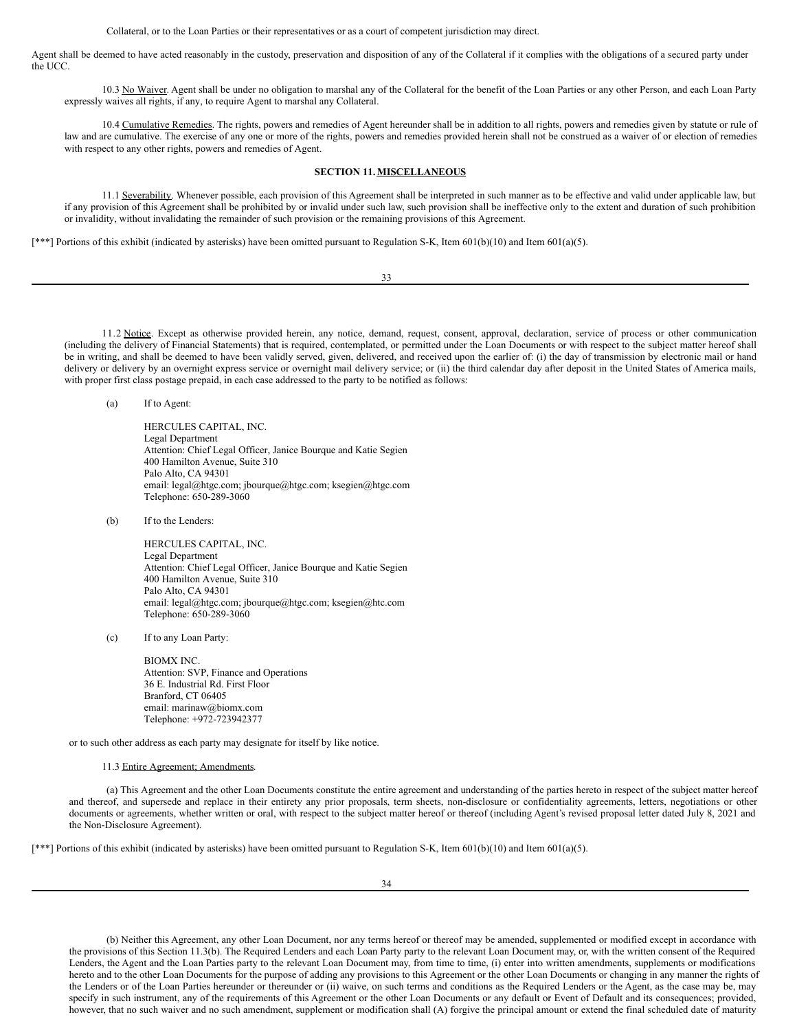Collateral, or to the Loan Parties or their representatives or as a court of competent jurisdiction may direct.

Agent shall be deemed to have acted reasonably in the custody, preservation and disposition of any of the Collateral if it complies with the obligations of a secured party under the UCC.

10.3 No Waiver. Agent shall be under no obligation to marshal any of the Collateral for the benefit of the Loan Parties or any other Person, and each Loan Party expressly waives all rights, if any, to require Agent to marshal any Collateral.

10.4 Cumulative Remedies. The rights, powers and remedies of Agent hereunder shall be in addition to all rights, powers and remedies given by statute or rule of law and are cumulative. The exercise of any one or more of the rights, powers and remedies provided herein shall not be construed as a waiver of or election of remedies with respect to any other rights, powers and remedies of Agent.

## SECTION 11. MISCELLANEOUS

11.1 Severability. Whenever possible, each provision of this Agreement shall be interpreted in such manner as to be effective and valid under applicable law, but if any provision of this Agreement shall be prohibited by or invalid under such law, such provision shall be ineffective only to the extent and duration of such prohibition or invalidity, without invalidating the remainder of such provision or the remaining provisions of this Agreement.

[***] Portions of this exhibit (indicated by asterisks) have been omitted pursuant to Regulation S-K, Item 601(b)(10) and Item 601(a)(5).

11.2 Notice. Except as otherwise provided herein, any notice, demand, request, consent, approval, declaration, service of process or other communication (including the delivery of Financial Statements) that is required, contemplated, or permitted under the Loan Documents or with respect to the subject matter hereof shall be in writing, and shall be deemed to have been validly served, given, delivered, and received upon the earlier of: (i) the day of transmission by electronic mail or hand delivery or delivery by an overnight express service or overnight mail delivery service; or (ii) the third calendar day after deposit in the United States of America mails, with proper first class postage prepaid, in each case addressed to the party to be notified as follows:

(a) If to Agent:

HERCULES CAPITAL, INC.
Legal Department
Attention: Chief Legal Officer, Janice Bourque and Katie Segien
400 Hamilton Avenue, Suite 310
Palo Alto, CA 94301
email: legal@htgc.com; jbourque@htgc.com; ksegien@htgc.com
Telephone: 650-289-3060

(b) If to the Lenders:

HERCULES CAPITAL, INC.
Legal Department
Attention: Chief Legal Officer, Janice Bourque and Katie Segien
400 Hamilton Avenue, Suite 310
Palo Alto, CA 94301
email: legal@htgc.com; jbourque@htgc.com; ksegien@htc.com
Telephone: 650-289-3060

(c) If to any Loan Party:

BIOMX INC.
Attention: SVP, Finance and Operations
36 E. Industrial Rd. First Floor
Branford, CT 06405
email: marinaw@biomx.com
Telephone: +972-723942377

or to such other address as each party may designate for itself by like notice.

11.3 Entire Agreement; Amendments.

(a) This Agreement and the other Loan Documents constitute the entire agreement and understanding of the parties hereto in respect of the subject matter hereof and thereof, and supersede and replace in their entirety any prior proposals, term sheets, non-disclosure or confidentiality agreements, letters, negotiations or other documents or agreements, whether written or oral, with respect to the subject matter hereof or thereof (including Agent's revised proposal letter dated July 8, 2021 and the Non-Disclosure Agreement).

[***] Portions of this exhibit (indicated by asterisks) have been omitted pursuant to Regulation S-K, Item 601(b)(10) and Item 601(a)(5).

(b) Neither this Agreement, any other Loan Document, nor any terms hereof or thereof may be amended, supplemented or modified except in accordance with the provisions of this Section 11.3(b). The Required Lenders and each Loan Party party to the relevant Loan Document may, or, with the written consent of the Required Lenders, the Agent and the Loan Parties party to the relevant Loan Document may, from time to time, (i) enter into written amendments, supplements or modifications hereto and to the other Loan Documents for the purpose of adding any provisions to this Agreement or the other Loan Documents or changing in any manner the rights of the Lenders or of the Loan Parties hereunder or thereunder or (ii) waive, on such terms and conditions as the Required Lenders or the Agent, as the case may be, may specify in such instrument, any of the requirements of this Agreement or the other Loan Documents or any default or Event of Default and its consequences; provided, however, that no such waiver and no such amendment, supplement or modification shall (A) forgive the principal amount or extend the final scheduled date of maturity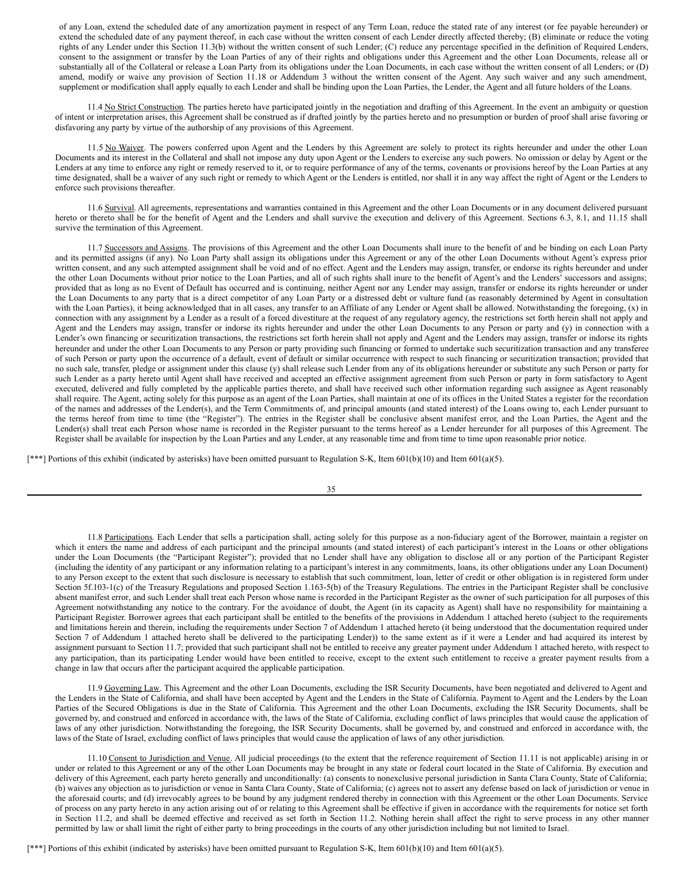of any Loan, extend the scheduled date of any amortization payment in respect of any Term Loan, reduce the stated rate of any interest (or fee payable hereunder) or extend the scheduled date of any payment thereof, in each case without the written consent of each Lender directly affected thereby; (B) eliminate or reduce the voting rights of any Lender under this Section 11.3(b) without the written consent of such Lender; (C) reduce any percentage specified in the definition of Required Lenders, consent to the assignment or transfer by the Loan Parties of any of their rights and obligations under this Agreement and the other Loan Documents, release all or substantially all of the Collateral or release a Loan Party from its obligations under the Loan Documents, in each case without the written consent of all Lenders; or (D) amend, modify or waive any provision of Section 11.18 or Addendum 3 without the written consent of the Agent. Any such waiver and any such amendment, supplement or modification shall apply equally to each Lender and shall be binding upon the Loan Parties, the Lender, the Agent and all future holders of the Loans.

11.4 No Strict Construction. The parties hereto have participated jointly in the negotiation and drafting of this Agreement. In the event an ambiguity or question of intent or interpretation arises, this Agreement shall be construed as if drafted jointly by the parties hereto and no presumption or burden of proof shall arise favoring or disfavoring any party by virtue of the authorship of any provisions of this Agreement.

11.5 No Waiver. The powers conferred upon Agent and the Lenders by this Agreement are solely to protect its rights hereunder and under the other Loan Documents and its interest in the Collateral and shall not impose any duty upon Agent or the Lenders to exercise any such powers. No omission or delay by Agent or the Lenders at any time to enforce any right or remedy reserved to it, or to require performance of any of the terms, covenants or provisions hereof by the Loan Parties at any time designated, shall be a waiver of any such right or remedy to which Agent or the Lenders is entitled, nor shall it in any way affect the right of Agent or the Lenders to enforce such provisions thereafter.

11.6 Survival. All agreements, representations and warranties contained in this Agreement and the other Loan Documents or in any document delivered pursuant hereto or thereto shall be for the benefit of Agent and the Lenders and shall survive the execution and delivery of this Agreement. Sections 6.3, 8.1, and 11.15 shall survive the termination of this Agreement.

11.7 Successors and Assigns. The provisions of this Agreement and the other Loan Documents shall inure to the benefit of and be binding on each Loan Party and its permitted assigns (if any). No Loan Party shall assign its obligations under this Agreement or any of the other Loan Documents without Agent's express prior written consent, and any such attempted assignment shall be void and of no effect. Agent and the Lenders may assign, transfer, or endorse its rights hereunder and under the other Loan Documents without prior notice to the Loan Parties, and all of such rights shall inure to the benefit of Agent's and the Lenders' successors and assigns; provided that as long as no Event of Default has occurred and is continuing, neither Agent nor any Lender may assign, transfer or endorse its rights hereunder or under the Loan Documents to any party that is a direct competitor of any Loan Party or a distressed debt or vulture fund (as reasonably determined by Agent in consultation with the Loan Parties), it being acknowledged that in all cases, any transfer to an Affiliate of any Lender or Agent shall be allowed. Notwithstanding the foregoing, (x) in connection with any assignment by a Lender as a result of a forced divestiture at the request of any regulatory agency, the restrictions set forth herein shall not apply and Agent and the Lenders may assign, transfer or indorse its rights hereunder and under the other Loan Documents to any Person or party and (y) in connection with a Lender's own financing or securitization transactions, the restrictions set forth herein shall not apply and Agent and the Lenders may assign, transfer or indorse its rights hereunder and under the other Loan Documents to any Person or party providing such financing or formed to undertake such securitization transaction and any transferee of such Person or party upon the occurrence of a default, event of default or similar occurrence with respect to such financing or securitization transaction; provided that no such sale, transfer, pledge or assignment under this clause (y) shall release such Lender from any of its obligations hereunder or substitute any such Person or party for such Lender as a party hereto until Agent shall have received and accepted an effective assignment agreement from such Person or party in form satisfactory to Agent executed, delivered and fully completed by the applicable parties thereto, and shall have received such other information regarding such assignee as Agent reasonably shall require. The Agent, acting solely for this purpose as an agent of the Loan Parties, shall maintain at one of its offices in the United States a register for the recordation of the names and addresses of the Lender(s), and the Term Commitments of, and principal amounts (and stated interest) of the Loans owing to, each Lender pursuant to the terms hereof from time to time (the "Register"). The entries in the Register shall be conclusive absent manifest error, and the Loan Parties, the Agent and the Lender(s) shall treat each Person whose name is recorded in the Register pursuant to the terms hereof as a Lender hereunder for all purposes of this Agreement. The Register shall be available for inspection by the Loan Parties and any Lender, at any reasonable time and from time to time upon reasonable prior notice.

[***] Portions of this exhibit (indicated by asterisks) have been omitted pursuant to Regulation S-K, Item 601(b)(10) and Item 601(a)(5).

11.8 Participations. Each Lender that sells a participation shall, acting solely for this purpose as a non-fiduciary agent of the Borrower, maintain a register on which it enters the name and address of each participant and the principal amounts (and stated interest) of each participant's interest in the Loans or other obligations under the Loan Documents (the "Participant Register"); provided that no Lender shall have any obligation to disclose all or any portion of the Participant Register (including the identity of any participant or any information relating to a participant's interest in any commitments, loans, its other obligations under any Loan Document) to any Person except to the extent that such disclosure is necessary to establish that such commitment, loan, letter of credit or other obligation is in registered form under Section 5f.103-1(c) of the Treasury Regulations and proposed Section 1.163-5(b) of the Treasury Regulations. The entries in the Participant Register shall be conclusive absent manifest error, and such Lender shall treat each Person whose name is recorded in the Participant Register as the owner of such participation for all purposes of this Agreement notwithstanding any notice to the contrary. For the avoidance of doubt, the Agent (in its capacity as Agent) shall have no responsibility for maintaining a Participant Register. Borrower agrees that each participant shall be entitled to the benefits of the provisions in Addendum 1 attached hereto (subject to the requirements and limitations herein and therein, including the requirements under Section 7 of Addendum 1 attached hereto (it being understood that the documentation required under Section 7 of Addendum 1 attached hereto shall be delivered to the participating Lender)) to the same extent as if it were a Lender and had acquired its interest by assignment pursuant to Section 11.7; provided that such participant shall not be entitled to receive any greater payment under Addendum 1 attached hereto, with respect to any participation, than its participating Lender would have been entitled to receive, except to the extent such entitlement to receive a greater payment results from a change in law that occurs after the participant acquired the applicable participation.

11.9 Governing Law. This Agreement and the other Loan Documents, excluding the ISR Security Documents, have been negotiated and delivered to Agent and the Lenders in the State of California, and shall have been accepted by Agent and the Lenders in the State of California. Payment to Agent and the Lenders by the Loan Parties of the Secured Obligations is due in the State of California. This Agreement and the other Loan Documents, excluding the ISR Security Documents, shall be governed by, and construed and enforced in accordance with, the laws of the State of California, excluding conflict of laws principles that would cause the application of laws of any other jurisdiction. Notwithstanding the foregoing, the ISR Security Documents, shall be governed by, and construed and enforced in accordance with, the laws of the State of Israel, excluding conflict of laws principles that would cause the application of laws of any other jurisdiction.

11.10 Consent to Jurisdiction and Venue. All judicial proceedings (to the extent that the reference requirement of Section 11.11 is not applicable) arising in or under or related to this Agreement or any of the other Loan Documents may be brought in any state or federal court located in the State of California. By execution and delivery of this Agreement, each party hereto generally and unconditionally: (a) consents to nonexclusive personal jurisdiction in Santa Clara County, State of California; (b) waives any objection as to jurisdiction or venue in Santa Clara County, State of California; (c) agrees not to assert any defense based on lack of jurisdiction or venue in the aforesaid courts; and (d) irrevocably agrees to be bound by any judgment rendered thereby in connection with this Agreement or the other Loan Documents. Service of process on any party hereto in any action arising out of or relating to this Agreement shall be effective if given in accordance with the requirements for notice set forth in Section 11.2, and shall be deemed effective and received as set forth in Section 11.2. Nothing herein shall affect the right to serve process in any other manner permitted by law or shall limit the right of either party to bring proceedings in the courts of any other jurisdiction including but not limited to Israel.

[***] Portions of this exhibit (indicated by asterisks) have been omitted pursuant to Regulation S-K, Item 601(b)(10) and Item 601(a)(5).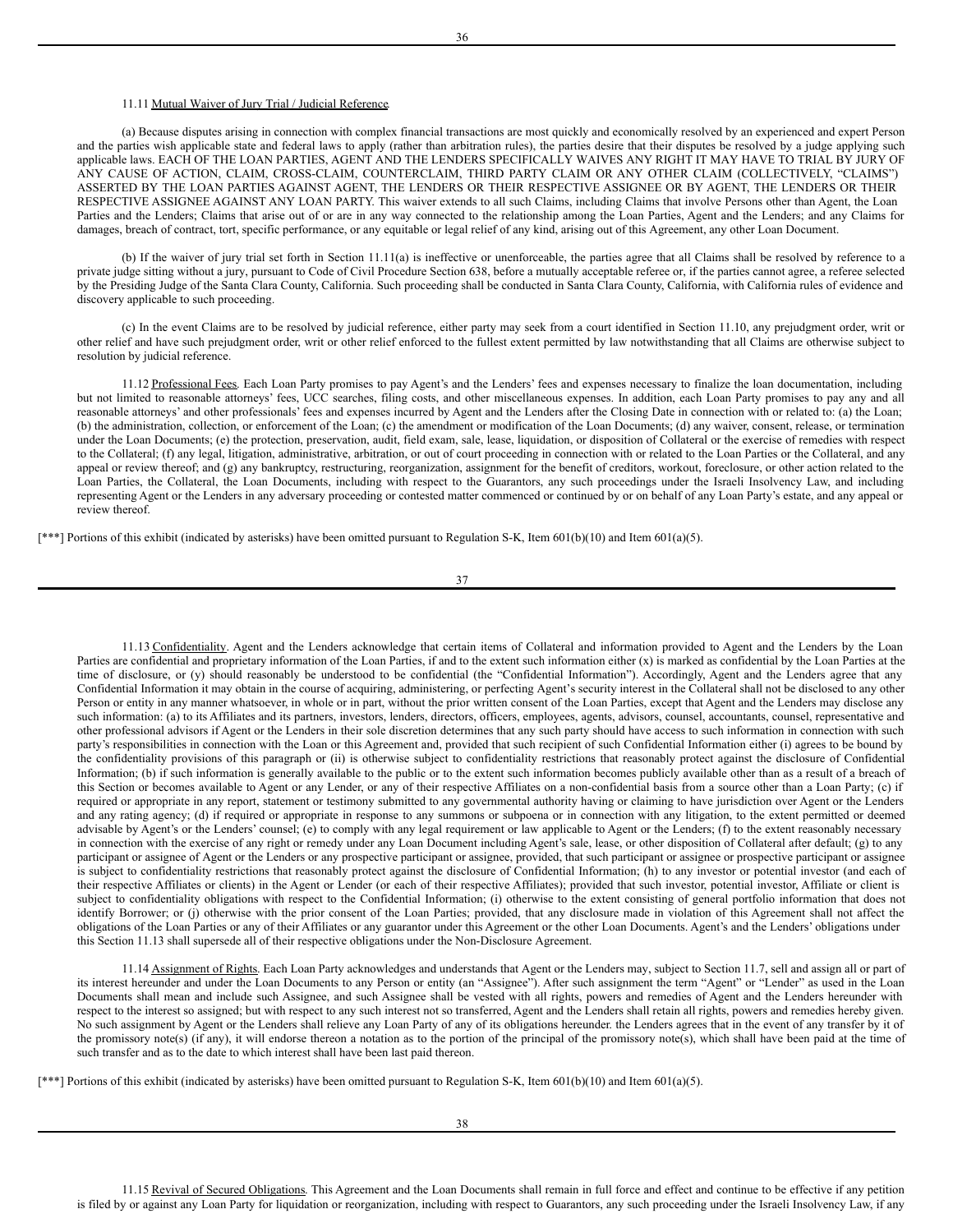11.11 Mutual Waiver of Jury Trial / Judicial Reference.

(a) Because disputes arising in connection with complex financial transactions are most quickly and economically resolved by an experienced and expert Person and the parties wish applicable state and federal laws to apply (rather than arbitration rules), the parties desire that their disputes be resolved by a judge applying such applicable laws. EACH OF THE LOAN PARTIES, AGENT AND THE LENDERS SPECIFICALLY WAIVES ANY RIGHT IT MAY HAVE TO TRIAL BY JURY OF ANY CAUSE OF ACTION, CLAIM, CROSS-CLAIM, COUNTERCLAIM, THIRD PARTY CLAIM OR ANY OTHER CLAIM (COLLECTIVELY, "CLAIMS") ASSERTED BY THE LOAN PARTIES AGAINST AGENT, THE LENDERS OR THEIR RESPECTIVE ASSIGNEE OR BY AGENT, THE LENDERS OR THEIR RESPECTIVE ASSIGNEE AGAINST ANY LOAN PARTY. This waiver extends to all such Claims, including Claims that involve Persons other than Agent, the Loan Parties and the Lenders; Claims that arise out of or are in any way connected to the relationship among the Loan Parties, Agent and the Lenders; and any Claims for damages, breach of contract, tort, specific performance, or any equitable or legal relief of any kind, arising out of this Agreement, any other Loan Document.

(b) If the waiver of jury trial set forth in Section 11.11(a) is ineffective or unenforceable, the parties agree that all Claims shall be resolved by reference to a private judge sitting without a jury, pursuant to Code of Civil Procedure Section 638, before a mutually acceptable referee or, if the parties cannot agree, a referee selected by the Presiding Judge of the Santa Clara County, California. Such proceeding shall be conducted in Santa Clara County, California, with California rules of evidence and discovery applicable to such proceeding.

(c) In the event Claims are to be resolved by judicial reference, either party may seek from a court identified in Section 11.10, any prejudgment order, writ or other relief and have such prejudgment order, writ or other relief enforced to the fullest extent permitted by law notwithstanding that all Claims are otherwise subject to resolution by judicial reference.

11.12 Professional Fees. Each Loan Party promises to pay Agent's and the Lenders' fees and expenses necessary to finalize the loan documentation, including but not limited to reasonable attorneys' fees, UCC searches, filing costs, and other miscellaneous expenses. In addition, each Loan Party promises to pay any and all reasonable attorneys' and other professionals' fees and expenses incurred by Agent and the Lenders after the Closing Date in connection with or related to: (a) the Loan; (b) the administration, collection, or enforcement of the Loan; (c) the amendment or modification of the Loan Documents; (d) any waiver, consent, release, or termination under the Loan Documents; (e) the protection, preservation, audit, field exam, sale, lease, liquidation, or disposition of Collateral or the exercise of remedies with respect to the Collateral; (f) any legal, litigation, administrative, arbitration, or out of court proceeding in connection with or related to the Loan Parties or the Collateral, and any appeal or review thereof; and (g) any bankruptcy, restructuring, reorganization, assignment for the benefit of creditors, workout, foreclosure, or other action related to the Loan Parties, the Collateral, the Loan Documents, including with respect to the Guarantors, any such proceedings under the Israeli Insolvency Law, and including representing Agent or the Lenders in any adversary proceeding or contested matter commenced or continued by or on behalf of any Loan Party's estate, and any appeal or review thereof.

[***] Portions of this exhibit (indicated by asterisks) have been omitted pursuant to Regulation S-K, Item 601(b)(10) and Item 601(a)(5).

11.13 Confidentiality. Agent and the Lenders acknowledge that certain items of Collateral and information provided to Agent and the Lenders by the Loan Parties are confidential and proprietary information of the Loan Parties, if and to the extent such information either (x) is marked as confidential by the Loan Parties at the time of disclosure, or (y) should reasonably be understood to be confidential (the "Confidential Information"). Accordingly, Agent and the Lenders agree that any Confidential Information it may obtain in the course of acquiring, administering, or perfecting Agent's security interest in the Collateral shall not be disclosed to any other Person or entity in any manner whatsoever, in whole or in part, without the prior written consent of the Loan Parties, except that Agent and the Lenders may disclose any such information: (a) to its Affiliates and its partners, investors, lenders, directors, officers, employees, agents, advisors, counsel, accountants, counsel, representative and other professional advisors if Agent or the Lenders in their sole discretion determines that any such party should have access to such information in connection with such party's responsibilities in connection with the Loan or this Agreement and, provided that such recipient of such Confidential Information either (i) agrees to be bound by the confidentiality provisions of this paragraph or (ii) is otherwise subject to confidentiality restrictions that reasonably protect against the disclosure of Confidential Information; (b) if such information is generally available to the public or to the extent such information becomes publicly available other than as a result of a breach of this Section or becomes available to Agent or any Lender, or any of their respective Affiliates on a non-confidential basis from a source other than a Loan Party; (c) if required or appropriate in any report, statement or testimony submitted to any governmental authority having or claiming to have jurisdiction over Agent or the Lenders and any rating agency; (d) if required or appropriate in response to any summons or subpoena or in connection with any litigation, to the extent permitted or deemed advisable by Agent's or the Lenders' counsel; (e) to comply with any legal requirement or law applicable to Agent or the Lenders; (f) to the extent reasonably necessary in connection with the exercise of any right or remedy under any Loan Document including Agent's sale, lease, or other disposition of Collateral after default; (g) to any participant or assignee of Agent or the Lenders or any prospective participant or assignee, provided, that such participant or assignee or prospective participant or assignee is subject to confidentiality restrictions that reasonably protect against the disclosure of Confidential Information; (h) to any investor or potential investor (and each of their respective Affiliates or clients) in the Agent or Lender (or each of their respective Affiliates); provided that such investor, potential investor, Affiliate or client is subject to confidentiality obligations with respect to the Confidential Information; (i) otherwise to the extent consisting of general portfolio information that does not identify Borrower; or (j) otherwise with the prior consent of the Loan Parties; provided, that any disclosure made in violation of this Agreement shall not affect the obligations of the Loan Parties or any of their Affiliates or any guarantor under this Agreement or the other Loan Documents. Agent's and the Lenders' obligations under this Section 11.13 shall supersede all of their respective obligations under the Non-Disclosure Agreement.

11.14 Assignment of Rights. Each Loan Party acknowledges and understands that Agent or the Lenders may, subject to Section 11.7, sell and assign all or part of its interest hereunder and under the Loan Documents to any Person or entity (an "Assignee"). After such assignment the term "Agent" or "Lender" as used in the Loan Documents shall mean and include such Assignee, and such Assignee shall be vested with all rights, powers and remedies of Agent and the Lenders hereunder with respect to the interest so assigned; but with respect to any such interest not so transferred, Agent and the Lenders shall retain all rights, powers and remedies hereby given. No such assignment by Agent or the Lenders shall relieve any Loan Party of any of its obligations hereunder. the Lenders agrees that in the event of any transfer by it of the promissory note(s) (if any), it will endorse thereon a notation as to the portion of the principal of the promissory note(s), which shall have been paid at the time of such transfer and as to the date to which interest shall have been last paid thereon.

[***] Portions of this exhibit (indicated by asterisks) have been omitted pursuant to Regulation S-K, Item 601(b)(10) and Item 601(a)(5).

11.15 Revival of Secured Obligations. This Agreement and the Loan Documents shall remain in full force and effect and continue to be effective if any petition is filed by or against any Loan Party for liquidation or reorganization, including with respect to Guarantors, any such proceeding under the Israeli Insolvency Law, if any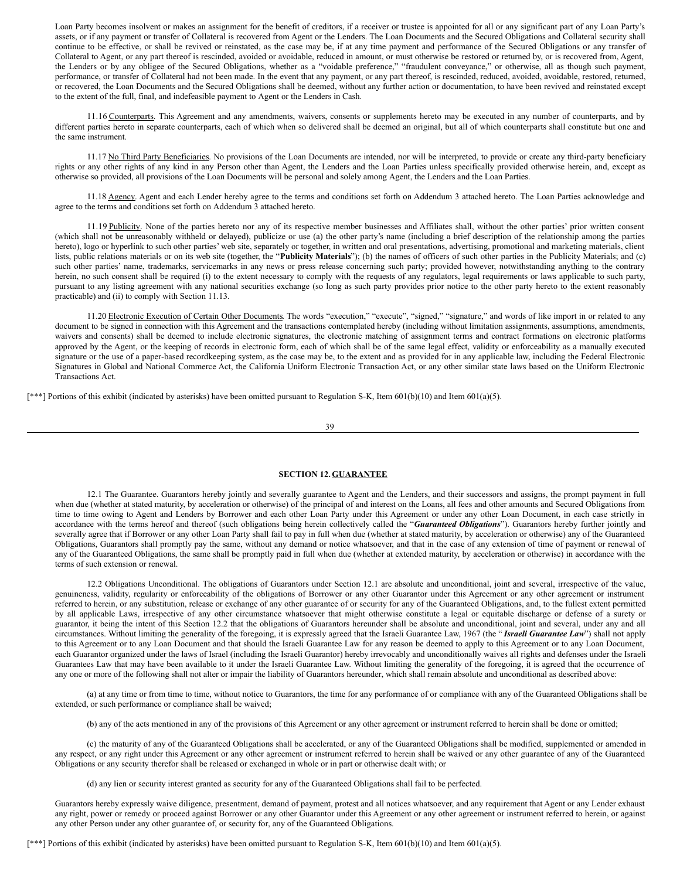Loan Party becomes insolvent or makes an assignment for the benefit of creditors, if a receiver or trustee is appointed for all or any significant part of any Loan Party's assets, or if any payment or transfer of Collateral is recovered from Agent or the Lenders. The Loan Documents and the Secured Obligations and Collateral security shall continue to be effective, or shall be revived or reinstated, as the case may be, if at any time payment and performance of the Secured Obligations or any transfer of Collateral to Agent, or any part thereof is rescinded, avoided or avoidable, reduced in amount, or must otherwise be restored or returned by, or is recovered from, Agent, the Lenders or by any obligee of the Secured Obligations, whether as a "voidable preference," "fraudulent conveyance," or otherwise, all as though such payment, performance, or transfer of Collateral had not been made. In the event that any payment, or any part thereof, is rescinded, reduced, avoided, avoidable, restored, returned, or recovered, the Loan Documents and the Secured Obligations shall be deemed, without any further action or documentation, to have been revived and reinstated except to the extent of the full, final, and indefeasible payment to Agent or the Lenders in Cash.

11.16 Counterparts. This Agreement and any amendments, waivers, consents or supplements hereto may be executed in any number of counterparts, and by different parties hereto in separate counterparts, each of which when so delivered shall be deemed an original, but all of which counterparts shall constitute but one and the same instrument.

11.17 No Third Party Beneficiaries. No provisions of the Loan Documents are intended, nor will be interpreted, to provide or create any third-party beneficiary rights or any other rights of any kind in any Person other than Agent, the Lenders and the Loan Parties unless specifically provided otherwise herein, and, except as otherwise so provided, all provisions of the Loan Documents will be personal and solely among Agent, the Lenders and the Loan Parties.

11.18 Agency. Agent and each Lender hereby agree to the terms and conditions set forth on Addendum 3 attached hereto. The Loan Parties acknowledge and agree to the terms and conditions set forth on Addendum 3 attached hereto.

11.19 Publicity. None of the parties hereto nor any of its respective member businesses and Affiliates shall, without the other parties' prior written consent (which shall not be unreasonably withheld or delayed), publicize or use (a) the other party's name (including a brief description of the relationship among the parties hereto), logo or hyperlink to such other parties' web site, separately or together, in written and oral presentations, advertising, promotional and marketing materials, client lists, public relations materials or on its web site (together, the "**Publicity Materials**"); (b) the names of officers of such other parties in the Publicity Materials; and (c) such other parties' name, trademarks, servicemarks in any news or press release concerning such party; provided however, notwithstanding anything to the contrary herein, no such consent shall be required (i) to the extent necessary to comply with the requests of any regulators, legal requirements or laws applicable to such party, pursuant to any listing agreement with any national securities exchange (so long as such party provides prior notice to the other party hereto to the extent reasonably practicable) and (ii) to comply with Section 11.13.

11.20 Electronic Execution of Certain Other Documents. The words "execution," "execute", "signed," "signature," and words of like import in or related to any document to be signed in connection with this Agreement and the transactions contemplated hereby (including without limitation assignments, assumptions, amendments, waivers and consents) shall be deemed to include electronic signatures, the electronic matching of assignment terms and contract formations on electronic platforms approved by the Agent, or the keeping of records in electronic form, each of which shall be of the same legal effect, validity or enforceability as a manually executed signature or the use of a paper-based recordkeeping system, as the case may be, to the extent and as provided for in any applicable law, including the Federal Electronic Signatures in Global and National Commerce Act, the California Uniform Electronic Transaction Act, or any other similar state laws based on the Uniform Electronic Transactions Act.

[***] Portions of this exhibit (indicated by asterisks) have been omitted pursuant to Regulation S-K, Item 601(b)(10) and Item 601(a)(5).

## SECTION 12. GUARANTEE

12.1 The Guarantee. Guarantors hereby jointly and severally guarantee to Agent and the Lenders, and their successors and assigns, the prompt payment in full when due (whether at stated maturity, by acceleration or otherwise) of the principal of and interest on the Loans, all fees and other amounts and Secured Obligations from time to time owing to Agent and Lenders by Borrower and each other Loan Party under this Agreement or under any other Loan Document, in each case strictly in accordance with the terms hereof and thereof (such obligations being herein collectively called the "***Guaranteed Obligations***"). Guarantors hereby further jointly and severally agree that if Borrower or any other Loan Party shall fail to pay in full when due (whether at stated maturity, by acceleration or otherwise) any of the Guaranteed Obligations, Guarantors shall promptly pay the same, without any demand or notice whatsoever, and that in the case of any extension of time of payment or renewal of any of the Guaranteed Obligations, the same shall be promptly paid in full when due (whether at extended maturity, by acceleration or otherwise) in accordance with the terms of such extension or renewal.

12.2 Obligations Unconditional. The obligations of Guarantors under Section 12.1 are absolute and unconditional, joint and several, irrespective of the value, genuineness, validity, regularity or enforceability of the obligations of Borrower or any other Guarantor under this Agreement or any other agreement or instrument referred to herein, or any substitution, release or exchange of any other guarantee of or security for any of the Guaranteed Obligations, and, to the fullest extent permitted by all applicable Laws, irrespective of any other circumstance whatsoever that might otherwise constitute a legal or equitable discharge or defense of a surety or guarantor, it being the intent of this Section 12.2 that the obligations of Guarantors hereunder shall be absolute and unconditional, joint and several, under any and all circumstances. Without limiting the generality of the foregoing, it is expressly agreed that the Israeli Guarantee Law, 1967 (the "***Israeli Guarantee Law***") shall not apply to this Agreement or to any Loan Document and that should the Israeli Guarantee Law for any reason be deemed to apply to this Agreement or to any Loan Document, each Guarantor organized under the laws of Israel (including the Israeli Guarantor) hereby irrevocably and unconditionally waives all rights and defenses under the Israeli Guarantees Law that may have been available to it under the Israeli Guarantee Law. Without limiting the generality of the foregoing, it is agreed that the occurrence of any one or more of the following shall not alter or impair the liability of Guarantors hereunder, which shall remain absolute and unconditional as described above:

(a) at any time or from time to time, without notice to Guarantors, the time for any performance of or compliance with any of the Guaranteed Obligations shall be extended, or such performance or compliance shall be waived;

(b) any of the acts mentioned in any of the provisions of this Agreement or any other agreement or instrument referred to herein shall be done or omitted;

(c) the maturity of any of the Guaranteed Obligations shall be accelerated, or any of the Guaranteed Obligations shall be modified, supplemented or amended in any respect, or any right under this Agreement or any other agreement or instrument referred to herein shall be waived or any other guarantee of any of the Guaranteed Obligations or any security therefor shall be released or exchanged in whole or in part or otherwise dealt with; or

(d) any lien or security interest granted as security for any of the Guaranteed Obligations shall fail to be perfected.

Guarantors hereby expressly waive diligence, presentment, demand of payment, protest and all notices whatsoever, and any requirement that Agent or any Lender exhaust any right, power or remedy or proceed against Borrower or any other Guarantor under this Agreement or any other agreement or instrument referred to herein, or against any other Person under any other guarantee of, or security for, any of the Guaranteed Obligations.

[***] Portions of this exhibit (indicated by asterisks) have been omitted pursuant to Regulation S-K, Item 601(b)(10) and Item 601(a)(5).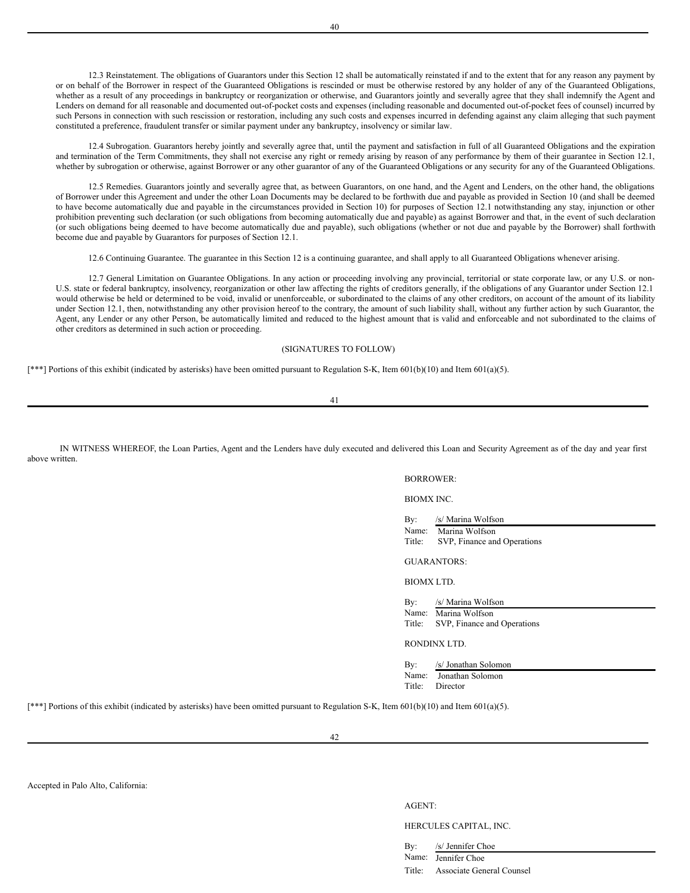12.3 Reinstatement. The obligations of Guarantors under this Section 12 shall be automatically reinstated if and to the extent that for any reason any payment by or on behalf of the Borrower in respect of the Guaranteed Obligations is rescinded or must be otherwise restored by any holder of any of the Guaranteed Obligations, whether as a result of any proceedings in bankruptcy or reorganization or otherwise, and Guarantors jointly and severally agree that they shall indemnify the Agent and Lenders on demand for all reasonable and documented out-of-pocket costs and expenses (including reasonable and documented out-of-pocket fees of counsel) incurred by such Persons in connection with such rescission or restoration, including any such costs and expenses incurred in defending against any claim alleging that such payment constituted a preference, fraudulent transfer or similar payment under any bankruptcy, insolvency or similar law.

12.4 Subrogation. Guarantors hereby jointly and severally agree that, until the payment and satisfaction in full of all Guaranteed Obligations and the expiration and termination of the Term Commitments, they shall not exercise any right or remedy arising by reason of any performance by them of their guarantee in Section 12.1, whether by subrogation or otherwise, against Borrower or any other guarantor of any of the Guaranteed Obligations or any security for any of the Guaranteed Obligations.

12.5 Remedies. Guarantors jointly and severally agree that, as between Guarantors, on one hand, and the Agent and Lenders, on the other hand, the obligations of Borrower under this Agreement and under the other Loan Documents may be declared to be forthwith due and payable as provided in Section 10 (and shall be deemed to have become automatically due and payable in the circumstances provided in Section 10) for purposes of Section 12.1 notwithstanding any stay, injunction or other prohibition preventing such declaration (or such obligations from becoming automatically due and payable) as against Borrower and that, in the event of such declaration (or such obligations being deemed to have become automatically due and payable), such obligations (whether or not due and payable by the Borrower) shall forthwith become due and payable by Guarantors for purposes of Section 12.1.

12.6 Continuing Guarantee. The guarantee in this Section 12 is a continuing guarantee, and shall apply to all Guaranteed Obligations whenever arising.

12.7 General Limitation on Guarantee Obligations. In any action or proceeding involving any provincial, territorial or state corporate law, or any U.S. or non-U.S. state or federal bankruptcy, insolvency, reorganization or other law affecting the rights of creditors generally, if the obligations of any Guarantor under Section 12.1 would otherwise be held or determined to be void, invalid or unenforceable, or subordinated to the claims of any other creditors, on account of the amount of its liability under Section 12.1, then, notwithstanding any other provision hereof to the contrary, the amount of such liability shall, without any further action by such Guarantor, the Agent, any Lender or any other Person, be automatically limited and reduced to the highest amount that is valid and enforceable and not subordinated to the claims of other creditors as determined in such action or proceeding.

(SIGNATURES TO FOLLOW)

[***] Portions of this exhibit (indicated by asterisks) have been omitted pursuant to Regulation S-K, Item 601(b)(10) and Item 601(a)(5).

IN WITNESS WHEREOF, the Loan Parties, Agent and the Lenders have duly executed and delivered this Loan and Security Agreement as of the day and year first above written.

BORROWER:

BIOMX INC.

By: /s/ Marina Wolfson
Name: Marina Wolfson
Title: SVP, Finance and Operations

GUARANTORS:

BIOMX LTD.

By: /s/ Marina Wolfson
Name: Marina Wolfson
Title: SVP, Finance and Operations

RONDINX LTD.

By: /s/ Jonathan Solomon
Name: Jonathan Solomon
Title: Director

[***] Portions of this exhibit (indicated by asterisks) have been omitted pursuant to Regulation S-K, Item 601(b)(10) and Item 601(a)(5).

Accepted in Palo Alto, California:

AGENT:

HERCULES CAPITAL, INC.

By: /s/ Jennifer Choe
Name: Jennifer Choe
Title: Associate General Counsel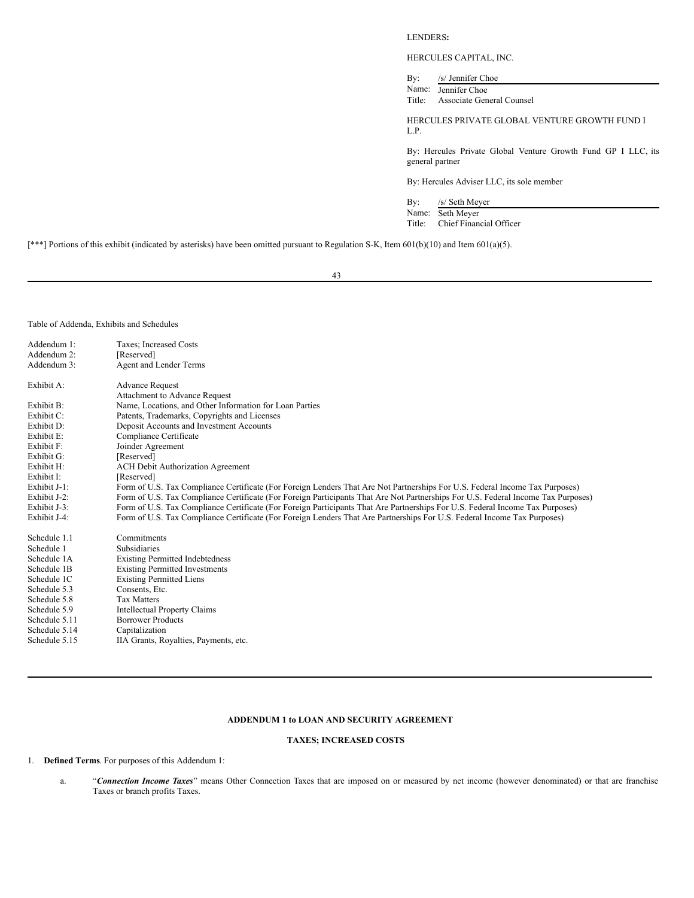LENDERS**:**

HERCULES CAPITAL, INC.

By: /s/ Jennifer Choe
Name: Jennifer Choe
Title: Associate General Counsel

HERCULES PRIVATE GLOBAL VENTURE GROWTH FUND I L.P.

By: Hercules Private Global Venture Growth Fund GP I LLC, its general partner

By: Hercules Adviser LLC, its sole member

By: /s/ Seth Meyer
Name: Seth Meyer
Title: Chief Financial Officer

[***] Portions of this exhibit (indicated by asterisks) have been omitted pursuant to Regulation S-K, Item 601(b)(10) and Item 601(a)(5).

---

Table of Addenda, Exhibits and Schedules

| | |
|---|---|
| Addendum 1: | Taxes; Increased Costs |
| Addendum 2: | [Reserved] |
| Addendum 3: | Agent and Lender Terms |
| Exhibit A: | Advance Request |
| | Attachment to Advance Request |
| Exhibit B: | Name, Locations, and Other Information for Loan Parties |
| Exhibit C: | Patents, Trademarks, Copyrights and Licenses |
| Exhibit D: | Deposit Accounts and Investment Accounts |
| Exhibit E: | Compliance Certificate |
| Exhibit F: | Joinder Agreement |
| Exhibit G: | [Reserved] |
| Exhibit H: | ACH Debit Authorization Agreement |
| Exhibit I: | [Reserved] |
| Exhibit J-1: | Form of U.S. Tax Compliance Certificate (For Foreign Lenders That Are Not Partnerships For U.S. Federal Income Tax Purposes) |
| Exhibit J-2: | Form of U.S. Tax Compliance Certificate (For Foreign Participants That Are Not Partnerships For U.S. Federal Income Tax Purposes) |
| Exhibit J-3: | Form of U.S. Tax Compliance Certificate (For Foreign Participants That Are Partnerships For U.S. Federal Income Tax Purposes) |
| Exhibit J-4: | Form of U.S. Tax Compliance Certificate (For Foreign Lenders That Are Partnerships For U.S. Federal Income Tax Purposes) |
| Schedule 1.1 | Commitments |
| Schedule 1 | Subsidiaries |
| Schedule 1A | Existing Permitted Indebtedness |
| Schedule 1B | Existing Permitted Investments |
| Schedule 1C | Existing Permitted Liens |
| Schedule 5.3 | Consents, Etc. |
| Schedule 5.8 | Tax Matters |
| Schedule 5.9 | Intellectual Property Claims |
| Schedule 5.11 | Borrower Products |
| Schedule 5.14 | Capitalization |
| Schedule 5.15 | IIA Grants, Royalties, Payments, etc. |

---

**ADDENDUM 1 to LOAN AND SECURITY AGREEMENT**

**TAXES; INCREASED COSTS**

1. **Defined Terms**. For purposes of this Addendum 1:

   a. "***Connection Income Taxes***" means Other Connection Taxes that are imposed on or measured by net income (however denominated) or that are franchise Taxes or branch profits Taxes.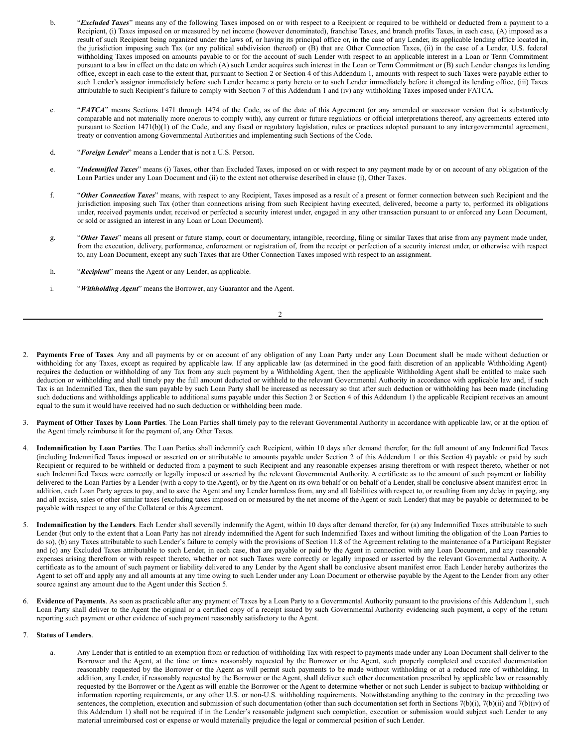b. "***Excluded Taxes***" means any of the following Taxes imposed on or with respect to a Recipient or required to be withheld or deducted from a payment to a Recipient, (i) Taxes imposed on or measured by net income (however denominated), franchise Taxes, and branch profits Taxes, in each case, (A) imposed as a result of such Recipient being organized under the laws of, or having its principal office or, in the case of any Lender, its applicable lending office located in, the jurisdiction imposing such Tax (or any political subdivision thereof) or (B) that are Other Connection Taxes, (ii) in the case of a Lender, U.S. federal withholding Taxes imposed on amounts payable to or for the account of such Lender with respect to an applicable interest in a Loan or Term Commitment pursuant to a law in effect on the date on which (A) such Lender acquires such interest in the Loan or Term Commitment or (B) such Lender changes its lending office, except in each case to the extent that, pursuant to Section 2 or Section 4 of this Addendum 1, amounts with respect to such Taxes were payable either to such Lender's assignor immediately before such Lender became a party hereto or to such Lender immediately before it changed its lending office, (iii) Taxes attributable to such Recipient's failure to comply with Section 7 of this Addendum 1 and (iv) any withholding Taxes imposed under FATCA.

c. "***FATCA***" means Sections 1471 through 1474 of the Code, as of the date of this Agreement (or any amended or successor version that is substantively comparable and not materially more onerous to comply with), any current or future regulations or official interpretations thereof, any agreements entered into pursuant to Section 1471(b)(1) of the Code, and any fiscal or regulatory legislation, rules or practices adopted pursuant to any intergovernmental agreement, treaty or convention among Governmental Authorities and implementing such Sections of the Code.

d. "***Foreign Lender***" means a Lender that is not a U.S. Person.

e. "***Indemnified Taxes***" means (i) Taxes, other than Excluded Taxes, imposed on or with respect to any payment made by or on account of any obligation of the Loan Parties under any Loan Document and (ii) to the extent not otherwise described in clause (i), Other Taxes.

f. "***Other Connection Taxes***" means, with respect to any Recipient, Taxes imposed as a result of a present or former connection between such Recipient and the jurisdiction imposing such Tax (other than connections arising from such Recipient having executed, delivered, become a party to, performed its obligations under, received payments under, received or perfected a security interest under, engaged in any other transaction pursuant to or enforced any Loan Document, or sold or assigned an interest in any Loan or Loan Document).

g. "***Other Taxes***" means all present or future stamp, court or documentary, intangible, recording, filing or similar Taxes that arise from any payment made under, from the execution, delivery, performance, enforcement or registration of, from the receipt or perfection of a security interest under, or otherwise with respect to, any Loan Document, except any such Taxes that are Other Connection Taxes imposed with respect to an assignment.

h. "***Recipient***" means the Agent or any Lender, as applicable.

i. "***Withholding Agent***" means the Borrower, any Guarantor and the Agent.

2. **Payments Free of Taxes**. Any and all payments by or on account of any obligation of any Loan Party under any Loan Document shall be made without deduction or withholding for any Taxes, except as required by applicable law. If any applicable law (as determined in the good faith discretion of an applicable Withholding Agent) requires the deduction or withholding of any Tax from any such payment by a Withholding Agent, then the applicable Withholding Agent shall be entitled to make such deduction or withholding and shall timely pay the full amount deducted or withheld to the relevant Governmental Authority in accordance with applicable law and, if such Tax is an Indemnified Tax, then the sum payable by such Loan Party shall be increased as necessary so that after such deduction or withholding has been made (including such deductions and withholdings applicable to additional sums payable under this Section 2 or Section 4 of this Addendum 1) the applicable Recipient receives an amount equal to the sum it would have received had no such deduction or withholding been made.

3. **Payment of Other Taxes by Loan Parties**. The Loan Parties shall timely pay to the relevant Governmental Authority in accordance with applicable law, or at the option of the Agent timely reimburse it for the payment of, any Other Taxes.

4. **Indemnification by Loan Parties**. The Loan Parties shall indemnify each Recipient, within 10 days after demand therefor, for the full amount of any Indemnified Taxes (including Indemnified Taxes imposed or asserted on or attributable to amounts payable under Section 2 of this Addendum 1 or this Section 4) payable or paid by such Recipient or required to be withheld or deducted from a payment to such Recipient and any reasonable expenses arising therefrom or with respect thereto, whether or not such Indemnified Taxes were correctly or legally imposed or asserted by the relevant Governmental Authority. A certificate as to the amount of such payment or liability delivered to the Loan Parties by a Lender (with a copy to the Agent), or by the Agent on its own behalf or on behalf of a Lender, shall be conclusive absent manifest error. In addition, each Loan Party agrees to pay, and to save the Agent and any Lender harmless from, any and all liabilities with respect to, or resulting from any delay in paying, any and all excise, sales or other similar taxes (excluding taxes imposed on or measured by the net income of the Agent or such Lender) that may be payable or determined to be payable with respect to any of the Collateral or this Agreement.

5. **Indemnification by the Lenders**. Each Lender shall severally indemnify the Agent, within 10 days after demand therefor, for (a) any Indemnified Taxes attributable to such Lender (but only to the extent that a Loan Party has not already indemnified the Agent for such Indemnified Taxes and without limiting the obligation of the Loan Parties to do so), (b) any Taxes attributable to such Lender's failure to comply with the provisions of Section 11.8 of the Agreement relating to the maintenance of a Participant Register and (c) any Excluded Taxes attributable to such Lender, in each case, that are payable or paid by the Agent in connection with any Loan Document, and any reasonable expenses arising therefrom or with respect thereto, whether or not such Taxes were correctly or legally imposed or asserted by the relevant Governmental Authority. A certificate as to the amount of such payment or liability delivered to any Lender by the Agent shall be conclusive absent manifest error. Each Lender hereby authorizes the Agent to set off and apply any and all amounts at any time owing to such Lender under any Loan Document or otherwise payable by the Agent to the Lender from any other source against any amount due to the Agent under this Section 5.

6. **Evidence of Payments**. As soon as practicable after any payment of Taxes by a Loan Party to a Governmental Authority pursuant to the provisions of this Addendum 1, such Loan Party shall deliver to the Agent the original or a certified copy of a receipt issued by such Governmental Authority evidencing such payment, a copy of the return reporting such payment or other evidence of such payment reasonably satisfactory to the Agent.

7. **Status of Lenders**.

a. Any Lender that is entitled to an exemption from or reduction of withholding Tax with respect to payments made under any Loan Document shall deliver to the Borrower and the Agent, at the time or times reasonably requested by the Borrower or the Agent, such properly completed and executed documentation reasonably requested by the Borrower or the Agent as will permit such payments to be made without withholding or at a reduced rate of withholding. In addition, any Lender, if reasonably requested by the Borrower or the Agent, shall deliver such other documentation prescribed by applicable law or reasonably requested by the Borrower or the Agent as will enable the Borrower or the Agent to determine whether or not such Lender is subject to backup withholding or information reporting requirements, or any other U.S. or non-U.S. withholding requirements. Notwithstanding anything to the contrary in the preceding two sentences, the completion, execution and submission of such documentation (other than such documentation set forth in Sections 7(b)(i), 7(b)(ii) and 7(b)(iv) of this Addendum 1) shall not be required if in the Lender's reasonable judgment such completion, execution or submission would subject such Lender to any material unreimbursed cost or expense or would materially prejudice the legal or commercial position of such Lender.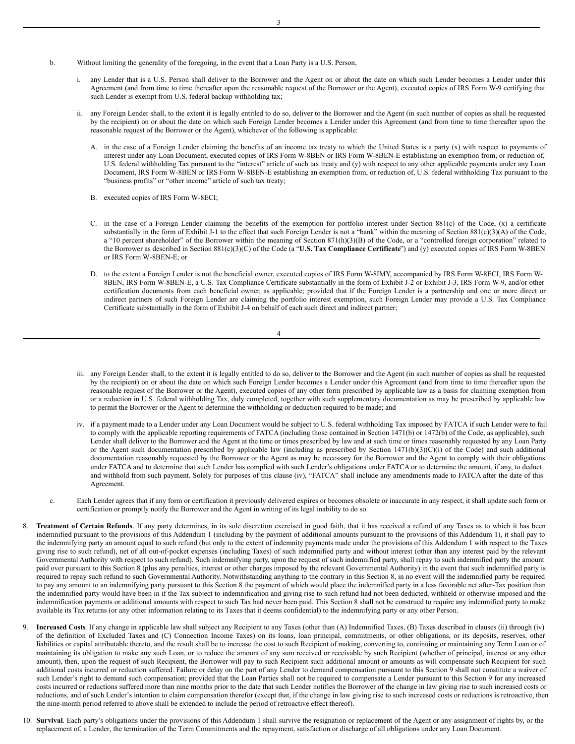b. Without limiting the generality of the foregoing, in the event that a Loan Party is a U.S. Person,

   i. any Lender that is a U.S. Person shall deliver to the Borrower and the Agent on or about the date on which such Lender becomes a Lender under this Agreement (and from time to time thereafter upon the reasonable request of the Borrower or the Agent), executed copies of IRS Form W-9 certifying that such Lender is exempt from U.S. federal backup withholding tax;

   ii. any Foreign Lender shall, to the extent it is legally entitled to do so, deliver to the Borrower and the Agent (in such number of copies as shall be requested by the recipient) on or about the date on which such Foreign Lender becomes a Lender under this Agreement (and from time to time thereafter upon the reasonable request of the Borrower or the Agent), whichever of the following is applicable:

      A. in the case of a Foreign Lender claiming the benefits of an income tax treaty to which the United States is a party (x) with respect to payments of interest under any Loan Document, executed copies of IRS Form W-8BEN or IRS Form W-8BEN-E establishing an exemption from, or reduction of, U.S. federal withholding Tax pursuant to the "interest" article of such tax treaty and (y) with respect to any other applicable payments under any Loan Document, IRS Form W-8BEN or IRS Form W-8BEN-E establishing an exemption from, or reduction of, U.S. federal withholding Tax pursuant to the "business profits" or "other income" article of such tax treaty;

      B. executed copies of IRS Form W-8ECI;

      C. in the case of a Foreign Lender claiming the benefits of the exemption for portfolio interest under Section 881(c) of the Code, (x) a certificate substantially in the form of Exhibit J-1 to the effect that such Foreign Lender is not a "bank" within the meaning of Section 881(c)(3)(A) of the Code, a "10 percent shareholder" of the Borrower within the meaning of Section 871(h)(3)(B) of the Code, or a "controlled foreign corporation" related to the Borrower as described in Section 881(c)(3)(C) of the Code (a "**U.S. Tax Compliance Certificate**") and (y) executed copies of IRS Form W-8BEN or IRS Form W-8BEN-E; or

      D. to the extent a Foreign Lender is not the beneficial owner, executed copies of IRS Form W-8IMY, accompanied by IRS Form W-8ECI, IRS Form W-8BEN, IRS Form W-8BEN-E, a U.S. Tax Compliance Certificate substantially in the form of Exhibit J-2 or Exhibit J-3, IRS Form W-9, and/or other certification documents from each beneficial owner, as applicable; provided that if the Foreign Lender is a partnership and one or more direct or indirect partners of such Foreign Lender are claiming the portfolio interest exemption, such Foreign Lender may provide a U.S. Tax Compliance Certificate substantially in the form of Exhibit J-4 on behalf of each such direct and indirect partner;

   iii. any Foreign Lender shall, to the extent it is legally entitled to do so, deliver to the Borrower and the Agent (in such number of copies as shall be requested by the recipient) on or about the date on which such Foreign Lender becomes a Lender under this Agreement (and from time to time thereafter upon the reasonable request of the Borrower or the Agent), executed copies of any other form prescribed by applicable law as a basis for claiming exemption from or a reduction in U.S. federal withholding Tax, duly completed, together with such supplementary documentation as may be prescribed by applicable law to permit the Borrower or the Agent to determine the withholding or deduction required to be made; and

   iv. if a payment made to a Lender under any Loan Document would be subject to U.S. federal withholding Tax imposed by FATCA if such Lender were to fail to comply with the applicable reporting requirements of FATCA (including those contained in Section 1471(b) or 1472(b) of the Code, as applicable), such Lender shall deliver to the Borrower and the Agent at the time or times prescribed by law and at such time or times reasonably requested by any Loan Party or the Agent such documentation prescribed by applicable law (including as prescribed by Section 1471(b)(3)(C)(i) of the Code) and such additional documentation reasonably requested by the Borrower or the Agent as may be necessary for the Borrower and the Agent to comply with their obligations under FATCA and to determine that such Lender has complied with such Lender's obligations under FATCA or to determine the amount, if any, to deduct and withhold from such payment. Solely for purposes of this clause (iv), "FATCA" shall include any amendments made to FATCA after the date of this Agreement.

c. Each Lender agrees that if any form or certification it previously delivered expires or becomes obsolete or inaccurate in any respect, it shall update such form or certification or promptly notify the Borrower and the Agent in writing of its legal inability to do so.

8. **Treatment of Certain Refunds**. If any party determines, in its sole discretion exercised in good faith, that it has received a refund of any Taxes as to which it has been indemnified pursuant to the provisions of this Addendum 1 (including by the payment of additional amounts pursuant to the provisions of this Addendum 1), it shall pay to the indemnifying party an amount equal to such refund (but only to the extent of indemnity payments made under the provisions of this Addendum 1 with respect to the Taxes giving rise to such refund), net of all out-of-pocket expenses (including Taxes) of such indemnified party and without interest (other than any interest paid by the relevant Governmental Authority with respect to such refund). Such indemnifying party, upon the request of such indemnified party, shall repay to such indemnified party the amount paid over pursuant to this Section 8 (plus any penalties, interest or other charges imposed by the relevant Governmental Authority) in the event that such indemnified party is required to repay such refund to such Governmental Authority. Notwithstanding anything to the contrary in this Section 8, in no event will the indemnified party be required to pay any amount to an indemnifying party pursuant to this Section 8 the payment of which would place the indemnified party in a less favorable net after-Tax position than the indemnified party would have been in if the Tax subject to indemnification and giving rise to such refund had not been deducted, withheld or otherwise imposed and the indemnification payments or additional amounts with respect to such Tax had never been paid. This Section 8 shall not be construed to require any indemnified party to make available its Tax returns (or any other information relating to its Taxes that it deems confidential) to the indemnifying party or any other Person.

9. **Increased Costs**. If any change in applicable law shall subject any Recipient to any Taxes (other than (A) Indemnified Taxes, (B) Taxes described in clauses (ii) through (iv) of the definition of Excluded Taxes and (C) Connection Income Taxes) on its loans, loan principal, commitments, or other obligations, or its deposits, reserves, other liabilities or capital attributable thereto, and the result shall be to increase the cost to such Recipient of making, converting to, continuing or maintaining any Term Loan or of maintaining its obligation to make any such Loan, or to reduce the amount of any sum received or receivable by such Recipient (whether of principal, interest or any other amount), then, upon the request of such Recipient, the Borrower will pay to such Recipient such additional amount or amounts as will compensate such Recipient for such additional costs incurred or reduction suffered. Failure or delay on the part of any Lender to demand compensation pursuant to this Section 9 shall not constitute a waiver of such Lender's right to demand such compensation; provided that the Loan Parties shall not be required to compensate a Lender pursuant to this Section 9 for any increased costs incurred or reductions suffered more than nine months prior to the date that such Lender notifies the Borrower of the change in law giving rise to such increased costs or reductions, and of such Lender's intention to claim compensation therefor (except that, if the change in law giving rise to such increased costs or reductions is retroactive, then the nine-month period referred to above shall be extended to include the period of retroactive effect thereof).

10. **Survival**. Each party's obligations under the provisions of this Addendum 1 shall survive the resignation or replacement of the Agent or any assignment of rights by, or the replacement of, a Lender, the termination of the Term Commitments and the repayment, satisfaction or discharge of all obligations under any Loan Document.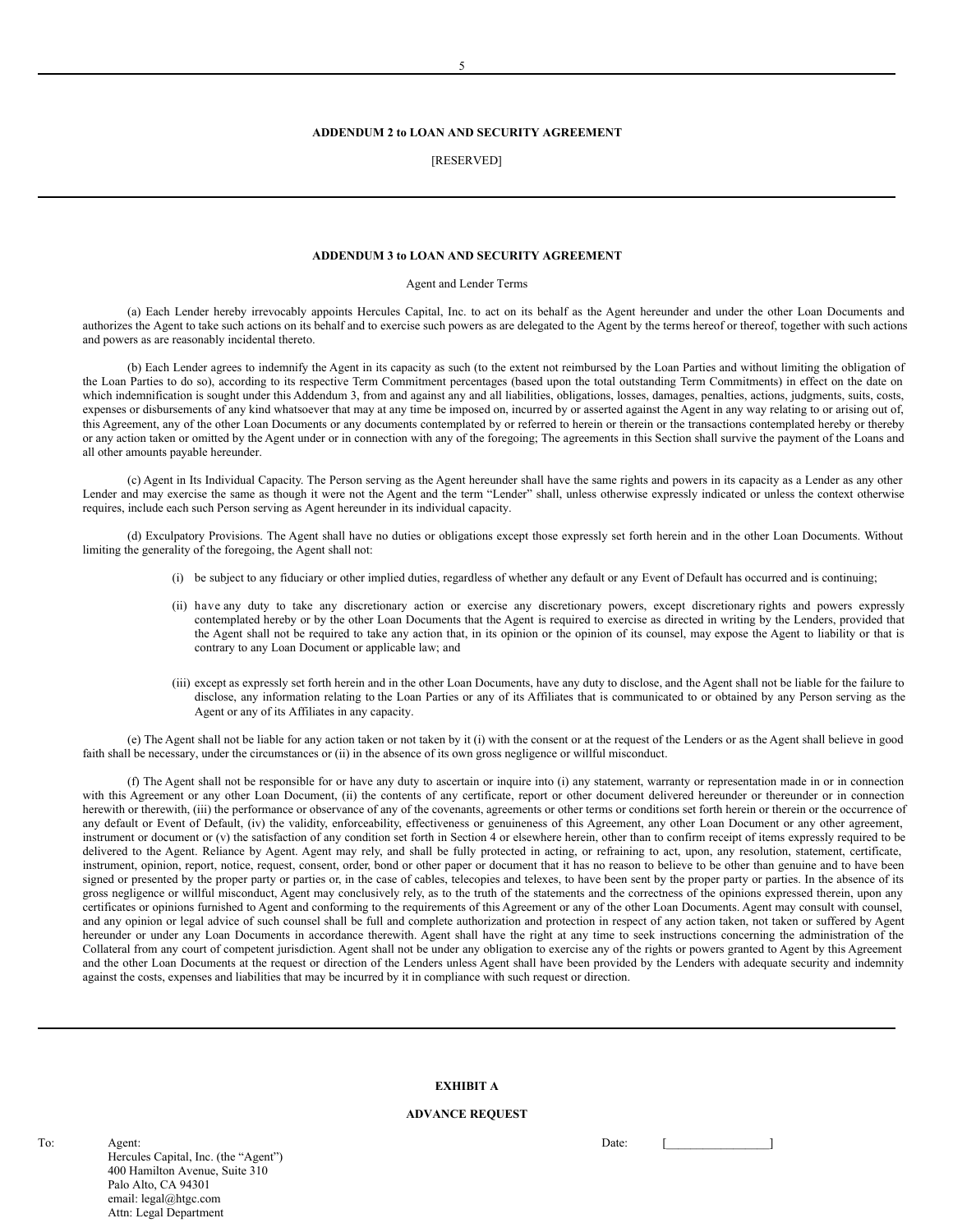**ADDENDUM 2 to LOAN AND SECURITY AGREEMENT**

[RESERVED]

---

**ADDENDUM 3 to LOAN AND SECURITY AGREEMENT**

Agent and Lender Terms

(a) Each Lender hereby irrevocably appoints Hercules Capital, Inc. to act on its behalf as the Agent hereunder and under the other Loan Documents and authorizes the Agent to take such actions on its behalf and to exercise such powers as are delegated to the Agent by the terms hereof or thereof, together with such actions and powers as are reasonably incidental thereto.

(b) Each Lender agrees to indemnify the Agent in its capacity as such (to the extent not reimbursed by the Loan Parties and without limiting the obligation of the Loan Parties to do so), according to its respective Term Commitment percentages (based upon the total outstanding Term Commitments) in effect on the date on which indemnification is sought under this Addendum 3, from and against any and all liabilities, obligations, losses, damages, penalties, actions, judgments, suits, costs, expenses or disbursements of any kind whatsoever that may at any time be imposed on, incurred by or asserted against the Agent in any way relating to or arising out of, this Agreement, any of the other Loan Documents or any documents contemplated by or referred to herein or therein or the transactions contemplated hereby or thereby or any action taken or omitted by the Agent under or in connection with any of the foregoing; The agreements in this Section shall survive the payment of the Loans and all other amounts payable hereunder.

(c) Agent in Its Individual Capacity. The Person serving as the Agent hereunder shall have the same rights and powers in its capacity as a Lender as any other Lender and may exercise the same as though it were not the Agent and the term "Lender" shall, unless otherwise expressly indicated or unless the context otherwise requires, include each such Person serving as Agent hereunder in its individual capacity.

(d) Exculpatory Provisions. The Agent shall have no duties or obligations except those expressly set forth herein and in the other Loan Documents. Without limiting the generality of the foregoing, the Agent shall not:

(i) be subject to any fiduciary or other implied duties, regardless of whether any default or any Event of Default has occurred and is continuing;

(ii) have any duty to take any discretionary action or exercise any discretionary powers, except discretionary rights and powers expressly contemplated hereby or by the other Loan Documents that the Agent is required to exercise as directed in writing by the Lenders, provided that the Agent shall not be required to take any action that, in its opinion or the opinion of its counsel, may expose the Agent to liability or that is contrary to any Loan Document or applicable law; and

(iii) except as expressly set forth herein and in the other Loan Documents, have any duty to disclose, and the Agent shall not be liable for the failure to disclose, any information relating to the Loan Parties or any of its Affiliates that is communicated to or obtained by any Person serving as the Agent or any of its Affiliates in any capacity.

(e) The Agent shall not be liable for any action taken or not taken by it (i) with the consent or at the request of the Lenders or as the Agent shall believe in good faith shall be necessary, under the circumstances or (ii) in the absence of its own gross negligence or willful misconduct.

(f) The Agent shall not be responsible for or have any duty to ascertain or inquire into (i) any statement, warranty or representation made in or in connection with this Agreement or any other Loan Document, (ii) the contents of any certificate, report or other document delivered hereunder or thereunder or in connection herewith or therewith, (iii) the performance or observance of any of the covenants, agreements or other terms or conditions set forth herein or therein or the occurrence of any default or Event of Default, (iv) the validity, enforceability, effectiveness or genuineness of this Agreement, any other Loan Document or any other agreement, instrument or document or (v) the satisfaction of any condition set forth in Section 4 or elsewhere herein, other than to confirm receipt of items expressly required to be delivered to the Agent. Reliance by Agent. Agent may rely, and shall be fully protected in acting, or refraining to act, upon, any resolution, statement, certificate, instrument, opinion, report, notice, request, consent, order, bond or other paper or document that it has no reason to believe to be other than genuine and to have been signed or presented by the proper party or parties or, in the case of cables, telecopies and telexes, to have been sent by the proper party or parties. In the absence of its gross negligence or willful misconduct, Agent may conclusively rely, as to the truth of the statements and the correctness of the opinions expressed therein, upon any certificates or opinions furnished to Agent and conforming to the requirements of this Agreement or any of the other Loan Documents. Agent may consult with counsel, and any opinion or legal advice of such counsel shall be full and complete authorization and protection in respect of any action taken, not taken or suffered by Agent hereunder or under any Loan Documents in accordance therewith. Agent shall have the right at any time to seek instructions concerning the administration of the Collateral from any court of competent jurisdiction. Agent shall not be under any obligation to exercise any of the rights or powers granted to Agent by this Agreement and the other Loan Documents at the request or direction of the Lenders unless Agent shall have been provided by the Lenders with adequate security and indemnity against the costs, expenses and liabilities that may be incurred by it in compliance with such request or direction.

---

**EXHIBIT A**

**ADVANCE REQUEST**

To: Agent:
Hercules Capital, Inc. (the "Agent")
400 Hamilton Avenue, Suite 310
Palo Alto, CA 94301
email: legal@htgc.com
Attn: Legal Department

Date: [________________]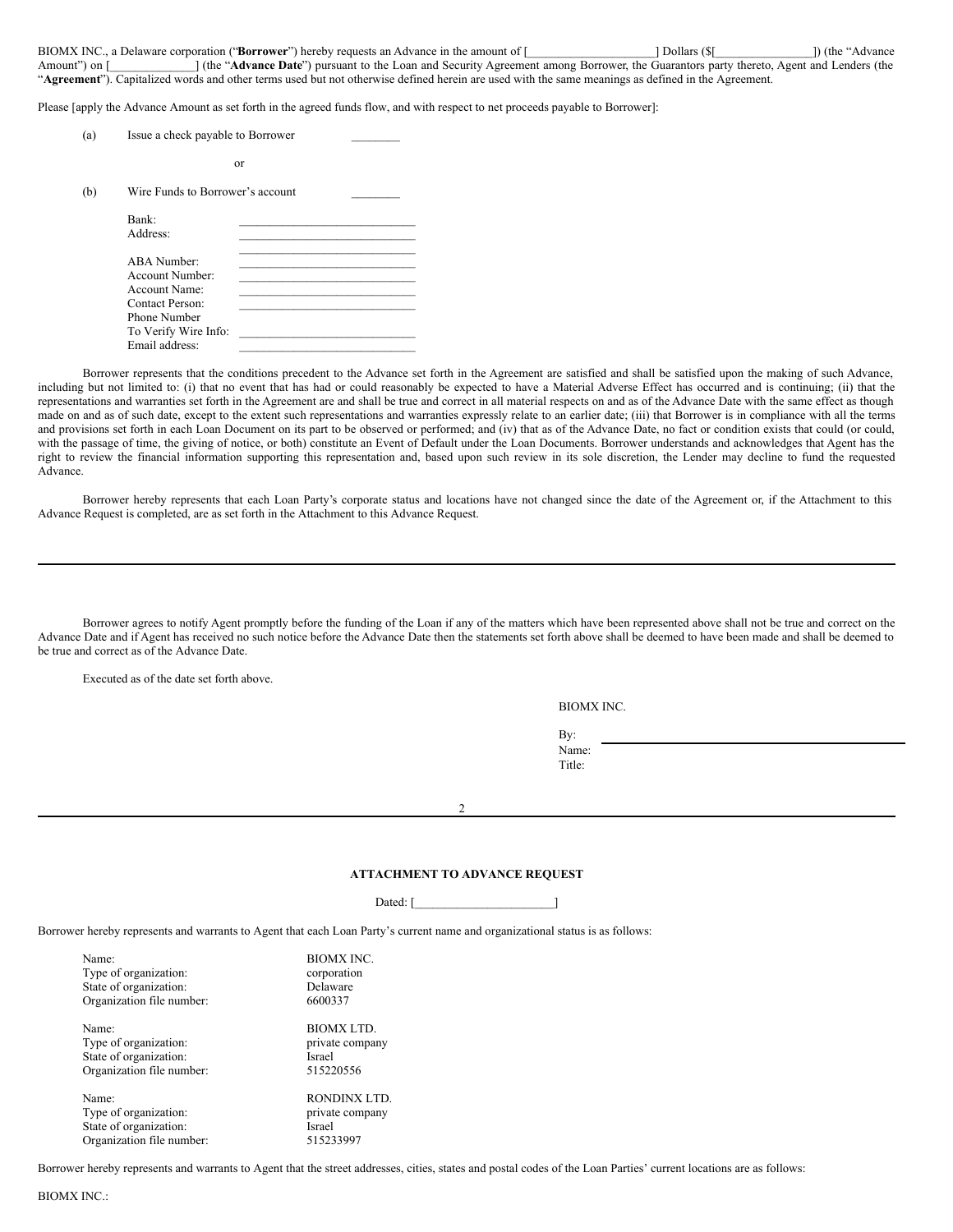BIOMX INC., a Delaware corporation ("**Borrower**") hereby requests an Advance in the amount of [_____________________] Dollars ($[________________]) (the "Advance Amount") on [______________] (the "**Advance Date**") pursuant to the Loan and Security Agreement among Borrower, the Guarantors party thereto, Agent and Lenders (the "**Agreement**"). Capitalized words and other terms used but not otherwise defined herein are used with the same meanings as defined in the Agreement.

Please [apply the Advance Amount as set forth in the agreed funds flow, and with respect to net proceeds payable to Borrower]:

(a) Issue a check payable to Borrower ________

or

(b) Wire Funds to Borrower's account ________

Bank: _____________________________
Address: _____________________________
_____________________________
ABA Number: _____________________________
Account Number: _____________________________
Account Name: _____________________________
Contact Person: _____________________________
Phone Number
To Verify Wire Info: _____________________________
Email address: _____________________________

Borrower represents that the conditions precedent to the Advance set forth in the Agreement are satisfied and shall be satisfied upon the making of such Advance, including but not limited to: (i) that no event that has had or could reasonably be expected to have a Material Adverse Effect has occurred and is continuing; (ii) that the representations and warranties set forth in the Agreement are and shall be true and correct in all material respects on and as of the Advance Date with the same effect as though made on and as of such date, except to the extent such representations and warranties expressly relate to an earlier date; (iii) that Borrower is in compliance with all the terms and provisions set forth in each Loan Document on its part to be observed or performed; and (iv) that as of the Advance Date, no fact or condition exists that could (or could, with the passage of time, the giving of notice, or both) constitute an Event of Default under the Loan Documents. Borrower understands and acknowledges that Agent has the right to review the financial information supporting this representation and, based upon such review in its sole discretion, the Lender may decline to fund the requested Advance.

Borrower hereby represents that each Loan Party's corporate status and locations have not changed since the date of the Agreement or, if the Attachment to this Advance Request is completed, are as set forth in the Attachment to this Advance Request.

Borrower agrees to notify Agent promptly before the funding of the Loan if any of the matters which have been represented above shall not be true and correct on the Advance Date and if Agent has received no such notice before the Advance Date then the statements set forth above shall be deemed to have been made and shall be deemed to be true and correct as of the Advance Date.

Executed as of the date set forth above.

BIOMX INC.

By: _____________________________
Name:
Title:

## ATTACHMENT TO ADVANCE REQUEST

Dated: [______________________]

Borrower hereby represents and warrants to Agent that each Loan Party's current name and organizational status is as follows:

Name: BIOMX INC.
Type of organization: corporation
State of organization: Delaware
Organization file number: 6600337

Name: BIOMX LTD.
Type of organization: private company
State of organization: Israel
Organization file number: 515220556

Name: RONDINX LTD.
Type of organization: private company
State of organization: Israel
Organization file number: 515233997

Borrower hereby represents and warrants to Agent that the street addresses, cities, states and postal codes of the Loan Parties' current locations are as follows:

BIOMX INC.: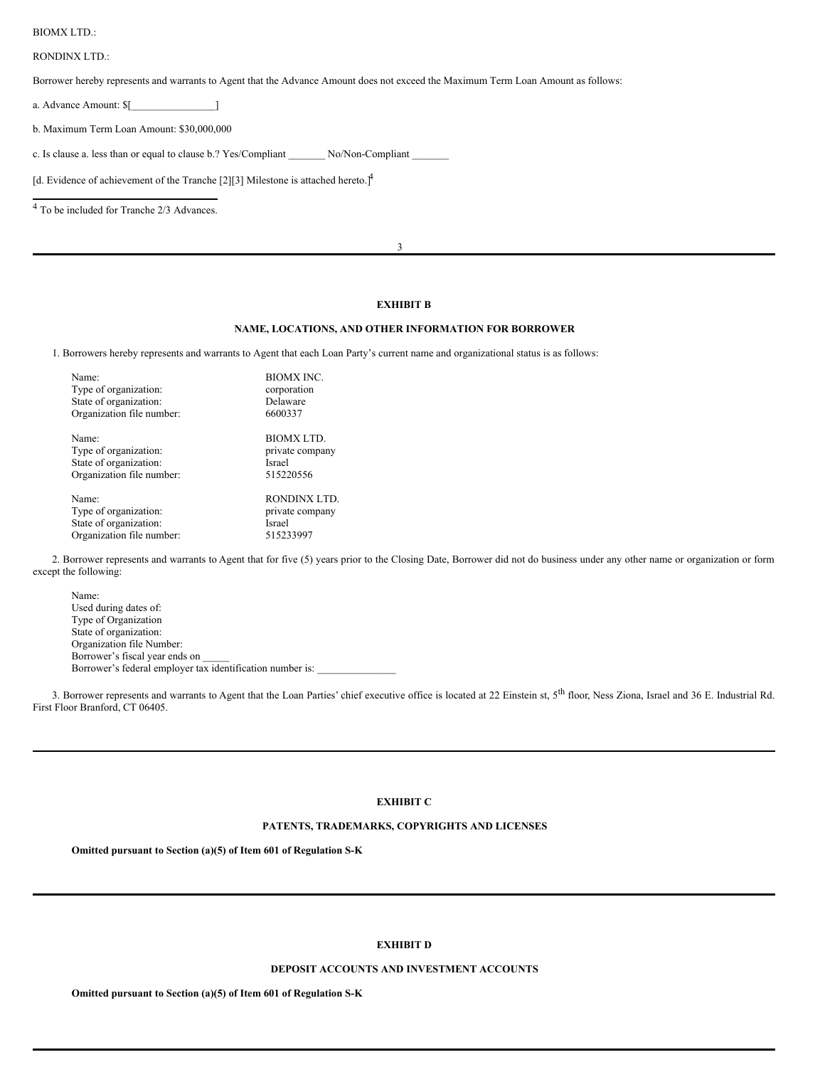BIOMX LTD.:

RONDINX LTD.:

Borrower hereby represents and warrants to Agent that the Advance Amount does not exceed the Maximum Term Loan Amount as follows:

a. Advance Amount: $[________________]

b. Maximum Term Loan Amount: $30,000,000

c. Is clause a. less than or equal to clause b.? Yes/Compliant _______ No/Non-Compliant _______

[d. Evidence of achievement of the Tranche [2][3] Milestone is attached hereto.][4]

---

[4] To be included for Tranche 2/3 Advances.

---

**EXHIBIT B**

**NAME, LOCATIONS, AND OTHER INFORMATION FOR BORROWER**

1. Borrowers hereby represents and warrants to Agent that each Loan Party's current name and organizational status is as follows:

| | |
|---|---|
| Name: | BIOMX INC. |
| Type of organization: | corporation |
| State of organization: | Delaware |
| Organization file number: | 6600337 |
| | |
| Name: | BIOMX LTD. |
| Type of organization: | private company |
| State of organization: | Israel |
| Organization file number: | 515220556 |
| | |
| Name: | RONDINX LTD. |
| Type of organization: | private company |
| State of organization: | Israel |
| Organization file number: | 515233997 |

2. Borrower represents and warrants to Agent that for five (5) years prior to the Closing Date, Borrower did not do business under any other name or organization or form except the following:

Name:
Used during dates of:
Type of Organization
State of organization:
Organization file Number:
Borrower's fiscal year ends on _____
Borrower's federal employer tax identification number is: _______________

3. Borrower represents and warrants to Agent that the Loan Parties' chief executive office is located at 22 Einstein st, 5th floor, Ness Ziona, Israel and 36 E. Industrial Rd. First Floor Branford, CT 06405.

---

**EXHIBIT C**

**PATENTS, TRADEMARKS, COPYRIGHTS AND LICENSES**

**Omitted pursuant to Section (a)(5) of Item 601 of Regulation S-K**

---

**EXHIBIT D**

**DEPOSIT ACCOUNTS AND INVESTMENT ACCOUNTS**

**Omitted pursuant to Section (a)(5) of Item 601 of Regulation S-K**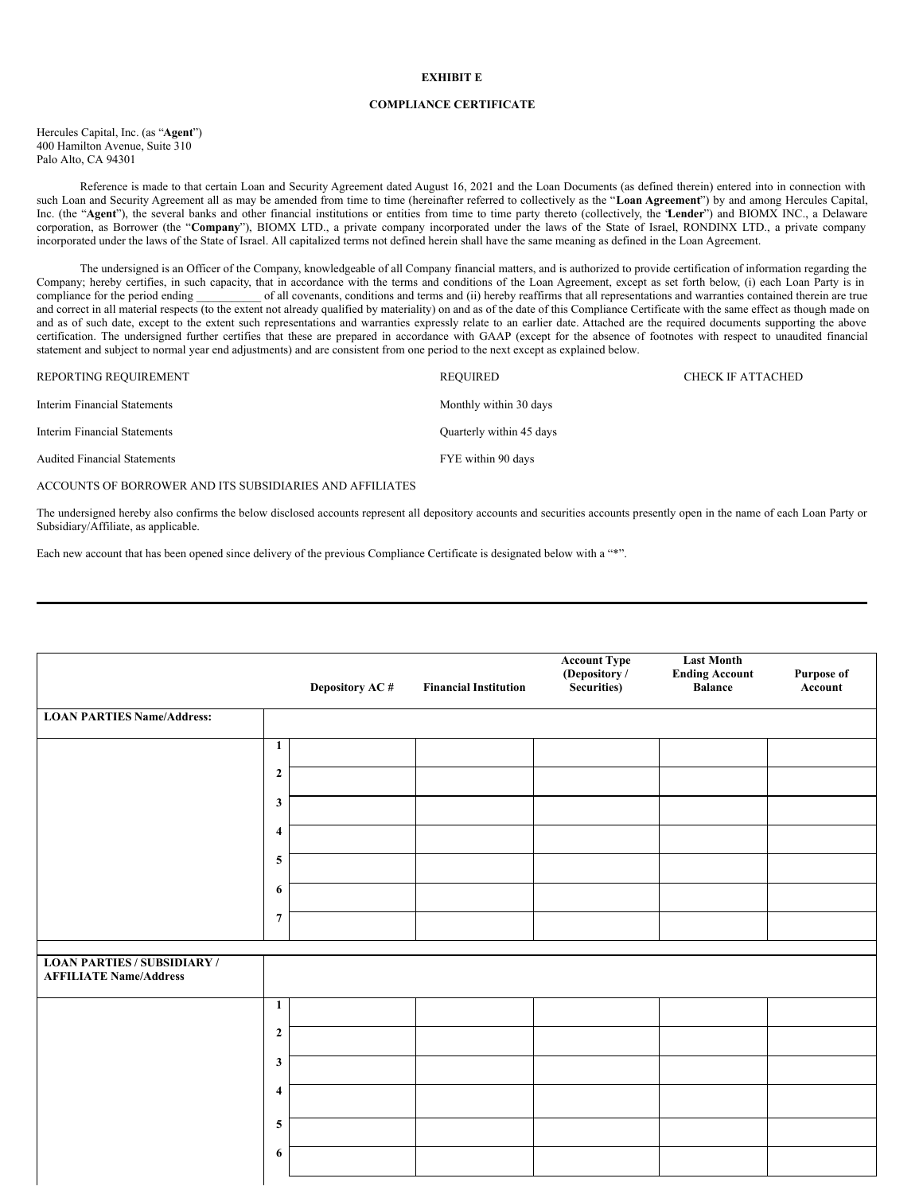**EXHIBIT E**

**COMPLIANCE CERTIFICATE**

Hercules Capital, Inc. (as "**Agent**")
400 Hamilton Avenue, Suite 310
Palo Alto, CA 94301

Reference is made to that certain Loan and Security Agreement dated August 16, 2021 and the Loan Documents (as defined therein) entered into in connection with such Loan and Security Agreement all as may be amended from time to time (hereinafter referred to collectively as the "**Loan Agreement**") by and among Hercules Capital, Inc. (the "**Agent**"), the several banks and other financial institutions or entities from time to time party thereto (collectively, the '**Lender**") and BIOMX INC., a Delaware corporation, as Borrower (the "**Company**"), BIOMX LTD., a private company incorporated under the laws of the State of Israel, RONDINX LTD., a private company incorporated under the laws of the State of Israel. All capitalized terms not defined herein shall have the same meaning as defined in the Loan Agreement.

The undersigned is an Officer of the Company, knowledgeable of all Company financial matters, and is authorized to provide certification of information regarding the Company; hereby certifies, in such capacity, that in accordance with the terms and conditions of the Loan Agreement, except as set forth below, (i) each Loan Party is in compliance for the period ending \_\_\_\_\_\_\_\_\_\_\_ of all covenants, conditions and terms and (ii) hereby reaffirms that all representations and warranties contained therein are true and correct in all material respects (to the extent not already qualified by materiality) on and as of the date of this Compliance Certificate with the same effect as though made on and as of such date, except to the extent such representations and warranties expressly relate to an earlier date. Attached are the required documents supporting the above certification. The undersigned further certifies that these are prepared in accordance with GAAP (except for the absence of footnotes with respect to unaudited financial statement and subject to normal year end adjustments) and are consistent from one period to the next except as explained below.

| REPORTING REQUIREMENT | REQUIRED | CHECK IF ATTACHED |
|---|---|---|
| Interim Financial Statements | Monthly within 30 days | |
| Interim Financial Statements | Quarterly within 45 days | |
| Audited Financial Statements | FYE within 90 days | |

ACCOUNTS OF BORROWER AND ITS SUBSIDIARIES AND AFFILIATES

The undersigned hereby also confirms the below disclosed accounts represent all depository accounts and securities accounts presently open in the name of each Loan Party or Subsidiary/Affiliate, as applicable.

Each new account that has been opened since delivery of the previous Compliance Certificate is designated below with a "*".

---

| | | **Depository AC #** | **Financial Institution** | **Account Type (Depository / Securities)** | **Last Month Ending Account Balance** | **Purpose of Account** |
|---|---|---|---|---|---|---|
| **LOAN PARTIES Name/Address:** | | | | | | |
| | **1** | | | | | |
| | **2** | | | | | |
| | **3** | | | | | |
| | **4** | | | | | |
| | **5** | | | | | |
| | **6** | | | | | |
| | **7** | | | | | |
| **LOAN PARTIES / SUBSIDIARY / AFFILIATE Name/Address** | | | | | | |
| | **1** | | | | | |
| | **2** | | | | | |
| | **3** | | | | | |
| | **4** | | | | | |
| | **5** | | | | | |
| | **6** | | | | | |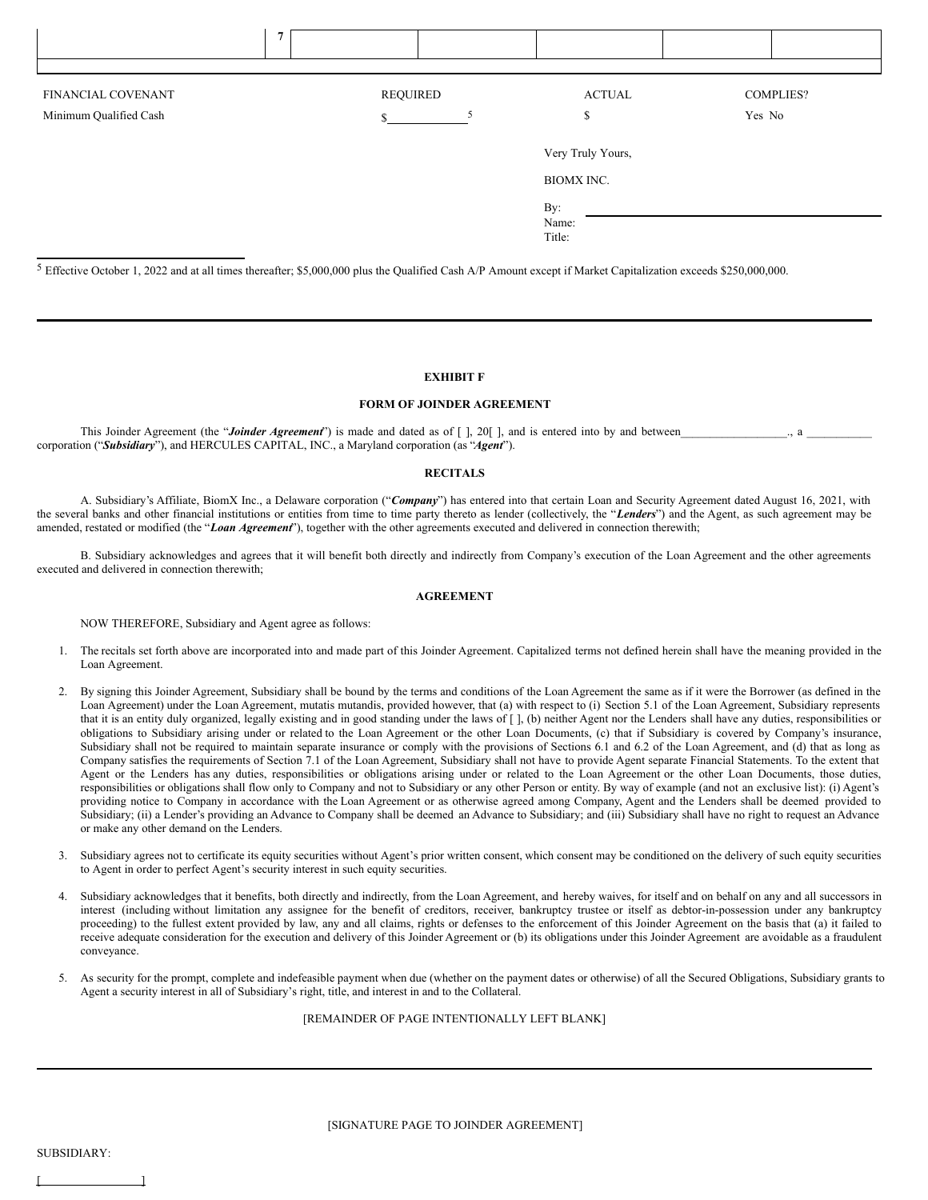| | 7 | | | | | |
|---|---|---|---|---|---|---|
| | | | | | | |

| FINANCIAL COVENANT | REQUIRED | ACTUAL | COMPLIES? |
|---|---|---|---|
| Minimum Qualified Cash | $\_\_\_\_\_\_\_\_\_\_[5] | $ | Yes No |

Very Truly Yours,

BIOMX INC.

By: \_\_\_\_\_\_\_\_\_\_\_\_\_\_\_\_\_\_\_\_\_\_\_\_\_\_\_\_\_\_\_\_\_\_\_\_\_\_\_\_
Name:
Title:

[5] Effective October 1, 2022 and at all times thereafter; $5,000,000 plus the Qualified Cash A/P Amount except if Market Capitalization exceeds $250,000,000.

---

**EXHIBIT F**

**FORM OF JOINDER AGREEMENT**

This Joinder Agreement (the "***Joinder Agreement***") is made and dated as of [ ], 20[ ], and is entered into by and between\_\_\_\_\_\_\_\_\_\_\_\_\_\_\_\_\_\_., a \_\_\_\_\_\_\_\_\_\_\_ corporation ("***Subsidiary***"), and HERCULES CAPITAL, INC., a Maryland corporation (as "***Agent***").

**RECITALS**

A. Subsidiary's Affiliate, BiomX Inc., a Delaware corporation ("***Company***") has entered into that certain Loan and Security Agreement dated August 16, 2021, with the several banks and other financial institutions or entities from time to time party thereto as lender (collectively, the "***Lenders***") and the Agent, as such agreement may be amended, restated or modified (the "***Loan Agreement***"), together with the other agreements executed and delivered in connection therewith;

B. Subsidiary acknowledges and agrees that it will benefit both directly and indirectly from Company's execution of the Loan Agreement and the other agreements executed and delivered in connection therewith;

**AGREEMENT**

NOW THEREFORE, Subsidiary and Agent agree as follows:

1. The recitals set forth above are incorporated into and made part of this Joinder Agreement. Capitalized terms not defined herein shall have the meaning provided in the Loan Agreement.

2. By signing this Joinder Agreement, Subsidiary shall be bound by the terms and conditions of the Loan Agreement the same as if it were the Borrower (as defined in the Loan Agreement) under the Loan Agreement, mutatis mutandis, provided however, that (a) with respect to (i) Section 5.1 of the Loan Agreement, Subsidiary represents that it is an entity duly organized, legally existing and in good standing under the laws of [ ], (b) neither Agent nor the Lenders shall have any duties, responsibilities or obligations to Subsidiary arising under or related to the Loan Agreement or the other Loan Documents, (c) that if Subsidiary is covered by Company's insurance, Subsidiary shall not be required to maintain separate insurance or comply with the provisions of Sections 6.1 and 6.2 of the Loan Agreement, and (d) that as long as Company satisfies the requirements of Section 7.1 of the Loan Agreement, Subsidiary shall not have to provide Agent separate Financial Statements. To the extent that Agent or the Lenders has any duties, responsibilities or obligations arising under or related to the Loan Agreement or the other Loan Documents, those duties, responsibilities or obligations shall flow only to Company and not to Subsidiary or any other Person or entity. By way of example (and not an exclusive list): (i) Agent's providing notice to Company in accordance with the Loan Agreement or as otherwise agreed among Company, Agent and the Lenders shall be deemed provided to Subsidiary; (ii) a Lender's providing an Advance to Company shall be deemed an Advance to Subsidiary; and (iii) Subsidiary shall have no right to request an Advance or make any other demand on the Lenders.

3. Subsidiary agrees not to certificate its equity securities without Agent's prior written consent, which consent may be conditioned on the delivery of such equity securities to Agent in order to perfect Agent's security interest in such equity securities.

4. Subsidiary acknowledges that it benefits, both directly and indirectly, from the Loan Agreement, and hereby waives, for itself and on behalf on any and all successors in interest (including without limitation any assignee for the benefit of creditors, receiver, bankruptcy trustee or itself as debtor-in-possession under any bankruptcy proceeding) to the fullest extent provided by law, any and all claims, rights or defenses to the enforcement of this Joinder Agreement on the basis that (a) it failed to receive adequate consideration for the execution and delivery of this Joinder Agreement or (b) its obligations under this Joinder Agreement are avoidable as a fraudulent conveyance.

5. As security for the prompt, complete and indefeasible payment when due (whether on the payment dates or otherwise) of all the Secured Obligations, Subsidiary grants to Agent a security interest in all of Subsidiary's right, title, and interest in and to the Collateral.

[REMAINDER OF PAGE INTENTIONALLY LEFT BLANK]

---

[SIGNATURE PAGE TO JOINDER AGREEMENT]

SUBSIDIARY:

[\_\_\_\_\_\_\_\_\_\_\_\_\_\_\_\_]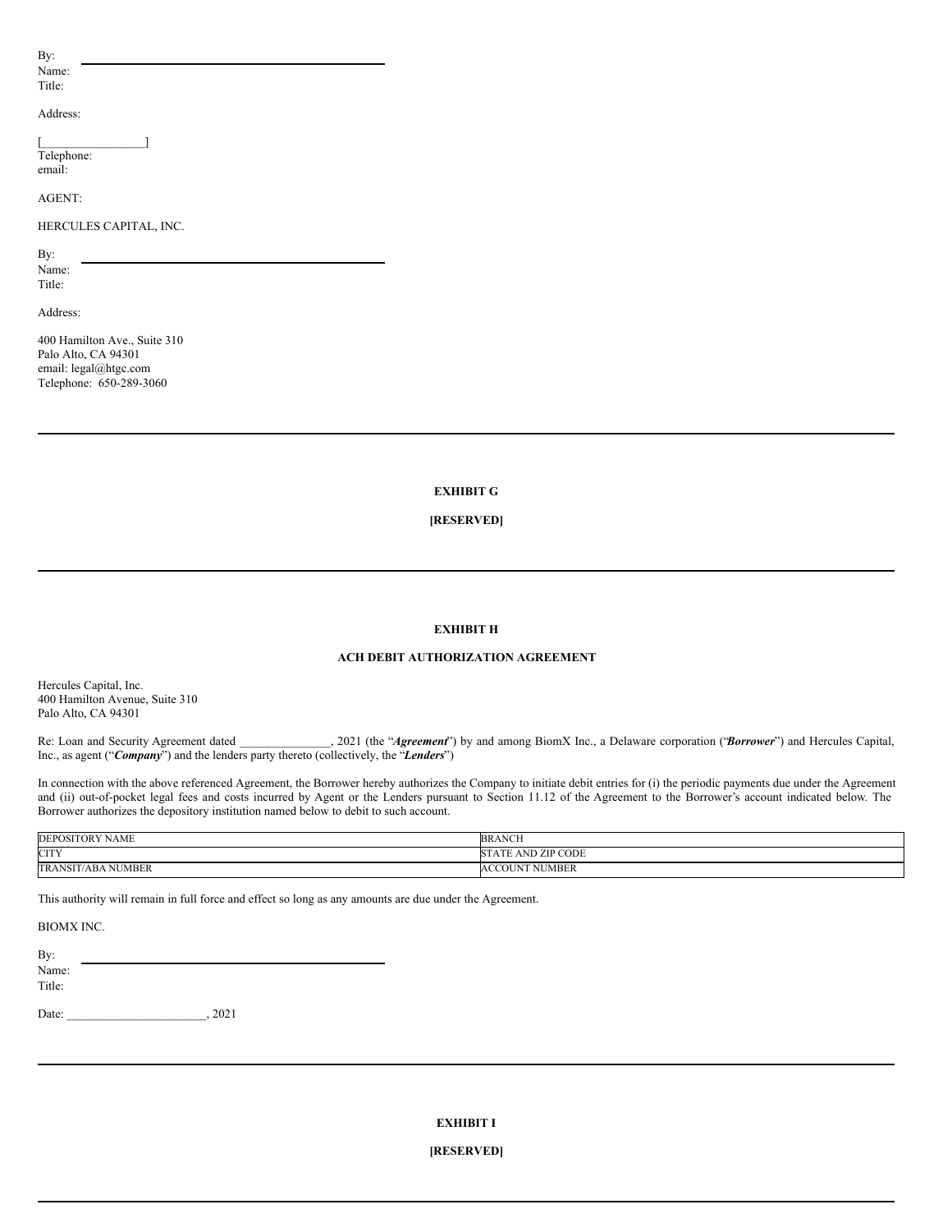By: \_\_\_\_\_\_\_\_\_\_\_\_\_\_\_\_\_\_\_\_\_\_\_\_\_\_\_\_\_\_\_\_\_\_\_\_\_\_\_\_\_\_
Name:
Title:

Address:

[\_\_\_\_\_\_\_\_\_\_\_\_\_\_\_\_\_]
Telephone:
email:

AGENT:

HERCULES CAPITAL, INC.

By: \_\_\_\_\_\_\_\_\_\_\_\_\_\_\_\_\_\_\_\_\_\_\_\_\_\_\_\_\_\_\_\_\_\_\_\_\_\_\_\_\_\_
Name:
Title:

Address:

400 Hamilton Ave., Suite 310
Palo Alto, CA 94301
email: legal@htgc.com
Telephone: 650-289-3060

---

**EXHIBIT G**

**[RESERVED]**

---

**EXHIBIT H**

**ACH DEBIT AUTHORIZATION AGREEMENT**

Hercules Capital, Inc.
400 Hamilton Avenue, Suite 310
Palo Alto, CA 94301

Re: Loan and Security Agreement dated \_\_\_\_\_\_\_\_\_\_\_\_\_\_\_, 2021 (the "***Agreement***") by and among BiomX Inc., a Delaware corporation ("***Borrower***") and Hercules Capital, Inc., as agent ("***Company***") and the lenders party thereto (collectively, the "***Lenders***")

In connection with the above referenced Agreement, the Borrower hereby authorizes the Company to initiate debit entries for (i) the periodic payments due under the Agreement and (ii) out-of-pocket legal fees and costs incurred by Agent or the Lenders pursuant to Section 11.12 of the Agreement to the Borrower's account indicated below. The Borrower authorizes the depository institution named below to debit to such account.

| DEPOSITORY NAME | BRANCH |
|---|---|
| CITY | STATE AND ZIP CODE |
| TRANSIT/ABA NUMBER | ACCOUNT NUMBER |

This authority will remain in full force and effect so long as any amounts are due under the Agreement.

BIOMX INC.

By: \_\_\_\_\_\_\_\_\_\_\_\_\_\_\_\_\_\_\_\_\_\_\_\_\_\_\_\_\_\_\_\_\_\_\_\_\_\_\_\_\_\_
Name:
Title:

Date: \_\_\_\_\_\_\_\_\_\_\_\_\_\_\_\_\_\_\_\_\_\_\_\_, 2021

---

**EXHIBIT I**

**[RESERVED]**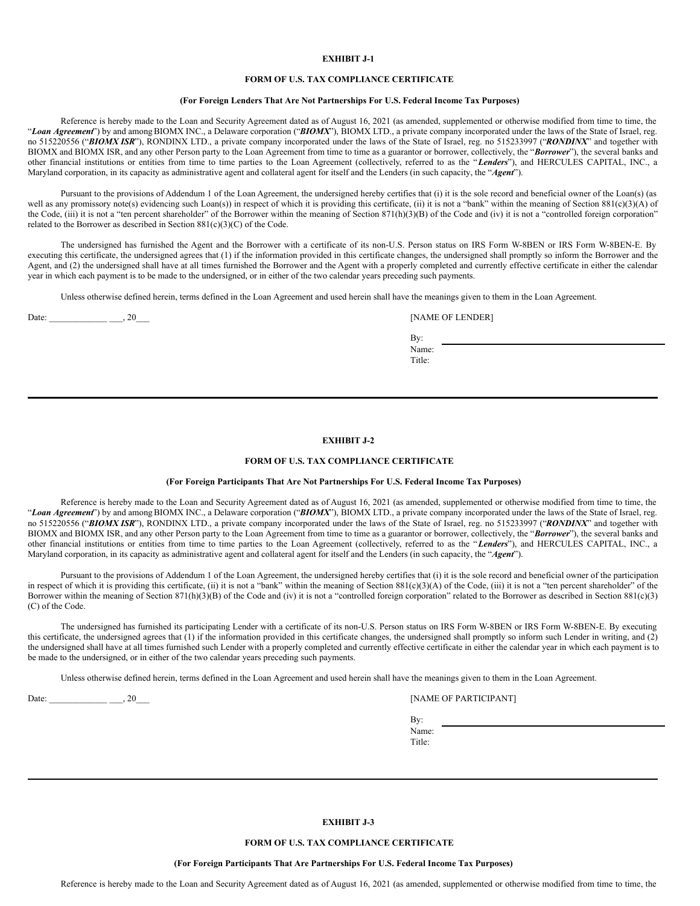**EXHIBIT J-1**

**FORM OF U.S. TAX COMPLIANCE CERTIFICATE**

**(For Foreign Lenders That Are Not Partnerships For U.S. Federal Income Tax Purposes)**

Reference is hereby made to the Loan and Security Agreement dated as of August 16, 2021 (as amended, supplemented or otherwise modified from time to time, the "***Loan Agreement***") by and among BIOMX INC., a Delaware corporation ("***BIOMX***"), BIOMX LTD., a private company incorporated under the laws of the State of Israel, reg. no 515220556 ("***BIOMX ISR***"), RONDINX LTD., a private company incorporated under the laws of the State of Israel, reg. no 515233997 ("***RONDINX***" and together with BIOMX and BIOMX ISR, and any other Person party to the Loan Agreement from time to time as a guarantor or borrower, collectively, the "***Borrower***"), the several banks and other financial institutions or entities from time to time parties to the Loan Agreement (collectively, referred to as the "***Lenders***"), and HERCULES CAPITAL, INC., a Maryland corporation, in its capacity as administrative agent and collateral agent for itself and the Lenders (in such capacity, the "***Agent***").

Pursuant to the provisions of Addendum 1 of the Loan Agreement, the undersigned hereby certifies that (i) it is the sole record and beneficial owner of the Loan(s) (as well as any promissory note(s) evidencing such Loan(s)) in respect of which it is providing this certificate, (ii) it is not a "bank" within the meaning of Section 881(c)(3)(A) of the Code, (iii) it is not a "ten percent shareholder" of the Borrower within the meaning of Section 871(h)(3)(B) of the Code and (iv) it is not a "controlled foreign corporation" related to the Borrower as described in Section 881(c)(3)(C) of the Code.

The undersigned has furnished the Agent and the Borrower with a certificate of its non-U.S. Person status on IRS Form W-8BEN or IRS Form W-8BEN-E. By executing this certificate, the undersigned agrees that (1) if the information provided in this certificate changes, the undersigned shall promptly so inform the Borrower and the Agent, and (2) the undersigned shall have at all times furnished the Borrower and the Agent with a properly completed and currently effective certificate in either the calendar year in which each payment is to be made to the undersigned, or in either of the two calendar years preceding such payments.

Unless otherwise defined herein, terms defined in the Loan Agreement and used herein shall have the meanings given to them in the Loan Agreement.

Date: _____________ ___, 20___

[NAME OF LENDER]

By: ______________________________
Name:
Title:

---

**EXHIBIT J-2**

**FORM OF U.S. TAX COMPLIANCE CERTIFICATE**

**(For Foreign Participants That Are Not Partnerships For U.S. Federal Income Tax Purposes)**

Reference is hereby made to the Loan and Security Agreement dated as of August 16, 2021 (as amended, supplemented or otherwise modified from time to time, the "***Loan Agreement***") by and among BIOMX INC., a Delaware corporation ("***BIOMX***"), BIOMX LTD., a private company incorporated under the laws of the State of Israel, reg. no 515220556 ("***BIOMX ISR***"), RONDINX LTD., a private company incorporated under the laws of the State of Israel, reg. no 515233997 ("***RONDINX***" and together with BIOMX and BIOMX ISR, and any other Person party to the Loan Agreement from time to time as a guarantor or borrower, collectively, the "***Borrower***"), the several banks and other financial institutions or entities from time to time parties to the Loan Agreement (collectively, referred to as the "***Lenders***"), and HERCULES CAPITAL, INC., a Maryland corporation, in its capacity as administrative agent and collateral agent for itself and the Lenders (in such capacity, the "***Agent***").

Pursuant to the provisions of Addendum 1 of the Loan Agreement, the undersigned hereby certifies that (i) it is the sole record and beneficial owner of the participation in respect of which it is providing this certificate, (ii) it is not a "bank" within the meaning of Section 881(c)(3)(A) of the Code, (iii) it is not a "ten percent shareholder" of the Borrower within the meaning of Section 871(h)(3)(B) of the Code and (iv) it is not a "controlled foreign corporation" related to the Borrower as described in Section 881(c)(3)(C) of the Code.

The undersigned has furnished its participating Lender with a certificate of its non-U.S. Person status on IRS Form W-8BEN or IRS Form W-8BEN-E. By executing this certificate, the undersigned agrees that (1) if the information provided in this certificate changes, the undersigned shall promptly so inform such Lender in writing, and (2) the undersigned shall have at all times furnished such Lender with a properly completed and currently effective certificate in either the calendar year in which each payment is to be made to the undersigned, or in either of the two calendar years preceding such payments.

Unless otherwise defined herein, terms defined in the Loan Agreement and used herein shall have the meanings given to them in the Loan Agreement.

Date: _____________ ___, 20___

[NAME OF PARTICIPANT]

By: ______________________________
Name:
Title:

---

**EXHIBIT J-3**

**FORM OF U.S. TAX COMPLIANCE CERTIFICATE**

**(For Foreign Participants That Are Partnerships For U.S. Federal Income Tax Purposes)**

Reference is hereby made to the Loan and Security Agreement dated as of August 16, 2021 (as amended, supplemented or otherwise modified from time to time, the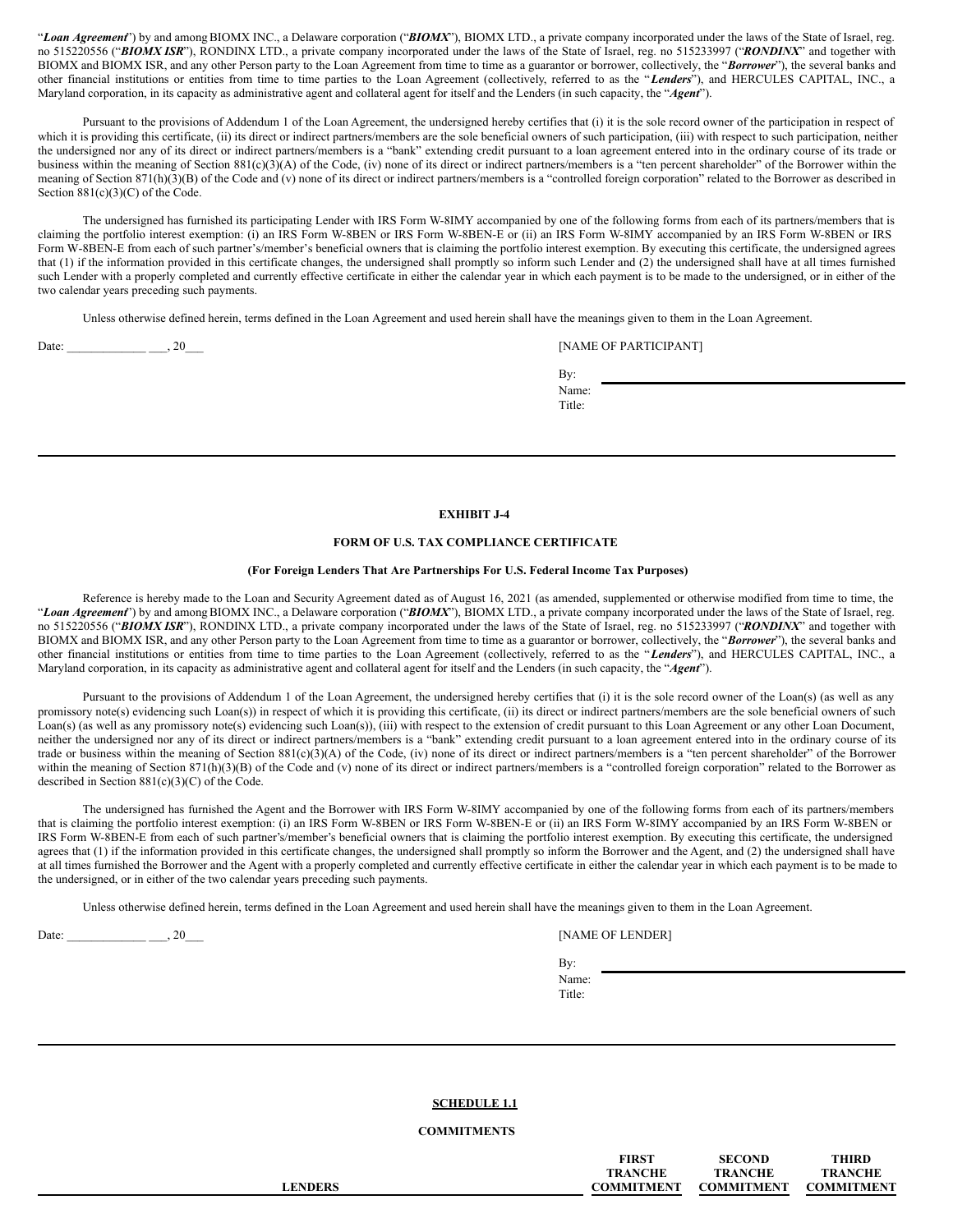"***Loan Agreement***") by and among BIOMX INC., a Delaware corporation ("***BIOMX***"), BIOMX LTD., a private company incorporated under the laws of the State of Israel, reg. no 515220556 ("***BIOMX ISR***"), RONDINX LTD., a private company incorporated under the laws of the State of Israel, reg. no 515233997 ("***RONDINX***" and together with BIOMX and BIOMX ISR, and any other Person party to the Loan Agreement from time to time as a guarantor or borrower, collectively, the "***Borrower***"), the several banks and other financial institutions or entities from time to time parties to the Loan Agreement (collectively, referred to as the "***Lenders***"), and HERCULES CAPITAL, INC., a Maryland corporation, in its capacity as administrative agent and collateral agent for itself and the Lenders (in such capacity, the "***Agent***").

Pursuant to the provisions of Addendum 1 of the Loan Agreement, the undersigned hereby certifies that (i) it is the sole record owner of the participation in respect of which it is providing this certificate, (ii) its direct or indirect partners/members are the sole beneficial owners of such participation, (iii) with respect to such participation, neither the undersigned nor any of its direct or indirect partners/members is a "bank" extending credit pursuant to a loan agreement entered into in the ordinary course of its trade or business within the meaning of Section 881(c)(3)(A) of the Code, (iv) none of its direct or indirect partners/members is a "ten percent shareholder" of the Borrower within the meaning of Section 871(h)(3)(B) of the Code and (v) none of its direct or indirect partners/members is a "controlled foreign corporation" related to the Borrower as described in Section 881(c)(3)(C) of the Code.

The undersigned has furnished its participating Lender with IRS Form W-8IMY accompanied by one of the following forms from each of its partners/members that is claiming the portfolio interest exemption: (i) an IRS Form W-8BEN or IRS Form W-8BEN-E or (ii) an IRS Form W-8IMY accompanied by an IRS Form W-8BEN or IRS Form W-8BEN-E from each of such partner's/member's beneficial owners that is claiming the portfolio interest exemption. By executing this certificate, the undersigned agrees that (1) if the information provided in this certificate changes, the undersigned shall promptly so inform such Lender and (2) the undersigned shall have at all times furnished such Lender with a properly completed and currently effective certificate in either the calendar year in which each payment is to be made to the undersigned, or in either of the two calendar years preceding such payments.

Unless otherwise defined herein, terms defined in the Loan Agreement and used herein shall have the meanings given to them in the Loan Agreement.

Date: _____________ ___, 20___

[NAME OF PARTICIPANT]

By: ______________________________
Name:
Title:

---

**EXHIBIT J-4**

**FORM OF U.S. TAX COMPLIANCE CERTIFICATE**

**(For Foreign Lenders That Are Partnerships For U.S. Federal Income Tax Purposes)**

Reference is hereby made to the Loan and Security Agreement dated as of August 16, 2021 (as amended, supplemented or otherwise modified from time to time, the "***Loan Agreement***") by and among BIOMX INC., a Delaware corporation ("***BIOMX***"), BIOMX LTD., a private company incorporated under the laws of the State of Israel, reg. no 515220556 ("***BIOMX ISR***"), RONDINX LTD., a private company incorporated under the laws of the State of Israel, reg. no 515233997 ("***RONDINX***" and together with BIOMX and BIOMX ISR, and any other Person party to the Loan Agreement from time to time as a guarantor or borrower, collectively, the "***Borrower***"), the several banks and other financial institutions or entities from time to time parties to the Loan Agreement (collectively, referred to as the "***Lenders***"), and HERCULES CAPITAL, INC., a Maryland corporation, in its capacity as administrative agent and collateral agent for itself and the Lenders (in such capacity, the "***Agent***").

Pursuant to the provisions of Addendum 1 of the Loan Agreement, the undersigned hereby certifies that (i) it is the sole record owner of the Loan(s) (as well as any promissory note(s) evidencing such Loan(s)) in respect of which it is providing this certificate, (ii) its direct or indirect partners/members are the sole beneficial owners of such Loan(s) (as well as any promissory note(s) evidencing such Loan(s)), (iii) with respect to the extension of credit pursuant to this Loan Agreement or any other Loan Document, neither the undersigned nor any of its direct or indirect partners/members is a "bank" extending credit pursuant to a loan agreement entered into in the ordinary course of its trade or business within the meaning of Section 881(c)(3)(A) of the Code, (iv) none of its direct or indirect partners/members is a "ten percent shareholder" of the Borrower within the meaning of Section 871(h)(3)(B) of the Code and (v) none of its direct or indirect partners/members is a "controlled foreign corporation" related to the Borrower as described in Section 881(c)(3)(C) of the Code.

The undersigned has furnished the Agent and the Borrower with IRS Form W-8IMY accompanied by one of the following forms from each of its partners/members that is claiming the portfolio interest exemption: (i) an IRS Form W-8BEN or IRS Form W-8BEN-E or (ii) an IRS Form W-8IMY accompanied by an IRS Form W-8BEN or IRS Form W-8BEN-E from each of such partner's/member's beneficial owners that is claiming the portfolio interest exemption. By executing this certificate, the undersigned agrees that (1) if the information provided in this certificate changes, the undersigned shall promptly so inform the Borrower and the Agent, and (2) the undersigned shall have at all times furnished the Borrower and the Agent with a properly completed and currently effective certificate in either the calendar year in which each payment is to be made to the undersigned, or in either of the two calendar years preceding such payments.

Unless otherwise defined herein, terms defined in the Loan Agreement and used herein shall have the meanings given to them in the Loan Agreement.

Date: _____________ ___, 20___

[NAME OF LENDER]

By: ______________________________
Name:
Title:

---

**SCHEDULE 1.1**

**COMMITMENTS**

| LENDERS | FIRST TRANCHE COMMITMENT | SECOND TRANCHE COMMITMENT | THIRD TRANCHE COMMITMENT |
|---|---|---|---|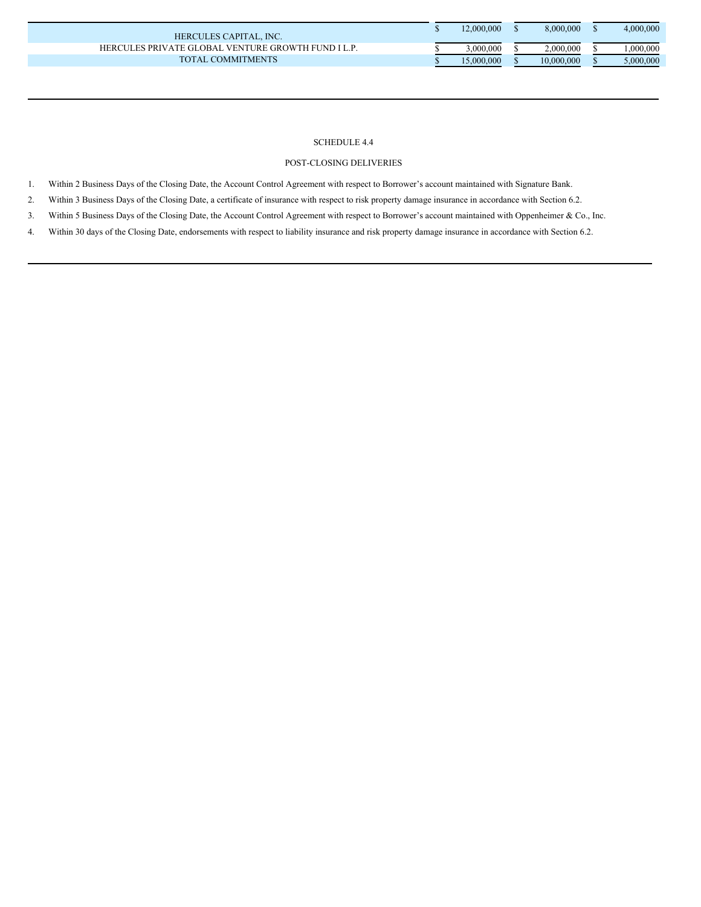| | | | |
|---|---|---|---|
| HERCULES CAPITAL, INC. | $ 12,000,000 | $ 8,000,000 | $ 4,000,000 |
| HERCULES PRIVATE GLOBAL VENTURE GROWTH FUND I L.P. | $ 3,000,000 | $ 2,000,000 | $ 1,000,000 |
| TOTAL COMMITMENTS | $ 15,000,000 | $ 10,000,000 | $ 5,000,000 |

SCHEDULE 4.4

POST-CLOSING DELIVERIES

1. Within 2 Business Days of the Closing Date, the Account Control Agreement with respect to Borrower's account maintained with Signature Bank.
2. Within 3 Business Days of the Closing Date, a certificate of insurance with respect to risk property damage insurance in accordance with Section 6.2.
3. Within 5 Business Days of the Closing Date, the Account Control Agreement with respect to Borrower's account maintained with Oppenheimer & Co., Inc.
4. Within 30 days of the Closing Date, endorsements with respect to liability insurance and risk property damage insurance in accordance with Section 6.2.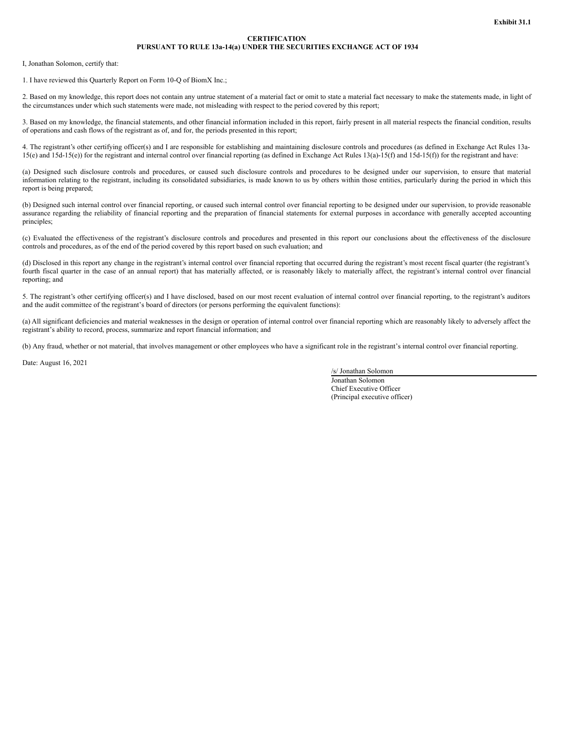**Exhibit 31.1**

**CERTIFICATION**
**PURSUANT TO RULE 13a-14(a) UNDER THE SECURITIES EXCHANGE ACT OF 1934**

I, Jonathan Solomon, certify that:

1. I have reviewed this Quarterly Report on Form 10-Q of BiomX Inc.;

2. Based on my knowledge, this report does not contain any untrue statement of a material fact or omit to state a material fact necessary to make the statements made, in light of the circumstances under which such statements were made, not misleading with respect to the period covered by this report;

3. Based on my knowledge, the financial statements, and other financial information included in this report, fairly present in all material respects the financial condition, results of operations and cash flows of the registrant as of, and for, the periods presented in this report;

4. The registrant's other certifying officer(s) and I are responsible for establishing and maintaining disclosure controls and procedures (as defined in Exchange Act Rules 13a-15(e) and 15d-15(e)) for the registrant and internal control over financial reporting (as defined in Exchange Act Rules 13(a)-15(f) and 15d-15(f)) for the registrant and have:

(a) Designed such disclosure controls and procedures, or caused such disclosure controls and procedures to be designed under our supervision, to ensure that material information relating to the registrant, including its consolidated subsidiaries, is made known to us by others within those entities, particularly during the period in which this report is being prepared;

(b) Designed such internal control over financial reporting, or caused such internal control over financial reporting to be designed under our supervision, to provide reasonable assurance regarding the reliability of financial reporting and the preparation of financial statements for external purposes in accordance with generally accepted accounting principles;

(c) Evaluated the effectiveness of the registrant's disclosure controls and procedures and presented in this report our conclusions about the effectiveness of the disclosure controls and procedures, as of the end of the period covered by this report based on such evaluation; and

(d) Disclosed in this report any change in the registrant's internal control over financial reporting that occurred during the registrant's most recent fiscal quarter (the registrant's fourth fiscal quarter in the case of an annual report) that has materially affected, or is reasonably likely to materially affect, the registrant's internal control over financial reporting; and

5. The registrant's other certifying officer(s) and I have disclosed, based on our most recent evaluation of internal control over financial reporting, to the registrant's auditors and the audit committee of the registrant's board of directors (or persons performing the equivalent functions):

(a) All significant deficiencies and material weaknesses in the design or operation of internal control over financial reporting which are reasonably likely to adversely affect the registrant's ability to record, process, summarize and report financial information; and

(b) Any fraud, whether or not material, that involves management or other employees who have a significant role in the registrant's internal control over financial reporting.

Date: August 16, 2021

/s/ Jonathan Solomon
Jonathan Solomon
Chief Executive Officer
(Principal executive officer)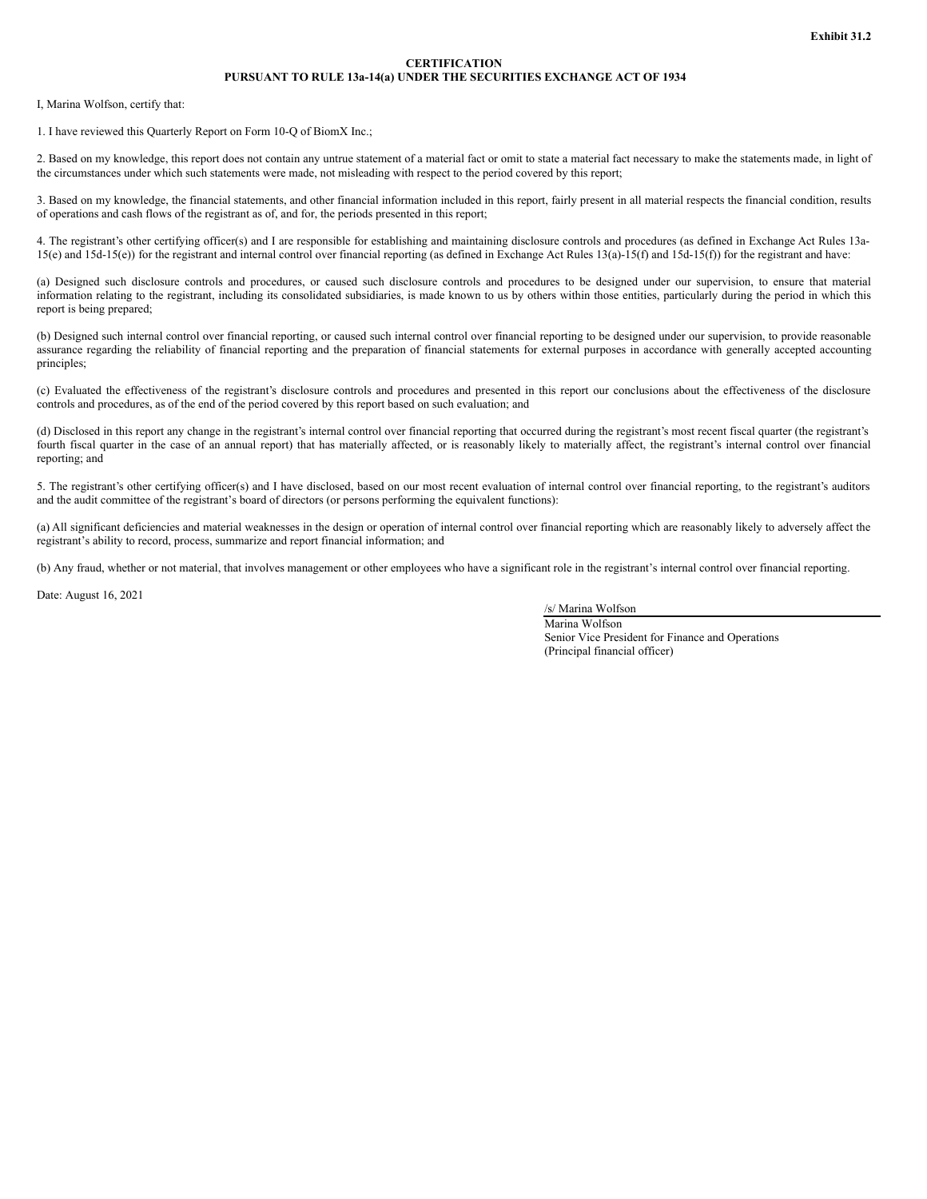**Exhibit 31.2**

**CERTIFICATION**
**PURSUANT TO RULE 13a-14(a) UNDER THE SECURITIES EXCHANGE ACT OF 1934**

I, Marina Wolfson, certify that:

1. I have reviewed this Quarterly Report on Form 10-Q of BiomX Inc.;

2. Based on my knowledge, this report does not contain any untrue statement of a material fact or omit to state a material fact necessary to make the statements made, in light of the circumstances under which such statements were made, not misleading with respect to the period covered by this report;

3. Based on my knowledge, the financial statements, and other financial information included in this report, fairly present in all material respects the financial condition, results of operations and cash flows of the registrant as of, and for, the periods presented in this report;

4. The registrant's other certifying officer(s) and I are responsible for establishing and maintaining disclosure controls and procedures (as defined in Exchange Act Rules 13a-15(e) and 15d-15(e)) for the registrant and internal control over financial reporting (as defined in Exchange Act Rules 13(a)-15(f) and 15d-15(f)) for the registrant and have:

(a) Designed such disclosure controls and procedures, or caused such disclosure controls and procedures to be designed under our supervision, to ensure that material information relating to the registrant, including its consolidated subsidiaries, is made known to us by others within those entities, particularly during the period in which this report is being prepared;

(b) Designed such internal control over financial reporting, or caused such internal control over financial reporting to be designed under our supervision, to provide reasonable assurance regarding the reliability of financial reporting and the preparation of financial statements for external purposes in accordance with generally accepted accounting principles;

(c) Evaluated the effectiveness of the registrant's disclosure controls and procedures and presented in this report our conclusions about the effectiveness of the disclosure controls and procedures, as of the end of the period covered by this report based on such evaluation; and

(d) Disclosed in this report any change in the registrant's internal control over financial reporting that occurred during the registrant's most recent fiscal quarter (the registrant's fourth fiscal quarter in the case of an annual report) that has materially affected, or is reasonably likely to materially affect, the registrant's internal control over financial reporting; and

5. The registrant's other certifying officer(s) and I have disclosed, based on our most recent evaluation of internal control over financial reporting, to the registrant's auditors and the audit committee of the registrant's board of directors (or persons performing the equivalent functions):

(a) All significant deficiencies and material weaknesses in the design or operation of internal control over financial reporting which are reasonably likely to adversely affect the registrant's ability to record, process, summarize and report financial information; and

(b) Any fraud, whether or not material, that involves management or other employees who have a significant role in the registrant's internal control over financial reporting.

Date: August 16, 2021

/s/ Marina Wolfson
Marina Wolfson
Senior Vice President for Finance and Operations
(Principal financial officer)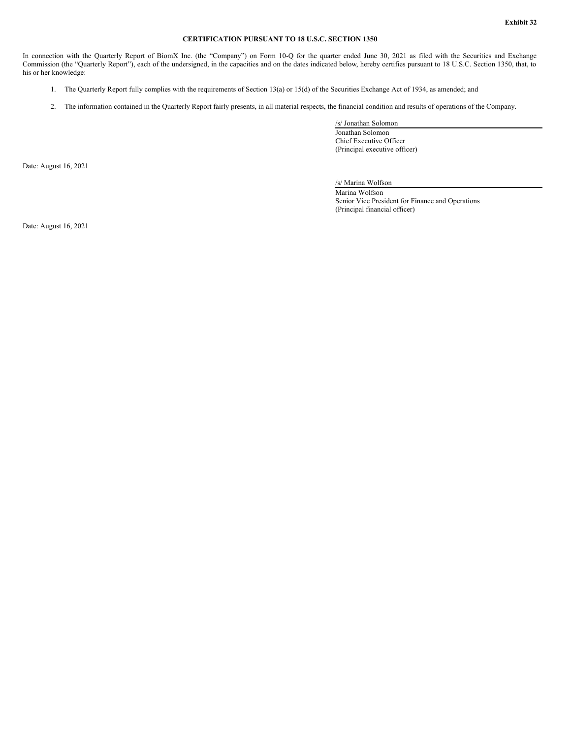**Exhibit 32**

**CERTIFICATION PURSUANT TO 18 U.S.C. SECTION 1350**

In connection with the Quarterly Report of BiomX Inc. (the "Company") on Form 10-Q for the quarter ended June 30, 2021 as filed with the Securities and Exchange Commission (the "Quarterly Report"), each of the undersigned, in the capacities and on the dates indicated below, hereby certifies pursuant to 18 U.S.C. Section 1350, that, to his or her knowledge:

1. The Quarterly Report fully complies with the requirements of Section 13(a) or 15(d) of the Securities Exchange Act of 1934, as amended; and

2. The information contained in the Quarterly Report fairly presents, in all material respects, the financial condition and results of operations of the Company.

/s/ Jonathan Solomon
Jonathan Solomon
Chief Executive Officer
(Principal executive officer)

Date: August 16, 2021

/s/ Marina Wolfson
Marina Wolfson
Senior Vice President for Finance and Operations
(Principal financial officer)

Date: August 16, 2021